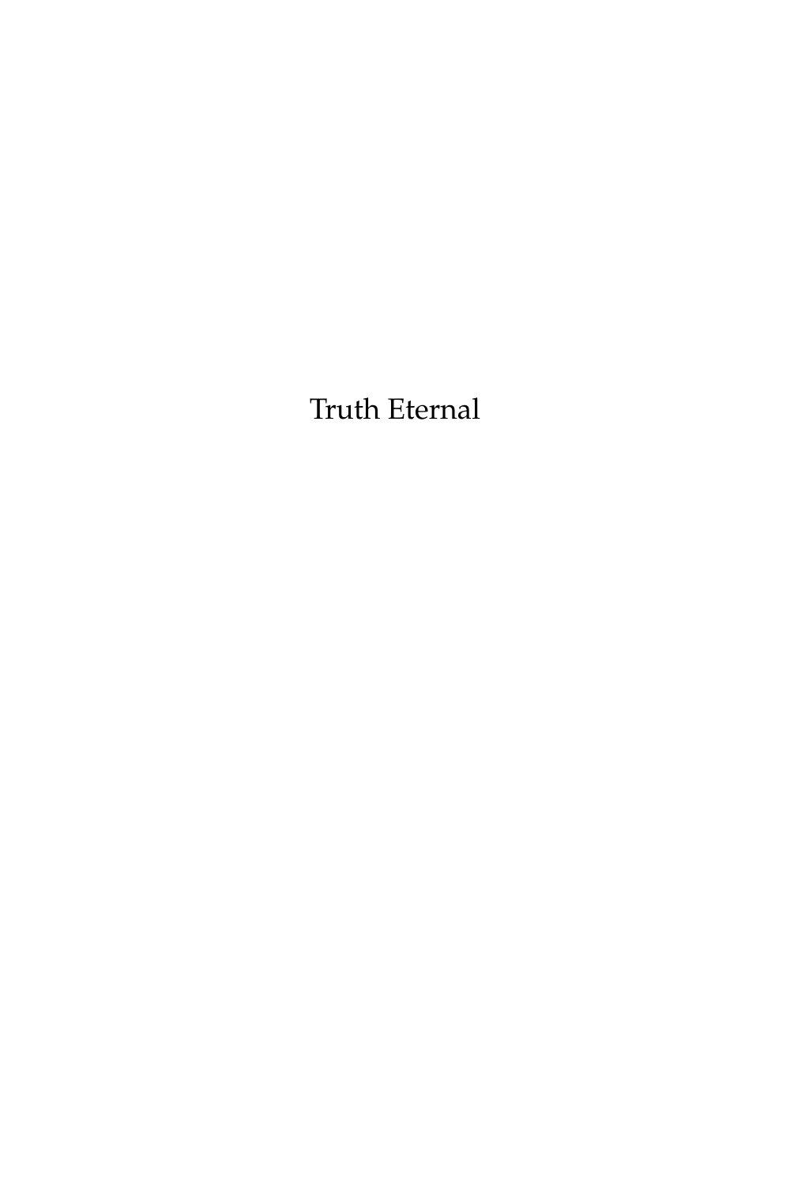# Truth Eternal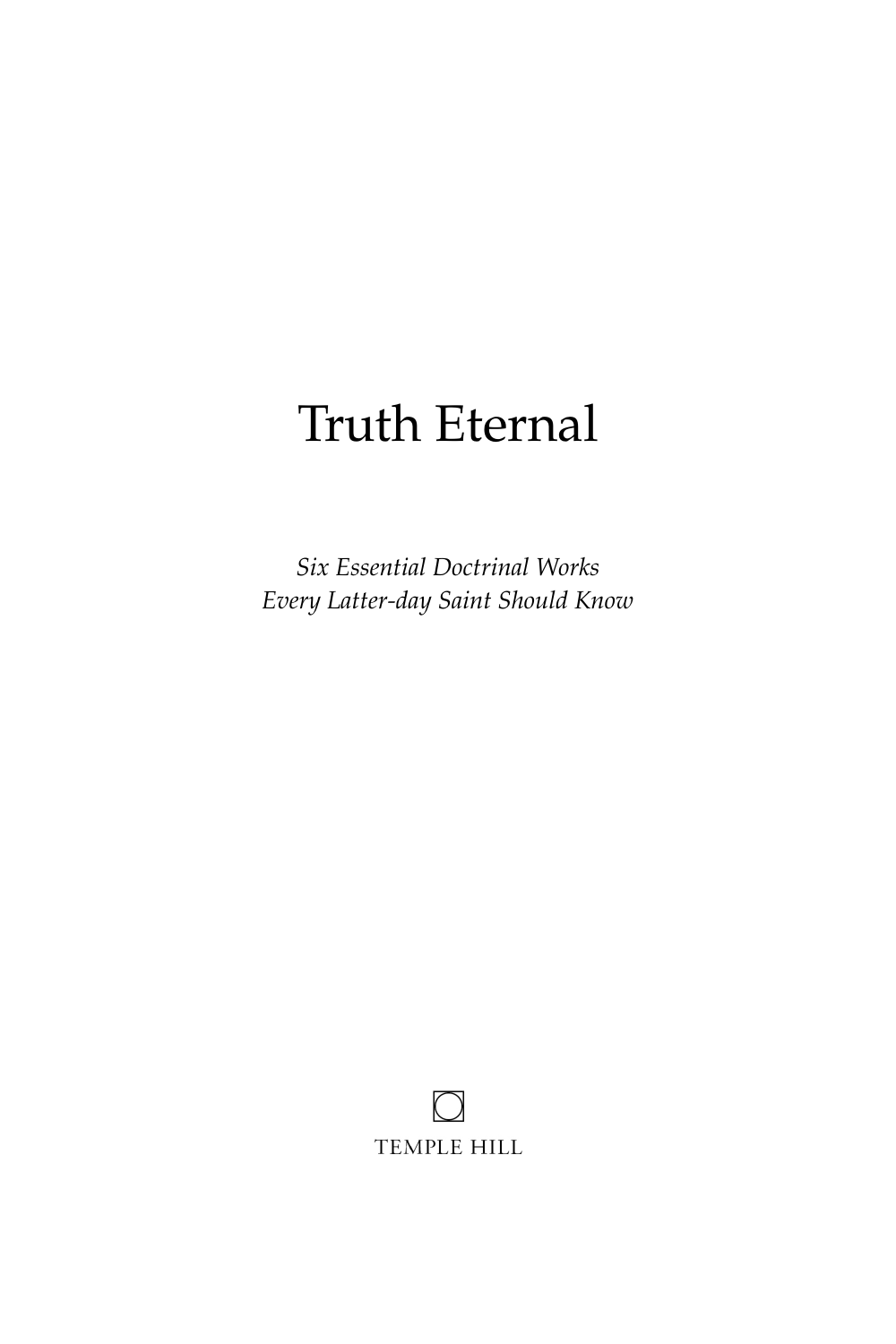# Truth Eternal

*Six Essential Doctrinal Works*
*Every Latter-day Saint Should Know*

TEMPLE HILL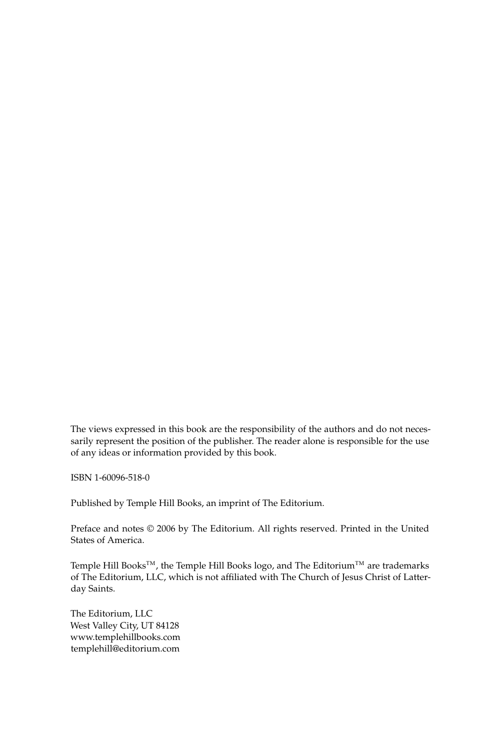The views expressed in this book are the responsibility of the authors and do not necessarily represent the position of the publisher. The reader alone is responsible for the use of any ideas or information provided by this book.

ISBN 1-60096-518-0

Published by Temple Hill Books, an imprint of The Editorium.

Preface and notes © 2006 by The Editorium. All rights reserved. Printed in the United States of America.

Temple Hill Books™, the Temple Hill Books logo, and The Editorium™ are trademarks of The Editorium, LLC, which is not affiliated with The Church of Jesus Christ of Latter-day Saints.

The Editorium, LLC
West Valley City, UT 84128
www.templehillbooks.com
templehill@editorium.com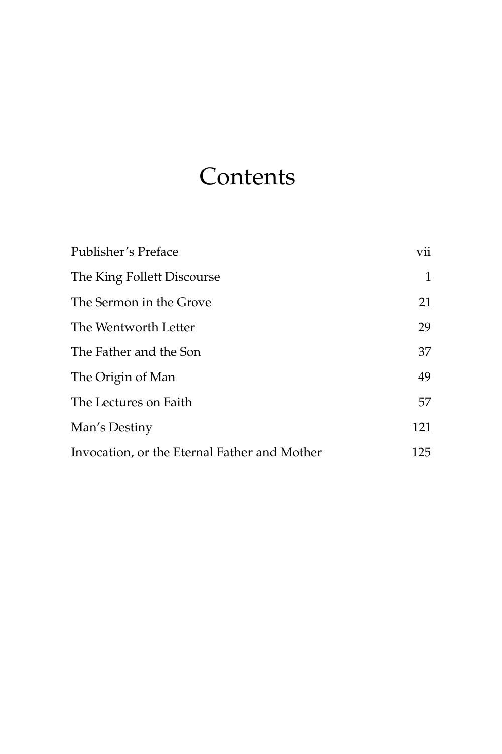# Contents

| | |
|---|---|
| Publisher's Preface | vii |
| The King Follett Discourse | 1 |
| The Sermon in the Grove | 21 |
| The Wentworth Letter | 29 |
| The Father and the Son | 37 |
| The Origin of Man | 49 |
| The Lectures on Faith | 57 |
| Man's Destiny | 121 |
| Invocation, or the Eternal Father and Mother | 125 |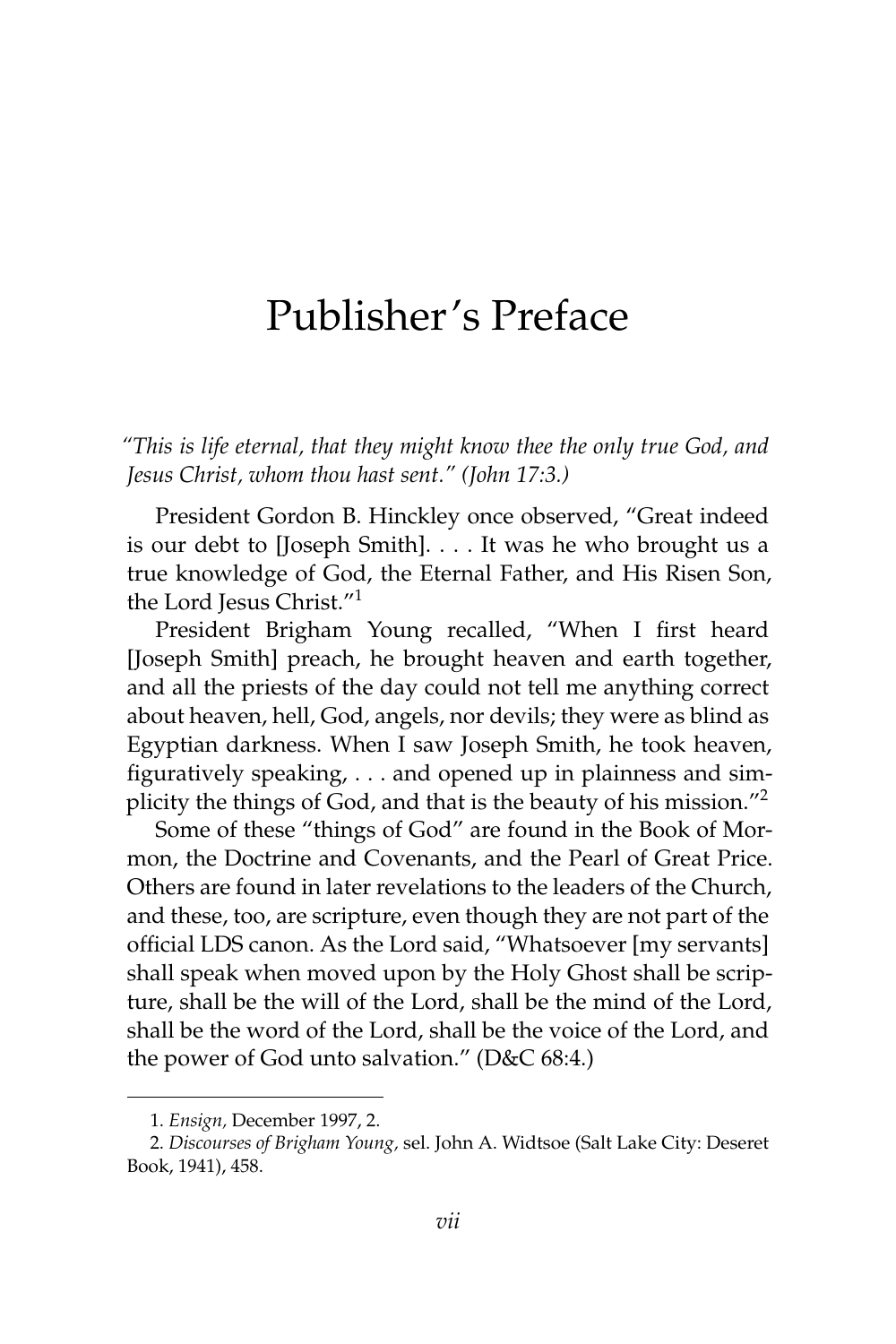# Publisher's Preface

*"This is life eternal, that they might know thee the only true God, and Jesus Christ, whom thou hast sent." (John 17:3.)*

President Gordon B. Hinckley once observed, "Great indeed is our debt to [Joseph Smith]. . . . It was he who brought us a true knowledge of God, the Eternal Father, and His Risen Son, the Lord Jesus Christ."[1]

President Brigham Young recalled, "When I first heard [Joseph Smith] preach, he brought heaven and earth together, and all the priests of the day could not tell me anything correct about heaven, hell, God, angels, nor devils; they were as blind as Egyptian darkness. When I saw Joseph Smith, he took heaven, figuratively speaking, . . . and opened up in plainness and simplicity the things of God, and that is the beauty of his mission."[2]

Some of these "things of God" are found in the Book of Mormon, the Doctrine and Covenants, and the Pearl of Great Price. Others are found in later revelations to the leaders of the Church, and these, too, are scripture, even though they are not part of the official LDS canon. As the Lord said, "Whatsoever [my servants] shall speak when moved upon by the Holy Ghost shall be scripture, shall be the will of the Lord, shall be the mind of the Lord, shall be the word of the Lord, shall be the voice of the Lord, and the power of God unto salvation." (D&C 68:4.)

---

1. *Ensign,* December 1997, 2.

2. *Discourses of Brigham Young,* sel. John A. Widtsoe (Salt Lake City: Deseret Book, 1941), 458.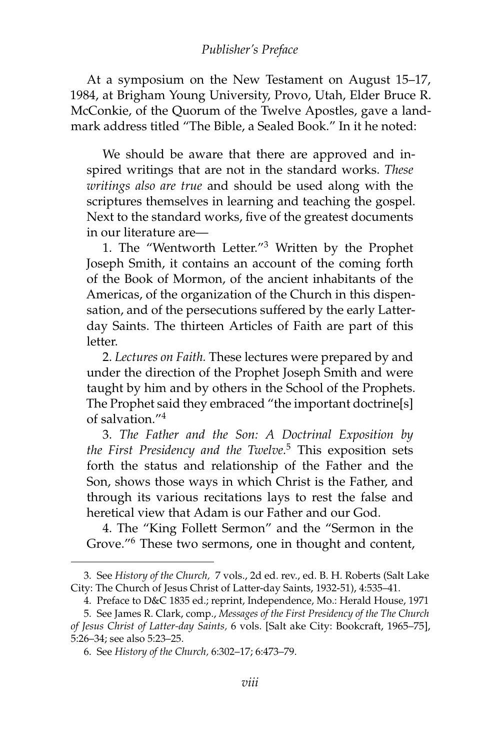## *Publisher's Preface*

At a symposium on the New Testament on August 15–17, 1984, at Brigham Young University, Provo, Utah, Elder Bruce R. McConkie, of the Quorum of the Twelve Apostles, gave a landmark address titled "The Bible, a Sealed Book." In it he noted:

> We should be aware that there are approved and inspired writings that are not in the standard works. *These writings also are true* and should be used along with the scriptures themselves in learning and teaching the gospel. Next to the standard works, five of the greatest documents in our literature are—
>
> 1. The "Wentworth Letter."[3] Written by the Prophet Joseph Smith, it contains an account of the coming forth of the Book of Mormon, of the ancient inhabitants of the Americas, of the organization of the Church in this dispensation, and of the persecutions suffered by the early Latter-day Saints. The thirteen Articles of Faith are part of this letter.
>
> 2. *Lectures on Faith.* These lectures were prepared by and under the direction of the Prophet Joseph Smith and were taught by him and by others in the School of the Prophets. The Prophet said they embraced "the important doctrine[s] of salvation."[4]
>
> 3. *The Father and the Son: A Doctrinal Exposition by the First Presidency and the Twelve.*[5] This exposition sets forth the status and relationship of the Father and the Son, shows those ways in which Christ is the Father, and through its various recitations lays to rest the false and heretical view that Adam is our Father and our God.
>
> 4. The "King Follett Sermon" and the "Sermon in the Grove."[6] These two sermons, one in thought and content,

---

3. See *History of the Church,* 7 vols., 2d ed. rev., ed. B. H. Roberts (Salt Lake City: The Church of Jesus Christ of Latter-day Saints, 1932-51), 4:535–41.

4. Preface to D&C 1835 ed.; reprint, Independence, Mo.: Herald House, 1971

5. See James R. Clark, comp., *Messages of the First Presidency of the The Church of Jesus Christ of Latter-day Saints,* 6 vols. [Salt ake City: Bookcraft, 1965–75], 5:26–34; see also 5:23–25.

6. See *History of the Church,* 6:302–17; 6:473–79.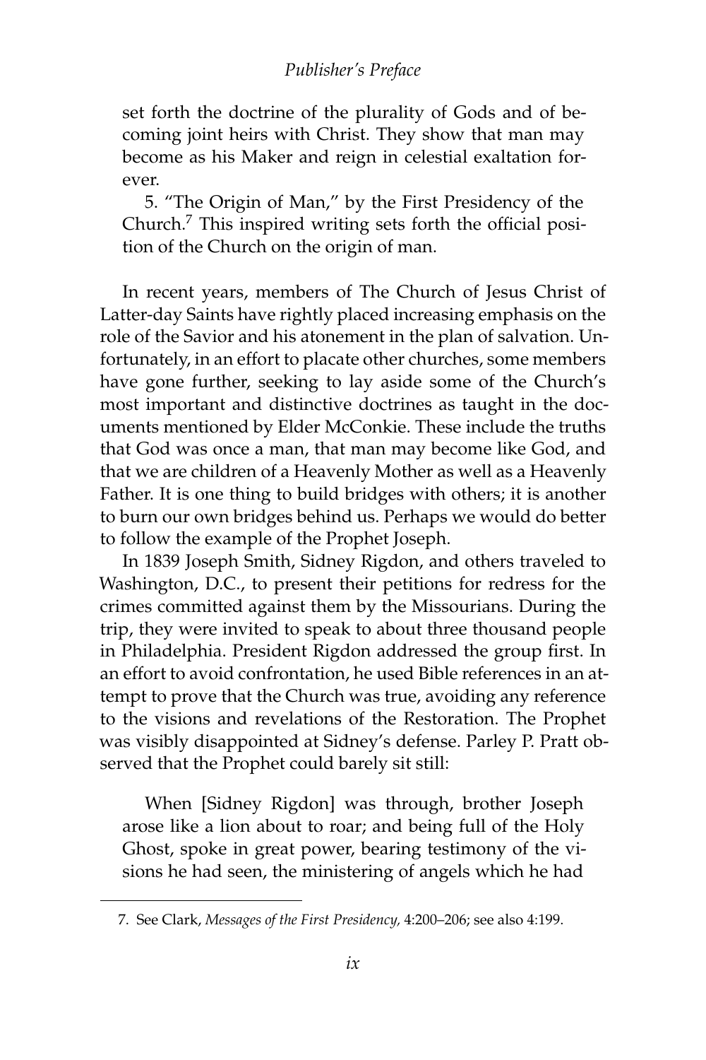set forth the doctrine of the plurality of Gods and of becoming joint heirs with Christ. They show that man may become as his Maker and reign in celestial exaltation forever.

5. "The Origin of Man," by the First Presidency of the Church.[7] This inspired writing sets forth the official position of the Church on the origin of man.

In recent years, members of The Church of Jesus Christ of Latter-day Saints have rightly placed increasing emphasis on the role of the Savior and his atonement in the plan of salvation. Unfortunately, in an effort to placate other churches, some members have gone further, seeking to lay aside some of the Church's most important and distinctive doctrines as taught in the documents mentioned by Elder McConkie. These include the truths that God was once a man, that man may become like God, and that we are children of a Heavenly Mother as well as a Heavenly Father. It is one thing to build bridges with others; it is another to burn our own bridges behind us. Perhaps we would do better to follow the example of the Prophet Joseph.

In 1839 Joseph Smith, Sidney Rigdon, and others traveled to Washington, D.C., to present their petitions for redress for the crimes committed against them by the Missourians. During the trip, they were invited to speak to about three thousand people in Philadelphia. President Rigdon addressed the group first. In an effort to avoid confrontation, he used Bible references in an attempt to prove that the Church was true, avoiding any reference to the visions and revelations of the Restoration. The Prophet was visibly disappointed at Sidney's defense. Parley P. Pratt observed that the Prophet could barely sit still:

> When [Sidney Rigdon] was through, brother Joseph arose like a lion about to roar; and being full of the Holy Ghost, spoke in great power, bearing testimony of the visions he had seen, the ministering of angels which he had

---

7. See Clark, *Messages of the First Presidency,* 4:200–206; see also 4:199.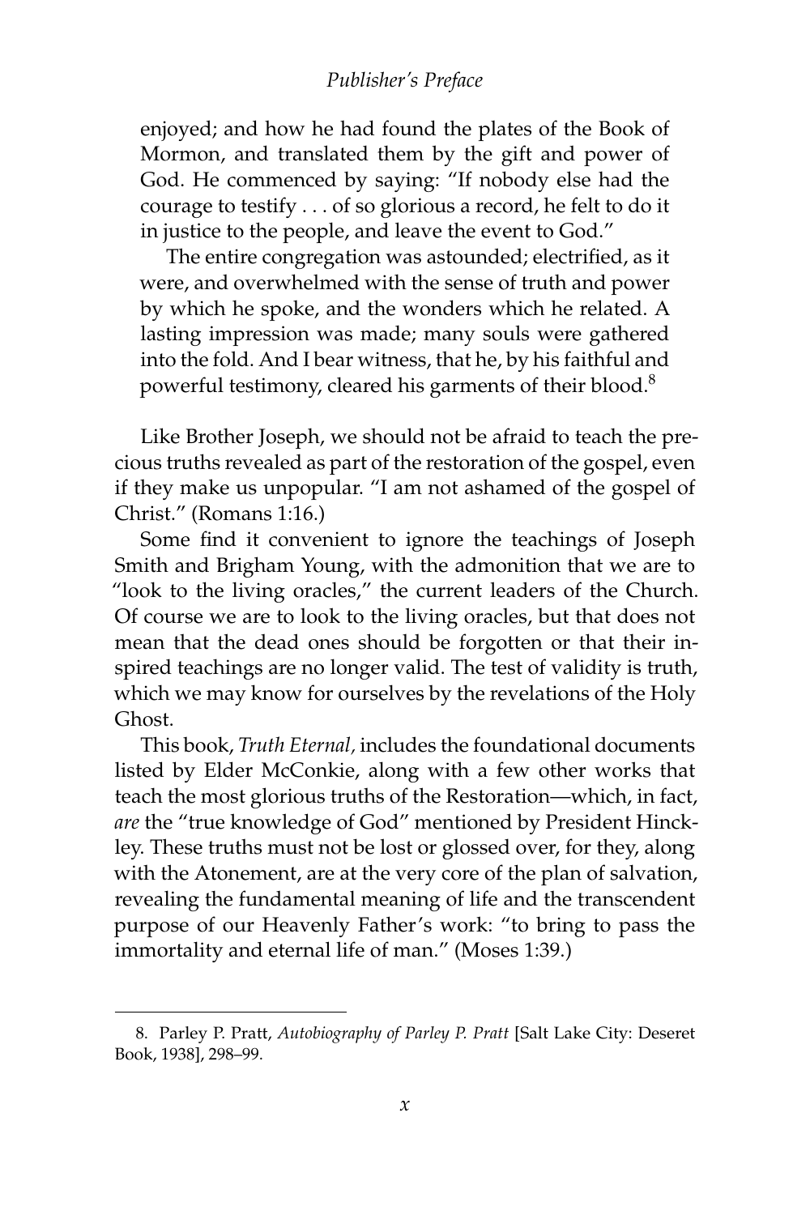> enjoyed; and how he had found the plates of the Book of Mormon, and translated them by the gift and power of God. He commenced by saying: "If nobody else had the courage to testify . . . of so glorious a record, he felt to do it in justice to the people, and leave the event to God."
>
> The entire congregation was astounded; electrified, as it were, and overwhelmed with the sense of truth and power by which he spoke, and the wonders which he related. A lasting impression was made; many souls were gathered into the fold. And I bear witness, that he, by his faithful and powerful testimony, cleared his garments of their blood.[8]

Like Brother Joseph, we should not be afraid to teach the precious truths revealed as part of the restoration of the gospel, even if they make us unpopular. "I am not ashamed of the gospel of Christ." (Romans 1:16.)

Some find it convenient to ignore the teachings of Joseph Smith and Brigham Young, with the admonition that we are to "look to the living oracles," the current leaders of the Church. Of course we are to look to the living oracles, but that does not mean that the dead ones should be forgotten or that their inspired teachings are no longer valid. The test of validity is truth, which we may know for ourselves by the revelations of the Holy Ghost.

This book, *Truth Eternal,* includes the foundational documents listed by Elder McConkie, along with a few other works that teach the most glorious truths of the Restoration—which, in fact, *are* the "true knowledge of God" mentioned by President Hinckley. These truths must not be lost or glossed over, for they, along with the Atonement, are at the very core of the plan of salvation, revealing the fundamental meaning of life and the transcendent purpose of our Heavenly Father's work: "to bring to pass the immortality and eternal life of man." (Moses 1:39.)

---

8. Parley P. Pratt, *Autobiography of Parley P. Pratt* [Salt Lake City: Deseret Book, 1938], 298–99.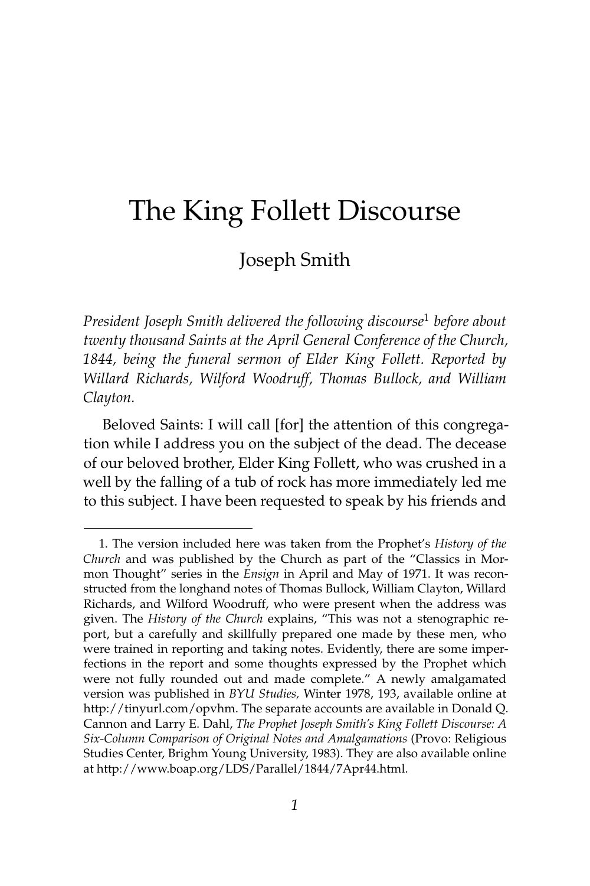# The King Follett Discourse

## Joseph Smith

*President Joseph Smith delivered the following discourse*[1] *before about twenty thousand Saints at the April General Conference of the Church, 1844, being the funeral sermon of Elder King Follett. Reported by Willard Richards, Wilford Woodruff, Thomas Bullock, and William Clayton.*

Beloved Saints: I will call [for] the attention of this congregation while I address you on the subject of the dead. The decease of our beloved brother, Elder King Follett, who was crushed in a well by the falling of a tub of rock has more immediately led me to this subject. I have been requested to speak by his friends and

---

1. The version included here was taken from the Prophet's *History of the Church* and was published by the Church as part of the "Classics in Mormon Thought" series in the *Ensign* in April and May of 1971. It was reconstructed from the longhand notes of Thomas Bullock, William Clayton, Willard Richards, and Wilford Woodruff, who were present when the address was given. The *History of the Church* explains, "This was not a stenographic report, but a carefully and skillfully prepared one made by these men, who were trained in reporting and taking notes. Evidently, there are some imperfections in the report and some thoughts expressed by the Prophet which were not fully rounded out and made complete." A newly amalgamated version was published in *BYU Studies,* Winter 1978, 193, available online at http://tinyurl.com/opvhm. The separate accounts are available in Donald Q. Cannon and Larry E. Dahl, *The Prophet Joseph Smith's King Follett Discourse: A Six-Column Comparison of Original Notes and Amalgamations* (Provo: Religious Studies Center, Brighm Young University, 1983). They are also available online at http://www.boap.org/LDS/Parallel/1844/7Apr44.html.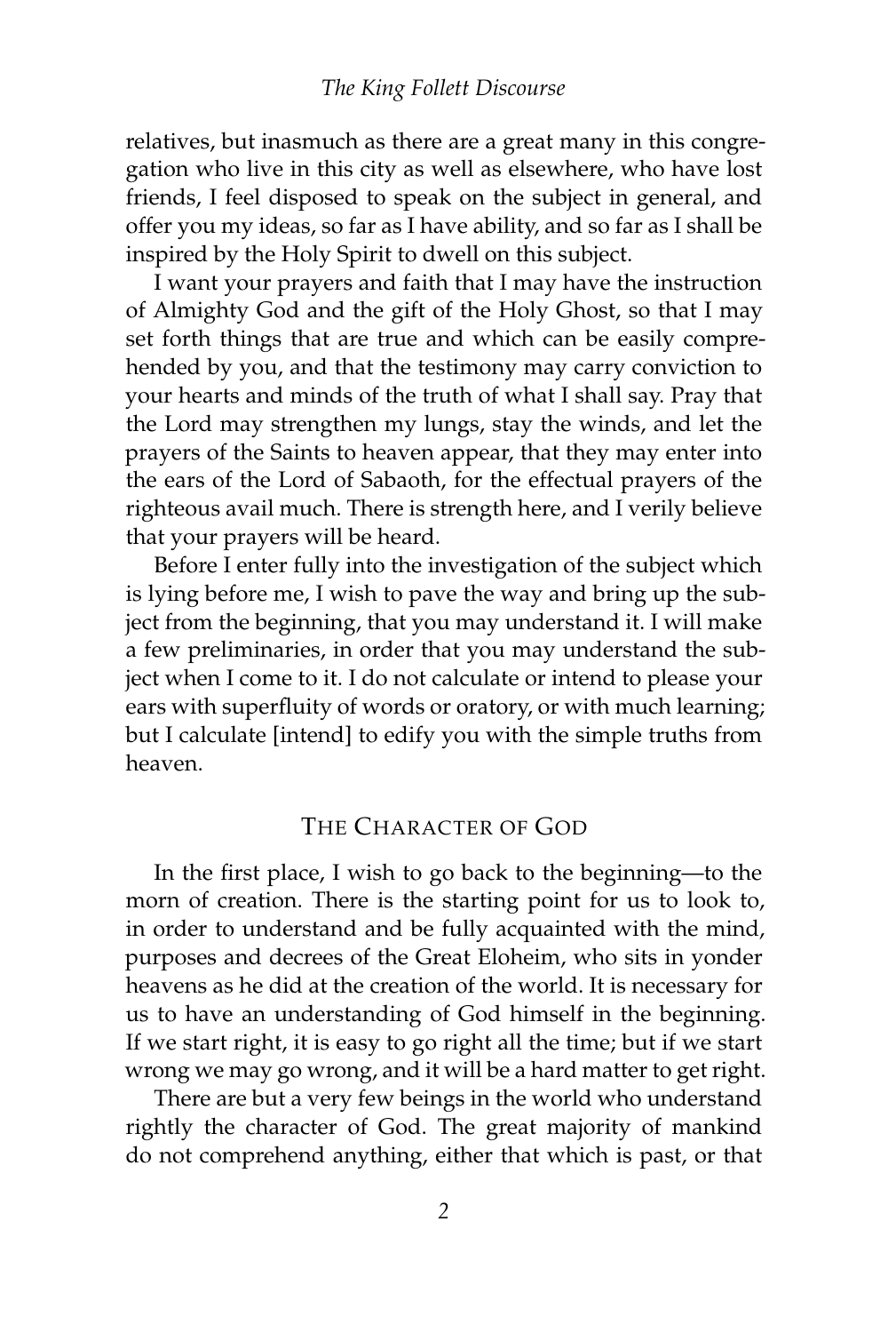relatives, but inasmuch as there are a great many in this congregation who live in this city as well as elsewhere, who have lost friends, I feel disposed to speak on the subject in general, and offer you my ideas, so far as I have ability, and so far as I shall be inspired by the Holy Spirit to dwell on this subject.

I want your prayers and faith that I may have the instruction of Almighty God and the gift of the Holy Ghost, so that I may set forth things that are true and which can be easily comprehended by you, and that the testimony may carry conviction to your hearts and minds of the truth of what I shall say. Pray that the Lord may strengthen my lungs, stay the winds, and let the prayers of the Saints to heaven appear, that they may enter into the ears of the Lord of Sabaoth, for the effectual prayers of the righteous avail much. There is strength here, and I verily believe that your prayers will be heard.

Before I enter fully into the investigation of the subject which is lying before me, I wish to pave the way and bring up the subject from the beginning, that you may understand it. I will make a few preliminaries, in order that you may understand the subject when I come to it. I do not calculate or intend to please your ears with superfluity of words or oratory, or with much learning; but I calculate [intend] to edify you with the simple truths from heaven.

## The Character of God

In the first place, I wish to go back to the beginning—to the morn of creation. There is the starting point for us to look to, in order to understand and be fully acquainted with the mind, purposes and decrees of the Great Eloheim, who sits in yonder heavens as he did at the creation of the world. It is necessary for us to have an understanding of God himself in the beginning. If we start right, it is easy to go right all the time; but if we start wrong we may go wrong, and it will be a hard matter to get right.

There are but a very few beings in the world who understand rightly the character of God. The great majority of mankind do not comprehend anything, either that which is past, or that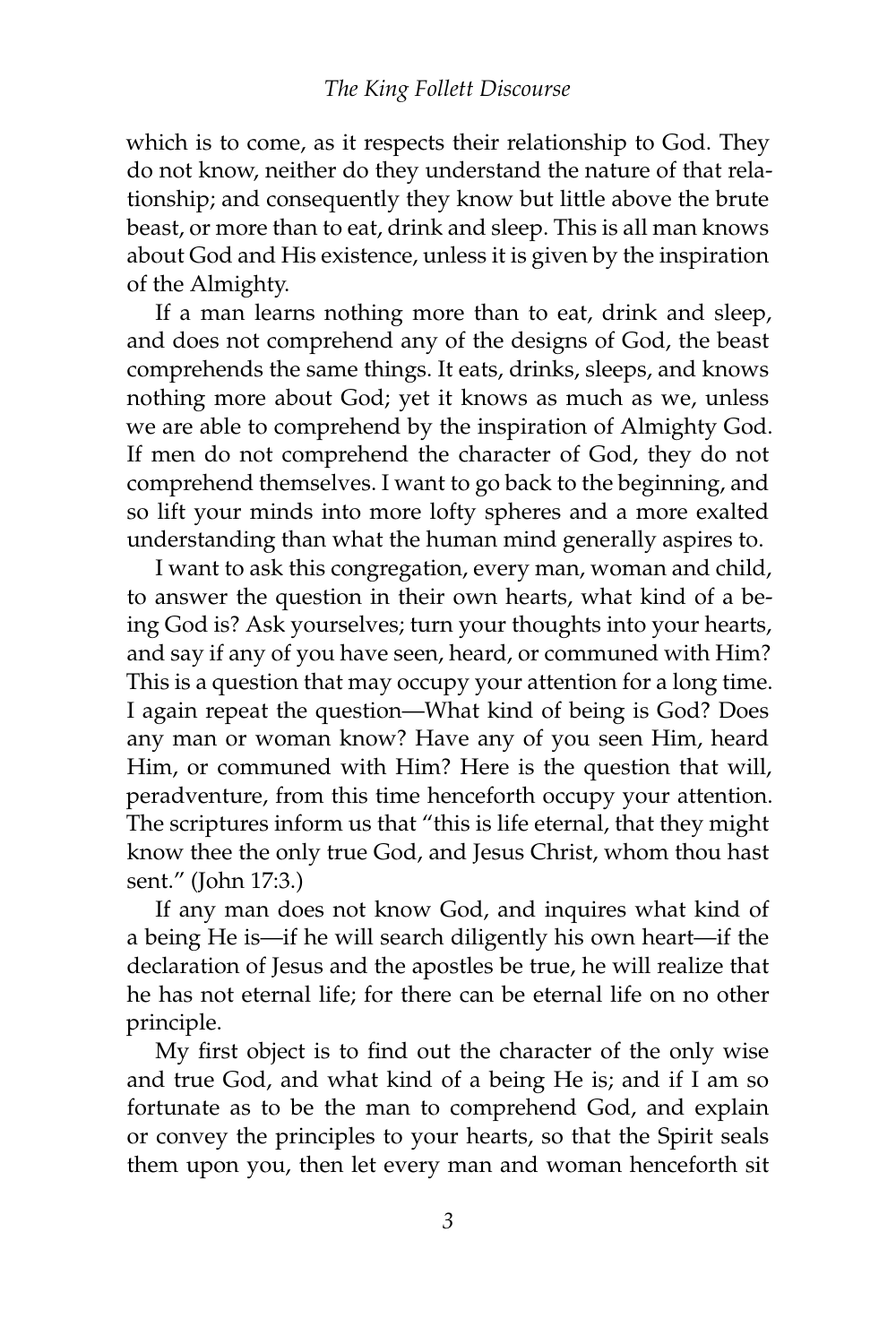which is to come, as it respects their relationship to God. They do not know, neither do they understand the nature of that relationship; and consequently they know but little above the brute beast, or more than to eat, drink and sleep. This is all man knows about God and His existence, unless it is given by the inspiration of the Almighty.

If a man learns nothing more than to eat, drink and sleep, and does not comprehend any of the designs of God, the beast comprehends the same things. It eats, drinks, sleeps, and knows nothing more about God; yet it knows as much as we, unless we are able to comprehend by the inspiration of Almighty God. If men do not comprehend the character of God, they do not comprehend themselves. I want to go back to the beginning, and so lift your minds into more lofty spheres and a more exalted understanding than what the human mind generally aspires to.

I want to ask this congregation, every man, woman and child, to answer the question in their own hearts, what kind of a being God is? Ask yourselves; turn your thoughts into your hearts, and say if any of you have seen, heard, or communed with Him? This is a question that may occupy your attention for a long time. I again repeat the question—What kind of being is God? Does any man or woman know? Have any of you seen Him, heard Him, or communed with Him? Here is the question that will, peradventure, from this time henceforth occupy your attention. The scriptures inform us that "this is life eternal, that they might know thee the only true God, and Jesus Christ, whom thou hast sent." (John 17:3.)

If any man does not know God, and inquires what kind of a being He is—if he will search diligently his own heart—if the declaration of Jesus and the apostles be true, he will realize that he has not eternal life; for there can be eternal life on no other principle.

My first object is to find out the character of the only wise and true God, and what kind of a being He is; and if I am so fortunate as to be the man to comprehend God, and explain or convey the principles to your hearts, so that the Spirit seals them upon you, then let every man and woman henceforth sit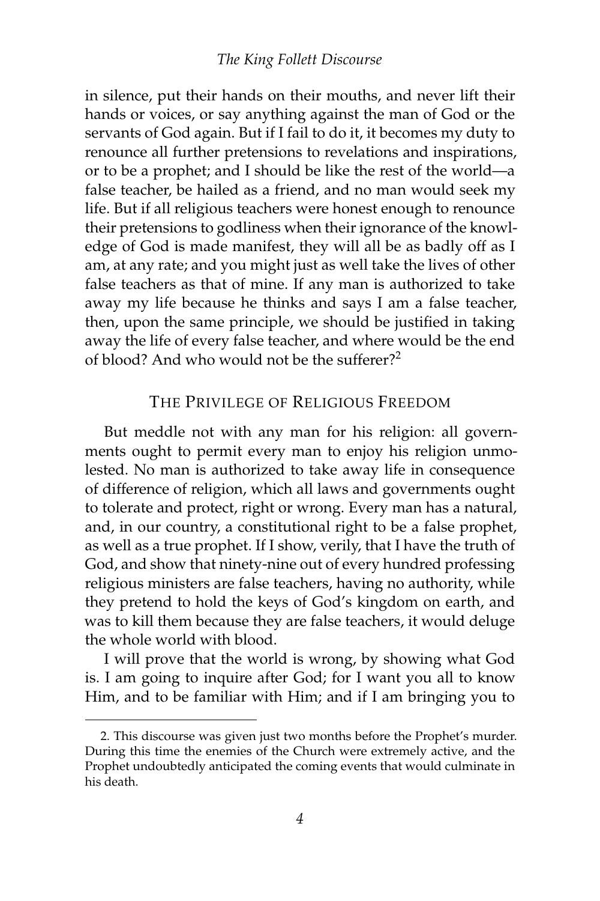in silence, put their hands on their mouths, and never lift their hands or voices, or say anything against the man of God or the servants of God again. But if I fail to do it, it becomes my duty to renounce all further pretensions to revelations and inspirations, or to be a prophet; and I should be like the rest of the world—a false teacher, be hailed as a friend, and no man would seek my life. But if all religious teachers were honest enough to renounce their pretensions to godliness when their ignorance of the knowledge of God is made manifest, they will all be as badly off as I am, at any rate; and you might just as well take the lives of other false teachers as that of mine. If any man is authorized to take away my life because he thinks and says I am a false teacher, then, upon the same principle, we should be justified in taking away the life of every false teacher, and where would be the end of blood? And who would not be the sufferer?[2]

## The Privilege of Religious Freedom

But meddle not with any man for his religion: all governments ought to permit every man to enjoy his religion unmolested. No man is authorized to take away life in consequence of difference of religion, which all laws and governments ought to tolerate and protect, right or wrong. Every man has a natural, and, in our country, a constitutional right to be a false prophet, as well as a true prophet. If I show, verily, that I have the truth of God, and show that ninety-nine out of every hundred professing religious ministers are false teachers, having no authority, while they pretend to hold the keys of God's kingdom on earth, and was to kill them because they are false teachers, it would deluge the whole world with blood.

I will prove that the world is wrong, by showing what God is. I am going to inquire after God; for I want you all to know Him, and to be familiar with Him; and if I am bringing you to

---

2. This discourse was given just two months before the Prophet's murder. During this time the enemies of the Church were extremely active, and the Prophet undoubtedly anticipated the coming events that would culminate in his death.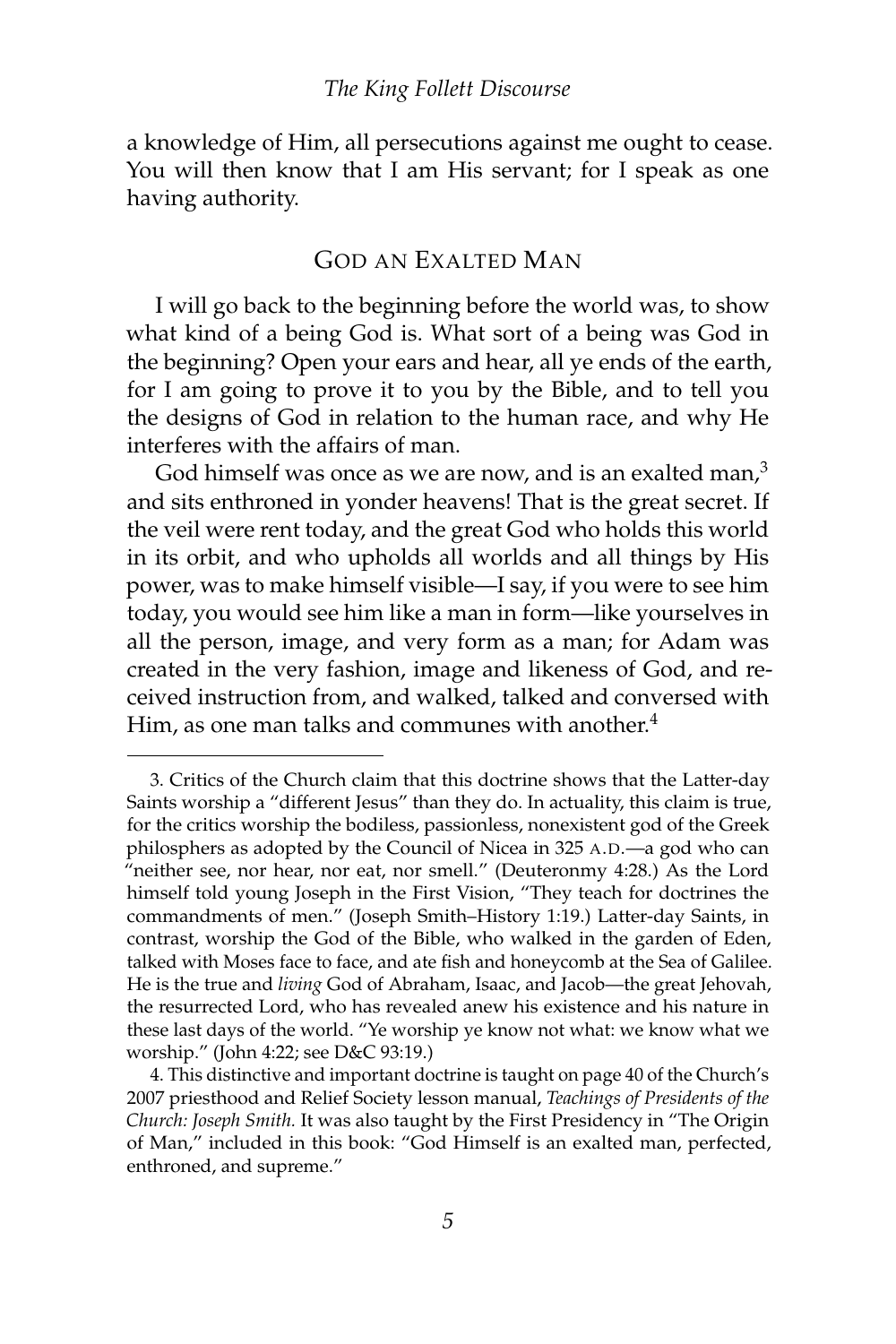a knowledge of Him, all persecutions against me ought to cease. You will then know that I am His servant; for I speak as one having authority.

## God an Exalted Man

I will go back to the beginning before the world was, to show what kind of a being God is. What sort of a being was God in the beginning? Open your ears and hear, all ye ends of the earth, for I am going to prove it to you by the Bible, and to tell you the designs of God in relation to the human race, and why He interferes with the affairs of man.

God himself was once as we are now, and is an exalted man,[3] and sits enthroned in yonder heavens! That is the great secret. If the veil were rent today, and the great God who holds this world in its orbit, and who upholds all worlds and all things by His power, was to make himself visible—I say, if you were to see him today, you would see him like a man in form—like yourselves in all the person, image, and very form as a man; for Adam was created in the very fashion, image and likeness of God, and received instruction from, and walked, talked and conversed with Him, as one man talks and communes with another.[4]

---

3. Critics of the Church claim that this doctrine shows that the Latter-day Saints worship a "different Jesus" than they do. In actuality, this claim is true, for the critics worship the bodiless, passionless, nonexistent god of the Greek philosphers as adopted by the Council of Nicea in 325 A.D.—a god who can "neither see, nor hear, nor eat, nor smell." (Deuteronmy 4:28.) As the Lord himself told young Joseph in the First Vision, "They teach for doctrines the commandments of men." (Joseph Smith–History 1:19.) Latter-day Saints, in contrast, worship the God of the Bible, who walked in the garden of Eden, talked with Moses face to face, and ate fish and honeycomb at the Sea of Galilee. He is the true and *living* God of Abraham, Isaac, and Jacob—the great Jehovah, the resurrected Lord, who has revealed anew his existence and his nature in these last days of the world. "Ye worship ye know not what: we know what we worship." (John 4:22; see D&C 93:19.)

4. This distinctive and important doctrine is taught on page 40 of the Church's 2007 priesthood and Relief Society lesson manual, *Teachings of Presidents of the Church: Joseph Smith.* It was also taught by the First Presidency in "The Origin of Man," included in this book: "God Himself is an exalted man, perfected, enthroned, and supreme."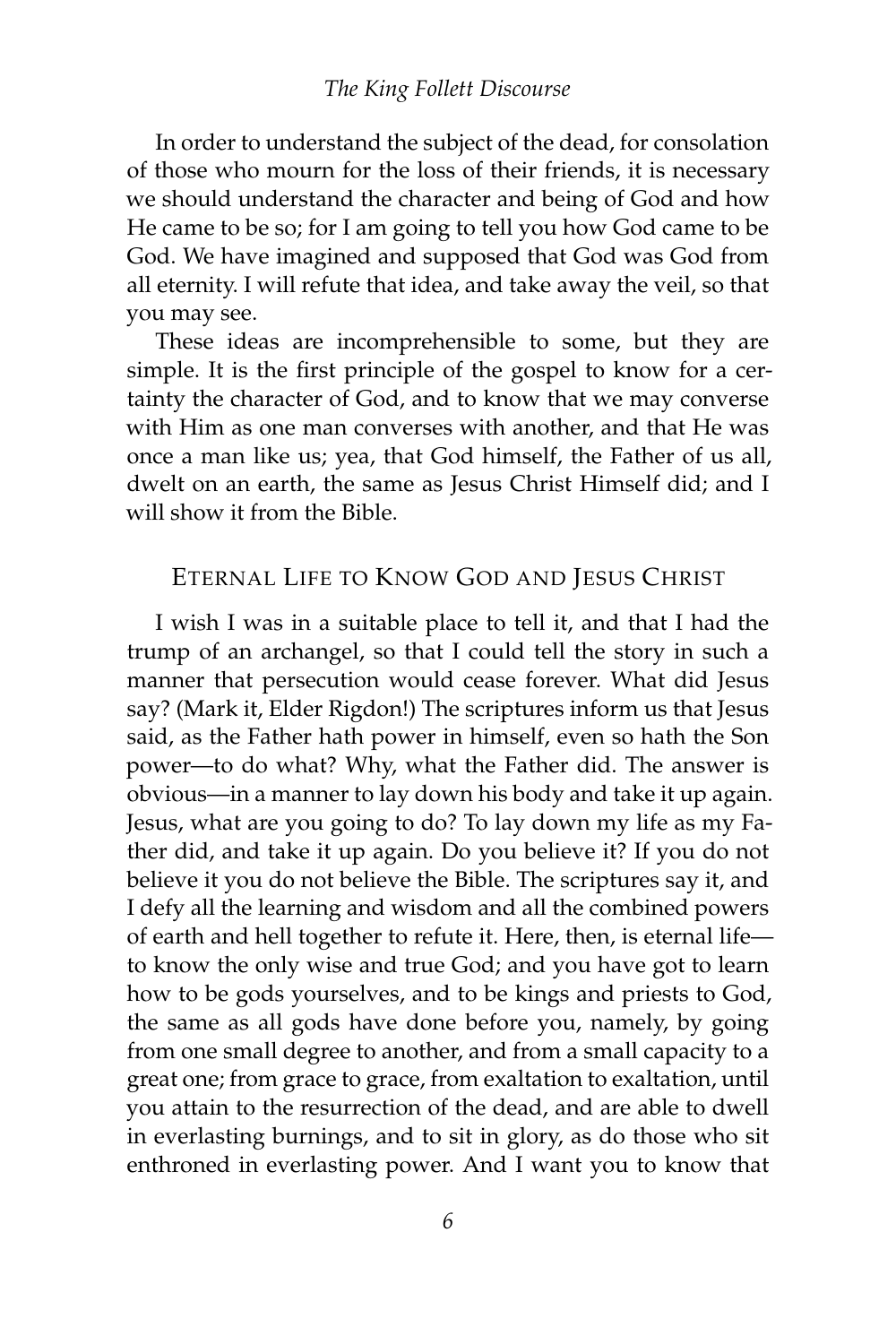In order to understand the subject of the dead, for consolation of those who mourn for the loss of their friends, it is necessary we should understand the character and being of God and how He came to be so; for I am going to tell you how God came to be God. We have imagined and supposed that God was God from all eternity. I will refute that idea, and take away the veil, so that you may see.

These ideas are incomprehensible to some, but they are simple. It is the first principle of the gospel to know for a certainty the character of God, and to know that we may converse with Him as one man converses with another, and that He was once a man like us; yea, that God himself, the Father of us all, dwelt on an earth, the same as Jesus Christ Himself did; and I will show it from the Bible.

## Eternal Life to Know God and Jesus Christ

I wish I was in a suitable place to tell it, and that I had the trump of an archangel, so that I could tell the story in such a manner that persecution would cease forever. What did Jesus say? (Mark it, Elder Rigdon!) The scriptures inform us that Jesus said, as the Father hath power in himself, even so hath the Son power—to do what? Why, what the Father did. The answer is obvious—in a manner to lay down his body and take it up again. Jesus, what are you going to do? To lay down my life as my Father did, and take it up again. Do you believe it? If you do not believe it you do not believe the Bible. The scriptures say it, and I defy all the learning and wisdom and all the combined powers of earth and hell together to refute it. Here, then, is eternal life—to know the only wise and true God; and you have got to learn how to be gods yourselves, and to be kings and priests to God, the same as all gods have done before you, namely, by going from one small degree to another, and from a small capacity to a great one; from grace to grace, from exaltation to exaltation, until you attain to the resurrection of the dead, and are able to dwell in everlasting burnings, and to sit in glory, as do those who sit enthroned in everlasting power. And I want you to know that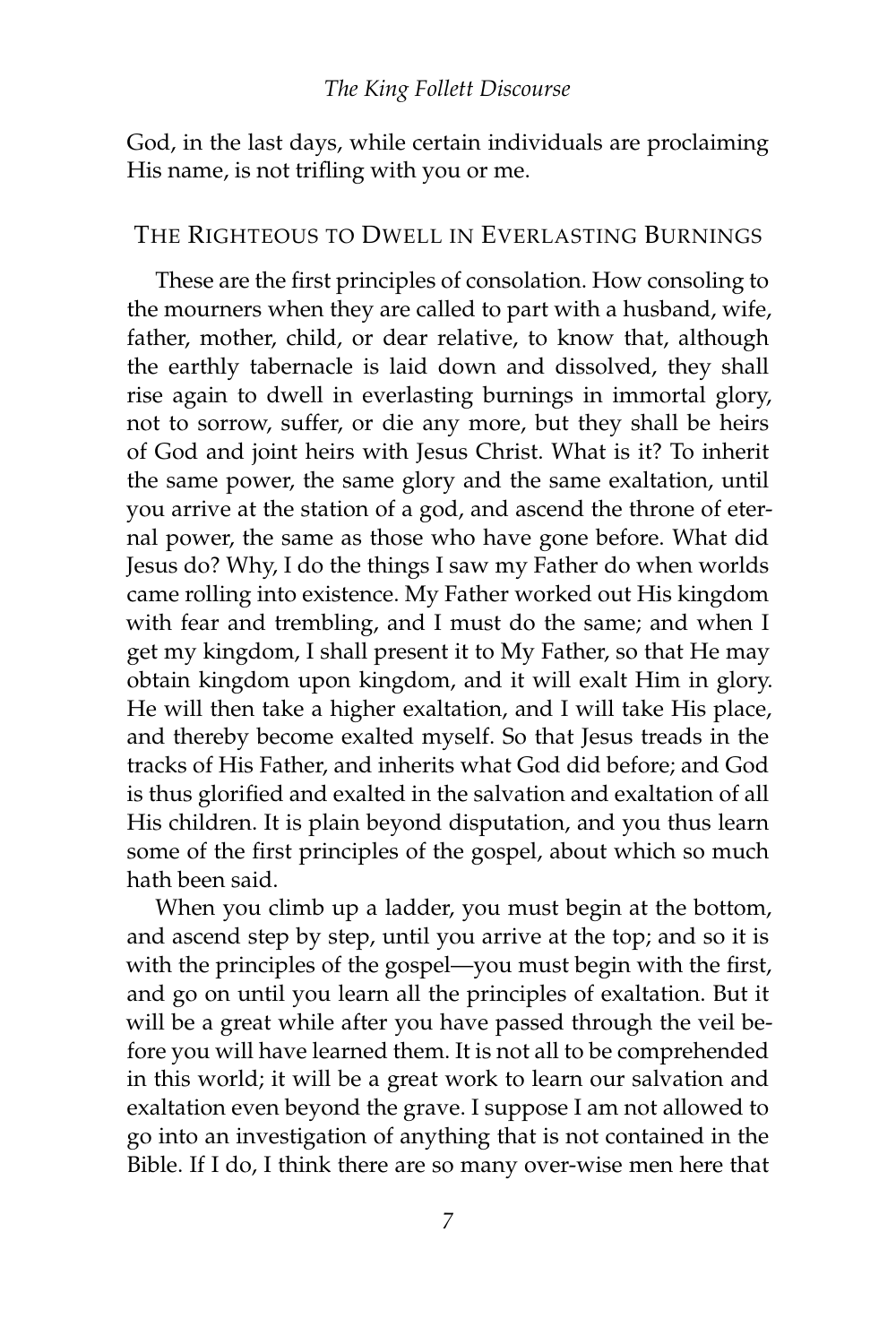God, in the last days, while certain individuals are proclaiming His name, is not trifling with you or me.

## The Righteous to Dwell in Everlasting Burnings

These are the first principles of consolation. How consoling to the mourners when they are called to part with a husband, wife, father, mother, child, or dear relative, to know that, although the earthly tabernacle is laid down and dissolved, they shall rise again to dwell in everlasting burnings in immortal glory, not to sorrow, suffer, or die any more, but they shall be heirs of God and joint heirs with Jesus Christ. What is it? To inherit the same power, the same glory and the same exaltation, until you arrive at the station of a god, and ascend the throne of eternal power, the same as those who have gone before. What did Jesus do? Why, I do the things I saw my Father do when worlds came rolling into existence. My Father worked out His kingdom with fear and trembling, and I must do the same; and when I get my kingdom, I shall present it to My Father, so that He may obtain kingdom upon kingdom, and it will exalt Him in glory. He will then take a higher exaltation, and I will take His place, and thereby become exalted myself. So that Jesus treads in the tracks of His Father, and inherits what God did before; and God is thus glorified and exalted in the salvation and exaltation of all His children. It is plain beyond disputation, and you thus learn some of the first principles of the gospel, about which so much hath been said.

When you climb up a ladder, you must begin at the bottom, and ascend step by step, until you arrive at the top; and so it is with the principles of the gospel—you must begin with the first, and go on until you learn all the principles of exaltation. But it will be a great while after you have passed through the veil before you will have learned them. It is not all to be comprehended in this world; it will be a great work to learn our salvation and exaltation even beyond the grave. I suppose I am not allowed to go into an investigation of anything that is not contained in the Bible. If I do, I think there are so many over-wise men here that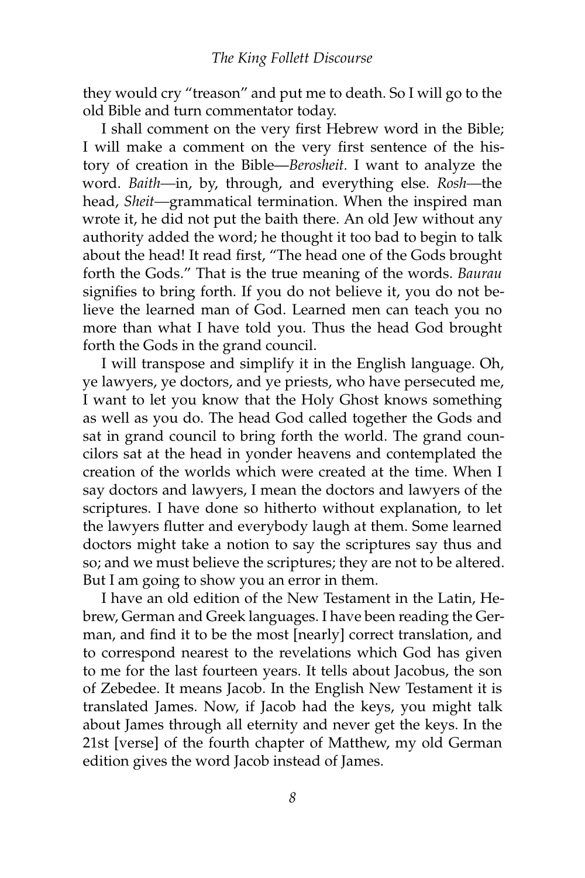they would cry "treason" and put me to death. So I will go to the old Bible and turn commentator today.

I shall comment on the very first Hebrew word in the Bible; I will make a comment on the very first sentence of the history of creation in the Bible—*Berosheit.* I want to analyze the word. *Baith*—in, by, through, and everything else. *Rosh*—the head, *Sheit*—grammatical termination. When the inspired man wrote it, he did not put the baith there. An old Jew without any authority added the word; he thought it too bad to begin to talk about the head! It read first, "The head one of the Gods brought forth the Gods." That is the true meaning of the words. *Baurau* signifies to bring forth. If you do not believe it, you do not believe the learned man of God. Learned men can teach you no more than what I have told you. Thus the head God brought forth the Gods in the grand council.

I will transpose and simplify it in the English language. Oh, ye lawyers, ye doctors, and ye priests, who have persecuted me, I want to let you know that the Holy Ghost knows something as well as you do. The head God called together the Gods and sat in grand council to bring forth the world. The grand councilors sat at the head in yonder heavens and contemplated the creation of the worlds which were created at the time. When I say doctors and lawyers, I mean the doctors and lawyers of the scriptures. I have done so hitherto without explanation, to let the lawyers flutter and everybody laugh at them. Some learned doctors might take a notion to say the scriptures say thus and so; and we must believe the scriptures; they are not to be altered. But I am going to show you an error in them.

I have an old edition of the New Testament in the Latin, Hebrew, German and Greek languages. I have been reading the German, and find it to be the most [nearly] correct translation, and to correspond nearest to the revelations which God has given to me for the last fourteen years. It tells about Jacobus, the son of Zebedee. It means Jacob. In the English New Testament it is translated James. Now, if Jacob had the keys, you might talk about James through all eternity and never get the keys. In the 21st [verse] of the fourth chapter of Matthew, my old German edition gives the word Jacob instead of James.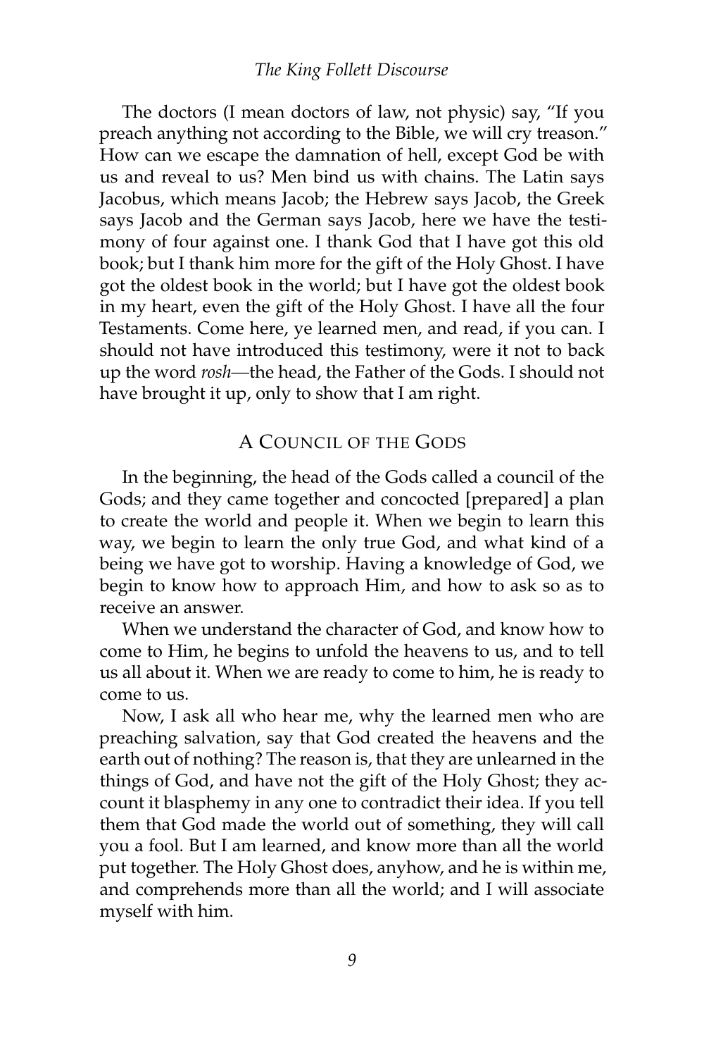The doctors (I mean doctors of law, not physic) say, "If you preach anything not according to the Bible, we will cry treason." How can we escape the damnation of hell, except God be with us and reveal to us? Men bind us with chains. The Latin says Jacobus, which means Jacob; the Hebrew says Jacob, the Greek says Jacob and the German says Jacob, here we have the testimony of four against one. I thank God that I have got this old book; but I thank him more for the gift of the Holy Ghost. I have got the oldest book in the world; but I have got the oldest book in my heart, even the gift of the Holy Ghost. I have all the four Testaments. Come here, ye learned men, and read, if you can. I should not have introduced this testimony, were it not to back up the word *rosh*—the head, the Father of the Gods. I should not have brought it up, only to show that I am right.

## A Council of the Gods

In the beginning, the head of the Gods called a council of the Gods; and they came together and concocted [prepared] a plan to create the world and people it. When we begin to learn this way, we begin to learn the only true God, and what kind of a being we have got to worship. Having a knowledge of God, we begin to know how to approach Him, and how to ask so as to receive an answer.

When we understand the character of God, and know how to come to Him, he begins to unfold the heavens to us, and to tell us all about it. When we are ready to come to him, he is ready to come to us.

Now, I ask all who hear me, why the learned men who are preaching salvation, say that God created the heavens and the earth out of nothing? The reason is, that they are unlearned in the things of God, and have not the gift of the Holy Ghost; they account it blasphemy in any one to contradict their idea. If you tell them that God made the world out of something, they will call you a fool. But I am learned, and know more than all the world put together. The Holy Ghost does, anyhow, and he is within me, and comprehends more than all the world; and I will associate myself with him.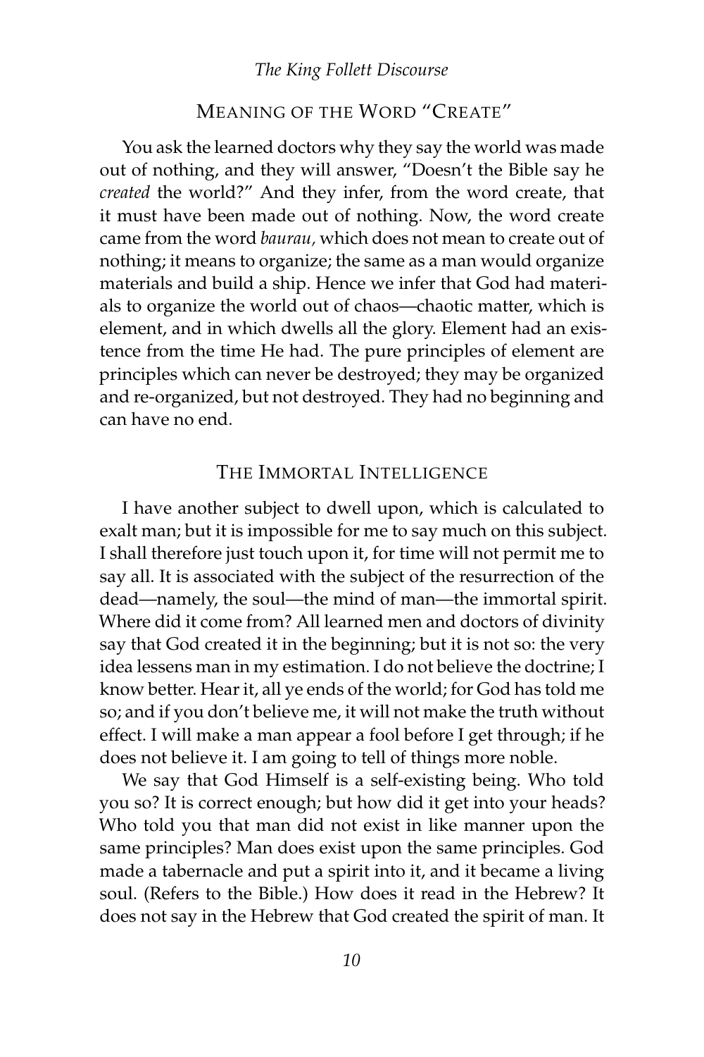## Meaning of the Word "Create"

You ask the learned doctors why they say the world was made out of nothing, and they will answer, "Doesn't the Bible say he *created* the world?" And they infer, from the word create, that it must have been made out of nothing. Now, the word create came from the word *baurau,* which does not mean to create out of nothing; it means to organize; the same as a man would organize materials and build a ship. Hence we infer that God had materials to organize the world out of chaos—chaotic matter, which is element, and in which dwells all the glory. Element had an existence from the time He had. The pure principles of element are principles which can never be destroyed; they may be organized and re-organized, but not destroyed. They had no beginning and can have no end.

## The Immortal Intelligence

I have another subject to dwell upon, which is calculated to exalt man; but it is impossible for me to say much on this subject. I shall therefore just touch upon it, for time will not permit me to say all. It is associated with the subject of the resurrection of the dead—namely, the soul—the mind of man—the immortal spirit. Where did it come from? All learned men and doctors of divinity say that God created it in the beginning; but it is not so: the very idea lessens man in my estimation. I do not believe the doctrine; I know better. Hear it, all ye ends of the world; for God has told me so; and if you don't believe me, it will not make the truth without effect. I will make a man appear a fool before I get through; if he does not believe it. I am going to tell of things more noble.

We say that God Himself is a self-existing being. Who told you so? It is correct enough; but how did it get into your heads? Who told you that man did not exist in like manner upon the same principles? Man does exist upon the same principles. God made a tabernacle and put a spirit into it, and it became a living soul. (Refers to the Bible.) How does it read in the Hebrew? It does not say in the Hebrew that God created the spirit of man. It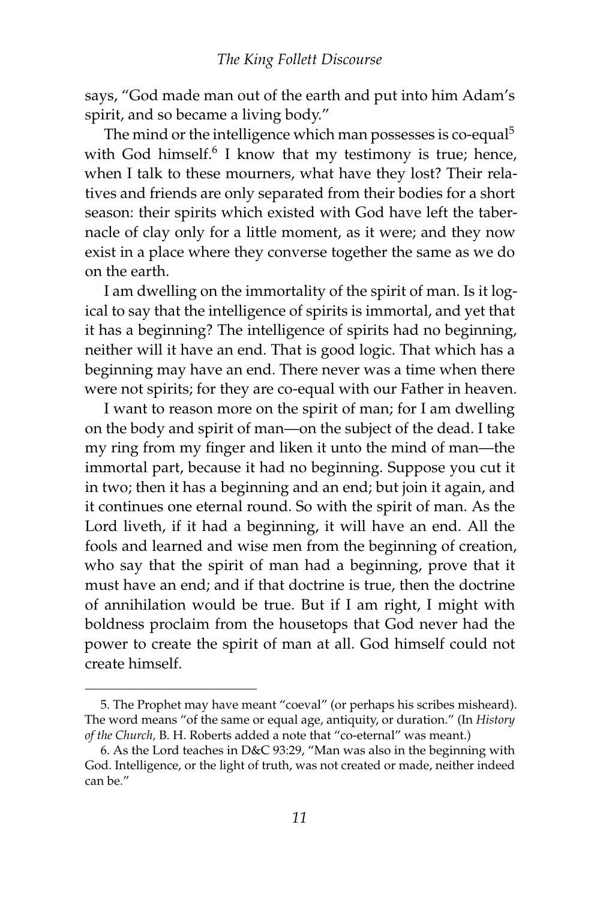says, "God made man out of the earth and put into him Adam's spirit, and so became a living body."

The mind or the intelligence which man possesses is co-equal[5] with God himself.[6] I know that my testimony is true; hence, when I talk to these mourners, what have they lost? Their relatives and friends are only separated from their bodies for a short season: their spirits which existed with God have left the tabernacle of clay only for a little moment, as it were; and they now exist in a place where they converse together the same as we do on the earth.

I am dwelling on the immortality of the spirit of man. Is it logical to say that the intelligence of spirits is immortal, and yet that it has a beginning? The intelligence of spirits had no beginning, neither will it have an end. That is good logic. That which has a beginning may have an end. There never was a time when there were not spirits; for they are co-equal with our Father in heaven.

I want to reason more on the spirit of man; for I am dwelling on the body and spirit of man—on the subject of the dead. I take my ring from my finger and liken it unto the mind of man—the immortal part, because it had no beginning. Suppose you cut it in two; then it has a beginning and an end; but join it again, and it continues one eternal round. So with the spirit of man. As the Lord liveth, if it had a beginning, it will have an end. All the fools and learned and wise men from the beginning of creation, who say that the spirit of man had a beginning, prove that it must have an end; and if that doctrine is true, then the doctrine of annihilation would be true. But if I am right, I might with boldness proclaim from the housetops that God never had the power to create the spirit of man at all. God himself could not create himself.

---

5. The Prophet may have meant "coeval" (or perhaps his scribes misheard). The word means "of the same or equal age, antiquity, or duration." (In *History of the Church,* B. H. Roberts added a note that "co-eternal" was meant.)

6. As the Lord teaches in D&C 93:29, "Man was also in the beginning with God. Intelligence, or the light of truth, was not created or made, neither indeed can be."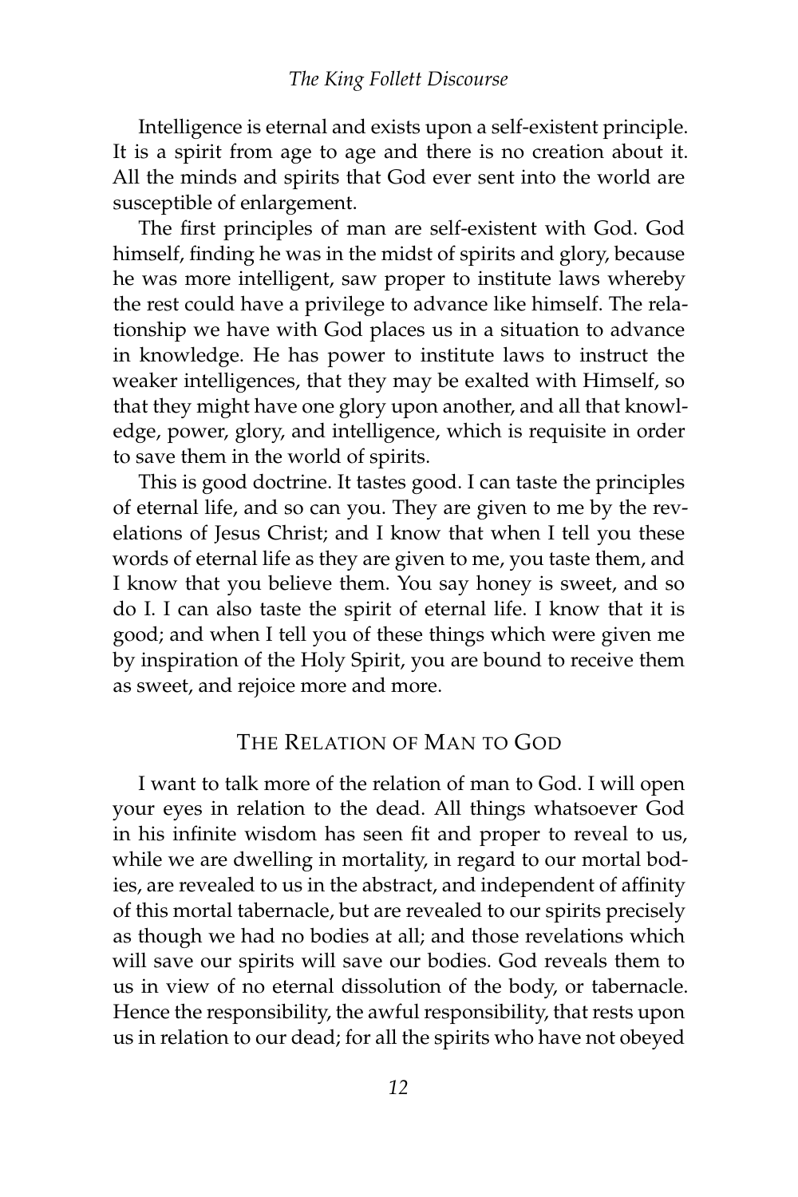Intelligence is eternal and exists upon a self-existent principle. It is a spirit from age to age and there is no creation about it. All the minds and spirits that God ever sent into the world are susceptible of enlargement.

The first principles of man are self-existent with God. God himself, finding he was in the midst of spirits and glory, because he was more intelligent, saw proper to institute laws whereby the rest could have a privilege to advance like himself. The relationship we have with God places us in a situation to advance in knowledge. He has power to institute laws to instruct the weaker intelligences, that they may be exalted with Himself, so that they might have one glory upon another, and all that knowledge, power, glory, and intelligence, which is requisite in order to save them in the world of spirits.

This is good doctrine. It tastes good. I can taste the principles of eternal life, and so can you. They are given to me by the revelations of Jesus Christ; and I know that when I tell you these words of eternal life as they are given to me, you taste them, and I know that you believe them. You say honey is sweet, and so do I. I can also taste the spirit of eternal life. I know that it is good; and when I tell you of these things which were given me by inspiration of the Holy Spirit, you are bound to receive them as sweet, and rejoice more and more.

## The Relation of Man to God

I want to talk more of the relation of man to God. I will open your eyes in relation to the dead. All things whatsoever God in his infinite wisdom has seen fit and proper to reveal to us, while we are dwelling in mortality, in regard to our mortal bodies, are revealed to us in the abstract, and independent of affinity of this mortal tabernacle, but are revealed to our spirits precisely as though we had no bodies at all; and those revelations which will save our spirits will save our bodies. God reveals them to us in view of no eternal dissolution of the body, or tabernacle. Hence the responsibility, the awful responsibility, that rests upon us in relation to our dead; for all the spirits who have not obeyed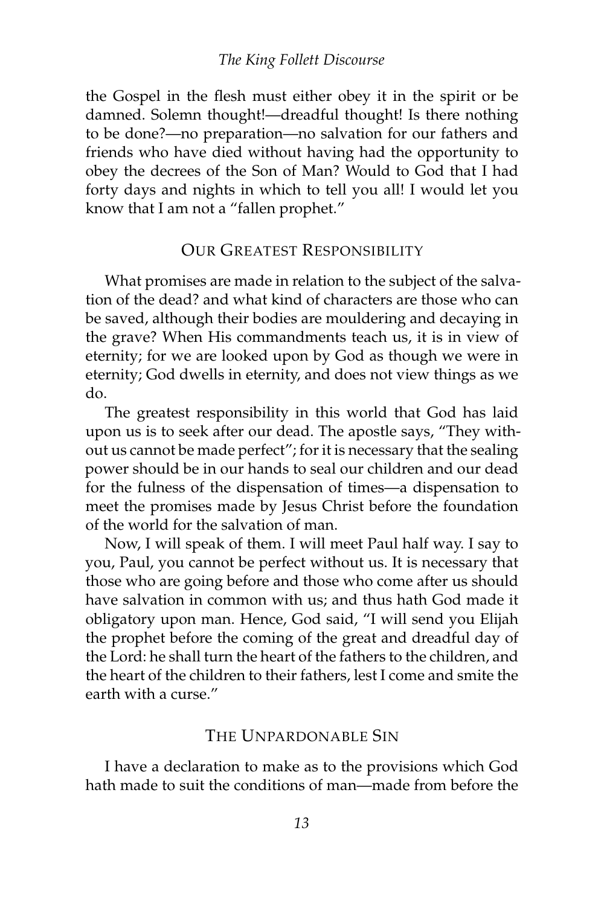the Gospel in the flesh must either obey it in the spirit or be damned. Solemn thought!—dreadful thought! Is there nothing to be done?—no preparation—no salvation for our fathers and friends who have died without having had the opportunity to obey the decrees of the Son of Man? Would to God that I had forty days and nights in which to tell you all! I would let you know that I am not a "fallen prophet."

## Our Greatest Responsibility

What promises are made in relation to the subject of the salvation of the dead? and what kind of characters are those who can be saved, although their bodies are mouldering and decaying in the grave? When His commandments teach us, it is in view of eternity; for we are looked upon by God as though we were in eternity; God dwells in eternity, and does not view things as we do.

The greatest responsibility in this world that God has laid upon us is to seek after our dead. The apostle says, "They without us cannot be made perfect"; for it is necessary that the sealing power should be in our hands to seal our children and our dead for the fulness of the dispensation of times—a dispensation to meet the promises made by Jesus Christ before the foundation of the world for the salvation of man.

Now, I will speak of them. I will meet Paul half way. I say to you, Paul, you cannot be perfect without us. It is necessary that those who are going before and those who come after us should have salvation in common with us; and thus hath God made it obligatory upon man. Hence, God said, "I will send you Elijah the prophet before the coming of the great and dreadful day of the Lord: he shall turn the heart of the fathers to the children, and the heart of the children to their fathers, lest I come and smite the earth with a curse."

## The Unpardonable Sin

I have a declaration to make as to the provisions which God hath made to suit the conditions of man—made from before the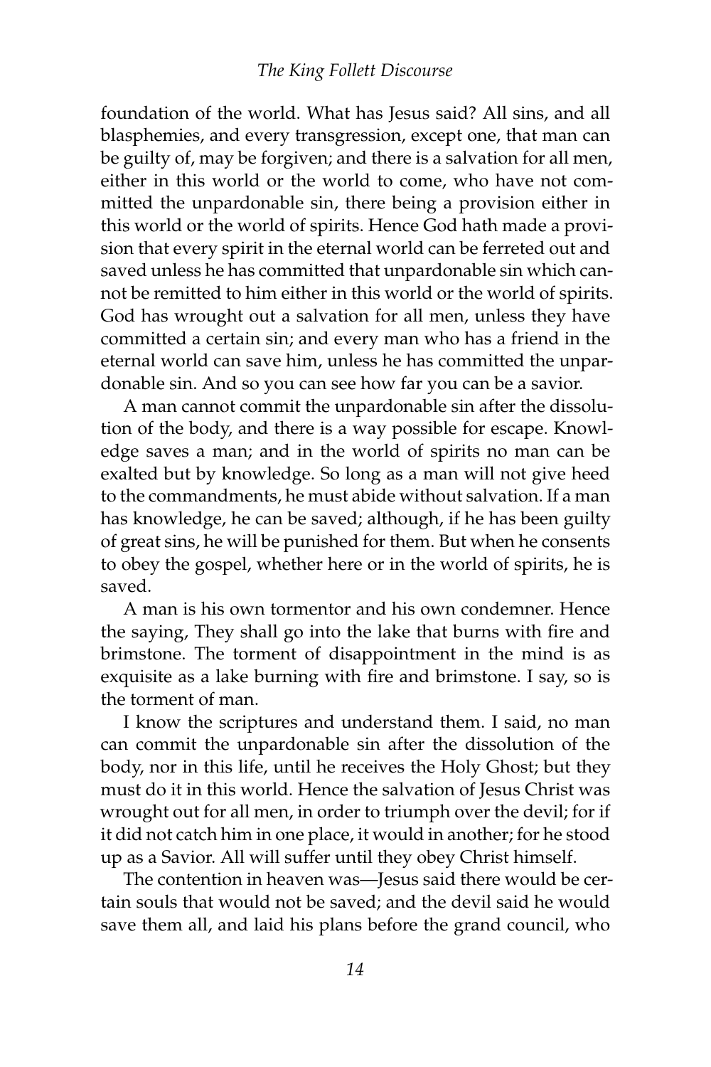foundation of the world. What has Jesus said? All sins, and all blasphemies, and every transgression, except one, that man can be guilty of, may be forgiven; and there is a salvation for all men, either in this world or the world to come, who have not committed the unpardonable sin, there being a provision either in this world or the world of spirits. Hence God hath made a provision that every spirit in the eternal world can be ferreted out and saved unless he has committed that unpardonable sin which cannot be remitted to him either in this world or the world of spirits. God has wrought out a salvation for all men, unless they have committed a certain sin; and every man who has a friend in the eternal world can save him, unless he has committed the unpardonable sin. And so you can see how far you can be a savior.

A man cannot commit the unpardonable sin after the dissolution of the body, and there is a way possible for escape. Knowledge saves a man; and in the world of spirits no man can be exalted but by knowledge. So long as a man will not give heed to the commandments, he must abide without salvation. If a man has knowledge, he can be saved; although, if he has been guilty of great sins, he will be punished for them. But when he consents to obey the gospel, whether here or in the world of spirits, he is saved.

A man is his own tormentor and his own condemner. Hence the saying, They shall go into the lake that burns with fire and brimstone. The torment of disappointment in the mind is as exquisite as a lake burning with fire and brimstone. I say, so is the torment of man.

I know the scriptures and understand them. I said, no man can commit the unpardonable sin after the dissolution of the body, nor in this life, until he receives the Holy Ghost; but they must do it in this world. Hence the salvation of Jesus Christ was wrought out for all men, in order to triumph over the devil; for if it did not catch him in one place, it would in another; for he stood up as a Savior. All will suffer until they obey Christ himself.

The contention in heaven was—Jesus said there would be certain souls that would not be saved; and the devil said he would save them all, and laid his plans before the grand council, who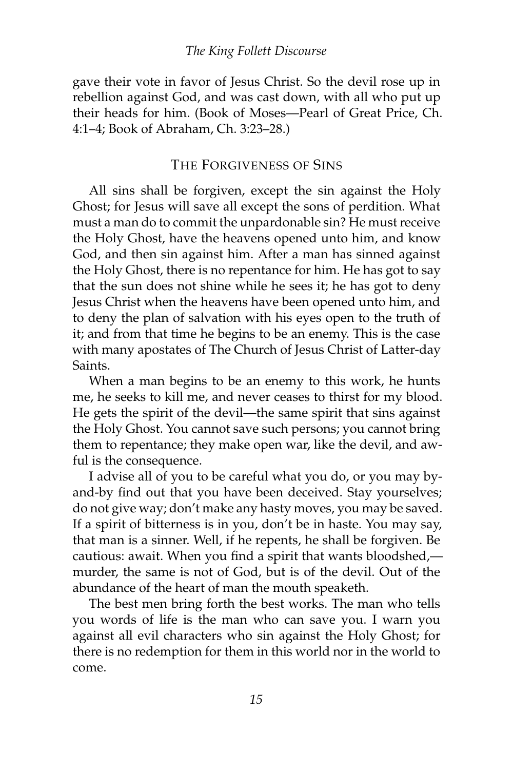gave their vote in favor of Jesus Christ. So the devil rose up in rebellion against God, and was cast down, with all who put up their heads for him. (Book of Moses—Pearl of Great Price, Ch. 4:1–4; Book of Abraham, Ch. 3:23–28.)

## The Forgiveness of Sins

All sins shall be forgiven, except the sin against the Holy Ghost; for Jesus will save all except the sons of perdition. What must a man do to commit the unpardonable sin? He must receive the Holy Ghost, have the heavens opened unto him, and know God, and then sin against him. After a man has sinned against the Holy Ghost, there is no repentance for him. He has got to say that the sun does not shine while he sees it; he has got to deny Jesus Christ when the heavens have been opened unto him, and to deny the plan of salvation with his eyes open to the truth of it; and from that time he begins to be an enemy. This is the case with many apostates of The Church of Jesus Christ of Latter-day Saints.

When a man begins to be an enemy to this work, he hunts me, he seeks to kill me, and never ceases to thirst for my blood. He gets the spirit of the devil—the same spirit that sins against the Holy Ghost. You cannot save such persons; you cannot bring them to repentance; they make open war, like the devil, and awful is the consequence.

I advise all of you to be careful what you do, or you may by-and-by find out that you have been deceived. Stay yourselves; do not give way; don't make any hasty moves, you may be saved. If a spirit of bitterness is in you, don't be in haste. You may say, that man is a sinner. Well, if he repents, he shall be forgiven. Be cautious: await. When you find a spirit that wants bloodshed,—murder, the same is not of God, but is of the devil. Out of the abundance of the heart of man the mouth speaketh.

The best men bring forth the best works. The man who tells you words of life is the man who can save you. I warn you against all evil characters who sin against the Holy Ghost; for there is no redemption for them in this world nor in the world to come.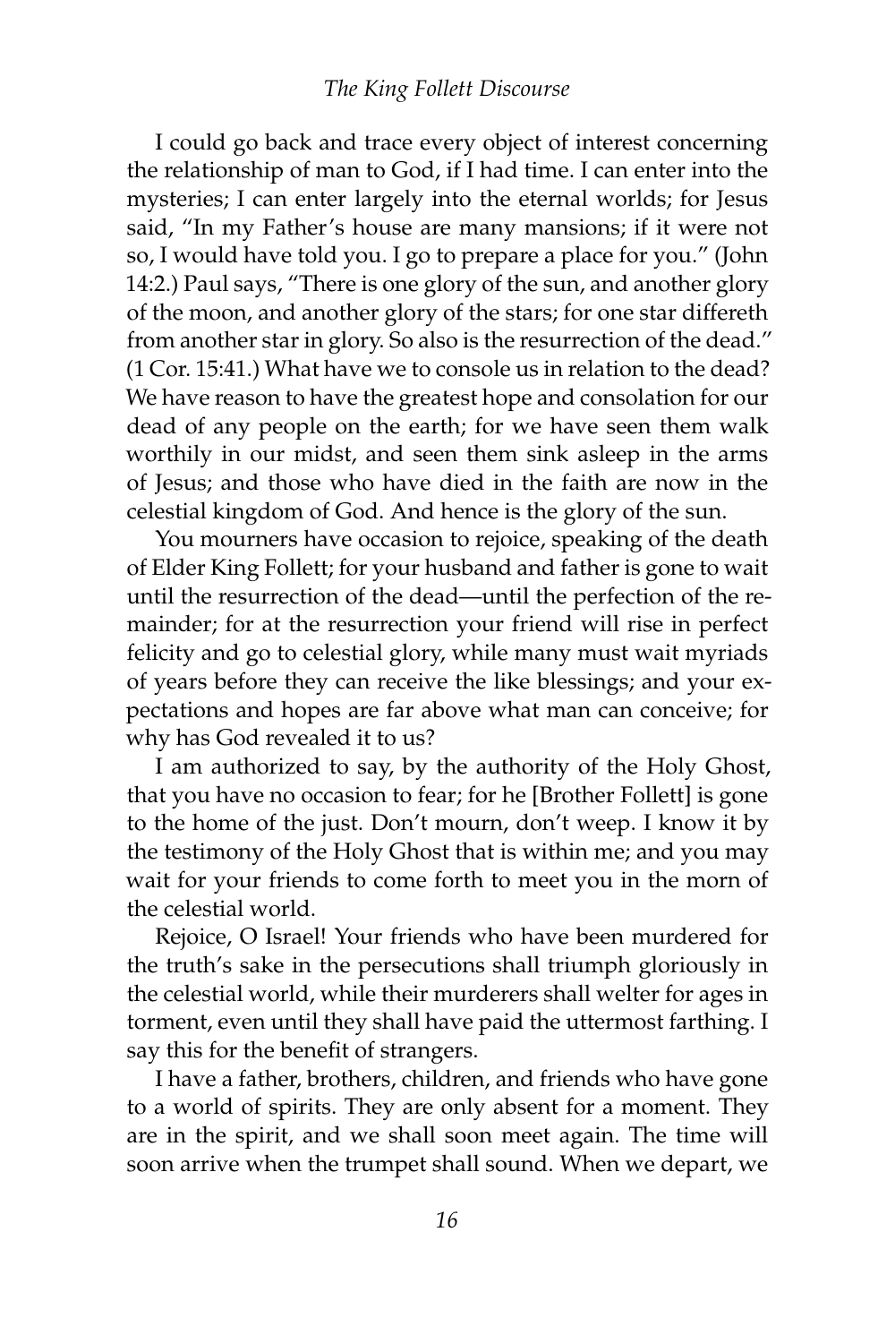I could go back and trace every object of interest concerning the relationship of man to God, if I had time. I can enter into the mysteries; I can enter largely into the eternal worlds; for Jesus said, "In my Father's house are many mansions; if it were not so, I would have told you. I go to prepare a place for you." (John 14:2.) Paul says, "There is one glory of the sun, and another glory of the moon, and another glory of the stars; for one star differeth from another star in glory. So also is the resurrection of the dead." (1 Cor. 15:41.) What have we to console us in relation to the dead? We have reason to have the greatest hope and consolation for our dead of any people on the earth; for we have seen them walk worthily in our midst, and seen them sink asleep in the arms of Jesus; and those who have died in the faith are now in the celestial kingdom of God. And hence is the glory of the sun.

You mourners have occasion to rejoice, speaking of the death of Elder King Follett; for your husband and father is gone to wait until the resurrection of the dead—until the perfection of the remainder; for at the resurrection your friend will rise in perfect felicity and go to celestial glory, while many must wait myriads of years before they can receive the like blessings; and your expectations and hopes are far above what man can conceive; for why has God revealed it to us?

I am authorized to say, by the authority of the Holy Ghost, that you have no occasion to fear; for he [Brother Follett] is gone to the home of the just. Don't mourn, don't weep. I know it by the testimony of the Holy Ghost that is within me; and you may wait for your friends to come forth to meet you in the morn of the celestial world.

Rejoice, O Israel! Your friends who have been murdered for the truth's sake in the persecutions shall triumph gloriously in the celestial world, while their murderers shall welter for ages in torment, even until they shall have paid the uttermost farthing. I say this for the benefit of strangers.

I have a father, brothers, children, and friends who have gone to a world of spirits. They are only absent for a moment. They are in the spirit, and we shall soon meet again. The time will soon arrive when the trumpet shall sound. When we depart, we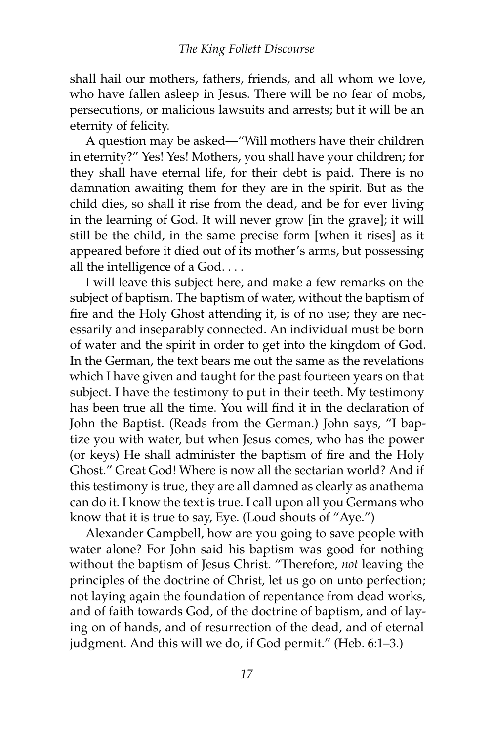shall hail our mothers, fathers, friends, and all whom we love, who have fallen asleep in Jesus. There will be no fear of mobs, persecutions, or malicious lawsuits and arrests; but it will be an eternity of felicity.

A question may be asked—"Will mothers have their children in eternity?" Yes! Yes! Mothers, you shall have your children; for they shall have eternal life, for their debt is paid. There is no damnation awaiting them for they are in the spirit. But as the child dies, so shall it rise from the dead, and be for ever living in the learning of God. It will never grow [in the grave]; it will still be the child, in the same precise form [when it rises] as it appeared before it died out of its mother's arms, but possessing all the intelligence of a God. . . .

I will leave this subject here, and make a few remarks on the subject of baptism. The baptism of water, without the baptism of fire and the Holy Ghost attending it, is of no use; they are necessarily and inseparably connected. An individual must be born of water and the spirit in order to get into the kingdom of God. In the German, the text bears me out the same as the revelations which I have given and taught for the past fourteen years on that subject. I have the testimony to put in their teeth. My testimony has been true all the time. You will find it in the declaration of John the Baptist. (Reads from the German.) John says, "I baptize you with water, but when Jesus comes, who has the power (or keys) He shall administer the baptism of fire and the Holy Ghost." Great God! Where is now all the sectarian world? And if this testimony is true, they are all damned as clearly as anathema can do it. I know the text is true. I call upon all you Germans who know that it is true to say, Eye. (Loud shouts of "Aye.")

Alexander Campbell, how are you going to save people with water alone? For John said his baptism was good for nothing without the baptism of Jesus Christ. "Therefore, *not* leaving the principles of the doctrine of Christ, let us go on unto perfection; not laying again the foundation of repentance from dead works, and of faith towards God, of the doctrine of baptism, and of laying on of hands, and of resurrection of the dead, and of eternal judgment. And this will we do, if God permit." (Heb. 6:1–3.)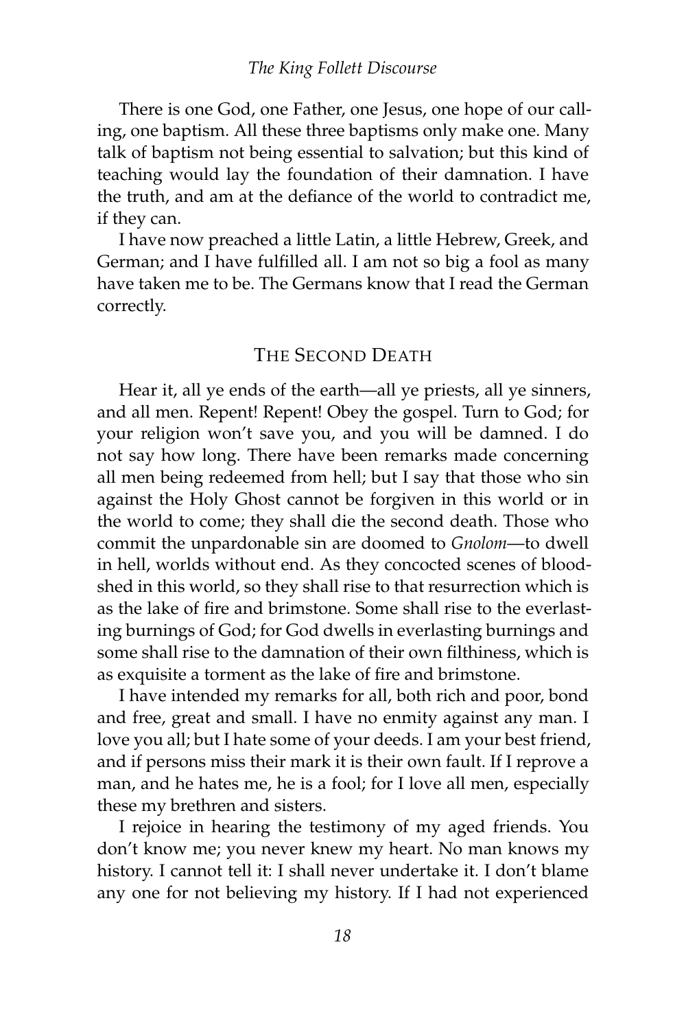There is one God, one Father, one Jesus, one hope of our calling, one baptism. All these three baptisms only make one. Many talk of baptism not being essential to salvation; but this kind of teaching would lay the foundation of their damnation. I have the truth, and am at the defiance of the world to contradict me, if they can.

I have now preached a little Latin, a little Hebrew, Greek, and German; and I have fulfilled all. I am not so big a fool as many have taken me to be. The Germans know that I read the German correctly.

## The Second Death

Hear it, all ye ends of the earth—all ye priests, all ye sinners, and all men. Repent! Repent! Obey the gospel. Turn to God; for your religion won't save you, and you will be damned. I do not say how long. There have been remarks made concerning all men being redeemed from hell; but I say that those who sin against the Holy Ghost cannot be forgiven in this world or in the world to come; they shall die the second death. Those who commit the unpardonable sin are doomed to *Gnolom*—to dwell in hell, worlds without end. As they concocted scenes of bloodshed in this world, so they shall rise to that resurrection which is as the lake of fire and brimstone. Some shall rise to the everlasting burnings of God; for God dwells in everlasting burnings and some shall rise to the damnation of their own filthiness, which is as exquisite a torment as the lake of fire and brimstone.

I have intended my remarks for all, both rich and poor, bond and free, great and small. I have no enmity against any man. I love you all; but I hate some of your deeds. I am your best friend, and if persons miss their mark it is their own fault. If I reprove a man, and he hates me, he is a fool; for I love all men, especially these my brethren and sisters.

I rejoice in hearing the testimony of my aged friends. You don't know me; you never knew my heart. No man knows my history. I cannot tell it: I shall never undertake it. I don't blame any one for not believing my history. If I had not experienced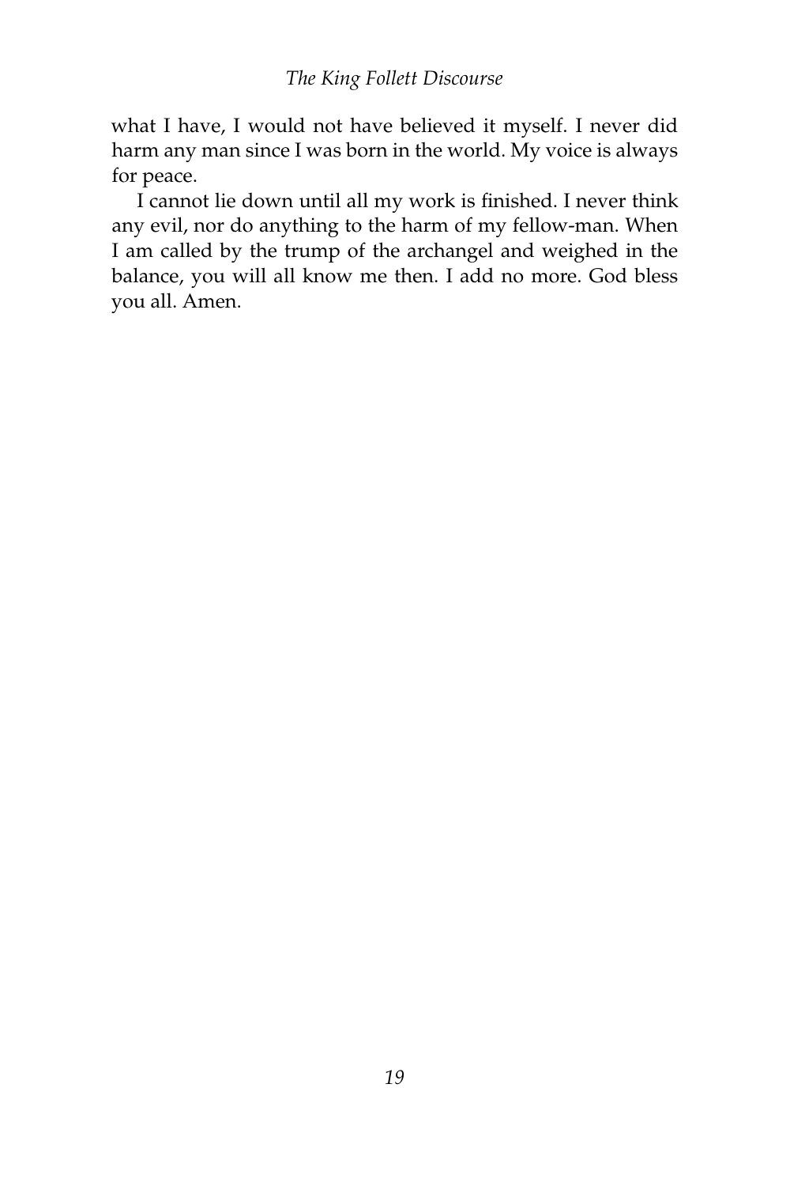what I have, I would not have believed it myself. I never did harm any man since I was born in the world. My voice is always for peace.

I cannot lie down until all my work is finished. I never think any evil, nor do anything to the harm of my fellow-man. When I am called by the trump of the archangel and weighed in the balance, you will all know me then. I add no more. God bless you all. Amen.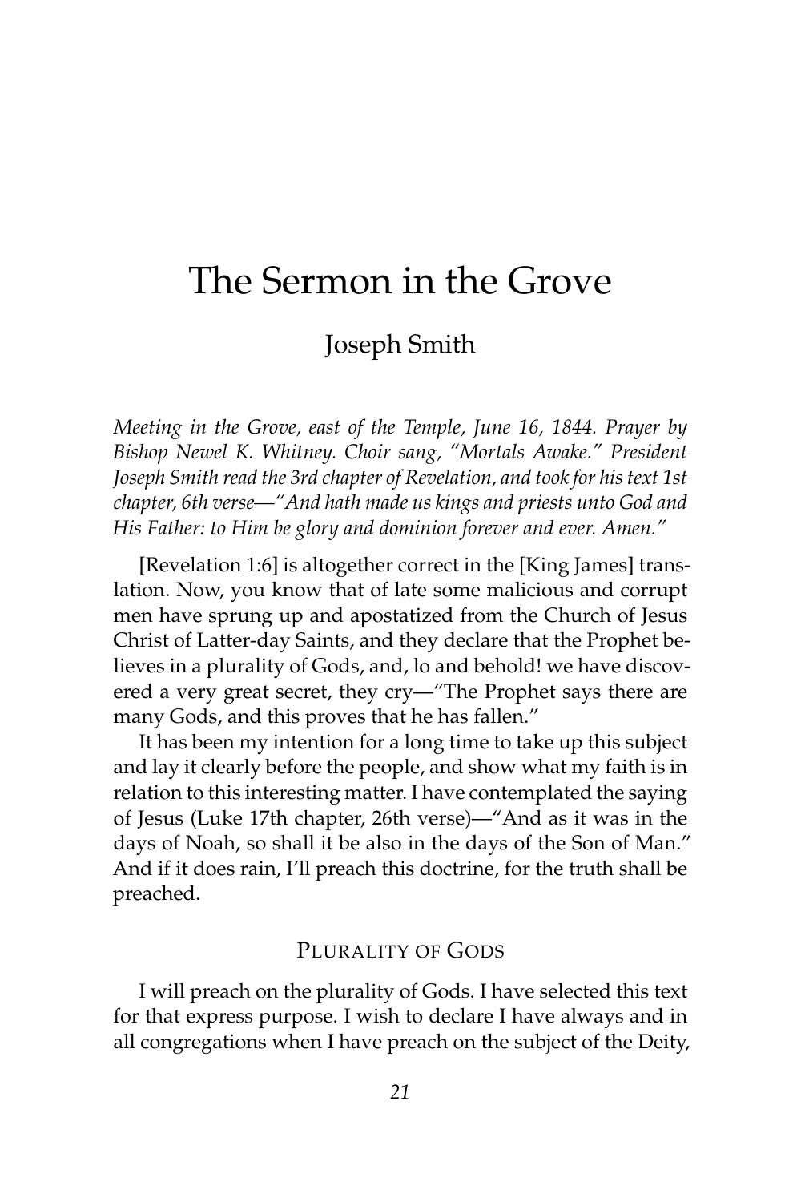# The Sermon in the Grove

## Joseph Smith

*Meeting in the Grove, east of the Temple, June 16, 1844. Prayer by Bishop Newel K. Whitney. Choir sang, "Mortals Awake." President Joseph Smith read the 3rd chapter of Revelation, and took for his text 1st chapter, 6th verse—"And hath made us kings and priests unto God and His Father: to Him be glory and dominion forever and ever. Amen."*

[Revelation 1:6] is altogether correct in the [King James] translation. Now, you know that of late some malicious and corrupt men have sprung up and apostatized from the Church of Jesus Christ of Latter-day Saints, and they declare that the Prophet believes in a plurality of Gods, and, lo and behold! we have discovered a very great secret, they cry—"The Prophet says there are many Gods, and this proves that he has fallen."

It has been my intention for a long time to take up this subject and lay it clearly before the people, and show what my faith is in relation to this interesting matter. I have contemplated the saying of Jesus (Luke 17th chapter, 26th verse)—"And as it was in the days of Noah, so shall it be also in the days of the Son of Man." And if it does rain, I'll preach this doctrine, for the truth shall be preached.

### Plurality of Gods

I will preach on the plurality of Gods. I have selected this text for that express purpose. I wish to declare I have always and in all congregations when I have preach on the subject of the Deity,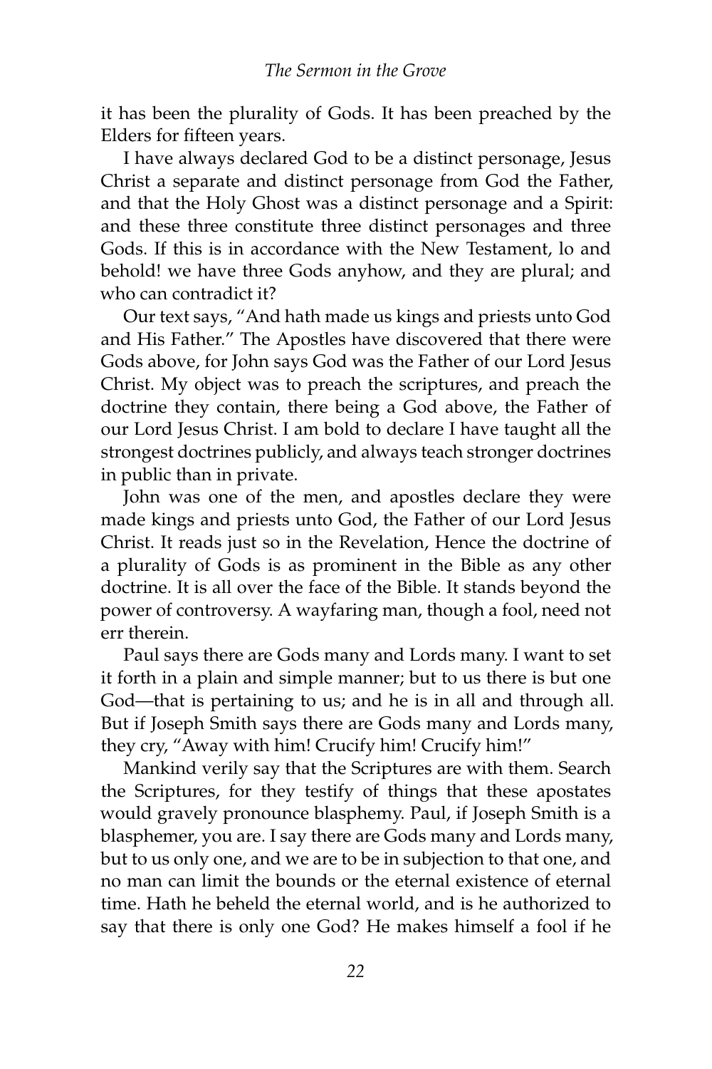it has been the plurality of Gods. It has been preached by the Elders for fifteen years.

I have always declared God to be a distinct personage, Jesus Christ a separate and distinct personage from God the Father, and that the Holy Ghost was a distinct personage and a Spirit: and these three constitute three distinct personages and three Gods. If this is in accordance with the New Testament, lo and behold! we have three Gods anyhow, and they are plural; and who can contradict it?

Our text says, "And hath made us kings and priests unto God and His Father." The Apostles have discovered that there were Gods above, for John says God was the Father of our Lord Jesus Christ. My object was to preach the scriptures, and preach the doctrine they contain, there being a God above, the Father of our Lord Jesus Christ. I am bold to declare I have taught all the strongest doctrines publicly, and always teach stronger doctrines in public than in private.

John was one of the men, and apostles declare they were made kings and priests unto God, the Father of our Lord Jesus Christ. It reads just so in the Revelation, Hence the doctrine of a plurality of Gods is as prominent in the Bible as any other doctrine. It is all over the face of the Bible. It stands beyond the power of controversy. A wayfaring man, though a fool, need not err therein.

Paul says there are Gods many and Lords many. I want to set it forth in a plain and simple manner; but to us there is but one God—that is pertaining to us; and he is in all and through all. But if Joseph Smith says there are Gods many and Lords many, they cry, "Away with him! Crucify him! Crucify him!"

Mankind verily say that the Scriptures are with them. Search the Scriptures, for they testify of things that these apostates would gravely pronounce blasphemy. Paul, if Joseph Smith is a blasphemer, you are. I say there are Gods many and Lords many, but to us only one, and we are to be in subjection to that one, and no man can limit the bounds or the eternal existence of eternal time. Hath he beheld the eternal world, and is he authorized to say that there is only one God? He makes himself a fool if he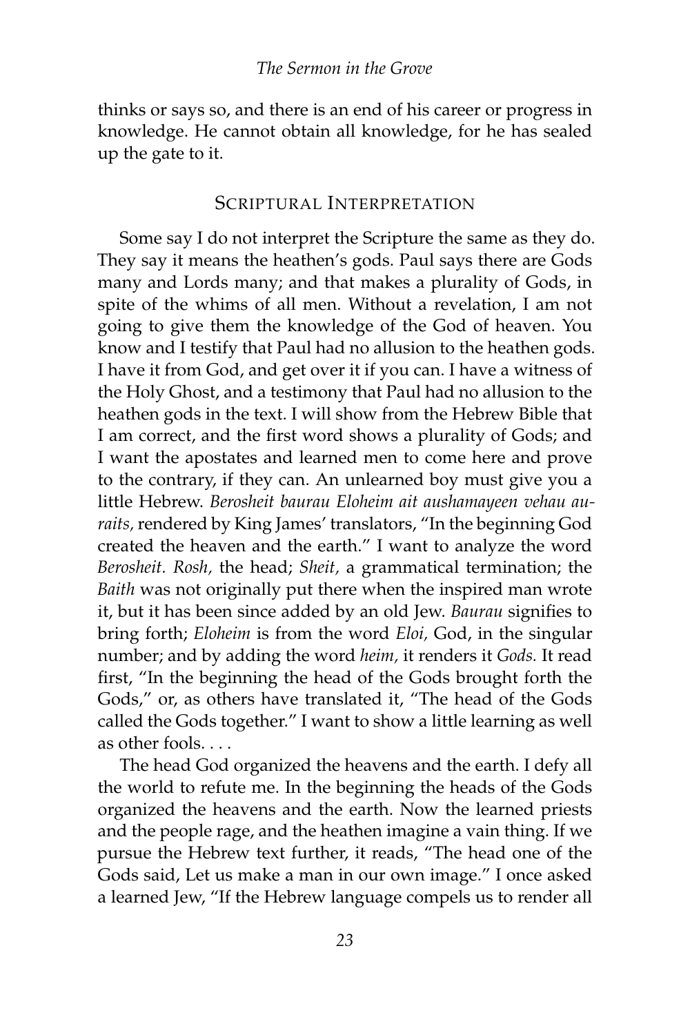thinks or says so, and there is an end of his career or progress in knowledge. He cannot obtain all knowledge, for he has sealed up the gate to it.

## Scriptural Interpretation

Some say I do not interpret the Scripture the same as they do. They say it means the heathen's gods. Paul says there are Gods many and Lords many; and that makes a plurality of Gods, in spite of the whims of all men. Without a revelation, I am not going to give them the knowledge of the God of heaven. You know and I testify that Paul had no allusion to the heathen gods. I have it from God, and get over it if you can. I have a witness of the Holy Ghost, and a testimony that Paul had no allusion to the heathen gods in the text. I will show from the Hebrew Bible that I am correct, and the first word shows a plurality of Gods; and I want the apostates and learned men to come here and prove to the contrary, if they can. An unlearned boy must give you a little Hebrew. *Berosheit baurau Eloheim ait aushamayeen vehau auraits,* rendered by King James' translators, "In the beginning God created the heaven and the earth." I want to analyze the word *Berosheit*. *Rosh,* the head; *Sheit,* a grammatical termination; the *Baith* was not originally put there when the inspired man wrote it, but it has been since added by an old Jew. *Baurau* signifies to bring forth; *Eloheim* is from the word *Eloi,* God, in the singular number; and by adding the word *heim,* it renders it *Gods.* It read first, "In the beginning the head of the Gods brought forth the Gods," or, as others have translated it, "The head of the Gods called the Gods together." I want to show a little learning as well as other fools. . . .

The head God organized the heavens and the earth. I defy all the world to refute me. In the beginning the heads of the Gods organized the heavens and the earth. Now the learned priests and the people rage, and the heathen imagine a vain thing. If we pursue the Hebrew text further, it reads, "The head one of the Gods said, Let us make a man in our own image." I once asked a learned Jew, "If the Hebrew language compels us to render all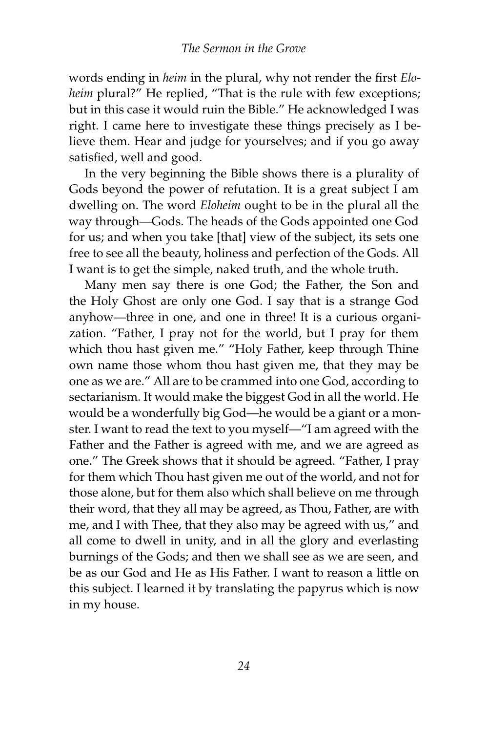words ending in *heim* in the plural, why not render the first *Eloheim* plural?" He replied, "That is the rule with few exceptions; but in this case it would ruin the Bible." He acknowledged I was right. I came here to investigate these things precisely as I believe them. Hear and judge for yourselves; and if you go away satisfied, well and good.

In the very beginning the Bible shows there is a plurality of Gods beyond the power of refutation. It is a great subject I am dwelling on. The word *Eloheim* ought to be in the plural all the way through—Gods. The heads of the Gods appointed one God for us; and when you take [that] view of the subject, its sets one free to see all the beauty, holiness and perfection of the Gods. All I want is to get the simple, naked truth, and the whole truth.

Many men say there is one God; the Father, the Son and the Holy Ghost are only one God. I say that is a strange God anyhow—three in one, and one in three! It is a curious organization. "Father, I pray not for the world, but I pray for them which thou hast given me." "Holy Father, keep through Thine own name those whom thou hast given me, that they may be one as we are." All are to be crammed into one God, according to sectarianism. It would make the biggest God in all the world. He would be a wonderfully big God—he would be a giant or a monster. I want to read the text to you myself—"I am agreed with the Father and the Father is agreed with me, and we are agreed as one." The Greek shows that it should be agreed. "Father, I pray for them which Thou hast given me out of the world, and not for those alone, but for them also which shall believe on me through their word, that they all may be agreed, as Thou, Father, are with me, and I with Thee, that they also may be agreed with us," and all come to dwell in unity, and in all the glory and everlasting burnings of the Gods; and then we shall see as we are seen, and be as our God and He as His Father. I want to reason a little on this subject. I learned it by translating the papyrus which is now in my house.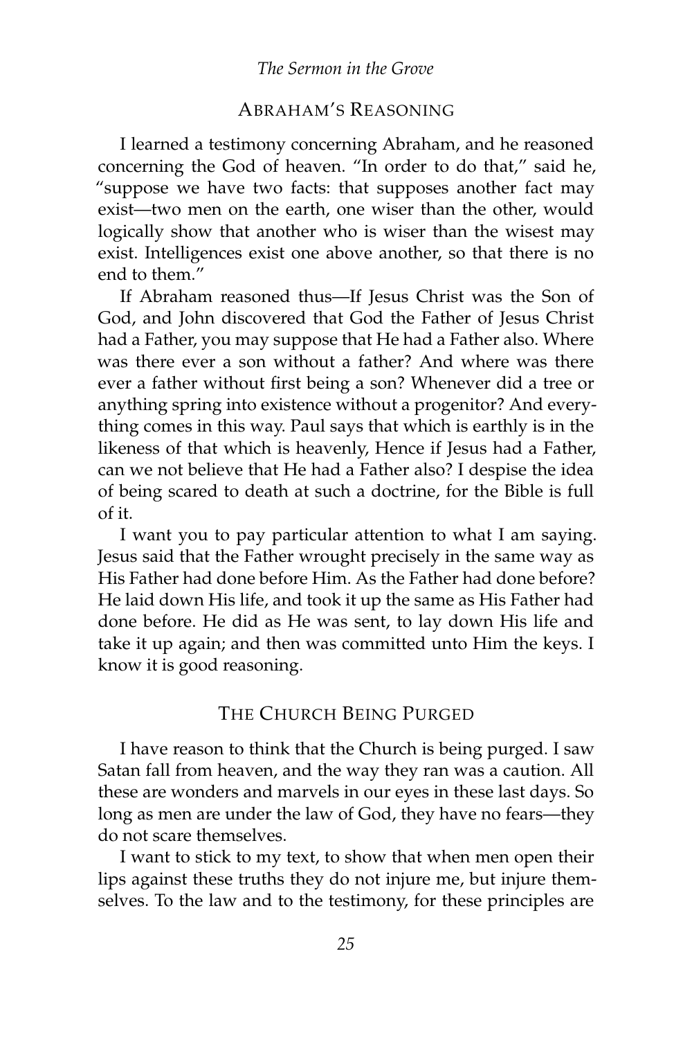## Abraham's Reasoning

I learned a testimony concerning Abraham, and he reasoned concerning the God of heaven. "In order to do that," said he, "suppose we have two facts: that supposes another fact may exist—two men on the earth, one wiser than the other, would logically show that another who is wiser than the wisest may exist. Intelligences exist one above another, so that there is no end to them."

If Abraham reasoned thus—If Jesus Christ was the Son of God, and John discovered that God the Father of Jesus Christ had a Father, you may suppose that He had a Father also. Where was there ever a son without a father? And where was there ever a father without first being a son? Whenever did a tree or anything spring into existence without a progenitor? And everything comes in this way. Paul says that which is earthly is in the likeness of that which is heavenly, Hence if Jesus had a Father, can we not believe that He had a Father also? I despise the idea of being scared to death at such a doctrine, for the Bible is full of it.

I want you to pay particular attention to what I am saying. Jesus said that the Father wrought precisely in the same way as His Father had done before Him. As the Father had done before? He laid down His life, and took it up the same as His Father had done before. He did as He was sent, to lay down His life and take it up again; and then was committed unto Him the keys. I know it is good reasoning.

## The Church Being Purged

I have reason to think that the Church is being purged. I saw Satan fall from heaven, and the way they ran was a caution. All these are wonders and marvels in our eyes in these last days. So long as men are under the law of God, they have no fears—they do not scare themselves.

I want to stick to my text, to show that when men open their lips against these truths they do not injure me, but injure themselves. To the law and to the testimony, for these principles are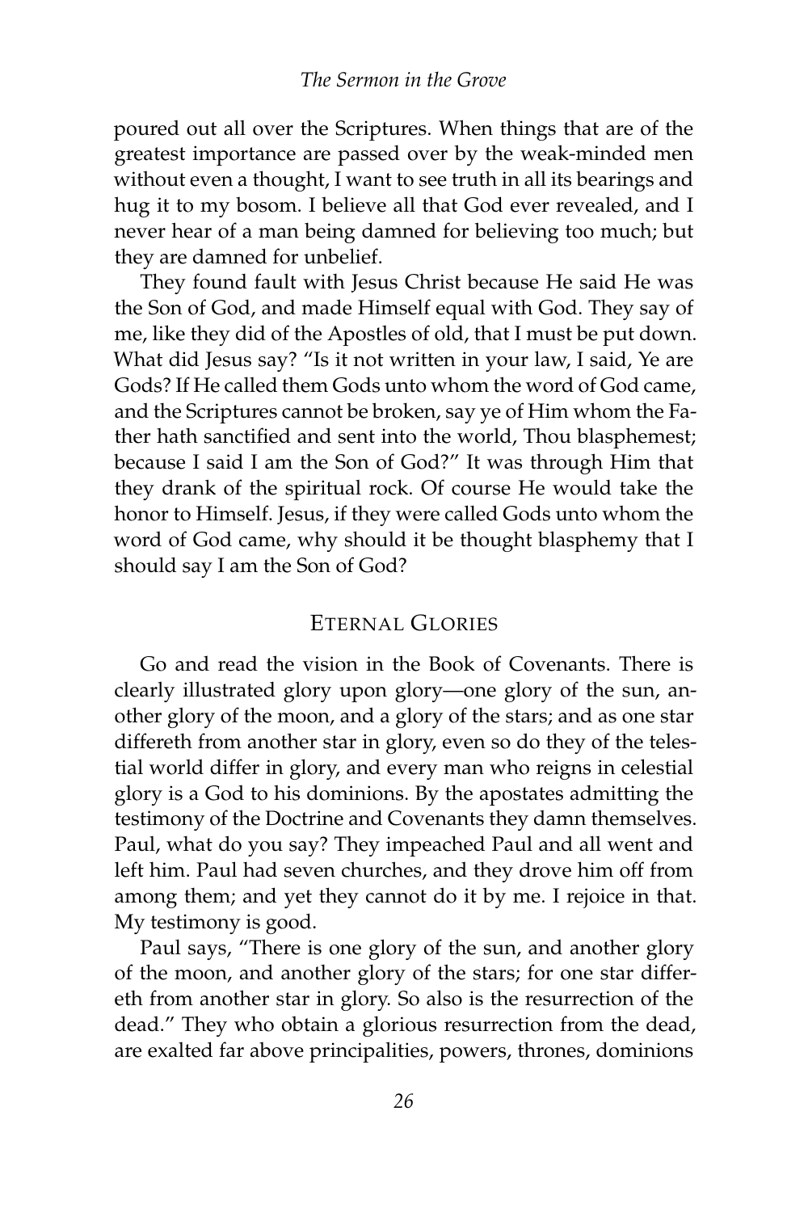poured out all over the Scriptures. When things that are of the greatest importance are passed over by the weak-minded men without even a thought, I want to see truth in all its bearings and hug it to my bosom. I believe all that God ever revealed, and I never hear of a man being damned for believing too much; but they are damned for unbelief.

They found fault with Jesus Christ because He said He was the Son of God, and made Himself equal with God. They say of me, like they did of the Apostles of old, that I must be put down. What did Jesus say? "Is it not written in your law, I said, Ye are Gods? If He called them Gods unto whom the word of God came, and the Scriptures cannot be broken, say ye of Him whom the Father hath sanctified and sent into the world, Thou blasphemest; because I said I am the Son of God?" It was through Him that they drank of the spiritual rock. Of course He would take the honor to Himself. Jesus, if they were called Gods unto whom the word of God came, why should it be thought blasphemy that I should say I am the Son of God?

## Eternal Glories

Go and read the vision in the Book of Covenants. There is clearly illustrated glory upon glory—one glory of the sun, another glory of the moon, and a glory of the stars; and as one star differeth from another star in glory, even so do they of the telestial world differ in glory, and every man who reigns in celestial glory is a God to his dominions. By the apostates admitting the testimony of the Doctrine and Covenants they damn themselves. Paul, what do you say? They impeached Paul and all went and left him. Paul had seven churches, and they drove him off from among them; and yet they cannot do it by me. I rejoice in that. My testimony is good.

Paul says, "There is one glory of the sun, and another glory of the moon, and another glory of the stars; for one star differeth from another star in glory. So also is the resurrection of the dead." They who obtain a glorious resurrection from the dead, are exalted far above principalities, powers, thrones, dominions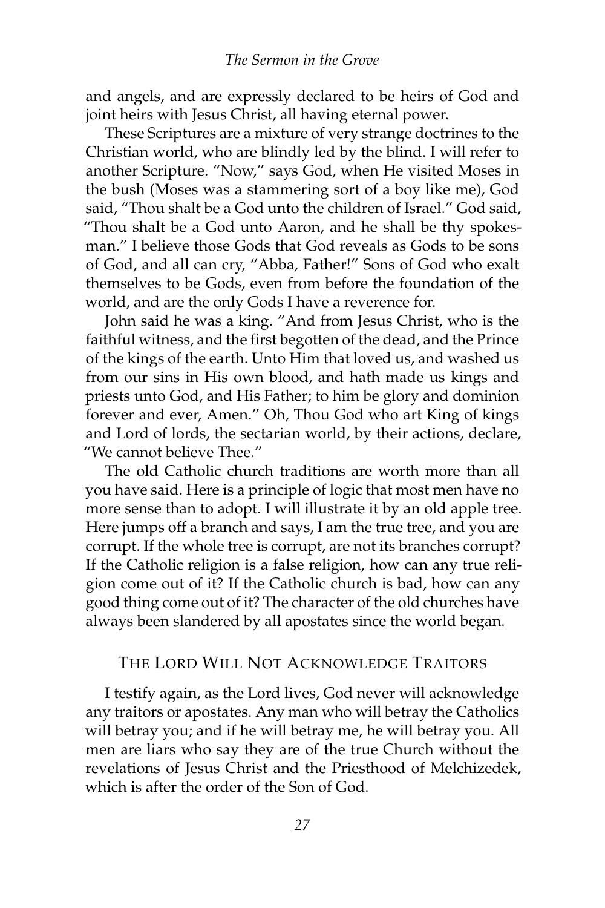and angels, and are expressly declared to be heirs of God and joint heirs with Jesus Christ, all having eternal power.

These Scriptures are a mixture of very strange doctrines to the Christian world, who are blindly led by the blind. I will refer to another Scripture. "Now," says God, when He visited Moses in the bush (Moses was a stammering sort of a boy like me), God said, "Thou shalt be a God unto the children of Israel." God said, "Thou shalt be a God unto Aaron, and he shall be thy spokesman." I believe those Gods that God reveals as Gods to be sons of God, and all can cry, "Abba, Father!" Sons of God who exalt themselves to be Gods, even from before the foundation of the world, and are the only Gods I have a reverence for.

John said he was a king. "And from Jesus Christ, who is the faithful witness, and the first begotten of the dead, and the Prince of the kings of the earth. Unto Him that loved us, and washed us from our sins in His own blood, and hath made us kings and priests unto God, and His Father; to him be glory and dominion forever and ever, Amen." Oh, Thou God who art King of kings and Lord of lords, the sectarian world, by their actions, declare, "We cannot believe Thee."

The old Catholic church traditions are worth more than all you have said. Here is a principle of logic that most men have no more sense than to adopt. I will illustrate it by an old apple tree. Here jumps off a branch and says, I am the true tree, and you are corrupt. If the whole tree is corrupt, are not its branches corrupt? If the Catholic religion is a false religion, how can any true religion come out of it? If the Catholic church is bad, how can any good thing come out of it? The character of the old churches have always been slandered by all apostates since the world began.

## The Lord Will Not Acknowledge Traitors

I testify again, as the Lord lives, God never will acknowledge any traitors or apostates. Any man who will betray the Catholics will betray you; and if he will betray me, he will betray you. All men are liars who say they are of the true Church without the revelations of Jesus Christ and the Priesthood of Melchizedek, which is after the order of the Son of God.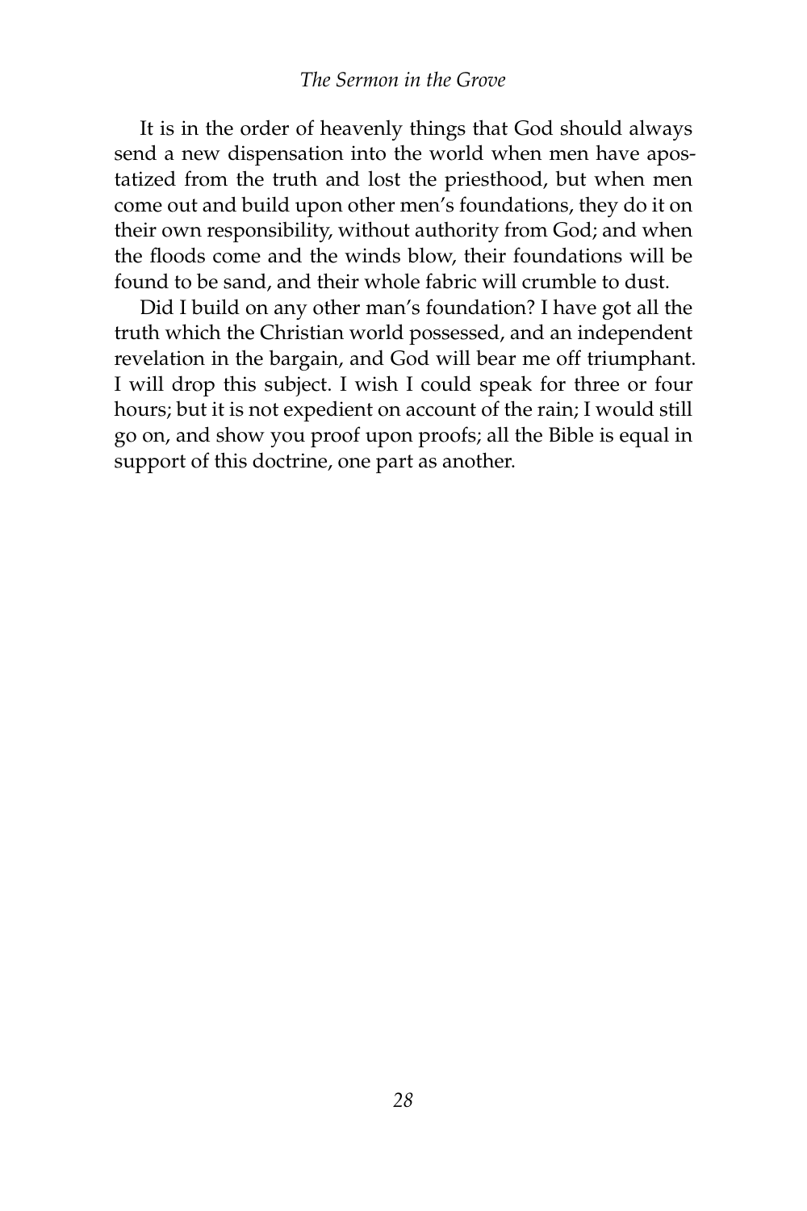It is in the order of heavenly things that God should always send a new dispensation into the world when men have apostatized from the truth and lost the priesthood, but when men come out and build upon other men's foundations, they do it on their own responsibility, without authority from God; and when the floods come and the winds blow, their foundations will be found to be sand, and their whole fabric will crumble to dust.

Did I build on any other man's foundation? I have got all the truth which the Christian world possessed, and an independent revelation in the bargain, and God will bear me off triumphant. I will drop this subject. I wish I could speak for three or four hours; but it is not expedient on account of the rain; I would still go on, and show you proof upon proofs; all the Bible is equal in support of this doctrine, one part as another.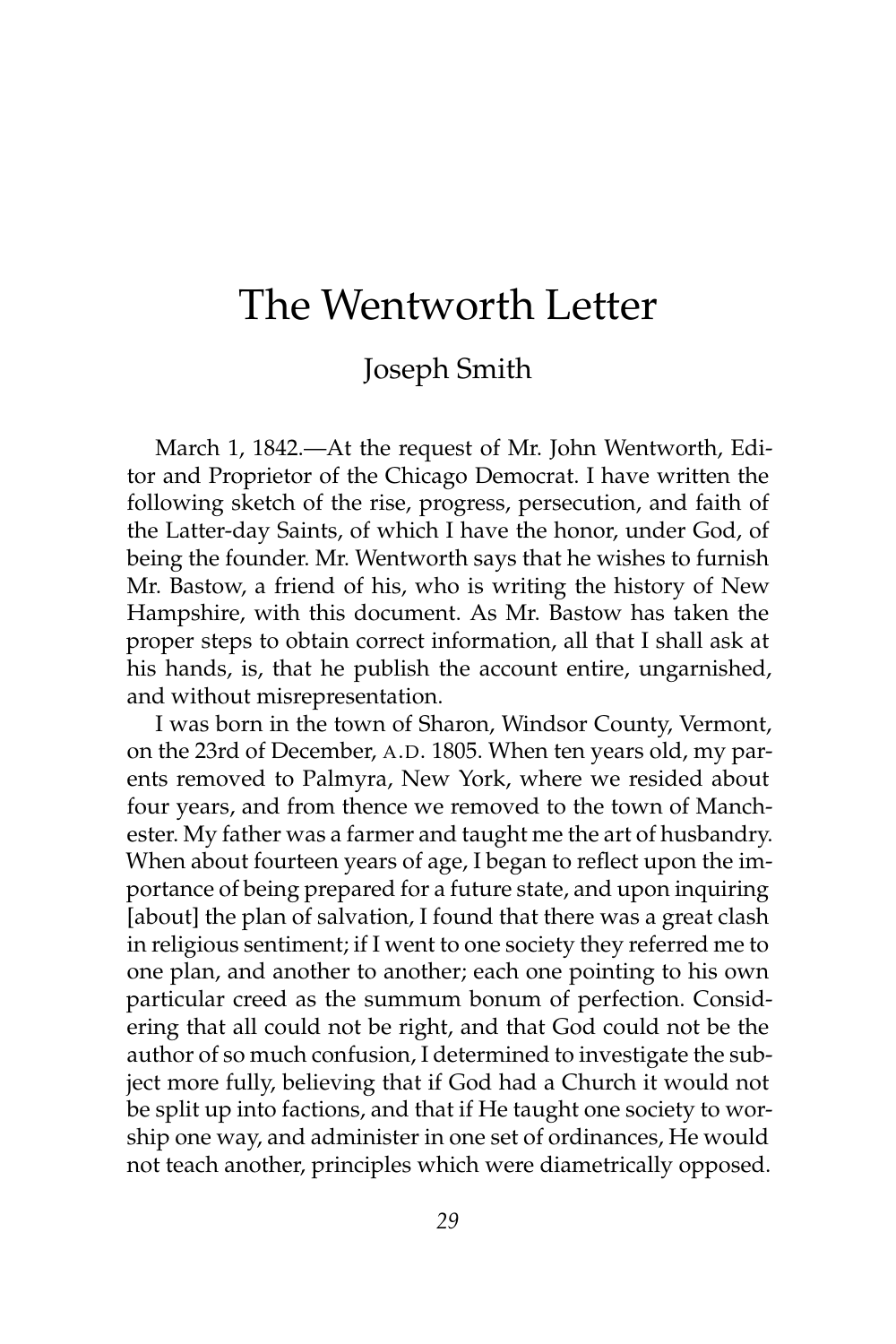# The Wentworth Letter

Joseph Smith

March 1, 1842.—At the request of Mr. John Wentworth, Editor and Proprietor of the Chicago Democrat. I have written the following sketch of the rise, progress, persecution, and faith of the Latter-day Saints, of which I have the honor, under God, of being the founder. Mr. Wentworth says that he wishes to furnish Mr. Bastow, a friend of his, who is writing the history of New Hampshire, with this document. As Mr. Bastow has taken the proper steps to obtain correct information, all that I shall ask at his hands, is, that he publish the account entire, ungarnished, and without misrepresentation.

I was born in the town of Sharon, Windsor County, Vermont, on the 23rd of December, A.D. 1805. When ten years old, my parents removed to Palmyra, New York, where we resided about four years, and from thence we removed to the town of Manchester. My father was a farmer and taught me the art of husbandry. When about fourteen years of age, I began to reflect upon the importance of being prepared for a future state, and upon inquiring [about] the plan of salvation, I found that there was a great clash in religious sentiment; if I went to one society they referred me to one plan, and another to another; each one pointing to his own particular creed as the summum bonum of perfection. Considering that all could not be right, and that God could not be the author of so much confusion, I determined to investigate the subject more fully, believing that if God had a Church it would not be split up into factions, and that if He taught one society to worship one way, and administer in one set of ordinances, He would not teach another, principles which were diametrically opposed.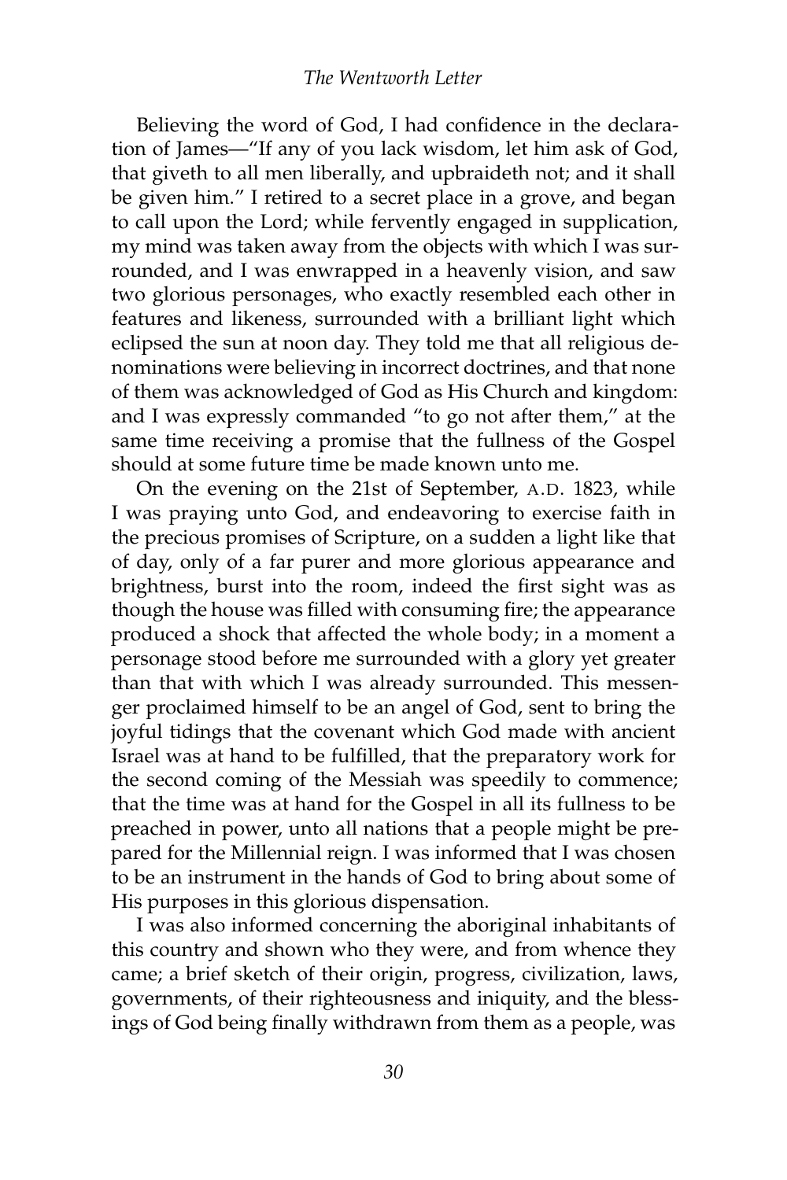Believing the word of God, I had confidence in the declaration of James—"If any of you lack wisdom, let him ask of God, that giveth to all men liberally, and upbraideth not; and it shall be given him." I retired to a secret place in a grove, and began to call upon the Lord; while fervently engaged in supplication, my mind was taken away from the objects with which I was surrounded, and I was enwrapped in a heavenly vision, and saw two glorious personages, who exactly resembled each other in features and likeness, surrounded with a brilliant light which eclipsed the sun at noon day. They told me that all religious denominations were believing in incorrect doctrines, and that none of them was acknowledged of God as His Church and kingdom: and I was expressly commanded "to go not after them," at the same time receiving a promise that the fullness of the Gospel should at some future time be made known unto me.

On the evening on the 21st of September, A.D. 1823, while I was praying unto God, and endeavoring to exercise faith in the precious promises of Scripture, on a sudden a light like that of day, only of a far purer and more glorious appearance and brightness, burst into the room, indeed the first sight was as though the house was filled with consuming fire; the appearance produced a shock that affected the whole body; in a moment a personage stood before me surrounded with a glory yet greater than that with which I was already surrounded. This messenger proclaimed himself to be an angel of God, sent to bring the joyful tidings that the covenant which God made with ancient Israel was at hand to be fulfilled, that the preparatory work for the second coming of the Messiah was speedily to commence; that the time was at hand for the Gospel in all its fullness to be preached in power, unto all nations that a people might be prepared for the Millennial reign. I was informed that I was chosen to be an instrument in the hands of God to bring about some of His purposes in this glorious dispensation.

I was also informed concerning the aboriginal inhabitants of this country and shown who they were, and from whence they came; a brief sketch of their origin, progress, civilization, laws, governments, of their righteousness and iniquity, and the blessings of God being finally withdrawn from them as a people, was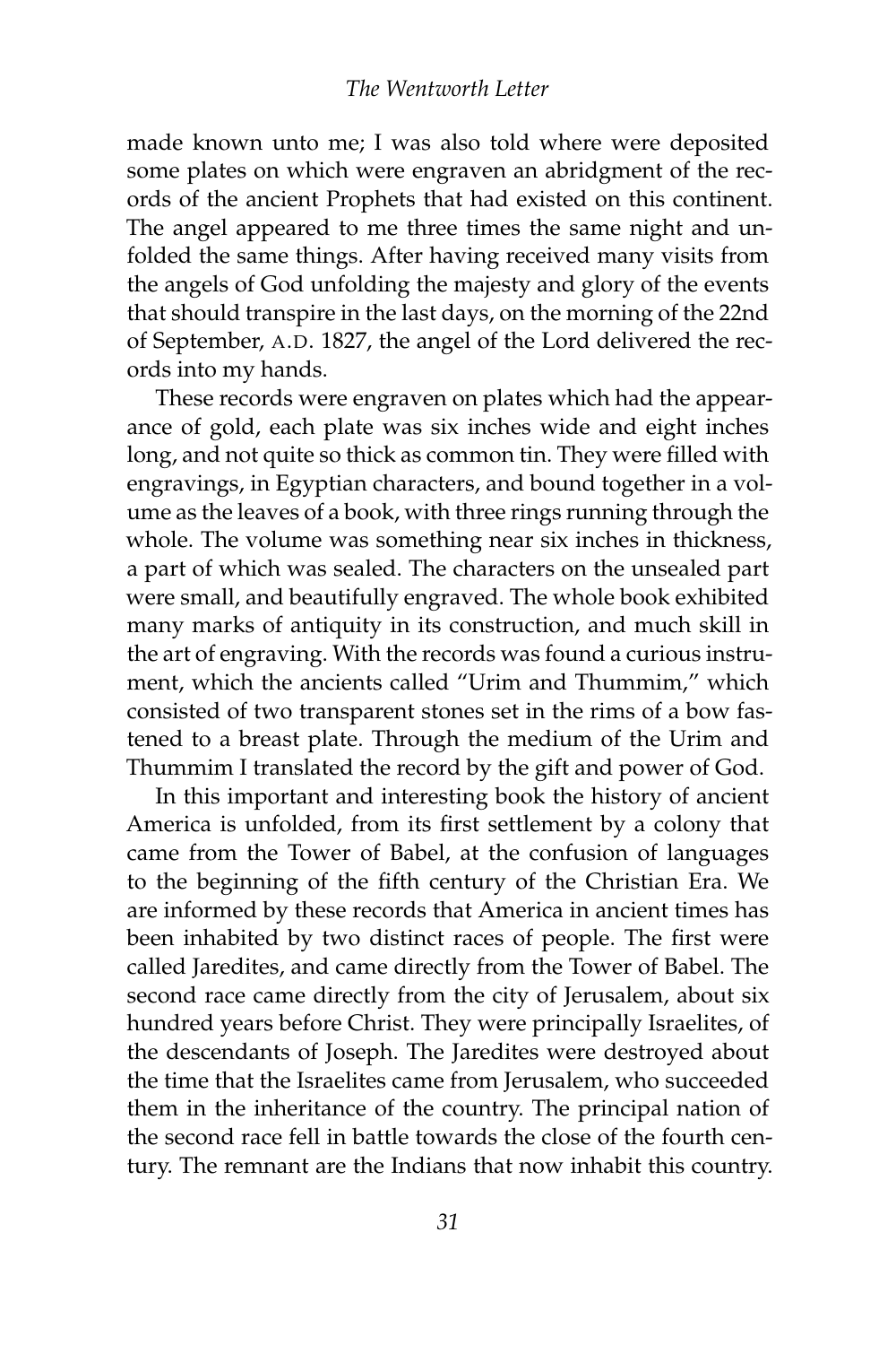made known unto me; I was also told where were deposited some plates on which were engraven an abridgment of the records of the ancient Prophets that had existed on this continent. The angel appeared to me three times the same night and unfolded the same things. After having received many visits from the angels of God unfolding the majesty and glory of the events that should transpire in the last days, on the morning of the 22nd of September, A.D. 1827, the angel of the Lord delivered the records into my hands.

These records were engraven on plates which had the appearance of gold, each plate was six inches wide and eight inches long, and not quite so thick as common tin. They were filled with engravings, in Egyptian characters, and bound together in a volume as the leaves of a book, with three rings running through the whole. The volume was something near six inches in thickness, a part of which was sealed. The characters on the unsealed part were small, and beautifully engraved. The whole book exhibited many marks of antiquity in its construction, and much skill in the art of engraving. With the records was found a curious instrument, which the ancients called "Urim and Thummim," which consisted of two transparent stones set in the rims of a bow fastened to a breast plate. Through the medium of the Urim and Thummim I translated the record by the gift and power of God.

In this important and interesting book the history of ancient America is unfolded, from its first settlement by a colony that came from the Tower of Babel, at the confusion of languages to the beginning of the fifth century of the Christian Era. We are informed by these records that America in ancient times has been inhabited by two distinct races of people. The first were called Jaredites, and came directly from the Tower of Babel. The second race came directly from the city of Jerusalem, about six hundred years before Christ. They were principally Israelites, of the descendants of Joseph. The Jaredites were destroyed about the time that the Israelites came from Jerusalem, who succeeded them in the inheritance of the country. The principal nation of the second race fell in battle towards the close of the fourth century. The remnant are the Indians that now inhabit this country.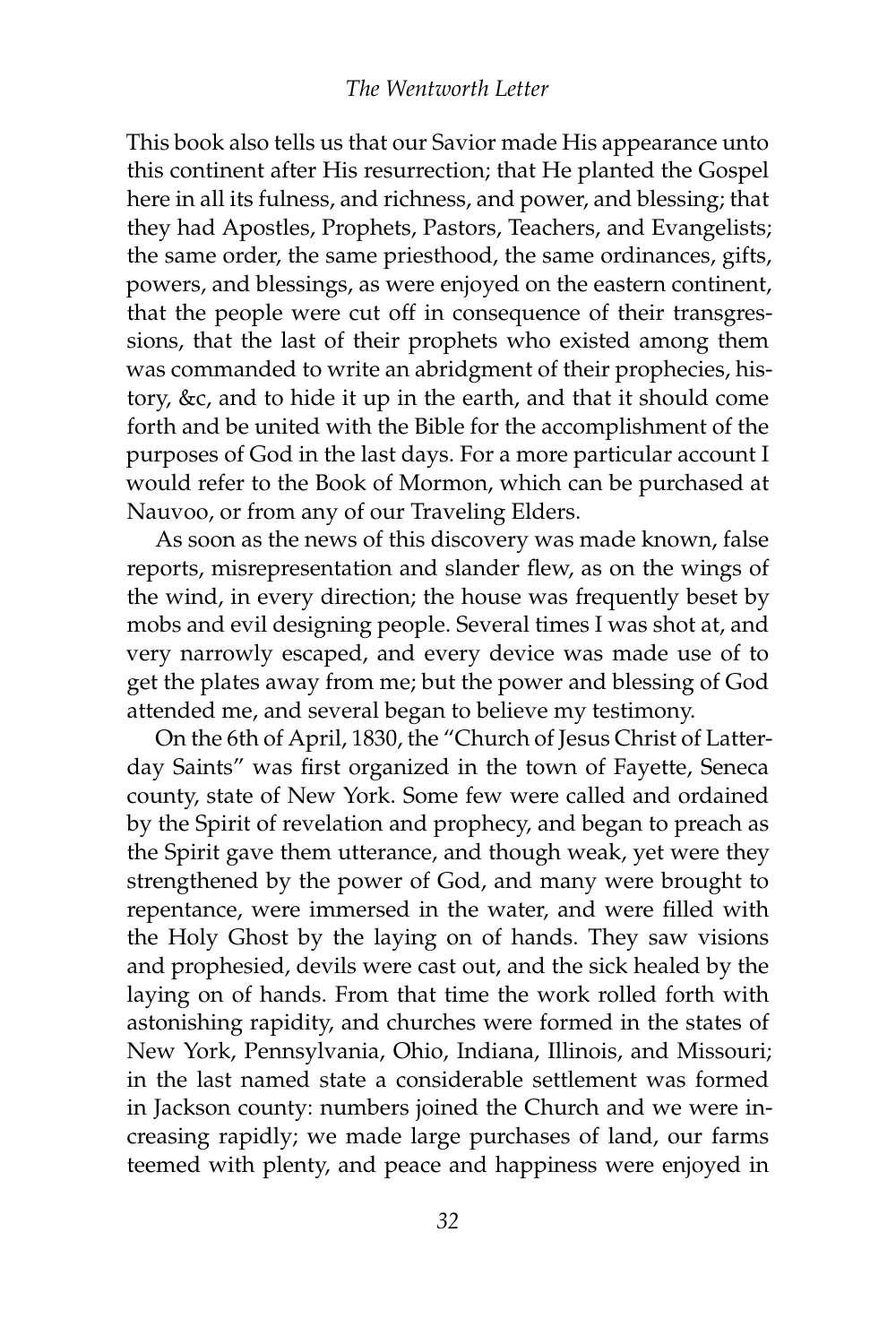This book also tells us that our Savior made His appearance unto this continent after His resurrection; that He planted the Gospel here in all its fulness, and richness, and power, and blessing; that they had Apostles, Prophets, Pastors, Teachers, and Evangelists; the same order, the same priesthood, the same ordinances, gifts, powers, and blessings, as were enjoyed on the eastern continent, that the people were cut off in consequence of their transgressions, that the last of their prophets who existed among them was commanded to write an abridgment of their prophecies, history, &c, and to hide it up in the earth, and that it should come forth and be united with the Bible for the accomplishment of the purposes of God in the last days. For a more particular account I would refer to the Book of Mormon, which can be purchased at Nauvoo, or from any of our Traveling Elders.

As soon as the news of this discovery was made known, false reports, misrepresentation and slander flew, as on the wings of the wind, in every direction; the house was frequently beset by mobs and evil designing people. Several times I was shot at, and very narrowly escaped, and every device was made use of to get the plates away from me; but the power and blessing of God attended me, and several began to believe my testimony.

On the 6th of April, 1830, the "Church of Jesus Christ of Latter-day Saints" was first organized in the town of Fayette, Seneca county, state of New York. Some few were called and ordained by the Spirit of revelation and prophecy, and began to preach as the Spirit gave them utterance, and though weak, yet were they strengthened by the power of God, and many were brought to repentance, were immersed in the water, and were filled with the Holy Ghost by the laying on of hands. They saw visions and prophesied, devils were cast out, and the sick healed by the laying on of hands. From that time the work rolled forth with astonishing rapidity, and churches were formed in the states of New York, Pennsylvania, Ohio, Indiana, Illinois, and Missouri; in the last named state a considerable settlement was formed in Jackson county: numbers joined the Church and we were increasing rapidly; we made large purchases of land, our farms teemed with plenty, and peace and happiness were enjoyed in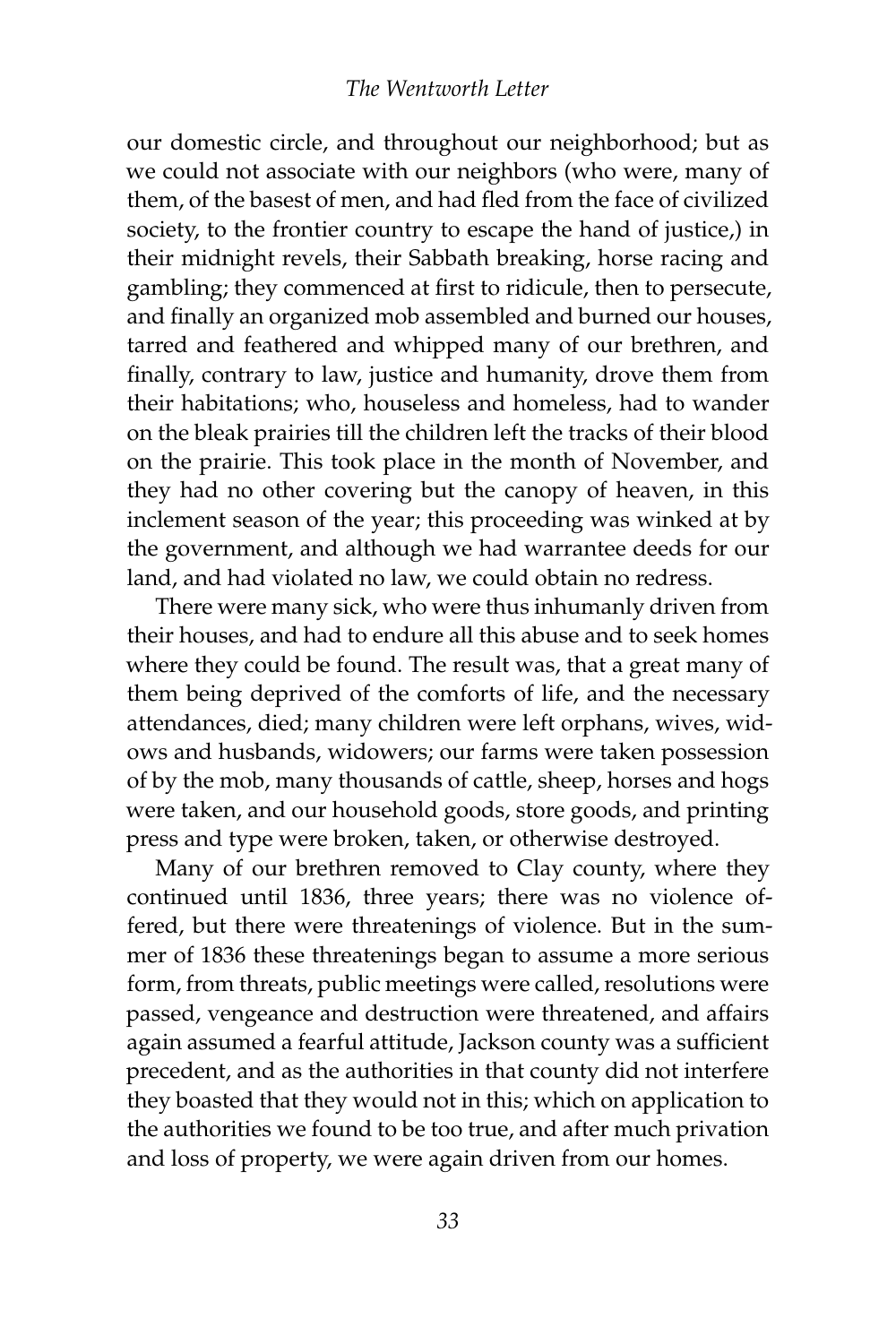our domestic circle, and throughout our neighborhood; but as we could not associate with our neighbors (who were, many of them, of the basest of men, and had fled from the face of civilized society, to the frontier country to escape the hand of justice,) in their midnight revels, their Sabbath breaking, horse racing and gambling; they commenced at first to ridicule, then to persecute, and finally an organized mob assembled and burned our houses, tarred and feathered and whipped many of our brethren, and finally, contrary to law, justice and humanity, drove them from their habitations; who, houseless and homeless, had to wander on the bleak prairies till the children left the tracks of their blood on the prairie. This took place in the month of November, and they had no other covering but the canopy of heaven, in this inclement season of the year; this proceeding was winked at by the government, and although we had warrantee deeds for our land, and had violated no law, we could obtain no redress.

There were many sick, who were thus inhumanly driven from their houses, and had to endure all this abuse and to seek homes where they could be found. The result was, that a great many of them being deprived of the comforts of life, and the necessary attendances, died; many children were left orphans, wives, widows and husbands, widowers; our farms were taken possession of by the mob, many thousands of cattle, sheep, horses and hogs were taken, and our household goods, store goods, and printing press and type were broken, taken, or otherwise destroyed.

Many of our brethren removed to Clay county, where they continued until 1836, three years; there was no violence offered, but there were threatenings of violence. But in the summer of 1836 these threatenings began to assume a more serious form, from threats, public meetings were called, resolutions were passed, vengeance and destruction were threatened, and affairs again assumed a fearful attitude, Jackson county was a sufficient precedent, and as the authorities in that county did not interfere they boasted that they would not in this; which on application to the authorities we found to be too true, and after much privation and loss of property, we were again driven from our homes.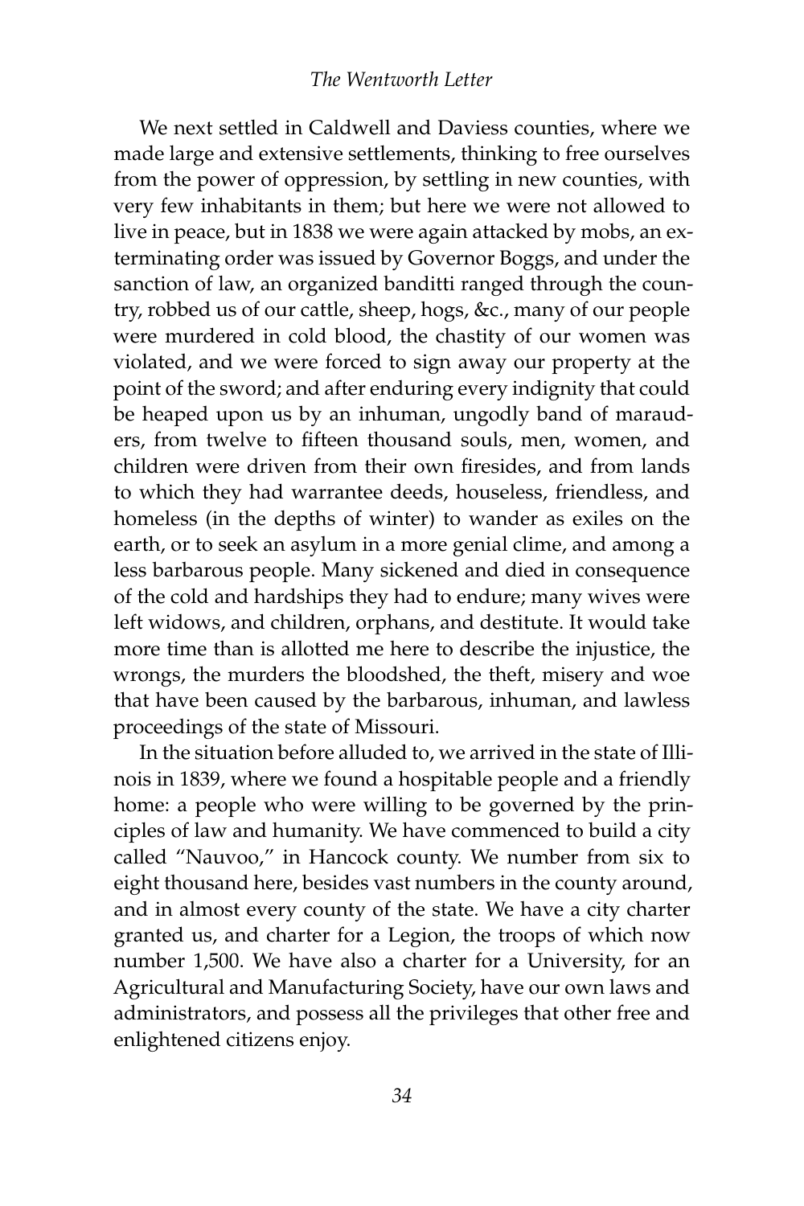We next settled in Caldwell and Daviess counties, where we made large and extensive settlements, thinking to free ourselves from the power of oppression, by settling in new counties, with very few inhabitants in them; but here we were not allowed to live in peace, but in 1838 we were again attacked by mobs, an exterminating order was issued by Governor Boggs, and under the sanction of law, an organized banditti ranged through the country, robbed us of our cattle, sheep, hogs, &c., many of our people were murdered in cold blood, the chastity of our women was violated, and we were forced to sign away our property at the point of the sword; and after enduring every indignity that could be heaped upon us by an inhuman, ungodly band of marauders, from twelve to fifteen thousand souls, men, women, and children were driven from their own firesides, and from lands to which they had warrantee deeds, houseless, friendless, and homeless (in the depths of winter) to wander as exiles on the earth, or to seek an asylum in a more genial clime, and among a less barbarous people. Many sickened and died in consequence of the cold and hardships they had to endure; many wives were left widows, and children, orphans, and destitute. It would take more time than is allotted me here to describe the injustice, the wrongs, the murders the bloodshed, the theft, misery and woe that have been caused by the barbarous, inhuman, and lawless proceedings of the state of Missouri.

In the situation before alluded to, we arrived in the state of Illinois in 1839, where we found a hospitable people and a friendly home: a people who were willing to be governed by the principles of law and humanity. We have commenced to build a city called "Nauvoo," in Hancock county. We number from six to eight thousand here, besides vast numbers in the county around, and in almost every county of the state. We have a city charter granted us, and charter for a Legion, the troops of which now number 1,500. We have also a charter for a University, for an Agricultural and Manufacturing Society, have our own laws and administrators, and possess all the privileges that other free and enlightened citizens enjoy.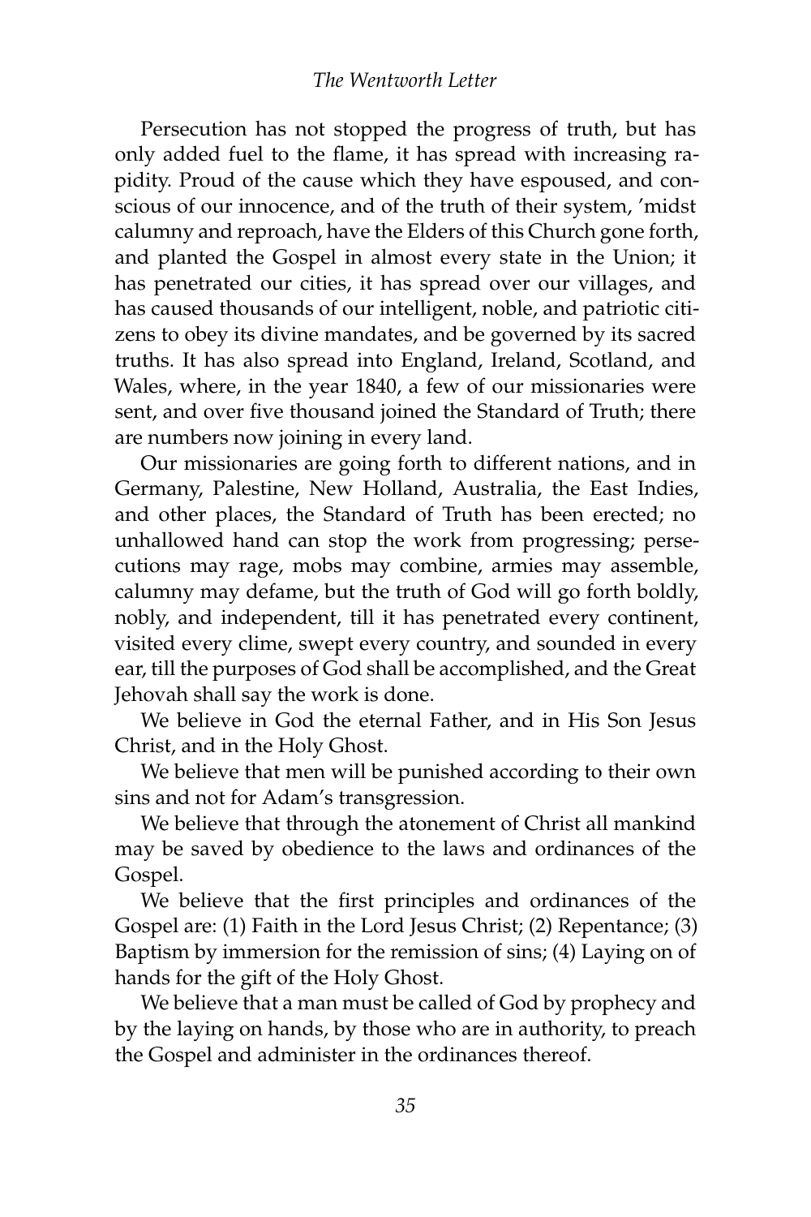Persecution has not stopped the progress of truth, but has only added fuel to the flame, it has spread with increasing rapidity. Proud of the cause which they have espoused, and conscious of our innocence, and of the truth of their system, 'midst calumny and reproach, have the Elders of this Church gone forth, and planted the Gospel in almost every state in the Union; it has penetrated our cities, it has spread over our villages, and has caused thousands of our intelligent, noble, and patriotic citizens to obey its divine mandates, and be governed by its sacred truths. It has also spread into England, Ireland, Scotland, and Wales, where, in the year 1840, a few of our missionaries were sent, and over five thousand joined the Standard of Truth; there are numbers now joining in every land.

Our missionaries are going forth to different nations, and in Germany, Palestine, New Holland, Australia, the East Indies, and other places, the Standard of Truth has been erected; no unhallowed hand can stop the work from progressing; persecutions may rage, mobs may combine, armies may assemble, calumny may defame, but the truth of God will go forth boldly, nobly, and independent, till it has penetrated every continent, visited every clime, swept every country, and sounded in every ear, till the purposes of God shall be accomplished, and the Great Jehovah shall say the work is done.

We believe in God the eternal Father, and in His Son Jesus Christ, and in the Holy Ghost.

We believe that men will be punished according to their own sins and not for Adam's transgression.

We believe that through the atonement of Christ all mankind may be saved by obedience to the laws and ordinances of the Gospel.

We believe that the first principles and ordinances of the Gospel are: (1) Faith in the Lord Jesus Christ; (2) Repentance; (3) Baptism by immersion for the remission of sins; (4) Laying on of hands for the gift of the Holy Ghost.

We believe that a man must be called of God by prophecy and by the laying on hands, by those who are in authority, to preach the Gospel and administer in the ordinances thereof.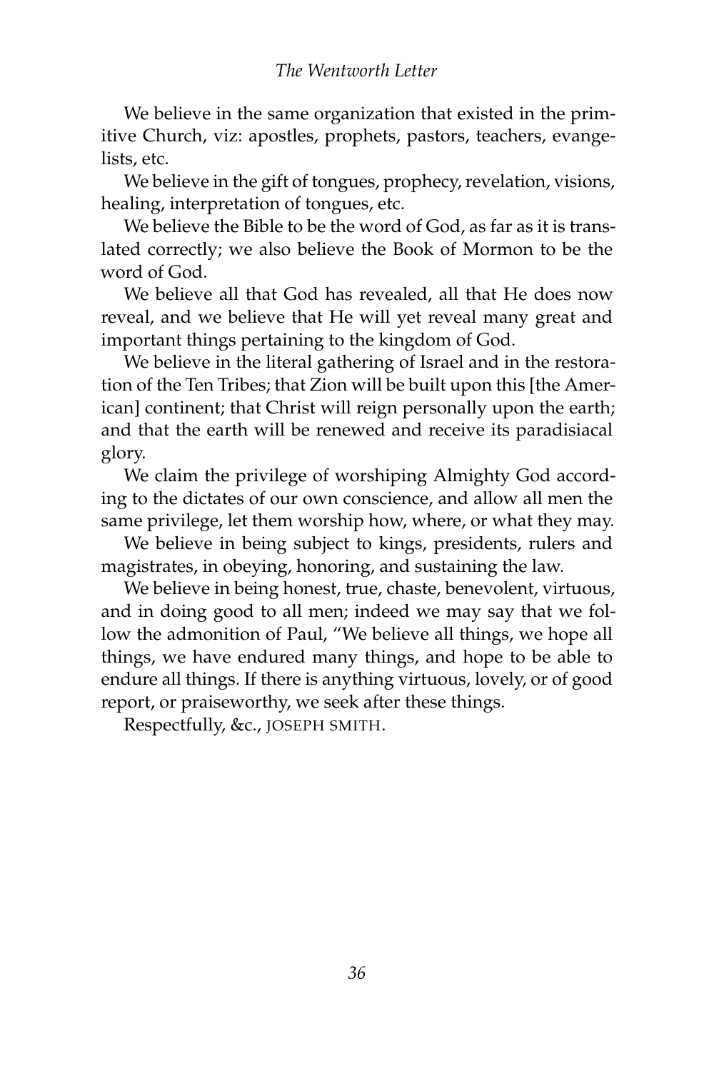We believe in the same organization that existed in the primitive Church, viz: apostles, prophets, pastors, teachers, evangelists, etc.

We believe in the gift of tongues, prophecy, revelation, visions, healing, interpretation of tongues, etc.

We believe the Bible to be the word of God, as far as it is translated correctly; we also believe the Book of Mormon to be the word of God.

We believe all that God has revealed, all that He does now reveal, and we believe that He will yet reveal many great and important things pertaining to the kingdom of God.

We believe in the literal gathering of Israel and in the restoration of the Ten Tribes; that Zion will be built upon this [the American] continent; that Christ will reign personally upon the earth; and that the earth will be renewed and receive its paradisiacal glory.

We claim the privilege of worshiping Almighty God according to the dictates of our own conscience, and allow all men the same privilege, let them worship how, where, or what they may.

We believe in being subject to kings, presidents, rulers and magistrates, in obeying, honoring, and sustaining the law.

We believe in being honest, true, chaste, benevolent, virtuous, and in doing good to all men; indeed we may say that we follow the admonition of Paul, "We believe all things, we hope all things, we have endured many things, and hope to be able to endure all things. If there is anything virtuous, lovely, or of good report, or praiseworthy, we seek after these things.

Respectfully, &c., JOSEPH SMITH.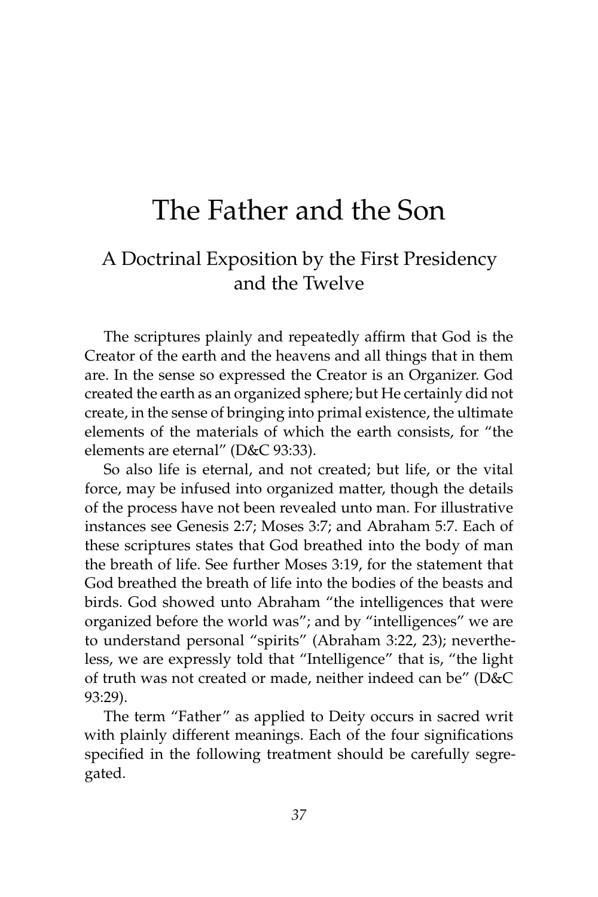# The Father and the Son

## A Doctrinal Exposition by the First Presidency and the Twelve

The scriptures plainly and repeatedly affirm that God is the Creator of the earth and the heavens and all things that in them are. In the sense so expressed the Creator is an Organizer. God created the earth as an organized sphere; but He certainly did not create, in the sense of bringing into primal existence, the ultimate elements of the materials of which the earth consists, for "the elements are eternal" (D&C 93:33).

So also life is eternal, and not created; but life, or the vital force, may be infused into organized matter, though the details of the process have not been revealed unto man. For illustrative instances see Genesis 2:7; Moses 3:7; and Abraham 5:7. Each of these scriptures states that God breathed into the body of man the breath of life. See further Moses 3:19, for the statement that God breathed the breath of life into the bodies of the beasts and birds. God showed unto Abraham "the intelligences that were organized before the world was"; and by "intelligences" we are to understand personal "spirits" (Abraham 3:22, 23); nevertheless, we are expressly told that "Intelligence" that is, "the light of truth was not created or made, neither indeed can be" (D&C 93:29).

The term "Father" as applied to Deity occurs in sacred writ with plainly different meanings. Each of the four significations specified in the following treatment should be carefully segregated.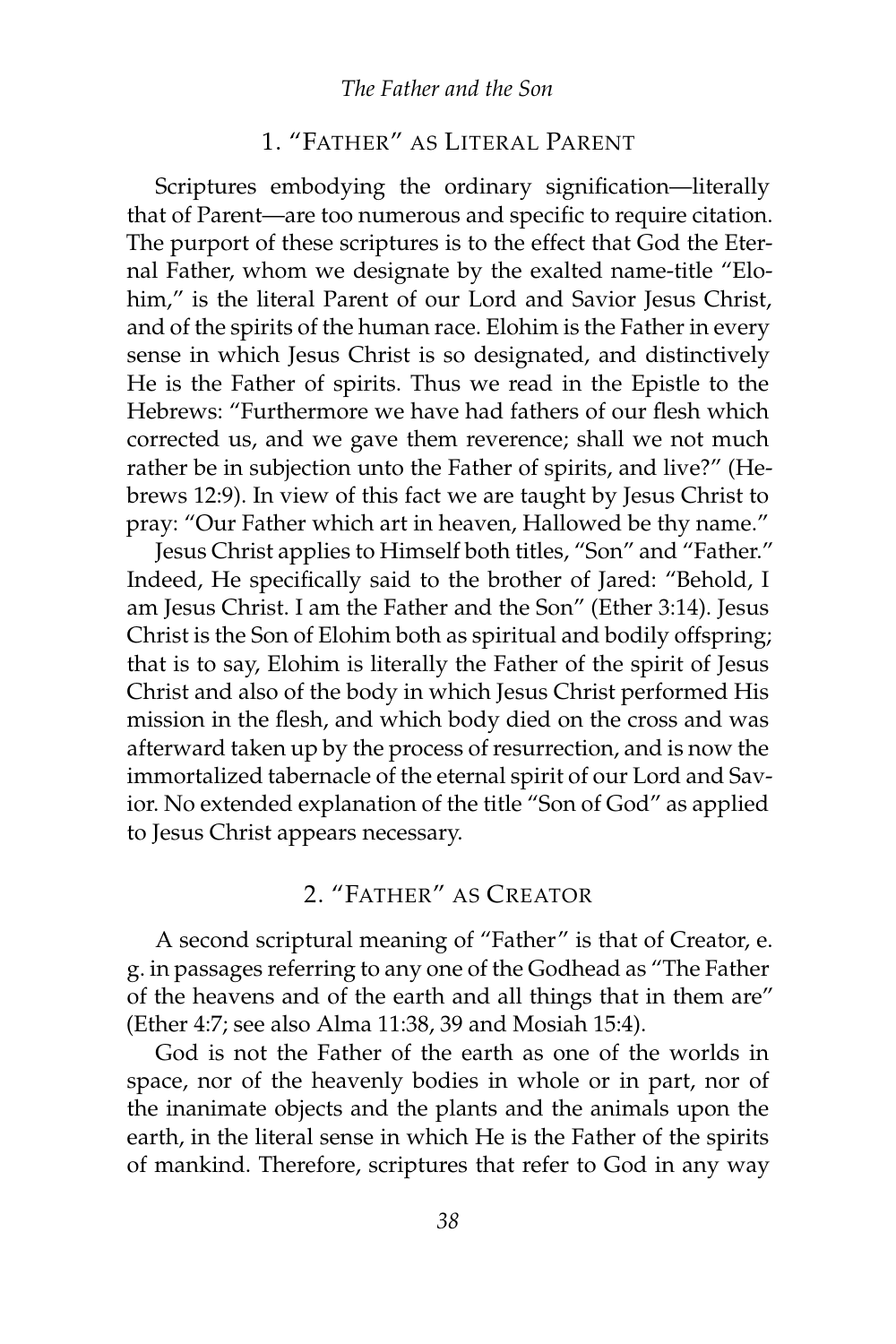## 1. "Father" as Literal Parent

Scriptures embodying the ordinary signification—literally that of Parent—are too numerous and specific to require citation. The purport of these scriptures is to the effect that God the Eternal Father, whom we designate by the exalted name-title "Elohim," is the literal Parent of our Lord and Savior Jesus Christ, and of the spirits of the human race. Elohim is the Father in every sense in which Jesus Christ is so designated, and distinctively He is the Father of spirits. Thus we read in the Epistle to the Hebrews: "Furthermore we have had fathers of our flesh which corrected us, and we gave them reverence; shall we not much rather be in subjection unto the Father of spirits, and live?" (Hebrews 12:9). In view of this fact we are taught by Jesus Christ to pray: "Our Father which art in heaven, Hallowed be thy name."

Jesus Christ applies to Himself both titles, "Son" and "Father." Indeed, He specifically said to the brother of Jared: "Behold, I am Jesus Christ. I am the Father and the Son" (Ether 3:14). Jesus Christ is the Son of Elohim both as spiritual and bodily offspring; that is to say, Elohim is literally the Father of the spirit of Jesus Christ and also of the body in which Jesus Christ performed His mission in the flesh, and which body died on the cross and was afterward taken up by the process of resurrection, and is now the immortalized tabernacle of the eternal spirit of our Lord and Savior. No extended explanation of the title "Son of God" as applied to Jesus Christ appears necessary.

## 2. "Father" as Creator

A second scriptural meaning of "Father" is that of Creator, e. g. in passages referring to any one of the Godhead as "The Father of the heavens and of the earth and all things that in them are" (Ether 4:7; see also Alma 11:38, 39 and Mosiah 15:4).

God is not the Father of the earth as one of the worlds in space, nor of the heavenly bodies in whole or in part, nor of the inanimate objects and the plants and the animals upon the earth, in the literal sense in which He is the Father of the spirits of mankind. Therefore, scriptures that refer to God in any way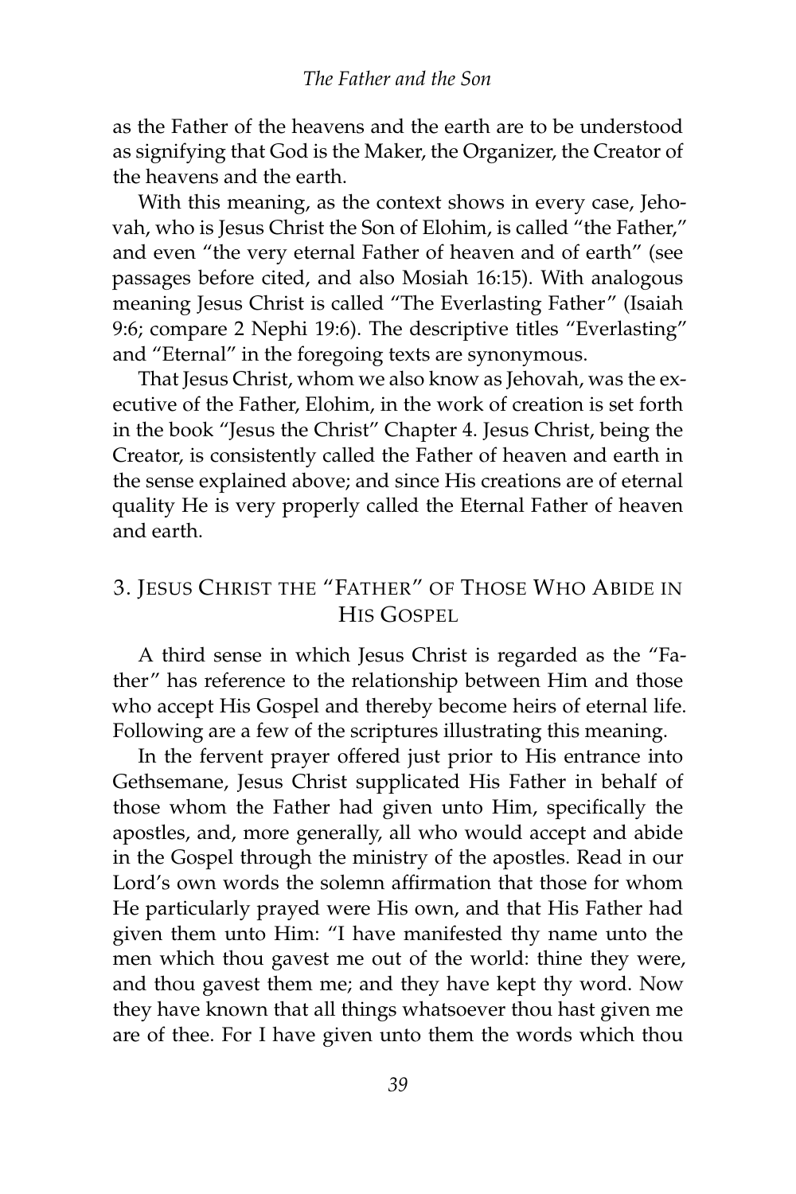as the Father of the heavens and the earth are to be understood as signifying that God is the Maker, the Organizer, the Creator of the heavens and the earth.

With this meaning, as the context shows in every case, Jehovah, who is Jesus Christ the Son of Elohim, is called "the Father," and even "the very eternal Father of heaven and of earth" (see passages before cited, and also Mosiah 16:15). With analogous meaning Jesus Christ is called "The Everlasting Father" (Isaiah 9:6; compare 2 Nephi 19:6). The descriptive titles "Everlasting" and "Eternal" in the foregoing texts are synonymous.

That Jesus Christ, whom we also know as Jehovah, was the executive of the Father, Elohim, in the work of creation is set forth in the book "Jesus the Christ" Chapter 4. Jesus Christ, being the Creator, is consistently called the Father of heaven and earth in the sense explained above; and since His creations are of eternal quality He is very properly called the Eternal Father of heaven and earth.

## 3. Jesus Christ the "Father" of Those Who Abide in His Gospel

A third sense in which Jesus Christ is regarded as the "Father" has reference to the relationship between Him and those who accept His Gospel and thereby become heirs of eternal life. Following are a few of the scriptures illustrating this meaning.

In the fervent prayer offered just prior to His entrance into Gethsemane, Jesus Christ supplicated His Father in behalf of those whom the Father had given unto Him, specifically the apostles, and, more generally, all who would accept and abide in the Gospel through the ministry of the apostles. Read in our Lord's own words the solemn affirmation that those for whom He particularly prayed were His own, and that His Father had given them unto Him: "I have manifested thy name unto the men which thou gavest me out of the world: thine they were, and thou gavest them me; and they have kept thy word. Now they have known that all things whatsoever thou hast given me are of thee. For I have given unto them the words which thou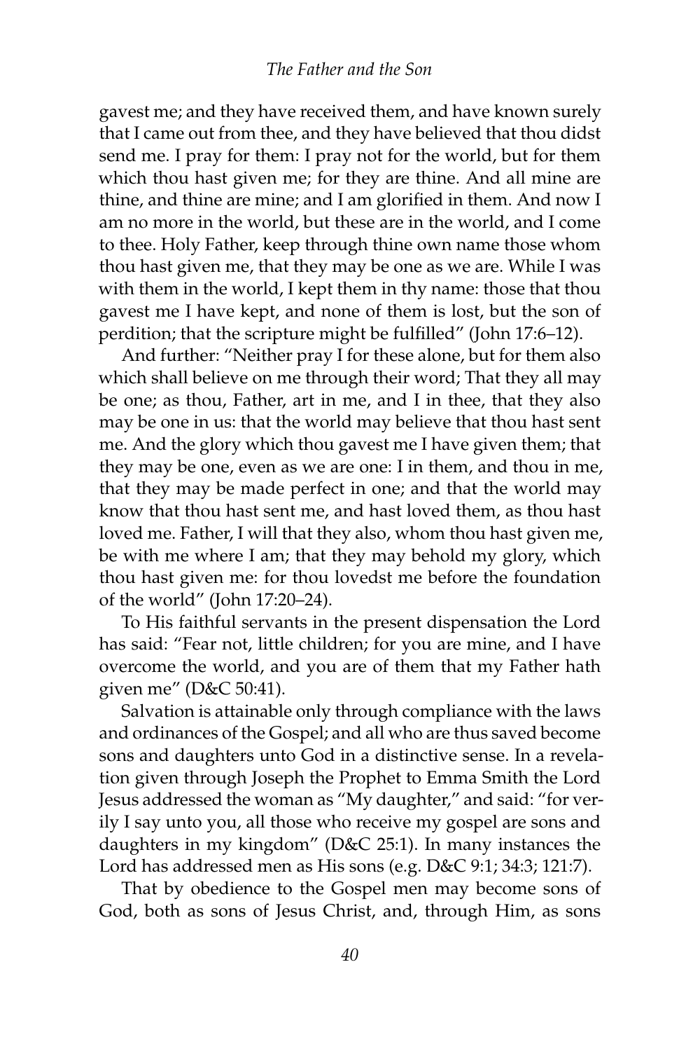gavest me; and they have received them, and have known surely that I came out from thee, and they have believed that thou didst send me. I pray for them: I pray not for the world, but for them which thou hast given me; for they are thine. And all mine are thine, and thine are mine; and I am glorified in them. And now I am no more in the world, but these are in the world, and I come to thee. Holy Father, keep through thine own name those whom thou hast given me, that they may be one as we are. While I was with them in the world, I kept them in thy name: those that thou gavest me I have kept, and none of them is lost, but the son of perdition; that the scripture might be fulfilled" (John 17:6–12).

And further: "Neither pray I for these alone, but for them also which shall believe on me through their word; That they all may be one; as thou, Father, art in me, and I in thee, that they also may be one in us: that the world may believe that thou hast sent me. And the glory which thou gavest me I have given them; that they may be one, even as we are one: I in them, and thou in me, that they may be made perfect in one; and that the world may know that thou hast sent me, and hast loved them, as thou hast loved me. Father, I will that they also, whom thou hast given me, be with me where I am; that they may behold my glory, which thou hast given me: for thou lovedst me before the foundation of the world" (John 17:20–24).

To His faithful servants in the present dispensation the Lord has said: "Fear not, little children; for you are mine, and I have overcome the world, and you are of them that my Father hath given me" (D&C 50:41).

Salvation is attainable only through compliance with the laws and ordinances of the Gospel; and all who are thus saved become sons and daughters unto God in a distinctive sense. In a revelation given through Joseph the Prophet to Emma Smith the Lord Jesus addressed the woman as "My daughter," and said: "for verily I say unto you, all those who receive my gospel are sons and daughters in my kingdom" (D&C 25:1). In many instances the Lord has addressed men as His sons (e.g. D&C 9:1; 34:3; 121:7).

That by obedience to the Gospel men may become sons of God, both as sons of Jesus Christ, and, through Him, as sons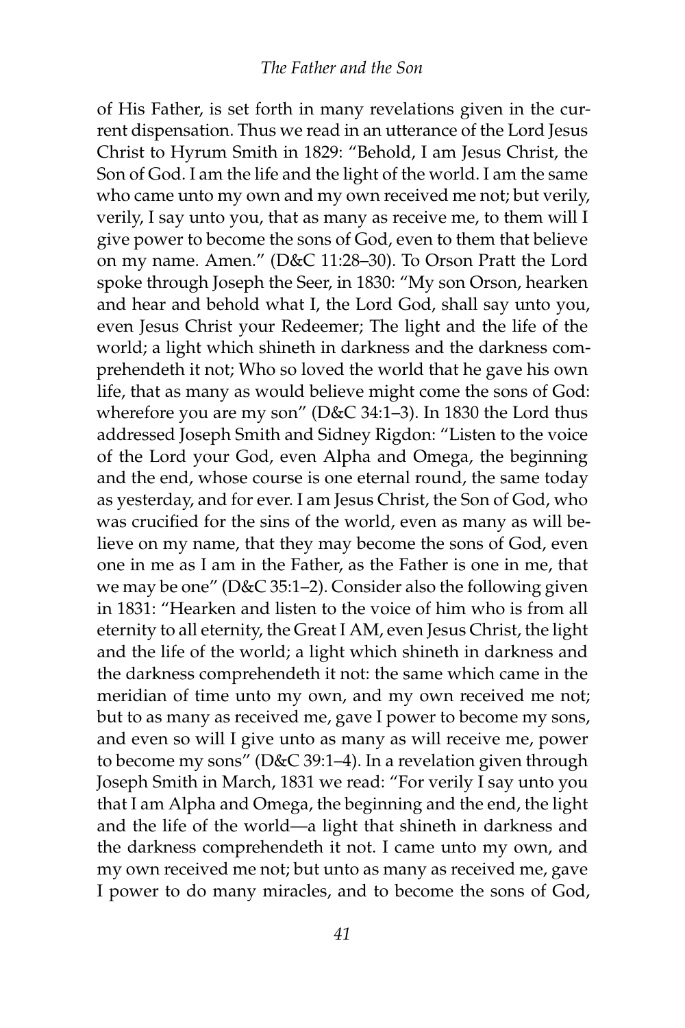of His Father, is set forth in many revelations given in the current dispensation. Thus we read in an utterance of the Lord Jesus Christ to Hyrum Smith in 1829: "Behold, I am Jesus Christ, the Son of God. I am the life and the light of the world. I am the same who came unto my own and my own received me not; but verily, verily, I say unto you, that as many as receive me, to them will I give power to become the sons of God, even to them that believe on my name. Amen." (D&C 11:28–30). To Orson Pratt the Lord spoke through Joseph the Seer, in 1830: "My son Orson, hearken and hear and behold what I, the Lord God, shall say unto you, even Jesus Christ your Redeemer; The light and the life of the world; a light which shineth in darkness and the darkness comprehendeth it not; Who so loved the world that he gave his own life, that as many as would believe might come the sons of God: wherefore you are my son" (D&C 34:1–3). In 1830 the Lord thus addressed Joseph Smith and Sidney Rigdon: "Listen to the voice of the Lord your God, even Alpha and Omega, the beginning and the end, whose course is one eternal round, the same today as yesterday, and for ever. I am Jesus Christ, the Son of God, who was crucified for the sins of the world, even as many as will believe on my name, that they may become the sons of God, even one in me as I am in the Father, as the Father is one in me, that we may be one" (D&C 35:1–2). Consider also the following given in 1831: "Hearken and listen to the voice of him who is from all eternity to all eternity, the Great I AM, even Jesus Christ, the light and the life of the world; a light which shineth in darkness and the darkness comprehendeth it not: the same which came in the meridian of time unto my own, and my own received me not; but to as many as received me, gave I power to become my sons, and even so will I give unto as many as will receive me, power to become my sons" (D&C 39:1–4). In a revelation given through Joseph Smith in March, 1831 we read: "For verily I say unto you that I am Alpha and Omega, the beginning and the end, the light and the life of the world—a light that shineth in darkness and the darkness comprehendeth it not. I came unto my own, and my own received me not; but unto as many as received me, gave I power to do many miracles, and to become the sons of God,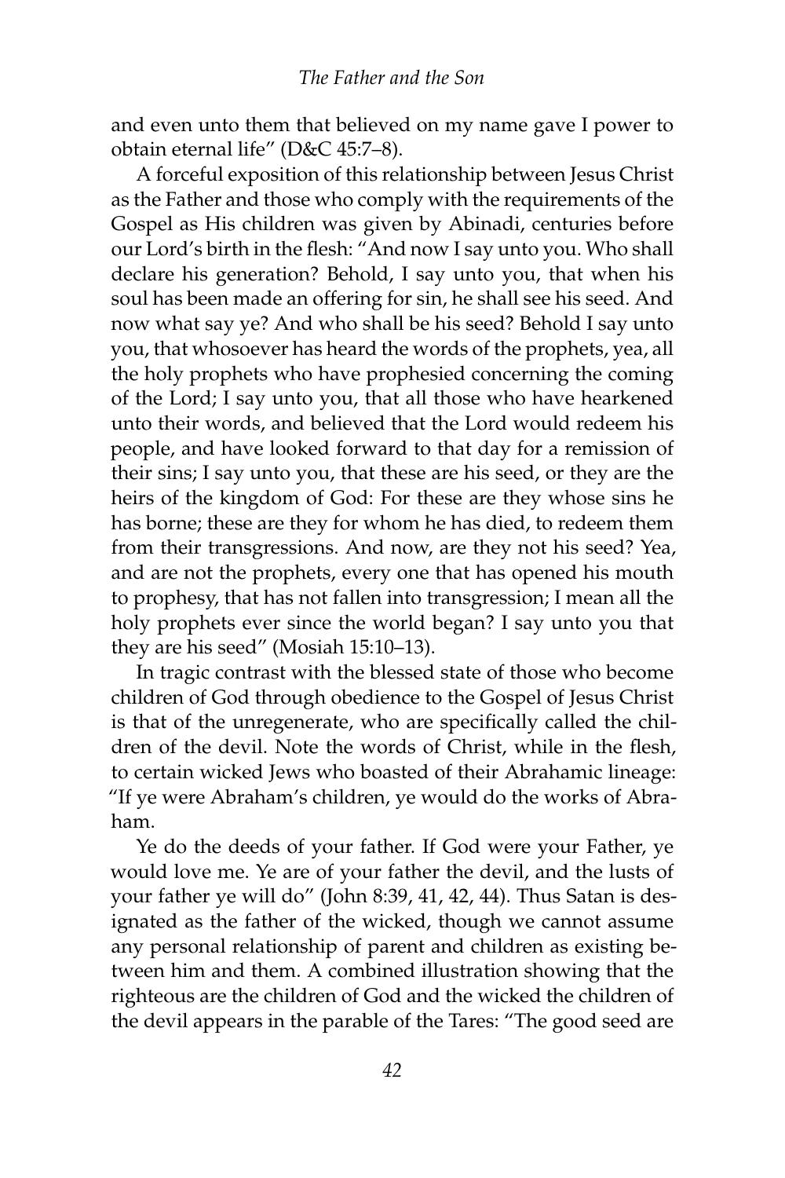and even unto them that believed on my name gave I power to obtain eternal life" (D&C 45:7–8).

A forceful exposition of this relationship between Jesus Christ as the Father and those who comply with the requirements of the Gospel as His children was given by Abinadi, centuries before our Lord's birth in the flesh: "And now I say unto you. Who shall declare his generation? Behold, I say unto you, that when his soul has been made an offering for sin, he shall see his seed. And now what say ye? And who shall be his seed? Behold I say unto you, that whosoever has heard the words of the prophets, yea, all the holy prophets who have prophesied concerning the coming of the Lord; I say unto you, that all those who have hearkened unto their words, and believed that the Lord would redeem his people, and have looked forward to that day for a remission of their sins; I say unto you, that these are his seed, or they are the heirs of the kingdom of God: For these are they whose sins he has borne; these are they for whom he has died, to redeem them from their transgressions. And now, are they not his seed? Yea, and are not the prophets, every one that has opened his mouth to prophesy, that has not fallen into transgression; I mean all the holy prophets ever since the world began? I say unto you that they are his seed" (Mosiah 15:10–13).

In tragic contrast with the blessed state of those who become children of God through obedience to the Gospel of Jesus Christ is that of the unregenerate, who are specifically called the children of the devil. Note the words of Christ, while in the flesh, to certain wicked Jews who boasted of their Abrahamic lineage: "If ye were Abraham's children, ye would do the works of Abraham.

Ye do the deeds of your father. If God were your Father, ye would love me. Ye are of your father the devil, and the lusts of your father ye will do" (John 8:39, 41, 42, 44). Thus Satan is designated as the father of the wicked, though we cannot assume any personal relationship of parent and children as existing between him and them. A combined illustration showing that the righteous are the children of God and the wicked the children of the devil appears in the parable of the Tares: "The good seed are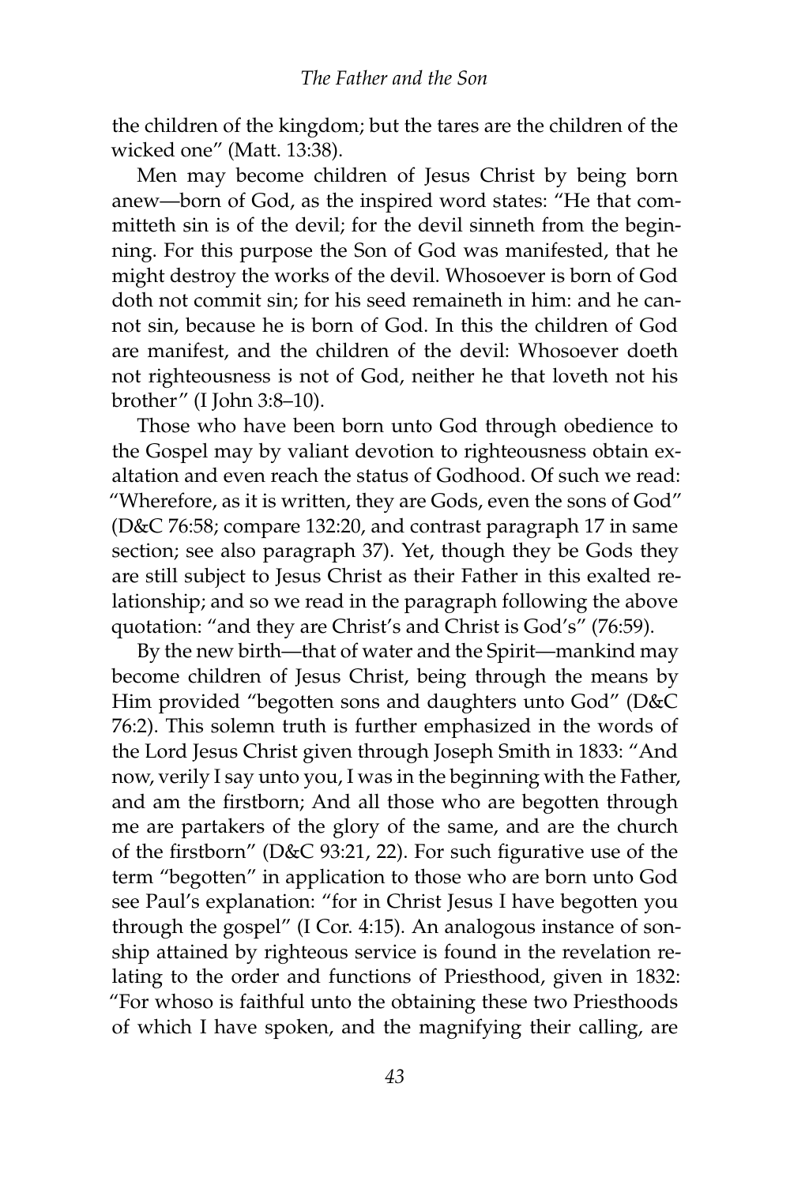the children of the kingdom; but the tares are the children of the wicked one" (Matt. 13:38).

Men may become children of Jesus Christ by being born anew—born of God, as the inspired word states: "He that committeth sin is of the devil; for the devil sinneth from the beginning. For this purpose the Son of God was manifested, that he might destroy the works of the devil. Whosoever is born of God doth not commit sin; for his seed remaineth in him: and he cannot sin, because he is born of God. In this the children of God are manifest, and the children of the devil: Whosoever doeth not righteousness is not of God, neither he that loveth not his brother" (I John 3:8–10).

Those who have been born unto God through obedience to the Gospel may by valiant devotion to righteousness obtain exaltation and even reach the status of Godhood. Of such we read: "Wherefore, as it is written, they are Gods, even the sons of God" (D&C 76:58; compare 132:20, and contrast paragraph 17 in same section; see also paragraph 37). Yet, though they be Gods they are still subject to Jesus Christ as their Father in this exalted relationship; and so we read in the paragraph following the above quotation: "and they are Christ's and Christ is God's" (76:59).

By the new birth—that of water and the Spirit—mankind may become children of Jesus Christ, being through the means by Him provided "begotten sons and daughters unto God" (D&C 76:2). This solemn truth is further emphasized in the words of the Lord Jesus Christ given through Joseph Smith in 1833: "And now, verily I say unto you, I was in the beginning with the Father, and am the firstborn; And all those who are begotten through me are partakers of the glory of the same, and are the church of the firstborn" (D&C 93:21, 22). For such figurative use of the term "begotten" in application to those who are born unto God see Paul's explanation: "for in Christ Jesus I have begotten you through the gospel" (I Cor. 4:15). An analogous instance of sonship attained by righteous service is found in the revelation relating to the order and functions of Priesthood, given in 1832: "For whoso is faithful unto the obtaining these two Priesthoods of which I have spoken, and the magnifying their calling, are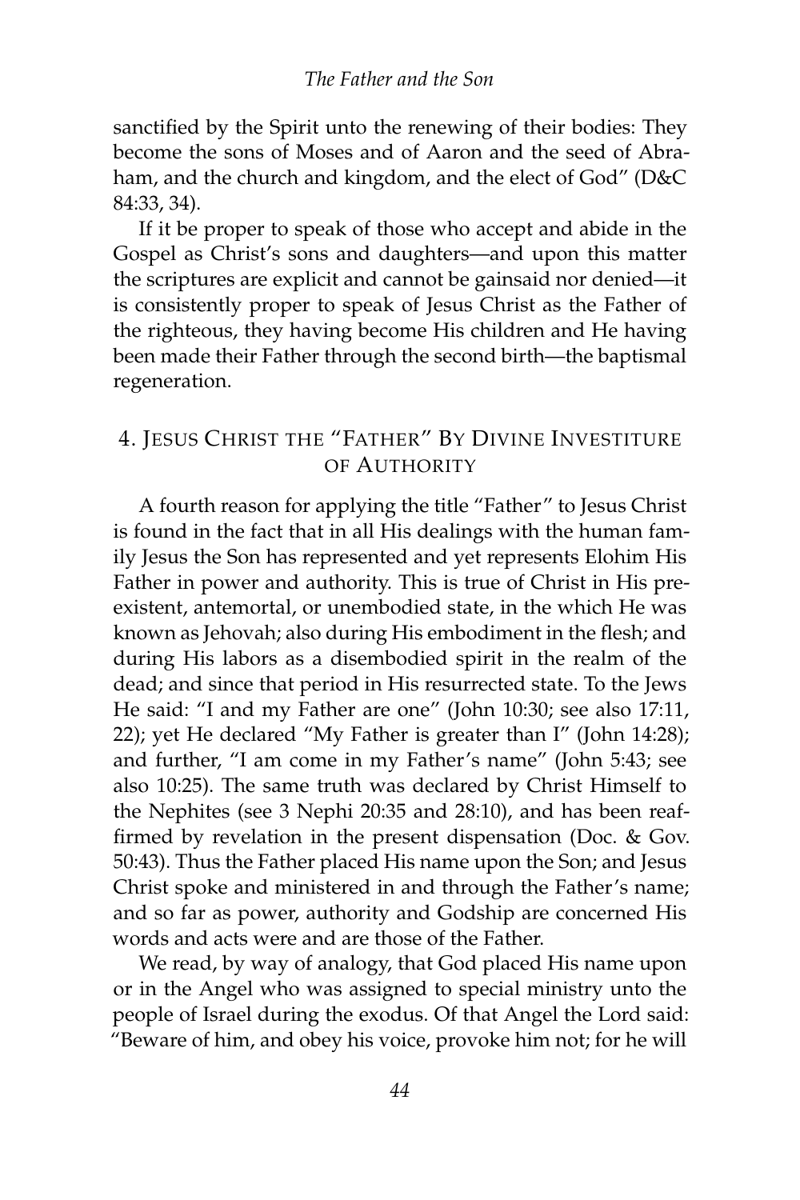sanctified by the Spirit unto the renewing of their bodies: They become the sons of Moses and of Aaron and the seed of Abraham, and the church and kingdom, and the elect of God" (D&C 84:33, 34).

If it be proper to speak of those who accept and abide in the Gospel as Christ's sons and daughters—and upon this matter the scriptures are explicit and cannot be gainsaid nor denied—it is consistently proper to speak of Jesus Christ as the Father of the righteous, they having become His children and He having been made their Father through the second birth—the baptismal regeneration.

## 4. Jesus Christ the "Father" By Divine Investiture of Authority

A fourth reason for applying the title "Father" to Jesus Christ is found in the fact that in all His dealings with the human family Jesus the Son has represented and yet represents Elohim His Father in power and authority. This is true of Christ in His preexistent, antemortal, or unembodied state, in the which He was known as Jehovah; also during His embodiment in the flesh; and during His labors as a disembodied spirit in the realm of the dead; and since that period in His resurrected state. To the Jews He said: "I and my Father are one" (John 10:30; see also 17:11, 22); yet He declared "My Father is greater than I" (John 14:28); and further, "I am come in my Father's name" (John 5:43; see also 10:25). The same truth was declared by Christ Himself to the Nephites (see 3 Nephi 20:35 and 28:10), and has been reaffirmed by revelation in the present dispensation (Doc. & Gov. 50:43). Thus the Father placed His name upon the Son; and Jesus Christ spoke and ministered in and through the Father's name; and so far as power, authority and Godship are concerned His words and acts were and are those of the Father.

We read, by way of analogy, that God placed His name upon or in the Angel who was assigned to special ministry unto the people of Israel during the exodus. Of that Angel the Lord said: "Beware of him, and obey his voice, provoke him not; for he will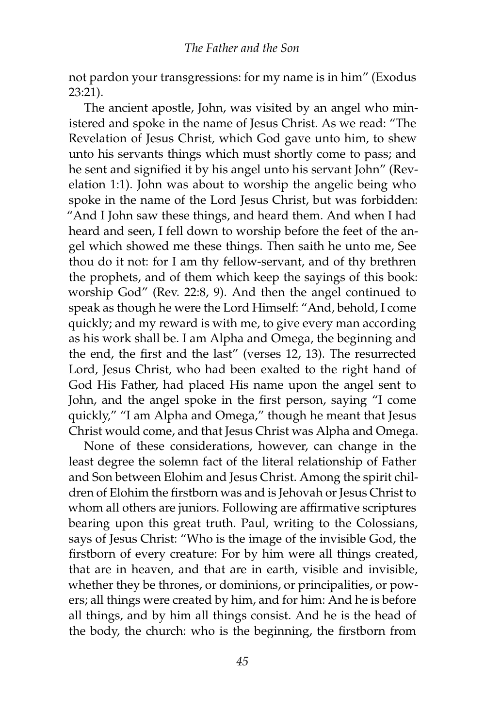not pardon your transgressions: for my name is in him" (Exodus 23:21).

The ancient apostle, John, was visited by an angel who ministered and spoke in the name of Jesus Christ. As we read: "The Revelation of Jesus Christ, which God gave unto him, to shew unto his servants things which must shortly come to pass; and he sent and signified it by his angel unto his servant John" (Revelation 1:1). John was about to worship the angelic being who spoke in the name of the Lord Jesus Christ, but was forbidden: "And I John saw these things, and heard them. And when I had heard and seen, I fell down to worship before the feet of the angel which showed me these things. Then saith he unto me, See thou do it not: for I am thy fellow-servant, and of thy brethren the prophets, and of them which keep the sayings of this book: worship God" (Rev. 22:8, 9). And then the angel continued to speak as though he were the Lord Himself: "And, behold, I come quickly; and my reward is with me, to give every man according as his work shall be. I am Alpha and Omega, the beginning and the end, the first and the last" (verses 12, 13). The resurrected Lord, Jesus Christ, who had been exalted to the right hand of God His Father, had placed His name upon the angel sent to John, and the angel spoke in the first person, saying "I come quickly," "I am Alpha and Omega," though he meant that Jesus Christ would come, and that Jesus Christ was Alpha and Omega.

None of these considerations, however, can change in the least degree the solemn fact of the literal relationship of Father and Son between Elohim and Jesus Christ. Among the spirit children of Elohim the firstborn was and is Jehovah or Jesus Christ to whom all others are juniors. Following are affirmative scriptures bearing upon this great truth. Paul, writing to the Colossians, says of Jesus Christ: "Who is the image of the invisible God, the firstborn of every creature: For by him were all things created, that are in heaven, and that are in earth, visible and invisible, whether they be thrones, or dominions, or principalities, or powers; all things were created by him, and for him: And he is before all things, and by him all things consist. And he is the head of the body, the church: who is the beginning, the firstborn from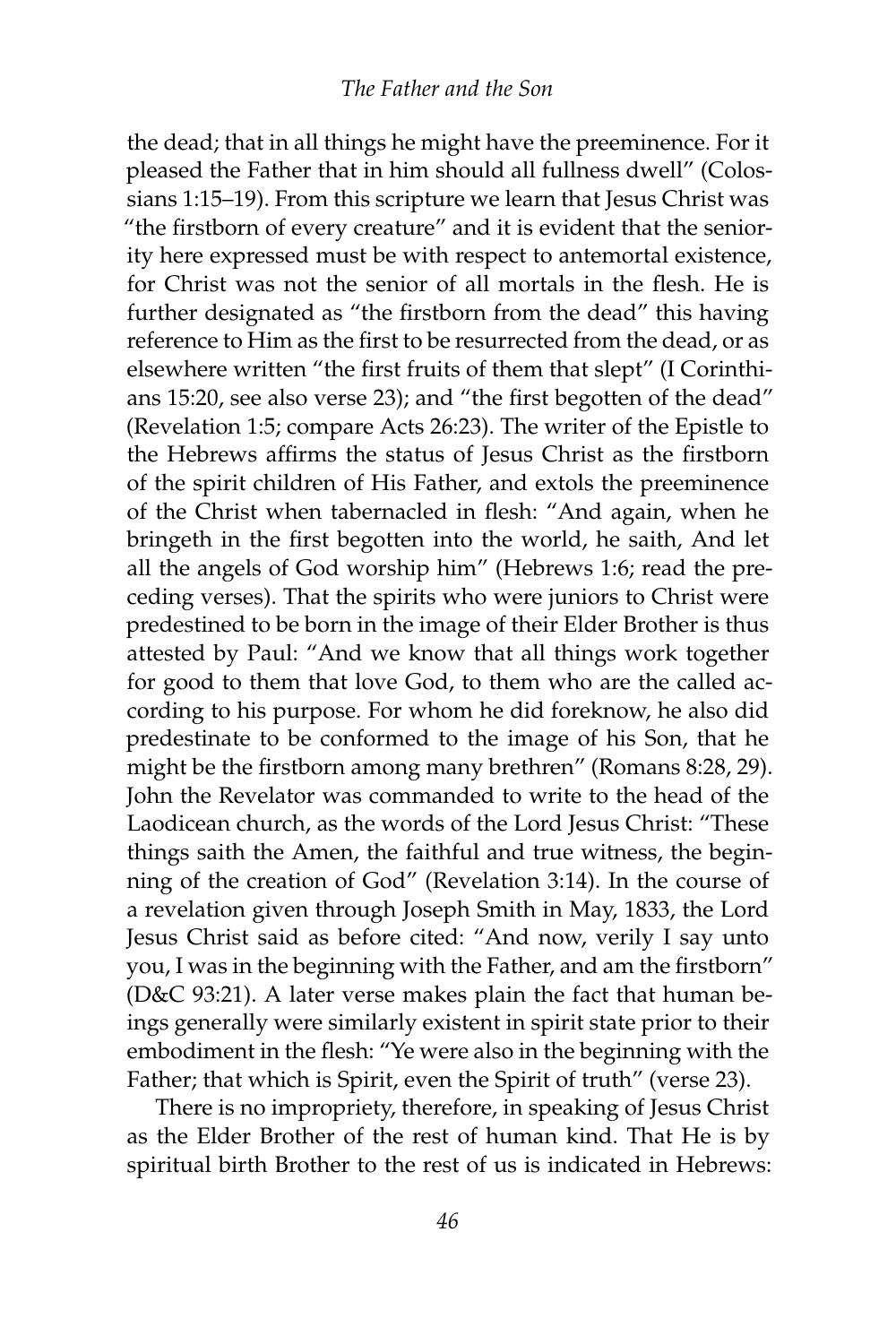the dead; that in all things he might have the preeminence. For it pleased the Father that in him should all fullness dwell" (Colossians 1:15–19). From this scripture we learn that Jesus Christ was "the firstborn of every creature" and it is evident that the seniority here expressed must be with respect to antemortal existence, for Christ was not the senior of all mortals in the flesh. He is further designated as "the firstborn from the dead" this having reference to Him as the first to be resurrected from the dead, or as elsewhere written "the first fruits of them that slept" (I Corinthians 15:20, see also verse 23); and "the first begotten of the dead" (Revelation 1:5; compare Acts 26:23). The writer of the Epistle to the Hebrews affirms the status of Jesus Christ as the firstborn of the spirit children of His Father, and extols the preeminence of the Christ when tabernacled in flesh: "And again, when he bringeth in the first begotten into the world, he saith, And let all the angels of God worship him" (Hebrews 1:6; read the preceding verses). That the spirits who were juniors to Christ were predestined to be born in the image of their Elder Brother is thus attested by Paul: "And we know that all things work together for good to them that love God, to them who are the called according to his purpose. For whom he did foreknow, he also did predestinate to be conformed to the image of his Son, that he might be the firstborn among many brethren" (Romans 8:28, 29). John the Revelator was commanded to write to the head of the Laodicean church, as the words of the Lord Jesus Christ: "These things saith the Amen, the faithful and true witness, the beginning of the creation of God" (Revelation 3:14). In the course of a revelation given through Joseph Smith in May, 1833, the Lord Jesus Christ said as before cited: "And now, verily I say unto you, I was in the beginning with the Father, and am the firstborn" (D&C 93:21). A later verse makes plain the fact that human beings generally were similarly existent in spirit state prior to their embodiment in the flesh: "Ye were also in the beginning with the Father; that which is Spirit, even the Spirit of truth" (verse 23).

There is no impropriety, therefore, in speaking of Jesus Christ as the Elder Brother of the rest of human kind. That He is by spiritual birth Brother to the rest of us is indicated in Hebrews: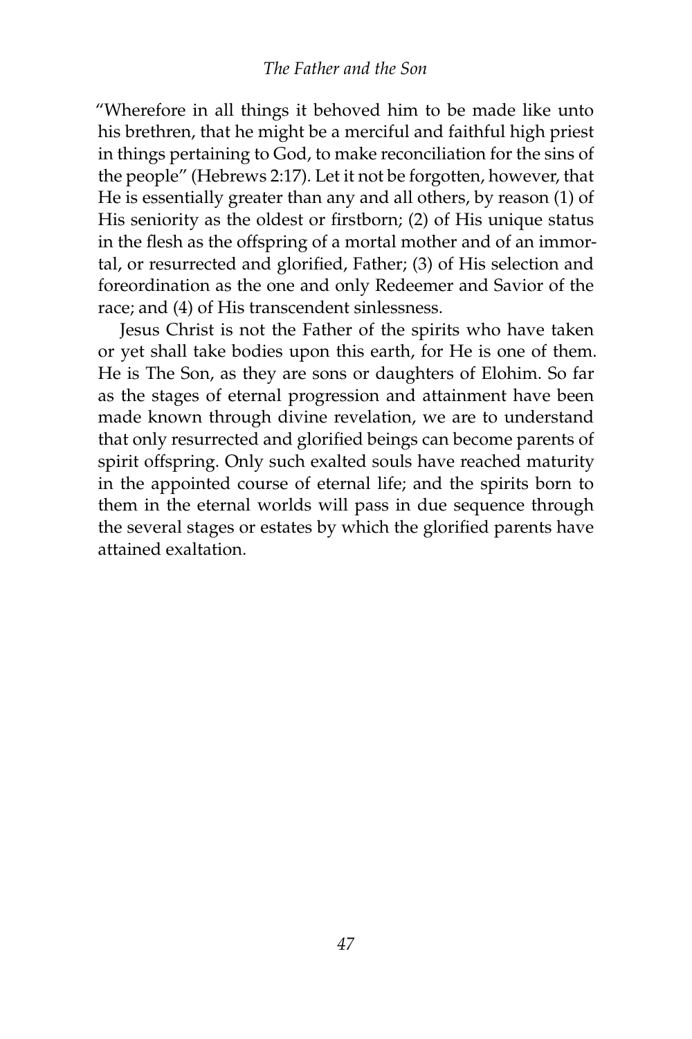"Wherefore in all things it behoved him to be made like unto his brethren, that he might be a merciful and faithful high priest in things pertaining to God, to make reconciliation for the sins of the people" (Hebrews 2:17). Let it not be forgotten, however, that He is essentially greater than any and all others, by reason (1) of His seniority as the oldest or firstborn; (2) of His unique status in the flesh as the offspring of a mortal mother and of an immortal, or resurrected and glorified, Father; (3) of His selection and foreordination as the one and only Redeemer and Savior of the race; and (4) of His transcendent sinlessness.

Jesus Christ is not the Father of the spirits who have taken or yet shall take bodies upon this earth, for He is one of them. He is The Son, as they are sons or daughters of Elohim. So far as the stages of eternal progression and attainment have been made known through divine revelation, we are to understand that only resurrected and glorified beings can become parents of spirit offspring. Only such exalted souls have reached maturity in the appointed course of eternal life; and the spirits born to them in the eternal worlds will pass in due sequence through the several stages or estates by which the glorified parents have attained exaltation.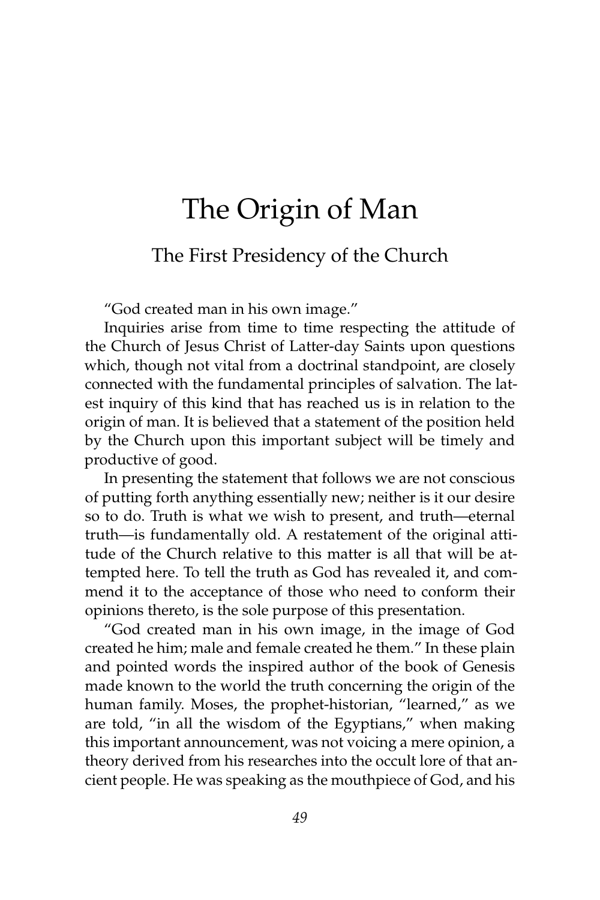# The Origin of Man

## The First Presidency of the Church

"God created man in his own image."

Inquiries arise from time to time respecting the attitude of the Church of Jesus Christ of Latter-day Saints upon questions which, though not vital from a doctrinal standpoint, are closely connected with the fundamental principles of salvation. The latest inquiry of this kind that has reached us is in relation to the origin of man. It is believed that a statement of the position held by the Church upon this important subject will be timely and productive of good.

In presenting the statement that follows we are not conscious of putting forth anything essentially new; neither is it our desire so to do. Truth is what we wish to present, and truth—eternal truth—is fundamentally old. A restatement of the original attitude of the Church relative to this matter is all that will be attempted here. To tell the truth as God has revealed it, and commend it to the acceptance of those who need to conform their opinions thereto, is the sole purpose of this presentation.

"God created man in his own image, in the image of God created he him; male and female created he them." In these plain and pointed words the inspired author of the book of Genesis made known to the world the truth concerning the origin of the human family. Moses, the prophet-historian, "learned," as we are told, "in all the wisdom of the Egyptians," when making this important announcement, was not voicing a mere opinion, a theory derived from his researches into the occult lore of that ancient people. He was speaking as the mouthpiece of God, and his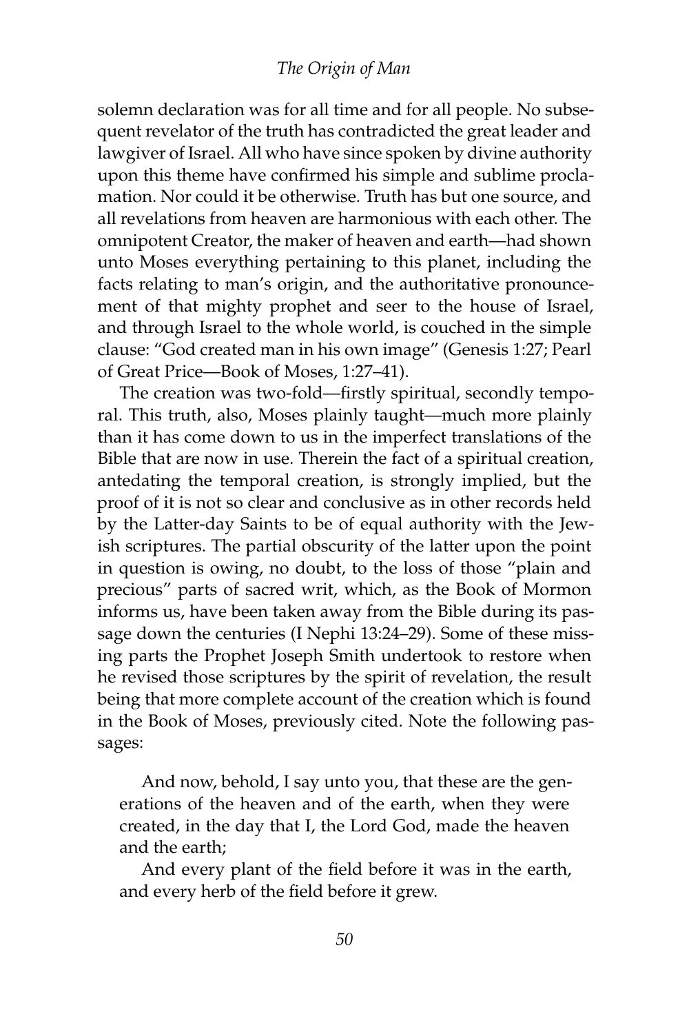solemn declaration was for all time and for all people. No subsequent revelator of the truth has contradicted the great leader and lawgiver of Israel. All who have since spoken by divine authority upon this theme have confirmed his simple and sublime proclamation. Nor could it be otherwise. Truth has but one source, and all revelations from heaven are harmonious with each other. The omnipotent Creator, the maker of heaven and earth—had shown unto Moses everything pertaining to this planet, including the facts relating to man's origin, and the authoritative pronouncement of that mighty prophet and seer to the house of Israel, and through Israel to the whole world, is couched in the simple clause: "God created man in his own image" (Genesis 1:27; Pearl of Great Price—Book of Moses, 1:27–41).

The creation was two-fold—firstly spiritual, secondly temporal. This truth, also, Moses plainly taught—much more plainly than it has come down to us in the imperfect translations of the Bible that are now in use. Therein the fact of a spiritual creation, antedating the temporal creation, is strongly implied, but the proof of it is not so clear and conclusive as in other records held by the Latter-day Saints to be of equal authority with the Jewish scriptures. The partial obscurity of the latter upon the point in question is owing, no doubt, to the loss of those "plain and precious" parts of sacred writ, which, as the Book of Mormon informs us, have been taken away from the Bible during its passage down the centuries (I Nephi 13:24–29). Some of these missing parts the Prophet Joseph Smith undertook to restore when he revised those scriptures by the spirit of revelation, the result being that more complete account of the creation which is found in the Book of Moses, previously cited. Note the following passages:

> And now, behold, I say unto you, that these are the generations of the heaven and of the earth, when they were created, in the day that I, the Lord God, made the heaven and the earth;
>
> And every plant of the field before it was in the earth, and every herb of the field before it grew.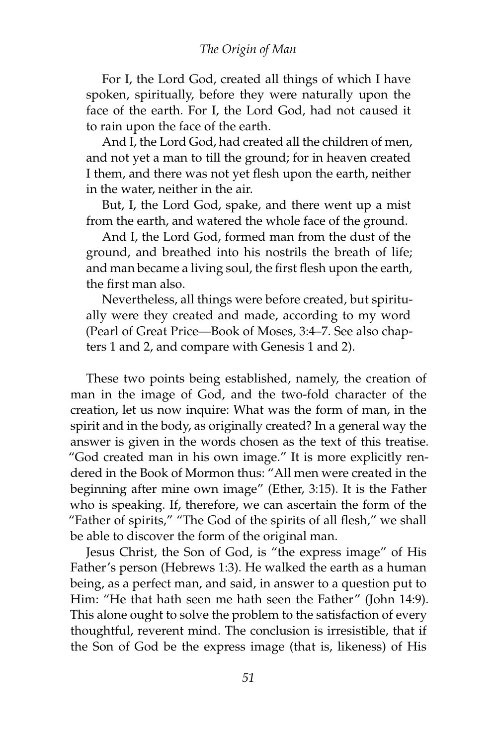For I, the Lord God, created all things of which I have spoken, spiritually, before they were naturally upon the face of the earth. For I, the Lord God, had not caused it to rain upon the face of the earth.

And I, the Lord God, had created all the children of men, and not yet a man to till the ground; for in heaven created I them, and there was not yet flesh upon the earth, neither in the water, neither in the air.

But, I, the Lord God, spake, and there went up a mist from the earth, and watered the whole face of the ground.

And I, the Lord God, formed man from the dust of the ground, and breathed into his nostrils the breath of life; and man became a living soul, the first flesh upon the earth, the first man also.

Nevertheless, all things were before created, but spiritually were they created and made, according to my word (Pearl of Great Price—Book of Moses, 3:4–7. See also chapters 1 and 2, and compare with Genesis 1 and 2).

These two points being established, namely, the creation of man in the image of God, and the two-fold character of the creation, let us now inquire: What was the form of man, in the spirit and in the body, as originally created? In a general way the answer is given in the words chosen as the text of this treatise. "God created man in his own image." It is more explicitly rendered in the Book of Mormon thus: "All men were created in the beginning after mine own image" (Ether, 3:15). It is the Father who is speaking. If, therefore, we can ascertain the form of the "Father of spirits," "The God of the spirits of all flesh," we shall be able to discover the form of the original man.

Jesus Christ, the Son of God, is "the express image" of His Father's person (Hebrews 1:3). He walked the earth as a human being, as a perfect man, and said, in answer to a question put to Him: "He that hath seen me hath seen the Father" (John 14:9). This alone ought to solve the problem to the satisfaction of every thoughtful, reverent mind. The conclusion is irresistible, that if the Son of God be the express image (that is, likeness) of His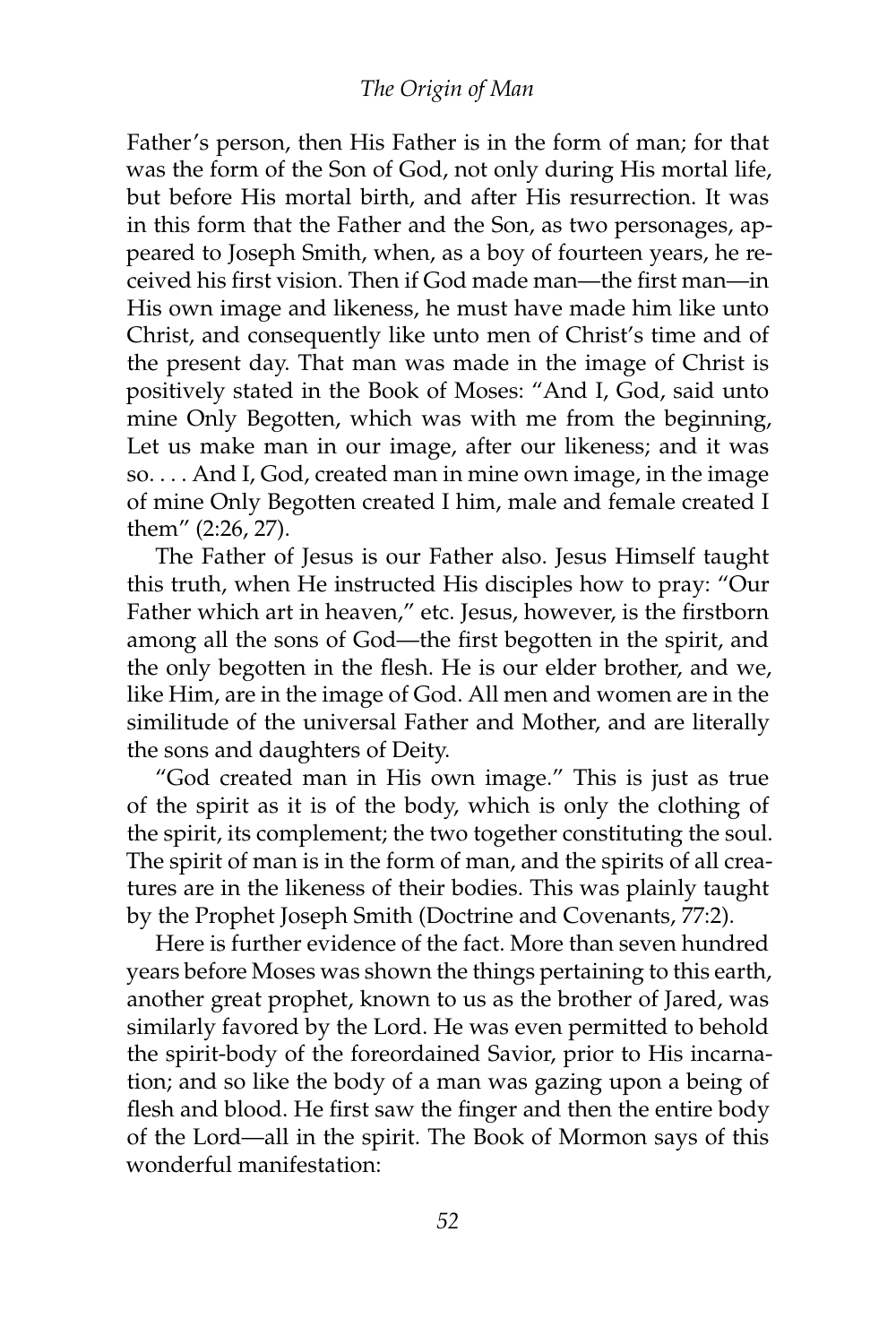Father's person, then His Father is in the form of man; for that was the form of the Son of God, not only during His mortal life, but before His mortal birth, and after His resurrection. It was in this form that the Father and the Son, as two personages, appeared to Joseph Smith, when, as a boy of fourteen years, he received his first vision. Then if God made man—the first man—in His own image and likeness, he must have made him like unto Christ, and consequently like unto men of Christ's time and of the present day. That man was made in the image of Christ is positively stated in the Book of Moses: "And I, God, said unto mine Only Begotten, which was with me from the beginning, Let us make man in our image, after our likeness; and it was so. . . . And I, God, created man in mine own image, in the image of mine Only Begotten created I him, male and female created I them" (2:26, 27).

The Father of Jesus is our Father also. Jesus Himself taught this truth, when He instructed His disciples how to pray: "Our Father which art in heaven," etc. Jesus, however, is the firstborn among all the sons of God—the first begotten in the spirit, and the only begotten in the flesh. He is our elder brother, and we, like Him, are in the image of God. All men and women are in the similitude of the universal Father and Mother, and are literally the sons and daughters of Deity.

"God created man in His own image." This is just as true of the spirit as it is of the body, which is only the clothing of the spirit, its complement; the two together constituting the soul. The spirit of man is in the form of man, and the spirits of all creatures are in the likeness of their bodies. This was plainly taught by the Prophet Joseph Smith (Doctrine and Covenants, 77:2).

Here is further evidence of the fact. More than seven hundred years before Moses was shown the things pertaining to this earth, another great prophet, known to us as the brother of Jared, was similarly favored by the Lord. He was even permitted to behold the spirit-body of the foreordained Savior, prior to His incarnation; and so like the body of a man was gazing upon a being of flesh and blood. He first saw the finger and then the entire body of the Lord—all in the spirit. The Book of Mormon says of this wonderful manifestation: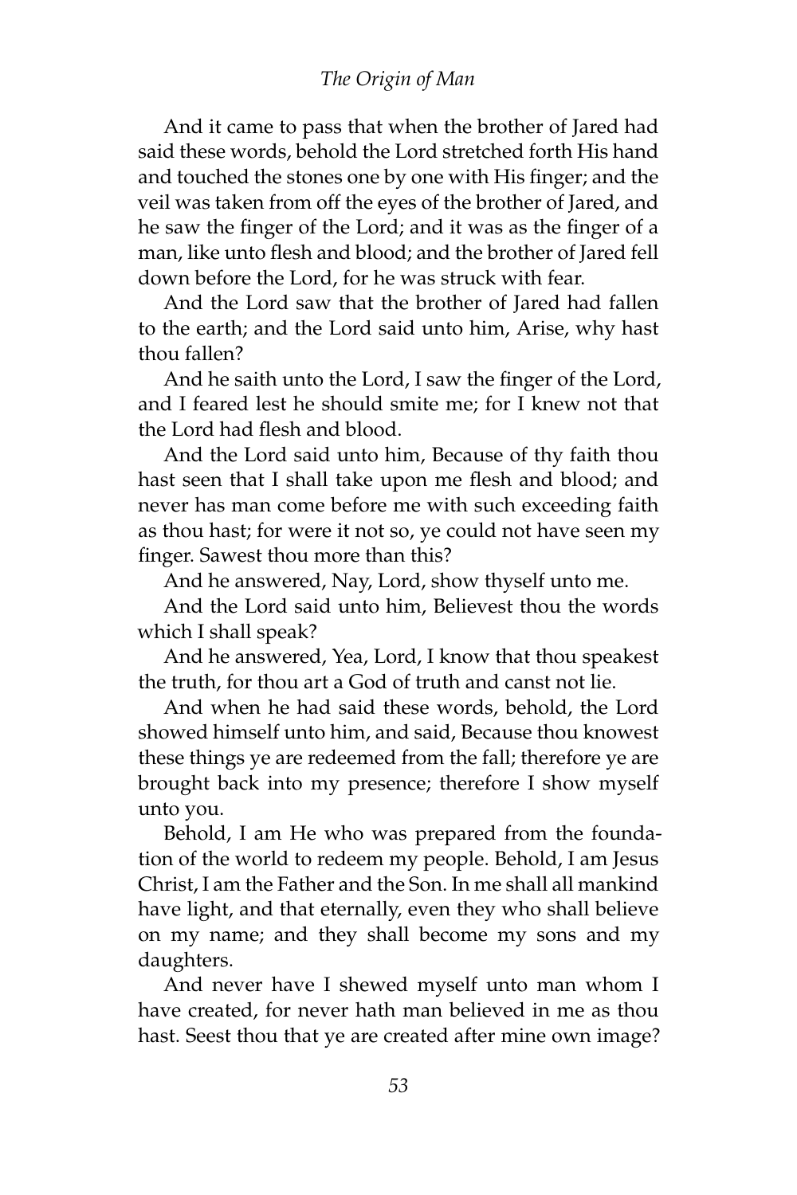And it came to pass that when the brother of Jared had said these words, behold the Lord stretched forth His hand and touched the stones one by one with His finger; and the veil was taken from off the eyes of the brother of Jared, and he saw the finger of the Lord; and it was as the finger of a man, like unto flesh and blood; and the brother of Jared fell down before the Lord, for he was struck with fear.

And the Lord saw that the brother of Jared had fallen to the earth; and the Lord said unto him, Arise, why hast thou fallen?

And he saith unto the Lord, I saw the finger of the Lord, and I feared lest he should smite me; for I knew not that the Lord had flesh and blood.

And the Lord said unto him, Because of thy faith thou hast seen that I shall take upon me flesh and blood; and never has man come before me with such exceeding faith as thou hast; for were it not so, ye could not have seen my finger. Sawest thou more than this?

And he answered, Nay, Lord, show thyself unto me.

And the Lord said unto him, Believest thou the words which I shall speak?

And he answered, Yea, Lord, I know that thou speakest the truth, for thou art a God of truth and canst not lie.

And when he had said these words, behold, the Lord showed himself unto him, and said, Because thou knowest these things ye are redeemed from the fall; therefore ye are brought back into my presence; therefore I show myself unto you.

Behold, I am He who was prepared from the foundation of the world to redeem my people. Behold, I am Jesus Christ, I am the Father and the Son. In me shall all mankind have light, and that eternally, even they who shall believe on my name; and they shall become my sons and my daughters.

And never have I shewed myself unto man whom I have created, for never hath man believed in me as thou hast. Seest thou that ye are created after mine own image?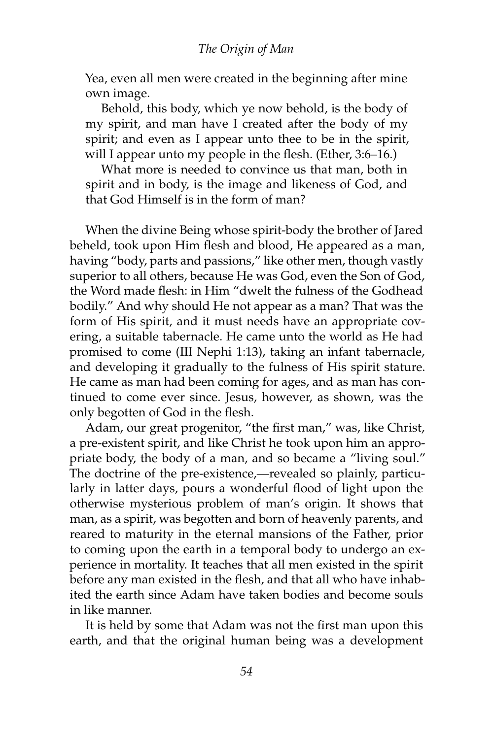Yea, even all men were created in the beginning after mine own image.

Behold, this body, which ye now behold, is the body of my spirit, and man have I created after the body of my spirit; and even as I appear unto thee to be in the spirit, will I appear unto my people in the flesh. (Ether, 3:6–16.)

What more is needed to convince us that man, both in spirit and in body, is the image and likeness of God, and that God Himself is in the form of man?

When the divine Being whose spirit-body the brother of Jared beheld, took upon Him flesh and blood, He appeared as a man, having "body, parts and passions," like other men, though vastly superior to all others, because He was God, even the Son of God, the Word made flesh: in Him "dwelt the fulness of the Godhead bodily." And why should He not appear as a man? That was the form of His spirit, and it must needs have an appropriate covering, a suitable tabernacle. He came unto the world as He had promised to come (III Nephi 1:13), taking an infant tabernacle, and developing it gradually to the fulness of His spirit stature. He came as man had been coming for ages, and as man has continued to come ever since. Jesus, however, as shown, was the only begotten of God in the flesh.

Adam, our great progenitor, "the first man," was, like Christ, a pre-existent spirit, and like Christ he took upon him an appropriate body, the body of a man, and so became a "living soul." The doctrine of the pre-existence,—revealed so plainly, particularly in latter days, pours a wonderful flood of light upon the otherwise mysterious problem of man's origin. It shows that man, as a spirit, was begotten and born of heavenly parents, and reared to maturity in the eternal mansions of the Father, prior to coming upon the earth in a temporal body to undergo an experience in mortality. It teaches that all men existed in the spirit before any man existed in the flesh, and that all who have inhabited the earth since Adam have taken bodies and become souls in like manner.

It is held by some that Adam was not the first man upon this earth, and that the original human being was a development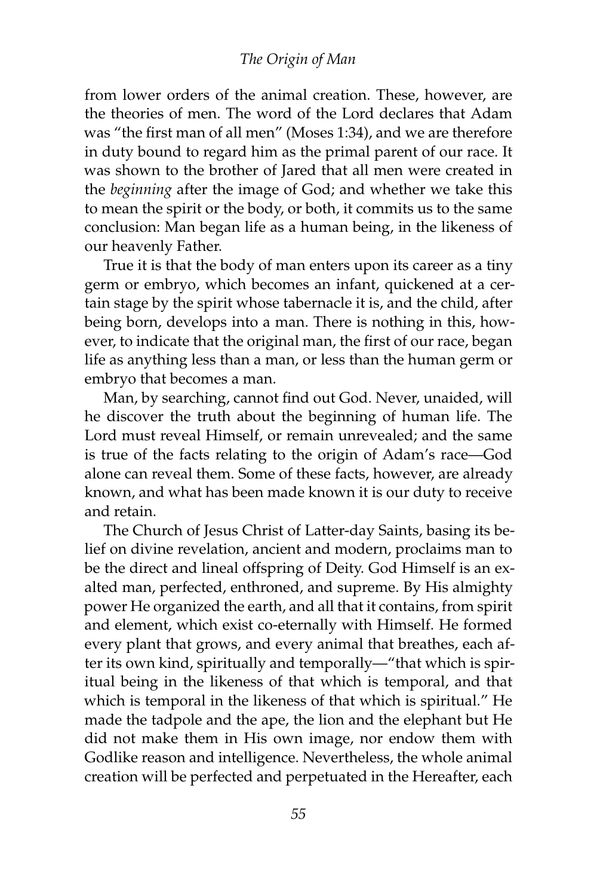from lower orders of the animal creation. These, however, are the theories of men. The word of the Lord declares that Adam was "the first man of all men" (Moses 1:34), and we are therefore in duty bound to regard him as the primal parent of our race. It was shown to the brother of Jared that all men were created in the *beginning* after the image of God; and whether we take this to mean the spirit or the body, or both, it commits us to the same conclusion: Man began life as a human being, in the likeness of our heavenly Father.

True it is that the body of man enters upon its career as a tiny germ or embryo, which becomes an infant, quickened at a certain stage by the spirit whose tabernacle it is, and the child, after being born, develops into a man. There is nothing in this, however, to indicate that the original man, the first of our race, began life as anything less than a man, or less than the human germ or embryo that becomes a man.

Man, by searching, cannot find out God. Never, unaided, will he discover the truth about the beginning of human life. The Lord must reveal Himself, or remain unrevealed; and the same is true of the facts relating to the origin of Adam's race—God alone can reveal them. Some of these facts, however, are already known, and what has been made known it is our duty to receive and retain.

The Church of Jesus Christ of Latter-day Saints, basing its belief on divine revelation, ancient and modern, proclaims man to be the direct and lineal offspring of Deity. God Himself is an exalted man, perfected, enthroned, and supreme. By His almighty power He organized the earth, and all that it contains, from spirit and element, which exist co-eternally with Himself. He formed every plant that grows, and every animal that breathes, each after its own kind, spiritually and temporally—"that which is spiritual being in the likeness of that which is temporal, and that which is temporal in the likeness of that which is spiritual." He made the tadpole and the ape, the lion and the elephant but He did not make them in His own image, nor endow them with Godlike reason and intelligence. Nevertheless, the whole animal creation will be perfected and perpetuated in the Hereafter, each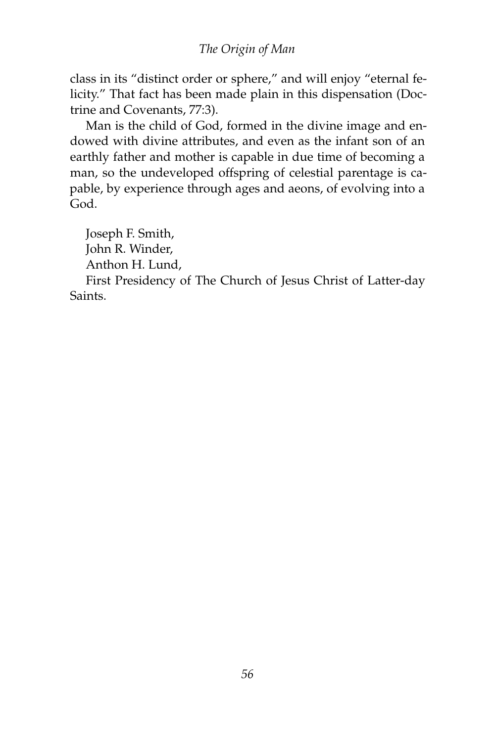class in its "distinct order or sphere," and will enjoy "eternal felicity." That fact has been made plain in this dispensation (Doctrine and Covenants, 77:3).

Man is the child of God, formed in the divine image and endowed with divine attributes, and even as the infant son of an earthly father and mother is capable in due time of becoming a man, so the undeveloped offspring of celestial parentage is capable, by experience through ages and aeons, of evolving into a God.

Joseph F. Smith,
John R. Winder,
Anthon H. Lund,
First Presidency of The Church of Jesus Christ of Latter-day Saints.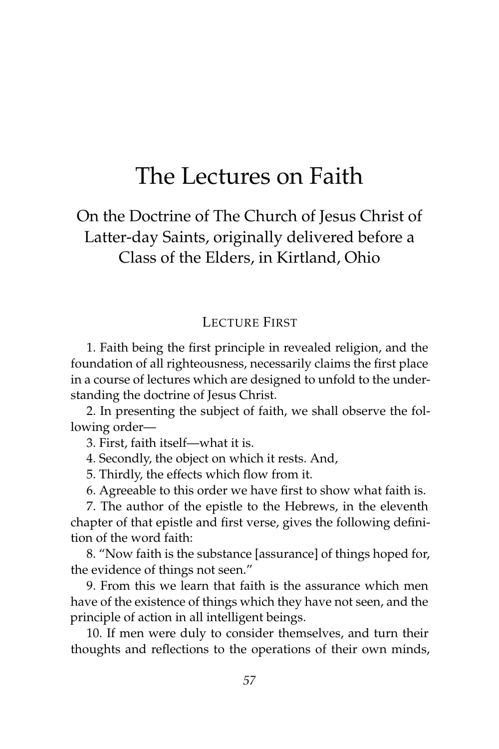# The Lectures on Faith

On the Doctrine of The Church of Jesus Christ of Latter-day Saints, originally delivered before a Class of the Elders, in Kirtland, Ohio

## Lecture First

1. Faith being the first principle in revealed religion, and the foundation of all righteousness, necessarily claims the first place in a course of lectures which are designed to unfold to the understanding the doctrine of Jesus Christ.

2. In presenting the subject of faith, we shall observe the following order—

3. First, faith itself—what it is.

4. Secondly, the object on which it rests. And,

5. Thirdly, the effects which flow from it.

6. Agreeable to this order we have first to show what faith is.

7. The author of the epistle to the Hebrews, in the eleventh chapter of that epistle and first verse, gives the following definition of the word faith:

8. "Now faith is the substance [assurance] of things hoped for, the evidence of things not seen."

9. From this we learn that faith is the assurance which men have of the existence of things which they have not seen, and the principle of action in all intelligent beings.

10. If men were duly to consider themselves, and turn their thoughts and reflections to the operations of their own minds,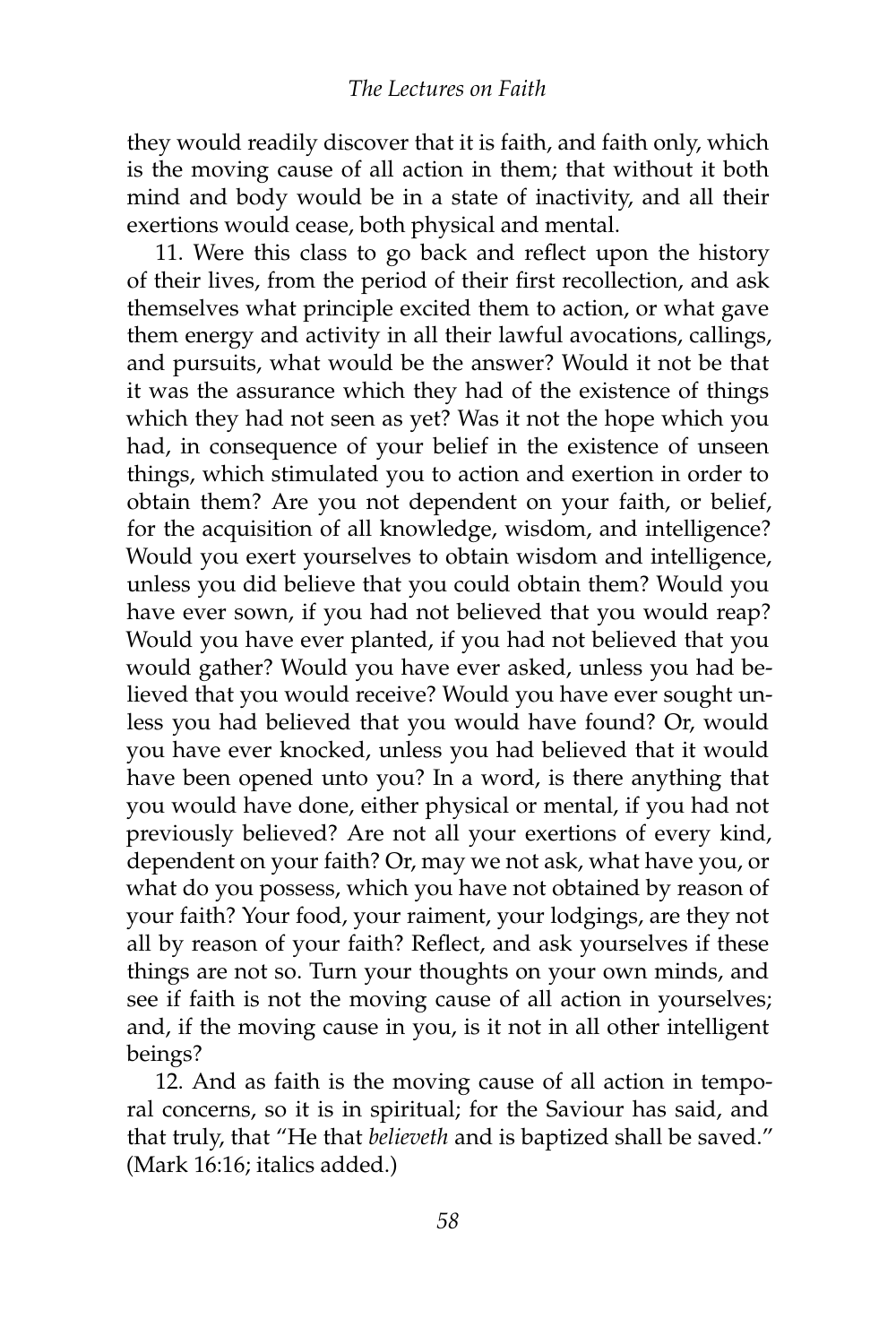they would readily discover that it is faith, and faith only, which is the moving cause of all action in them; that without it both mind and body would be in a state of inactivity, and all their exertions would cease, both physical and mental.

11. Were this class to go back and reflect upon the history of their lives, from the period of their first recollection, and ask themselves what principle excited them to action, or what gave them energy and activity in all their lawful avocations, callings, and pursuits, what would be the answer? Would it not be that it was the assurance which they had of the existence of things which they had not seen as yet? Was it not the hope which you had, in consequence of your belief in the existence of unseen things, which stimulated you to action and exertion in order to obtain them? Are you not dependent on your faith, or belief, for the acquisition of all knowledge, wisdom, and intelligence? Would you exert yourselves to obtain wisdom and intelligence, unless you did believe that you could obtain them? Would you have ever sown, if you had not believed that you would reap? Would you have ever planted, if you had not believed that you would gather? Would you have ever asked, unless you had believed that you would receive? Would you have ever sought unless you had believed that you would have found? Or, would you have ever knocked, unless you had believed that it would have been opened unto you? In a word, is there anything that you would have done, either physical or mental, if you had not previously believed? Are not all your exertions of every kind, dependent on your faith? Or, may we not ask, what have you, or what do you possess, which you have not obtained by reason of your faith? Your food, your raiment, your lodgings, are they not all by reason of your faith? Reflect, and ask yourselves if these things are not so. Turn your thoughts on your own minds, and see if faith is not the moving cause of all action in yourselves; and, if the moving cause in you, is it not in all other intelligent beings?

12. And as faith is the moving cause of all action in temporal concerns, so it is in spiritual; for the Saviour has said, and that truly, that "He that *believeth* and is baptized shall be saved." (Mark 16:16; italics added.)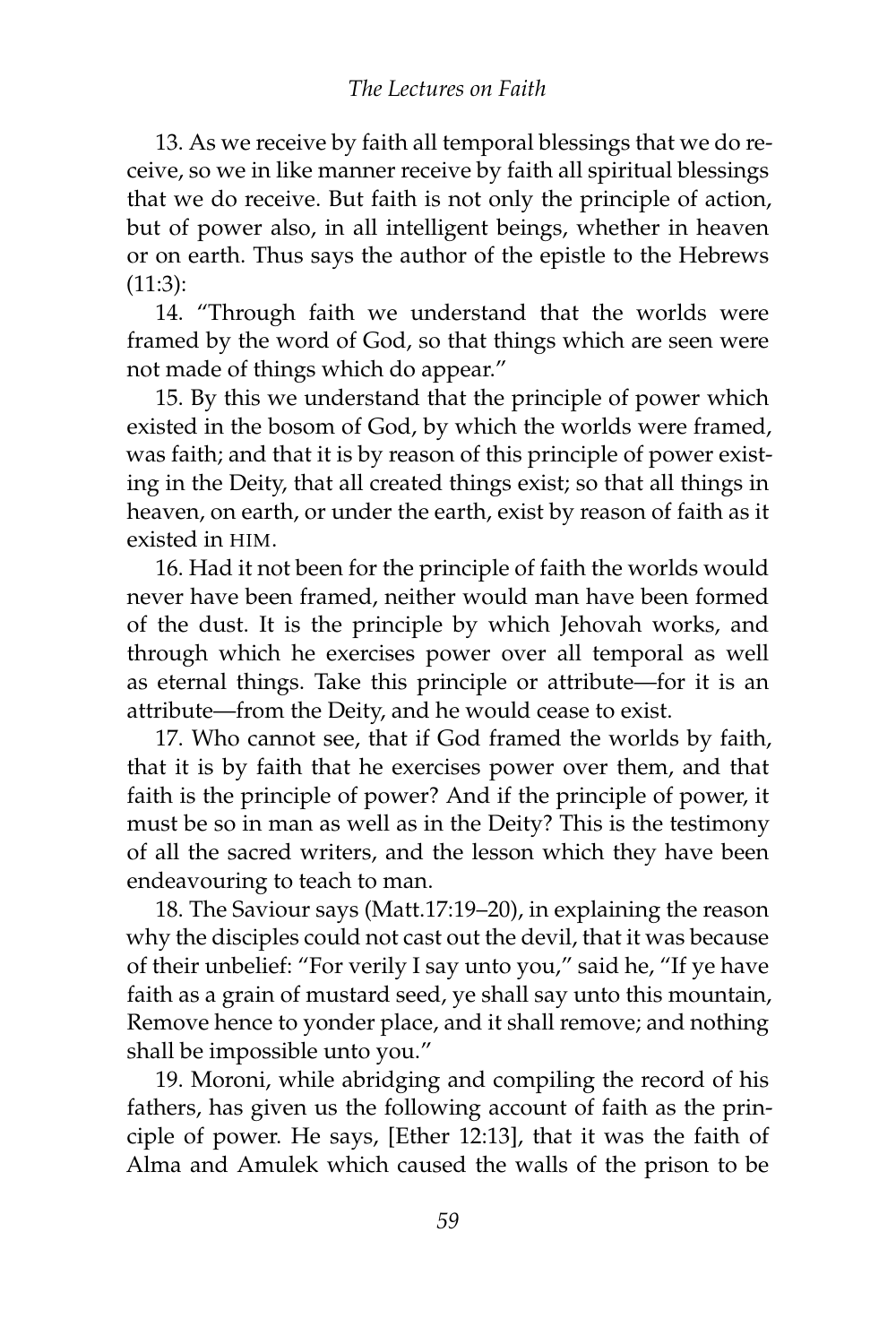13. As we receive by faith all temporal blessings that we do receive, so we in like manner receive by faith all spiritual blessings that we do receive. But faith is not only the principle of action, but of power also, in all intelligent beings, whether in heaven or on earth. Thus says the author of the epistle to the Hebrews (11:3):

14. "Through faith we understand that the worlds were framed by the word of God, so that things which are seen were not made of things which do appear."

15. By this we understand that the principle of power which existed in the bosom of God, by which the worlds were framed, was faith; and that it is by reason of this principle of power existing in the Deity, that all created things exist; so that all things in heaven, on earth, or under the earth, exist by reason of faith as it existed in HIM.

16. Had it not been for the principle of faith the worlds would never have been framed, neither would man have been formed of the dust. It is the principle by which Jehovah works, and through which he exercises power over all temporal as well as eternal things. Take this principle or attribute—for it is an attribute—from the Deity, and he would cease to exist.

17. Who cannot see, that if God framed the worlds by faith, that it is by faith that he exercises power over them, and that faith is the principle of power? And if the principle of power, it must be so in man as well as in the Deity? This is the testimony of all the sacred writers, and the lesson which they have been endeavouring to teach to man.

18. The Saviour says (Matt.17:19–20), in explaining the reason why the disciples could not cast out the devil, that it was because of their unbelief: "For verily I say unto you," said he, "If ye have faith as a grain of mustard seed, ye shall say unto this mountain, Remove hence to yonder place, and it shall remove; and nothing shall be impossible unto you."

19. Moroni, while abridging and compiling the record of his fathers, has given us the following account of faith as the principle of power. He says, [Ether 12:13], that it was the faith of Alma and Amulek which caused the walls of the prison to be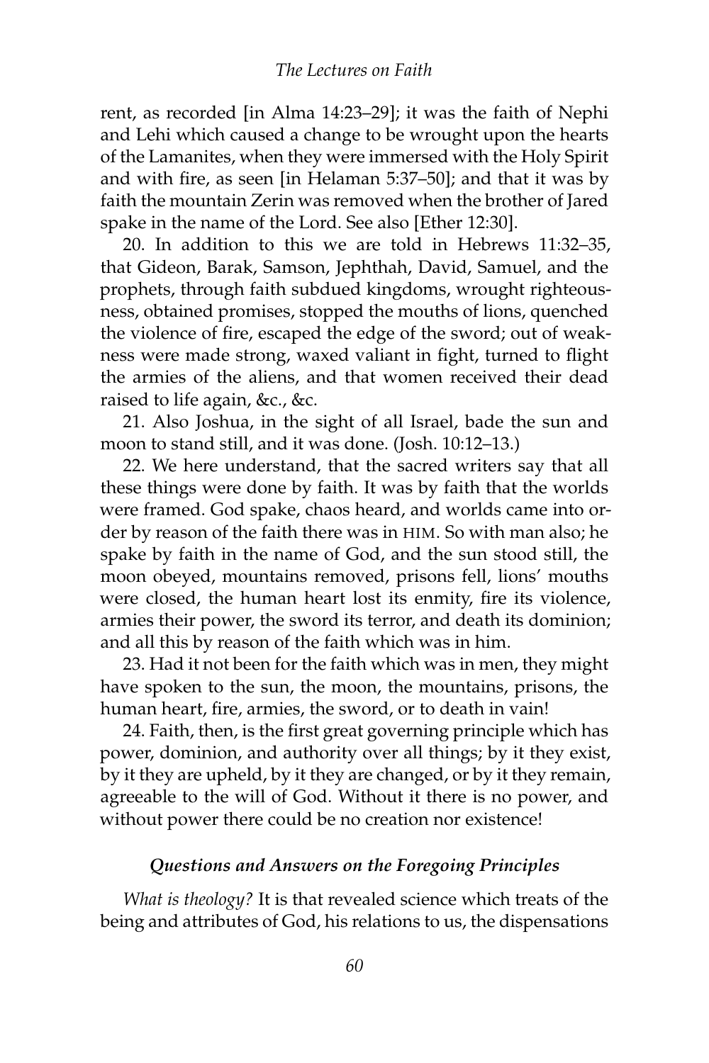rent, as recorded [in Alma 14:23–29]; it was the faith of Nephi and Lehi which caused a change to be wrought upon the hearts of the Lamanites, when they were immersed with the Holy Spirit and with fire, as seen [in Helaman 5:37–50]; and that it was by faith the mountain Zerin was removed when the brother of Jared spake in the name of the Lord. See also [Ether 12:30].

20. In addition to this we are told in Hebrews 11:32–35, that Gideon, Barak, Samson, Jephthah, David, Samuel, and the prophets, through faith subdued kingdoms, wrought righteousness, obtained promises, stopped the mouths of lions, quenched the violence of fire, escaped the edge of the sword; out of weakness were made strong, waxed valiant in fight, turned to flight the armies of the aliens, and that women received their dead raised to life again, &c., &c.

21. Also Joshua, in the sight of all Israel, bade the sun and moon to stand still, and it was done. (Josh. 10:12–13.)

22. We here understand, that the sacred writers say that all these things were done by faith. It was by faith that the worlds were framed. God spake, chaos heard, and worlds came into order by reason of the faith there was in HIM. So with man also; he spake by faith in the name of God, and the sun stood still, the moon obeyed, mountains removed, prisons fell, lions' mouths were closed, the human heart lost its enmity, fire its violence, armies their power, the sword its terror, and death its dominion; and all this by reason of the faith which was in him.

23. Had it not been for the faith which was in men, they might have spoken to the sun, the moon, the mountains, prisons, the human heart, fire, armies, the sword, or to death in vain!

24. Faith, then, is the first great governing principle which has power, dominion, and authority over all things; by it they exist, by it they are upheld, by it they are changed, or by it they remain, agreeable to the will of God. Without it there is no power, and without power there could be no creation nor existence!

### *Questions and Answers on the Foregoing Principles*

*What is theology?* It is that revealed science which treats of the being and attributes of God, his relations to us, the dispensations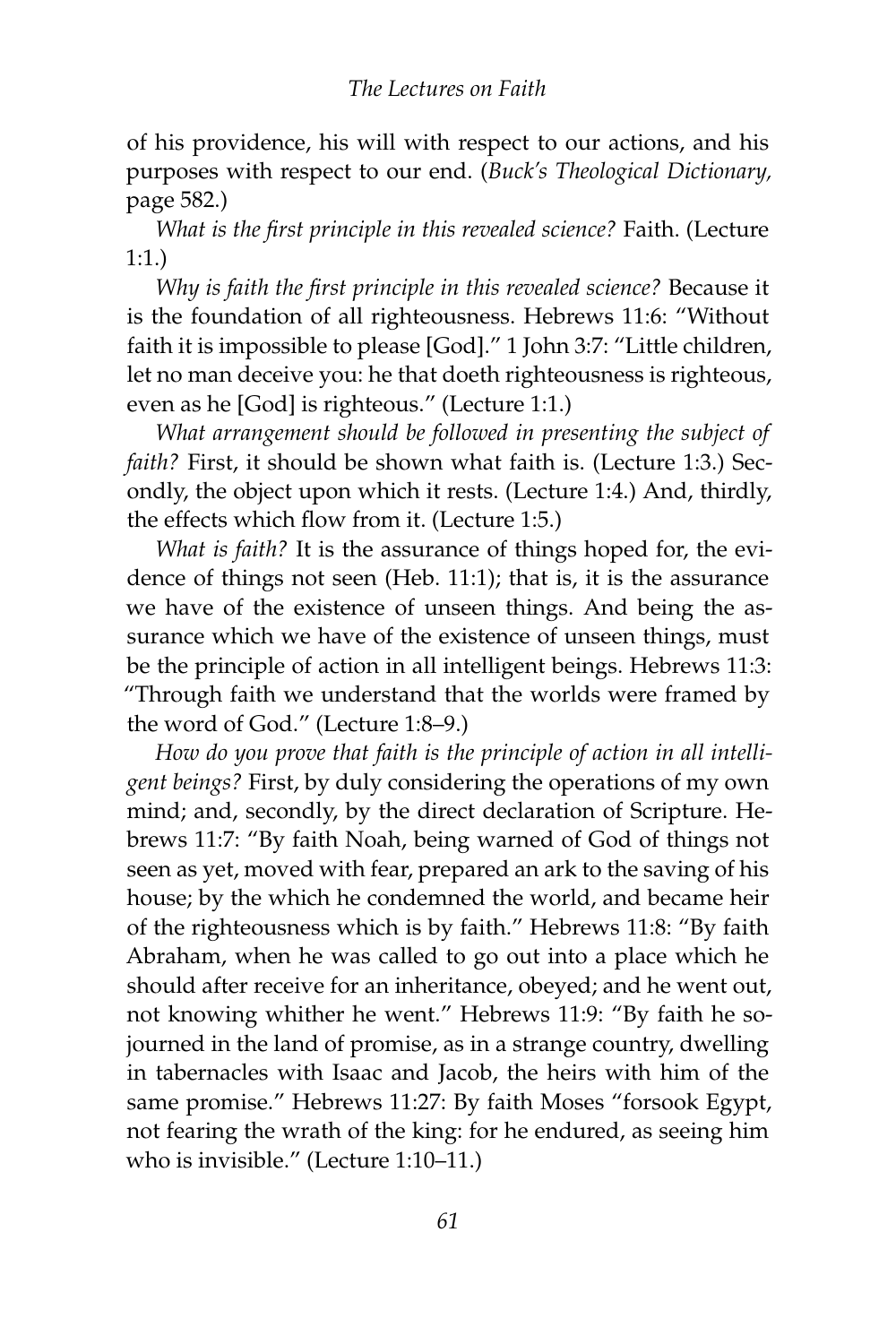of his providence, his will with respect to our actions, and his purposes with respect to our end. (*Buck's Theological Dictionary,* page 582.)

*What is the first principle in this revealed science?* Faith. (Lecture 1:1.)

*Why is faith the first principle in this revealed science?* Because it is the foundation of all righteousness. Hebrews 11:6: "Without faith it is impossible to please [God]." 1 John 3:7: "Little children, let no man deceive you: he that doeth righteousness is righteous, even as he [God] is righteous." (Lecture 1:1.)

*What arrangement should be followed in presenting the subject of faith?* First, it should be shown what faith is. (Lecture 1:3.) Secondly, the object upon which it rests. (Lecture 1:4.) And, thirdly, the effects which flow from it. (Lecture 1:5.)

*What is faith?* It is the assurance of things hoped for, the evidence of things not seen (Heb. 11:1); that is, it is the assurance we have of the existence of unseen things. And being the assurance which we have of the existence of unseen things, must be the principle of action in all intelligent beings. Hebrews 11:3: "Through faith we understand that the worlds were framed by the word of God." (Lecture 1:8–9.)

*How do you prove that faith is the principle of action in all intelligent beings?* First, by duly considering the operations of my own mind; and, secondly, by the direct declaration of Scripture. Hebrews 11:7: "By faith Noah, being warned of God of things not seen as yet, moved with fear, prepared an ark to the saving of his house; by the which he condemned the world, and became heir of the righteousness which is by faith." Hebrews 11:8: "By faith Abraham, when he was called to go out into a place which he should after receive for an inheritance, obeyed; and he went out, not knowing whither he went." Hebrews 11:9: "By faith he sojourned in the land of promise, as in a strange country, dwelling in tabernacles with Isaac and Jacob, the heirs with him of the same promise." Hebrews 11:27: By faith Moses "forsook Egypt, not fearing the wrath of the king: for he endured, as seeing him who is invisible." (Lecture 1:10–11.)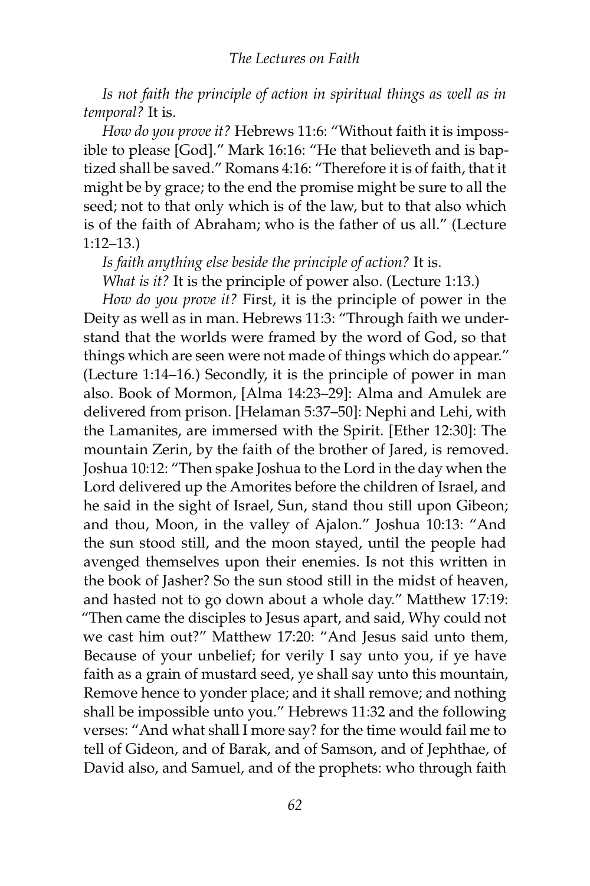*Is not faith the principle of action in spiritual things as well as in temporal?* It is.

*How do you prove it?* Hebrews 11:6: "Without faith it is impossible to please [God]." Mark 16:16: "He that believeth and is baptized shall be saved." Romans 4:16: "Therefore it is of faith, that it might be by grace; to the end the promise might be sure to all the seed; not to that only which is of the law, but to that also which is of the faith of Abraham; who is the father of us all." (Lecture 1:12–13.)

*Is faith anything else beside the principle of action?* It is.

*What is it?* It is the principle of power also. (Lecture 1:13.)

*How do you prove it?* First, it is the principle of power in the Deity as well as in man. Hebrews 11:3: "Through faith we understand that the worlds were framed by the word of God, so that things which are seen were not made of things which do appear." (Lecture 1:14–16.) Secondly, it is the principle of power in man also. Book of Mormon, [Alma 14:23–29]: Alma and Amulek are delivered from prison. [Helaman 5:37–50]: Nephi and Lehi, with the Lamanites, are immersed with the Spirit. [Ether 12:30]: The mountain Zerin, by the faith of the brother of Jared, is removed. Joshua 10:12: "Then spake Joshua to the Lord in the day when the Lord delivered up the Amorites before the children of Israel, and he said in the sight of Israel, Sun, stand thou still upon Gibeon; and thou, Moon, in the valley of Ajalon." Joshua 10:13: "And the sun stood still, and the moon stayed, until the people had avenged themselves upon their enemies. Is not this written in the book of Jasher? So the sun stood still in the midst of heaven, and hasted not to go down about a whole day." Matthew 17:19: "Then came the disciples to Jesus apart, and said, Why could not we cast him out?" Matthew 17:20: "And Jesus said unto them, Because of your unbelief; for verily I say unto you, if ye have faith as a grain of mustard seed, ye shall say unto this mountain, Remove hence to yonder place; and it shall remove; and nothing shall be impossible unto you." Hebrews 11:32 and the following verses: "And what shall I more say? for the time would fail me to tell of Gideon, and of Barak, and of Samson, and of Jephthae, of David also, and Samuel, and of the prophets: who through faith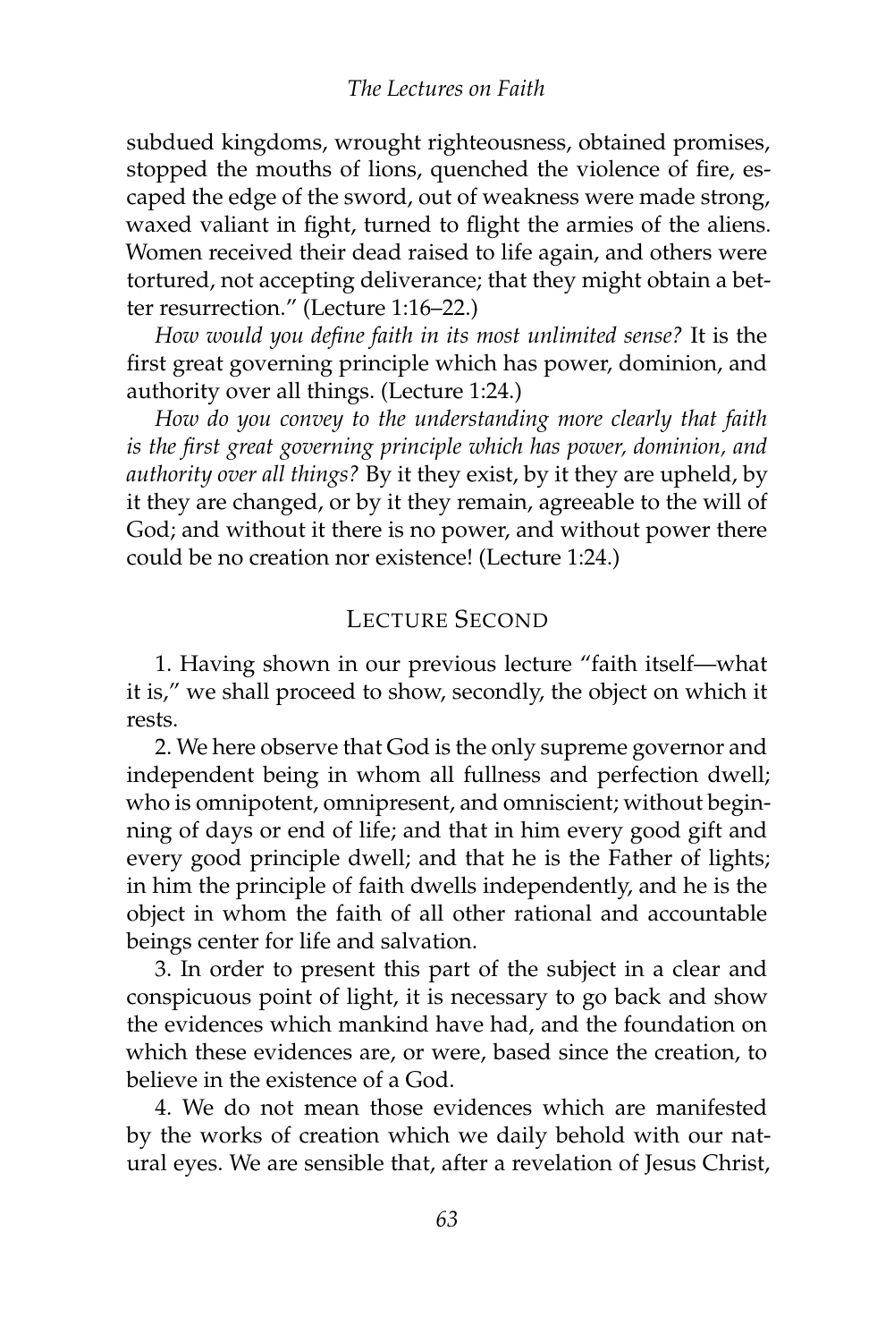subdued kingdoms, wrought righteousness, obtained promises, stopped the mouths of lions, quenched the violence of fire, escaped the edge of the sword, out of weakness were made strong, waxed valiant in fight, turned to flight the armies of the aliens. Women received their dead raised to life again, and others were tortured, not accepting deliverance; that they might obtain a better resurrection." (Lecture 1:16–22.)

*How would you define faith in its most unlimited sense?* It is the first great governing principle which has power, dominion, and authority over all things. (Lecture 1:24.)

*How do you convey to the understanding more clearly that faith is the first great governing principle which has power, dominion, and authority over all things?* By it they exist, by it they are upheld, by it they are changed, or by it they remain, agreeable to the will of God; and without it there is no power, and without power there could be no creation nor existence! (Lecture 1:24.)

## Lecture Second

1. Having shown in our previous lecture "faith itself—what it is," we shall proceed to show, secondly, the object on which it rests.

2. We here observe that God is the only supreme governor and independent being in whom all fullness and perfection dwell; who is omnipotent, omnipresent, and omniscient; without beginning of days or end of life; and that in him every good gift and every good principle dwell; and that he is the Father of lights; in him the principle of faith dwells independently, and he is the object in whom the faith of all other rational and accountable beings center for life and salvation.

3. In order to present this part of the subject in a clear and conspicuous point of light, it is necessary to go back and show the evidences which mankind have had, and the foundation on which these evidences are, or were, based since the creation, to believe in the existence of a God.

4. We do not mean those evidences which are manifested by the works of creation which we daily behold with our natural eyes. We are sensible that, after a revelation of Jesus Christ,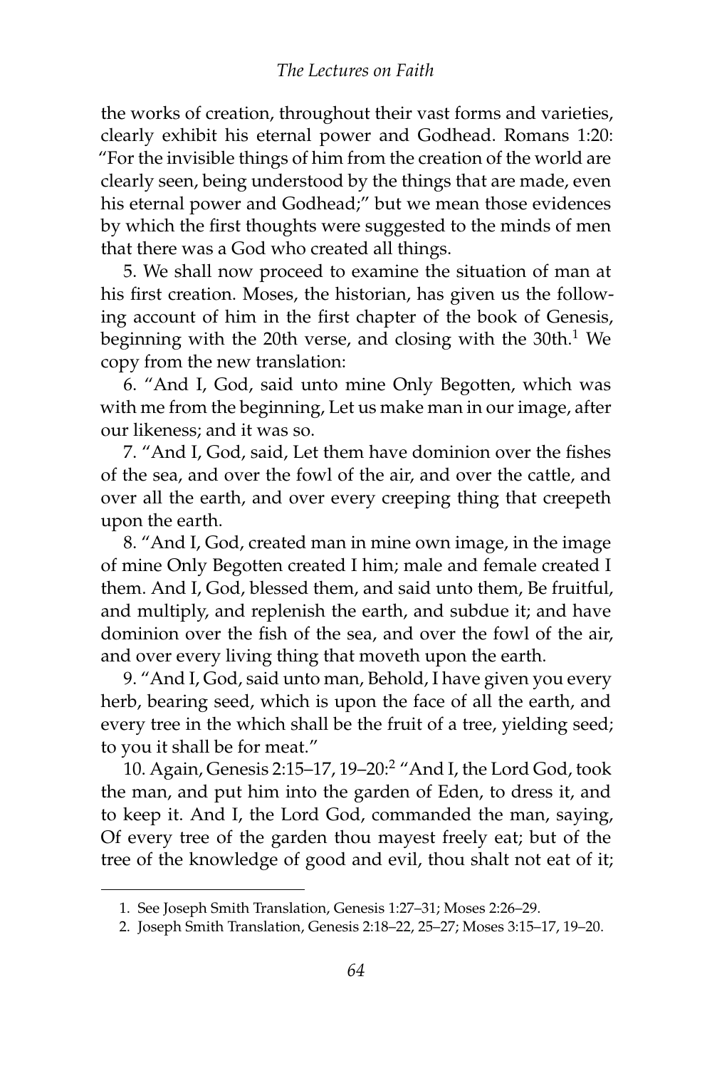the works of creation, throughout their vast forms and varieties, clearly exhibit his eternal power and Godhead. Romans 1:20: "For the invisible things of him from the creation of the world are clearly seen, being understood by the things that are made, even his eternal power and Godhead;" but we mean those evidences by which the first thoughts were suggested to the minds of men that there was a God who created all things.

5. We shall now proceed to examine the situation of man at his first creation. Moses, the historian, has given us the following account of him in the first chapter of the book of Genesis, beginning with the 20th verse, and closing with the 30th.[1] We copy from the new translation:

6. "And I, God, said unto mine Only Begotten, which was with me from the beginning, Let us make man in our image, after our likeness; and it was so.

7. "And I, God, said, Let them have dominion over the fishes of the sea, and over the fowl of the air, and over the cattle, and over all the earth, and over every creeping thing that creepeth upon the earth.

8. "And I, God, created man in mine own image, in the image of mine Only Begotten created I him; male and female created I them. And I, God, blessed them, and said unto them, Be fruitful, and multiply, and replenish the earth, and subdue it; and have dominion over the fish of the sea, and over the fowl of the air, and over every living thing that moveth upon the earth.

9. "And I, God, said unto man, Behold, I have given you every herb, bearing seed, which is upon the face of all the earth, and every tree in the which shall be the fruit of a tree, yielding seed; to you it shall be for meat."

10. Again, Genesis 2:15–17, 19–20:[2] "And I, the Lord God, took the man, and put him into the garden of Eden, to dress it, and to keep it. And I, the Lord God, commanded the man, saying, Of every tree of the garden thou mayest freely eat; but of the tree of the knowledge of good and evil, thou shalt not eat of it;

---

1. See Joseph Smith Translation, Genesis 1:27–31; Moses 2:26–29.
2. Joseph Smith Translation, Genesis 2:18–22, 25–27; Moses 3:15–17, 19–20.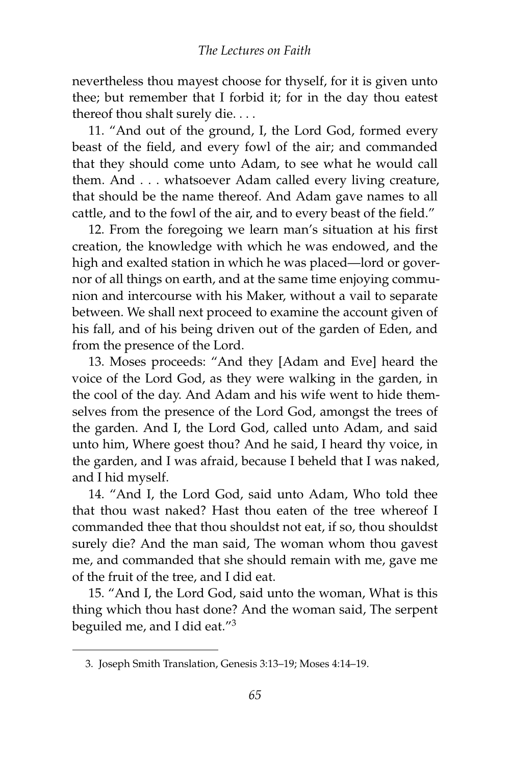nevertheless thou mayest choose for thyself, for it is given unto thee; but remember that I forbid it; for in the day thou eatest thereof thou shalt surely die. . . .

11. "And out of the ground, I, the Lord God, formed every beast of the field, and every fowl of the air; and commanded that they should come unto Adam, to see what he would call them. And . . . whatsoever Adam called every living creature, that should be the name thereof. And Adam gave names to all cattle, and to the fowl of the air, and to every beast of the field."

12. From the foregoing we learn man's situation at his first creation, the knowledge with which he was endowed, and the high and exalted station in which he was placed—lord or governor of all things on earth, and at the same time enjoying communion and intercourse with his Maker, without a vail to separate between. We shall next proceed to examine the account given of his fall, and of his being driven out of the garden of Eden, and from the presence of the Lord.

13. Moses proceeds: "And they [Adam and Eve] heard the voice of the Lord God, as they were walking in the garden, in the cool of the day. And Adam and his wife went to hide themselves from the presence of the Lord God, amongst the trees of the garden. And I, the Lord God, called unto Adam, and said unto him, Where goest thou? And he said, I heard thy voice, in the garden, and I was afraid, because I beheld that I was naked, and I hid myself.

14. "And I, the Lord God, said unto Adam, Who told thee that thou wast naked? Hast thou eaten of the tree whereof I commanded thee that thou shouldst not eat, if so, thou shouldst surely die? And the man said, The woman whom thou gavest me, and commanded that she should remain with me, gave me of the fruit of the tree, and I did eat.

15. "And I, the Lord God, said unto the woman, What is this thing which thou hast done? And the woman said, The serpent beguiled me, and I did eat."[3]

---

3. Joseph Smith Translation, Genesis 3:13–19; Moses 4:14–19.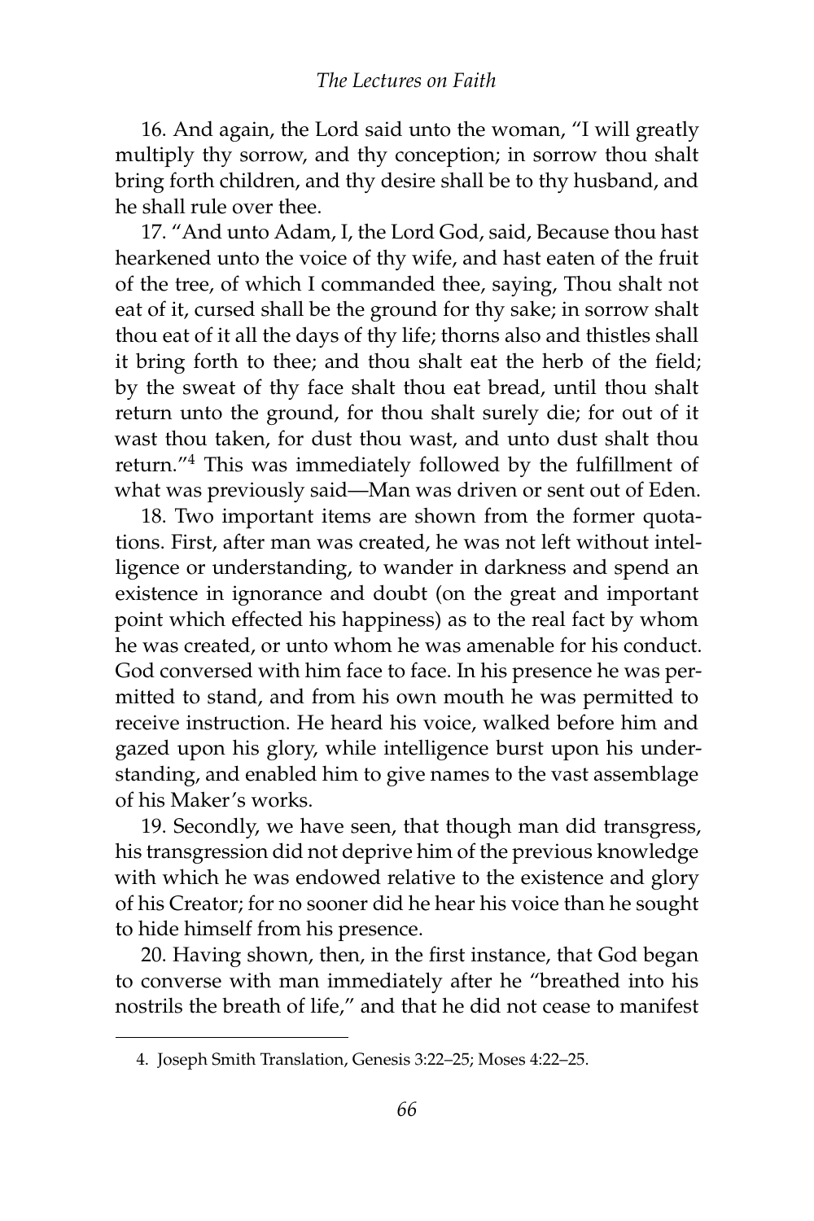16. And again, the Lord said unto the woman, "I will greatly multiply thy sorrow, and thy conception; in sorrow thou shalt bring forth children, and thy desire shall be to thy husband, and he shall rule over thee.

17. "And unto Adam, I, the Lord God, said, Because thou hast hearkened unto the voice of thy wife, and hast eaten of the fruit of the tree, of which I commanded thee, saying, Thou shalt not eat of it, cursed shall be the ground for thy sake; in sorrow shalt thou eat of it all the days of thy life; thorns also and thistles shall it bring forth to thee; and thou shalt eat the herb of the field; by the sweat of thy face shalt thou eat bread, until thou shalt return unto the ground, for thou shalt surely die; for out of it wast thou taken, for dust thou wast, and unto dust shalt thou return."[4] This was immediately followed by the fulfillment of what was previously said—Man was driven or sent out of Eden.

18. Two important items are shown from the former quotations. First, after man was created, he was not left without intelligence or understanding, to wander in darkness and spend an existence in ignorance and doubt (on the great and important point which effected his happiness) as to the real fact by whom he was created, or unto whom he was amenable for his conduct. God conversed with him face to face. In his presence he was permitted to stand, and from his own mouth he was permitted to receive instruction. He heard his voice, walked before him and gazed upon his glory, while intelligence burst upon his understanding, and enabled him to give names to the vast assemblage of his Maker's works.

19. Secondly, we have seen, that though man did transgress, his transgression did not deprive him of the previous knowledge with which he was endowed relative to the existence and glory of his Creator; for no sooner did he hear his voice than he sought to hide himself from his presence.

20. Having shown, then, in the first instance, that God began to converse with man immediately after he "breathed into his nostrils the breath of life," and that he did not cease to manifest

4. Joseph Smith Translation, Genesis 3:22–25; Moses 4:22–25.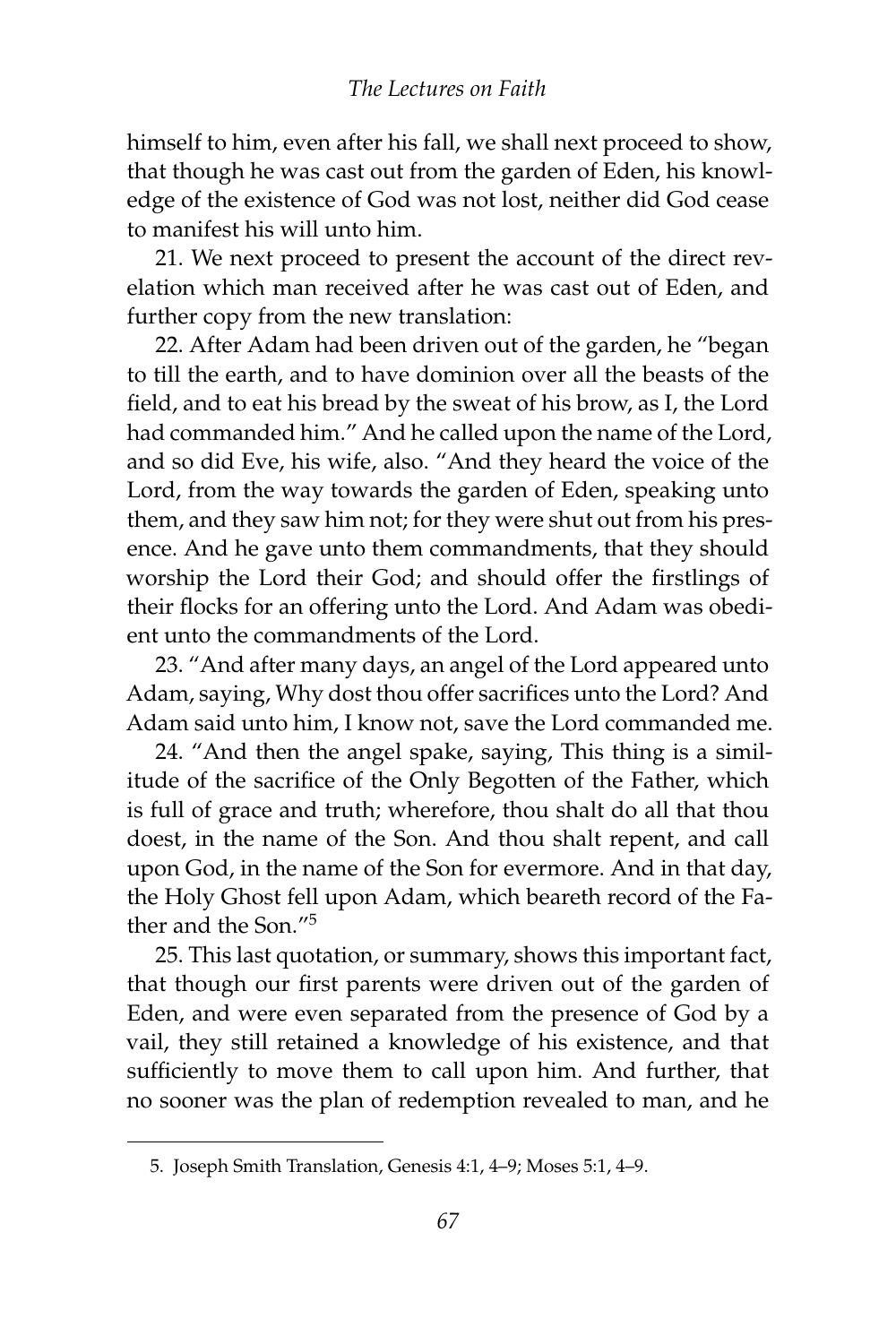himself to him, even after his fall, we shall next proceed to show, that though he was cast out from the garden of Eden, his knowledge of the existence of God was not lost, neither did God cease to manifest his will unto him.

21. We next proceed to present the account of the direct revelation which man received after he was cast out of Eden, and further copy from the new translation:

22. After Adam had been driven out of the garden, he "began to till the earth, and to have dominion over all the beasts of the field, and to eat his bread by the sweat of his brow, as I, the Lord had commanded him." And he called upon the name of the Lord, and so did Eve, his wife, also. "And they heard the voice of the Lord, from the way towards the garden of Eden, speaking unto them, and they saw him not; for they were shut out from his presence. And he gave unto them commandments, that they should worship the Lord their God; and should offer the firstlings of their flocks for an offering unto the Lord. And Adam was obedient unto the commandments of the Lord.

23. "And after many days, an angel of the Lord appeared unto Adam, saying, Why dost thou offer sacrifices unto the Lord? And Adam said unto him, I know not, save the Lord commanded me.

24. "And then the angel spake, saying, This thing is a similitude of the sacrifice of the Only Begotten of the Father, which is full of grace and truth; wherefore, thou shalt do all that thou doest, in the name of the Son. And thou shalt repent, and call upon God, in the name of the Son for evermore. And in that day, the Holy Ghost fell upon Adam, which beareth record of the Father and the Son."[5]

25. This last quotation, or summary, shows this important fact, that though our first parents were driven out of the garden of Eden, and were even separated from the presence of God by a vail, they still retained a knowledge of his existence, and that sufficiently to move them to call upon him. And further, that no sooner was the plan of redemption revealed to man, and he

---

5. Joseph Smith Translation, Genesis 4:1, 4–9; Moses 5:1, 4–9.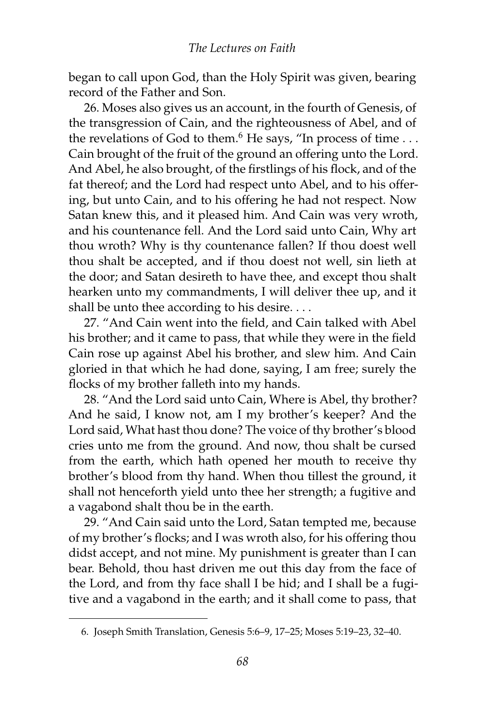began to call upon God, than the Holy Spirit was given, bearing record of the Father and Son.

26. Moses also gives us an account, in the fourth of Genesis, of the transgression of Cain, and the righteousness of Abel, and of the revelations of God to them.[6] He says, "In process of time . . . Cain brought of the fruit of the ground an offering unto the Lord. And Abel, he also brought, of the firstlings of his flock, and of the fat thereof; and the Lord had respect unto Abel, and to his offering, but unto Cain, and to his offering he had not respect. Now Satan knew this, and it pleased him. And Cain was very wroth, and his countenance fell. And the Lord said unto Cain, Why art thou wroth? Why is thy countenance fallen? If thou doest well thou shalt be accepted, and if thou doest not well, sin lieth at the door; and Satan desireth to have thee, and except thou shalt hearken unto my commandments, I will deliver thee up, and it shall be unto thee according to his desire. . . .

27. "And Cain went into the field, and Cain talked with Abel his brother; and it came to pass, that while they were in the field Cain rose up against Abel his brother, and slew him. And Cain gloried in that which he had done, saying, I am free; surely the flocks of my brother falleth into my hands.

28. "And the Lord said unto Cain, Where is Abel, thy brother? And he said, I know not, am I my brother's keeper? And the Lord said, What hast thou done? The voice of thy brother's blood cries unto me from the ground. And now, thou shalt be cursed from the earth, which hath opened her mouth to receive thy brother's blood from thy hand. When thou tillest the ground, it shall not henceforth yield unto thee her strength; a fugitive and a vagabond shalt thou be in the earth.

29. "And Cain said unto the Lord, Satan tempted me, because of my brother's flocks; and I was wroth also, for his offering thou didst accept, and not mine. My punishment is greater than I can bear. Behold, thou hast driven me out this day from the face of the Lord, and from thy face shall I be hid; and I shall be a fugitive and a vagabond in the earth; and it shall come to pass, that

---

6. Joseph Smith Translation, Genesis 5:6–9, 17–25; Moses 5:19–23, 32–40.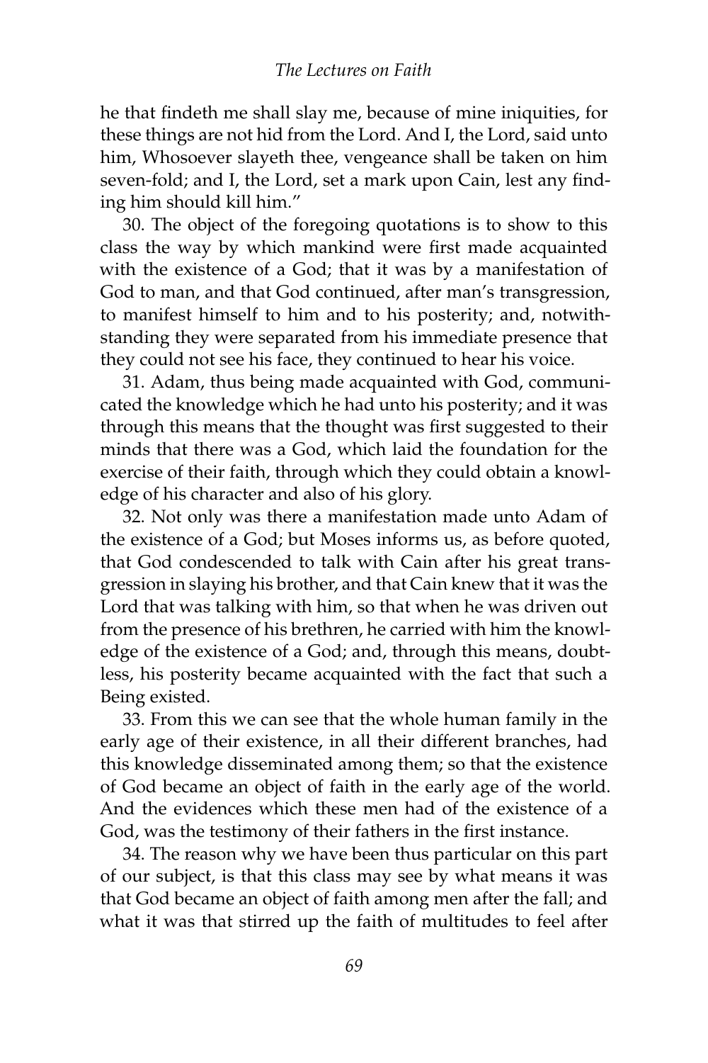he that findeth me shall slay me, because of mine iniquities, for these things are not hid from the Lord. And I, the Lord, said unto him, Whosoever slayeth thee, vengeance shall be taken on him seven-fold; and I, the Lord, set a mark upon Cain, lest any finding him should kill him."

30. The object of the foregoing quotations is to show to this class the way by which mankind were first made acquainted with the existence of a God; that it was by a manifestation of God to man, and that God continued, after man's transgression, to manifest himself to him and to his posterity; and, notwithstanding they were separated from his immediate presence that they could not see his face, they continued to hear his voice.

31. Adam, thus being made acquainted with God, communicated the knowledge which he had unto his posterity; and it was through this means that the thought was first suggested to their minds that there was a God, which laid the foundation for the exercise of their faith, through which they could obtain a knowledge of his character and also of his glory.

32. Not only was there a manifestation made unto Adam of the existence of a God; but Moses informs us, as before quoted, that God condescended to talk with Cain after his great transgression in slaying his brother, and that Cain knew that it was the Lord that was talking with him, so that when he was driven out from the presence of his brethren, he carried with him the knowledge of the existence of a God; and, through this means, doubtless, his posterity became acquainted with the fact that such a Being existed.

33. From this we can see that the whole human family in the early age of their existence, in all their different branches, had this knowledge disseminated among them; so that the existence of God became an object of faith in the early age of the world. And the evidences which these men had of the existence of a God, was the testimony of their fathers in the first instance.

34. The reason why we have been thus particular on this part of our subject, is that this class may see by what means it was that God became an object of faith among men after the fall; and what it was that stirred up the faith of multitudes to feel after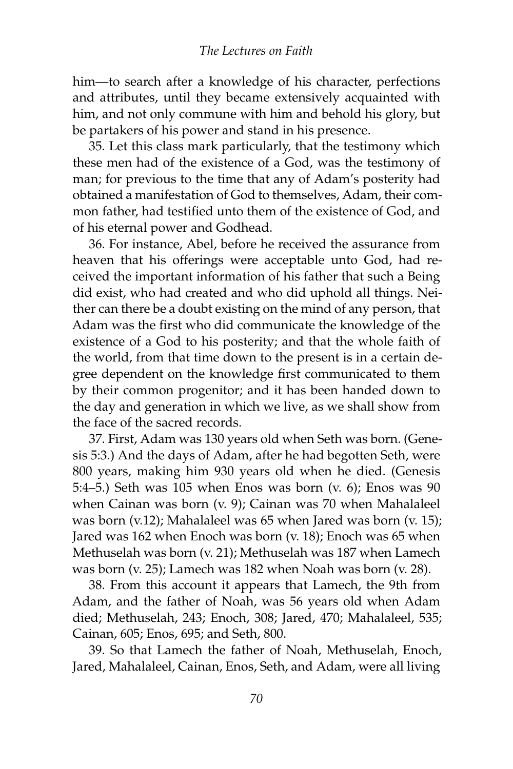him—to search after a knowledge of his character, perfections and attributes, until they became extensively acquainted with him, and not only commune with him and behold his glory, but be partakers of his power and stand in his presence.

35. Let this class mark particularly, that the testimony which these men had of the existence of a God, was the testimony of man; for previous to the time that any of Adam's posterity had obtained a manifestation of God to themselves, Adam, their common father, had testified unto them of the existence of God, and of his eternal power and Godhead.

36. For instance, Abel, before he received the assurance from heaven that his offerings were acceptable unto God, had received the important information of his father that such a Being did exist, who had created and who did uphold all things. Neither can there be a doubt existing on the mind of any person, that Adam was the first who did communicate the knowledge of the existence of a God to his posterity; and that the whole faith of the world, from that time down to the present is in a certain degree dependent on the knowledge first communicated to them by their common progenitor; and it has been handed down to the day and generation in which we live, as we shall show from the face of the sacred records.

37. First, Adam was 130 years old when Seth was born. (Genesis 5:3.) And the days of Adam, after he had begotten Seth, were 800 years, making him 930 years old when he died. (Genesis 5:4–5.) Seth was 105 when Enos was born (v. 6); Enos was 90 when Cainan was born (v. 9); Cainan was 70 when Mahalaleel was born (v.12); Mahalaleel was 65 when Jared was born (v. 15); Jared was 162 when Enoch was born (v. 18); Enoch was 65 when Methuselah was born (v. 21); Methuselah was 187 when Lamech was born (v. 25); Lamech was 182 when Noah was born (v. 28).

38. From this account it appears that Lamech, the 9th from Adam, and the father of Noah, was 56 years old when Adam died; Methuselah, 243; Enoch, 308; Jared, 470; Mahalaleel, 535; Cainan, 605; Enos, 695; and Seth, 800.

39. So that Lamech the father of Noah, Methuselah, Enoch, Jared, Mahalaleel, Cainan, Enos, Seth, and Adam, were all living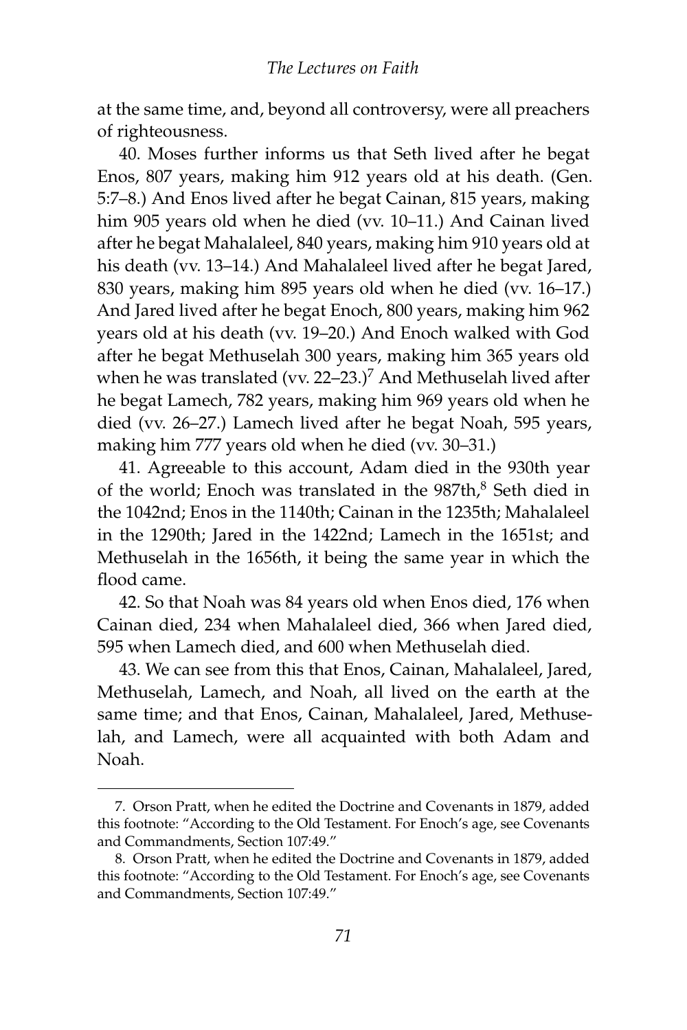at the same time, and, beyond all controversy, were all preachers of righteousness.

40. Moses further informs us that Seth lived after he begat Enos, 807 years, making him 912 years old at his death. (Gen. 5:7–8.) And Enos lived after he begat Cainan, 815 years, making him 905 years old when he died (vv. 10–11.) And Cainan lived after he begat Mahalaleel, 840 years, making him 910 years old at his death (vv. 13–14.) And Mahalaleel lived after he begat Jared, 830 years, making him 895 years old when he died (vv. 16–17.) And Jared lived after he begat Enoch, 800 years, making him 962 years old at his death (vv. 19–20.) And Enoch walked with God after he begat Methuselah 300 years, making him 365 years old when he was translated (vv. 22–23.)[7] And Methuselah lived after he begat Lamech, 782 years, making him 969 years old when he died (vv. 26–27.) Lamech lived after he begat Noah, 595 years, making him 777 years old when he died (vv. 30–31.)

41. Agreeable to this account, Adam died in the 930th year of the world; Enoch was translated in the 987th,[8] Seth died in the 1042nd; Enos in the 1140th; Cainan in the 1235th; Mahalaleel in the 1290th; Jared in the 1422nd; Lamech in the 1651st; and Methuselah in the 1656th, it being the same year in which the flood came.

42. So that Noah was 84 years old when Enos died, 176 when Cainan died, 234 when Mahalaleel died, 366 when Jared died, 595 when Lamech died, and 600 when Methuselah died.

43. We can see from this that Enos, Cainan, Mahalaleel, Jared, Methuselah, Lamech, and Noah, all lived on the earth at the same time; and that Enos, Cainan, Mahalaleel, Jared, Methuselah, and Lamech, were all acquainted with both Adam and Noah.

---

7. Orson Pratt, when he edited the Doctrine and Covenants in 1879, added this footnote: "According to the Old Testament. For Enoch's age, see Covenants and Commandments, Section 107:49."

8. Orson Pratt, when he edited the Doctrine and Covenants in 1879, added this footnote: "According to the Old Testament. For Enoch's age, see Covenants and Commandments, Section 107:49."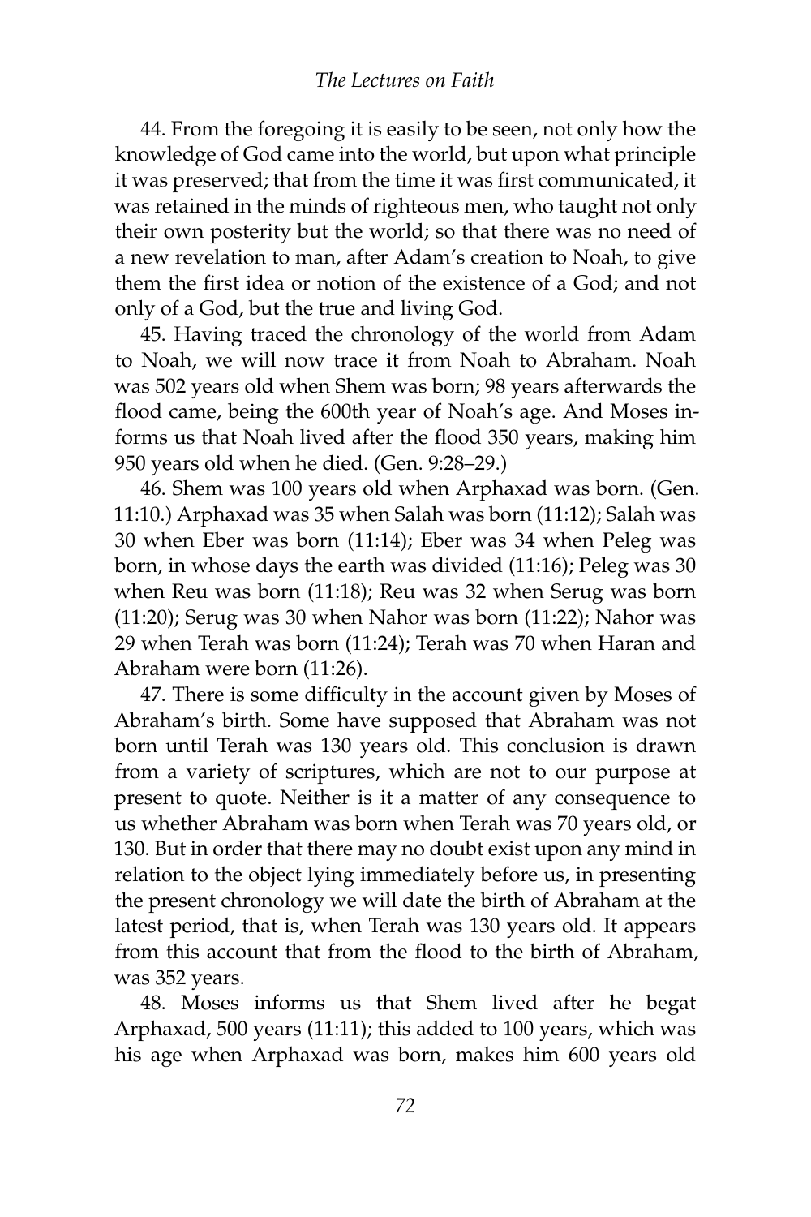44. From the foregoing it is easily to be seen, not only how the knowledge of God came into the world, but upon what principle it was preserved; that from the time it was first communicated, it was retained in the minds of righteous men, who taught not only their own posterity but the world; so that there was no need of a new revelation to man, after Adam's creation to Noah, to give them the first idea or notion of the existence of a God; and not only of a God, but the true and living God.

45. Having traced the chronology of the world from Adam to Noah, we will now trace it from Noah to Abraham. Noah was 502 years old when Shem was born; 98 years afterwards the flood came, being the 600th year of Noah's age. And Moses informs us that Noah lived after the flood 350 years, making him 950 years old when he died. (Gen. 9:28–29.)

46. Shem was 100 years old when Arphaxad was born. (Gen. 11:10.) Arphaxad was 35 when Salah was born (11:12); Salah was 30 when Eber was born (11:14); Eber was 34 when Peleg was born, in whose days the earth was divided (11:16); Peleg was 30 when Reu was born (11:18); Reu was 32 when Serug was born (11:20); Serug was 30 when Nahor was born (11:22); Nahor was 29 when Terah was born (11:24); Terah was 70 when Haran and Abraham were born (11:26).

47. There is some difficulty in the account given by Moses of Abraham's birth. Some have supposed that Abraham was not born until Terah was 130 years old. This conclusion is drawn from a variety of scriptures, which are not to our purpose at present to quote. Neither is it a matter of any consequence to us whether Abraham was born when Terah was 70 years old, or 130. But in order that there may no doubt exist upon any mind in relation to the object lying immediately before us, in presenting the present chronology we will date the birth of Abraham at the latest period, that is, when Terah was 130 years old. It appears from this account that from the flood to the birth of Abraham, was 352 years.

48. Moses informs us that Shem lived after he begat Arphaxad, 500 years (11:11); this added to 100 years, which was his age when Arphaxad was born, makes him 600 years old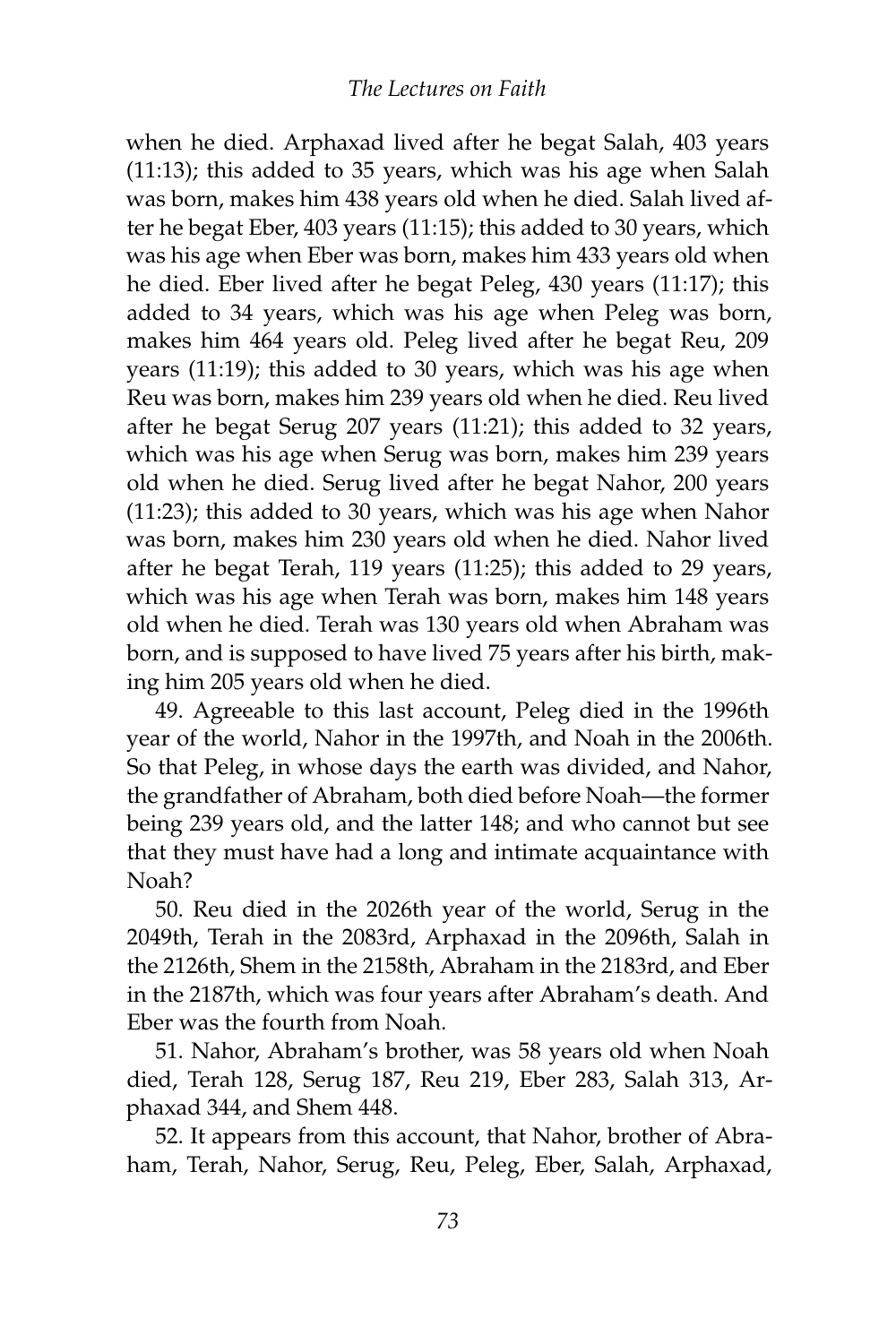when he died. Arphaxad lived after he begat Salah, 403 years (11:13); this added to 35 years, which was his age when Salah was born, makes him 438 years old when he died. Salah lived after he begat Eber, 403 years (11:15); this added to 30 years, which was his age when Eber was born, makes him 433 years old when he died. Eber lived after he begat Peleg, 430 years (11:17); this added to 34 years, which was his age when Peleg was born, makes him 464 years old. Peleg lived after he begat Reu, 209 years (11:19); this added to 30 years, which was his age when Reu was born, makes him 239 years old when he died. Reu lived after he begat Serug 207 years (11:21); this added to 32 years, which was his age when Serug was born, makes him 239 years old when he died. Serug lived after he begat Nahor, 200 years (11:23); this added to 30 years, which was his age when Nahor was born, makes him 230 years old when he died. Nahor lived after he begat Terah, 119 years (11:25); this added to 29 years, which was his age when Terah was born, makes him 148 years old when he died. Terah was 130 years old when Abraham was born, and is supposed to have lived 75 years after his birth, making him 205 years old when he died.

49. Agreeable to this last account, Peleg died in the 1996th year of the world, Nahor in the 1997th, and Noah in the 2006th. So that Peleg, in whose days the earth was divided, and Nahor, the grandfather of Abraham, both died before Noah—the former being 239 years old, and the latter 148; and who cannot but see that they must have had a long and intimate acquaintance with Noah?

50. Reu died in the 2026th year of the world, Serug in the 2049th, Terah in the 2083rd, Arphaxad in the 2096th, Salah in the 2126th, Shem in the 2158th, Abraham in the 2183rd, and Eber in the 2187th, which was four years after Abraham's death. And Eber was the fourth from Noah.

51. Nahor, Abraham's brother, was 58 years old when Noah died, Terah 128, Serug 187, Reu 219, Eber 283, Salah 313, Arphaxad 344, and Shem 448.

52. It appears from this account, that Nahor, brother of Abraham, Terah, Nahor, Serug, Reu, Peleg, Eber, Salah, Arphaxad,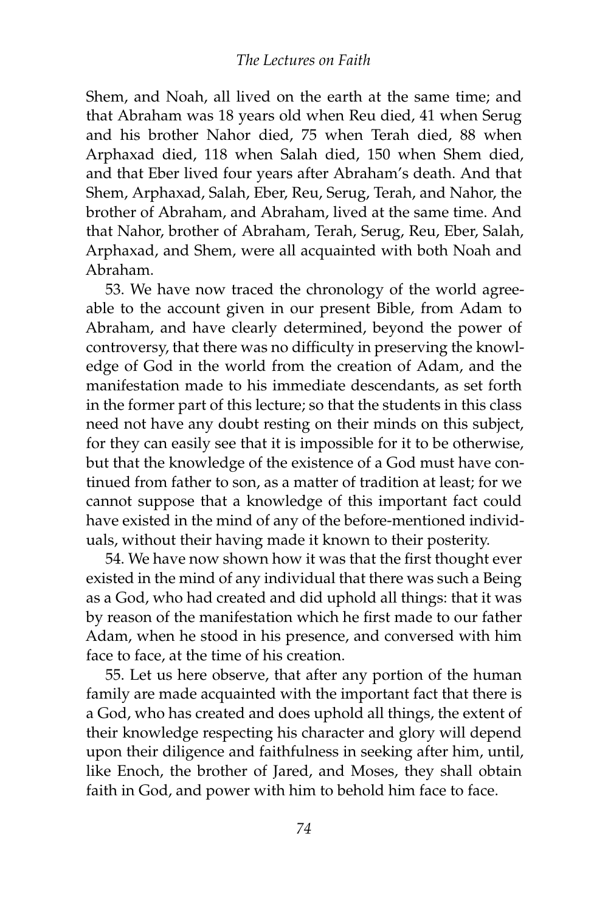Shem, and Noah, all lived on the earth at the same time; and that Abraham was 18 years old when Reu died, 41 when Serug and his brother Nahor died, 75 when Terah died, 88 when Arphaxad died, 118 when Salah died, 150 when Shem died, and that Eber lived four years after Abraham's death. And that Shem, Arphaxad, Salah, Eber, Reu, Serug, Terah, and Nahor, the brother of Abraham, and Abraham, lived at the same time. And that Nahor, brother of Abraham, Terah, Serug, Reu, Eber, Salah, Arphaxad, and Shem, were all acquainted with both Noah and Abraham.

53. We have now traced the chronology of the world agreeable to the account given in our present Bible, from Adam to Abraham, and have clearly determined, beyond the power of controversy, that there was no difficulty in preserving the knowledge of God in the world from the creation of Adam, and the manifestation made to his immediate descendants, as set forth in the former part of this lecture; so that the students in this class need not have any doubt resting on their minds on this subject, for they can easily see that it is impossible for it to be otherwise, but that the knowledge of the existence of a God must have continued from father to son, as a matter of tradition at least; for we cannot suppose that a knowledge of this important fact could have existed in the mind of any of the before-mentioned individuals, without their having made it known to their posterity.

54. We have now shown how it was that the first thought ever existed in the mind of any individual that there was such a Being as a God, who had created and did uphold all things: that it was by reason of the manifestation which he first made to our father Adam, when he stood in his presence, and conversed with him face to face, at the time of his creation.

55. Let us here observe, that after any portion of the human family are made acquainted with the important fact that there is a God, who has created and does uphold all things, the extent of their knowledge respecting his character and glory will depend upon their diligence and faithfulness in seeking after him, until, like Enoch, the brother of Jared, and Moses, they shall obtain faith in God, and power with him to behold him face to face.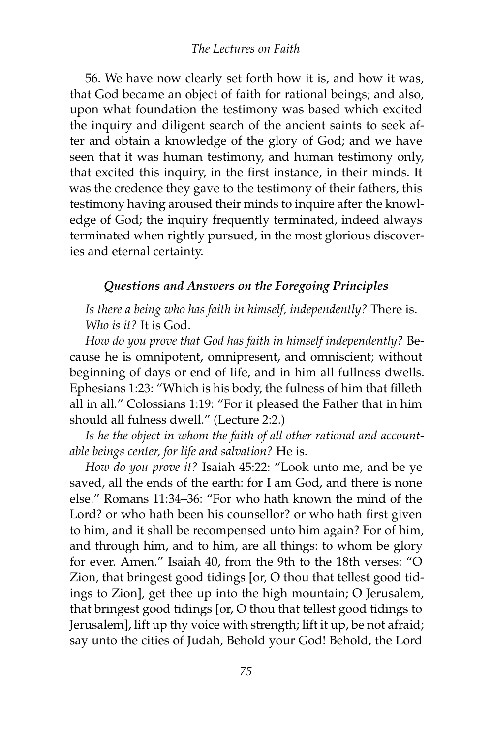56. We have now clearly set forth how it is, and how it was, that God became an object of faith for rational beings; and also, upon what foundation the testimony was based which excited the inquiry and diligent search of the ancient saints to seek after and obtain a knowledge of the glory of God; and we have seen that it was human testimony, and human testimony only, that excited this inquiry, in the first instance, in their minds. It was the credence they gave to the testimony of their fathers, this testimony having aroused their minds to inquire after the knowledge of God; the inquiry frequently terminated, indeed always terminated when rightly pursued, in the most glorious discoveries and eternal certainty.

### *Questions and Answers on the Foregoing Principles*

*Is there a being who has faith in himself, independently?* There is.

*Who is it?* It is God.

*How do you prove that God has faith in himself independently?* Because he is omnipotent, omnipresent, and omniscient; without beginning of days or end of life, and in him all fullness dwells. Ephesians 1:23: "Which is his body, the fulness of him that filleth all in all." Colossians 1:19: "For it pleased the Father that in him should all fulness dwell." (Lecture 2:2.)

*Is he the object in whom the faith of all other rational and accountable beings center, for life and salvation?* He is.

*How do you prove it?* Isaiah 45:22: "Look unto me, and be ye saved, all the ends of the earth: for I am God, and there is none else." Romans 11:34–36: "For who hath known the mind of the Lord? or who hath been his counsellor? or who hath first given to him, and it shall be recompensed unto him again? For of him, and through him, and to him, are all things: to whom be glory for ever. Amen." Isaiah 40, from the 9th to the 18th verses: "O Zion, that bringest good tidings [or, O thou that tellest good tidings to Zion], get thee up into the high mountain; O Jerusalem, that bringest good tidings [or, O thou that tellest good tidings to Jerusalem], lift up thy voice with strength; lift it up, be not afraid; say unto the cities of Judah, Behold your God! Behold, the Lord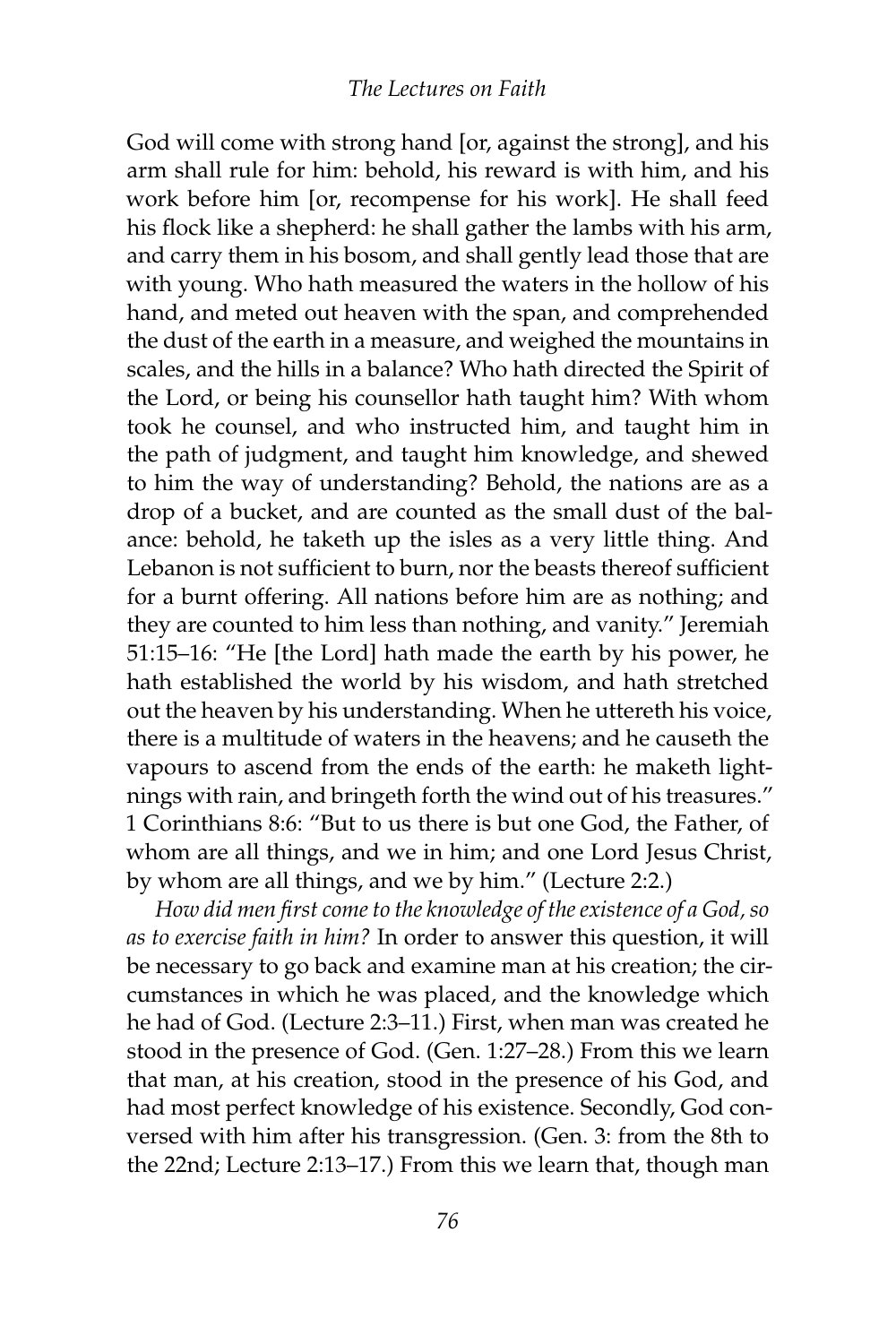God will come with strong hand [or, against the strong], and his arm shall rule for him: behold, his reward is with him, and his work before him [or, recompense for his work]. He shall feed his flock like a shepherd: he shall gather the lambs with his arm, and carry them in his bosom, and shall gently lead those that are with young. Who hath measured the waters in the hollow of his hand, and meted out heaven with the span, and comprehended the dust of the earth in a measure, and weighed the mountains in scales, and the hills in a balance? Who hath directed the Spirit of the Lord, or being his counsellor hath taught him? With whom took he counsel, and who instructed him, and taught him in the path of judgment, and taught him knowledge, and shewed to him the way of understanding? Behold, the nations are as a drop of a bucket, and are counted as the small dust of the balance: behold, he taketh up the isles as a very little thing. And Lebanon is not sufficient to burn, nor the beasts thereof sufficient for a burnt offering. All nations before him are as nothing; and they are counted to him less than nothing, and vanity." Jeremiah 51:15–16: "He [the Lord] hath made the earth by his power, he hath established the world by his wisdom, and hath stretched out the heaven by his understanding. When he uttereth his voice, there is a multitude of waters in the heavens; and he causeth the vapours to ascend from the ends of the earth: he maketh lightnings with rain, and bringeth forth the wind out of his treasures." 1 Corinthians 8:6: "But to us there is but one God, the Father, of whom are all things, and we in him; and one Lord Jesus Christ, by whom are all things, and we by him." (Lecture 2:2.)

*How did men first come to the knowledge of the existence of a God, so as to exercise faith in him?* In order to answer this question, it will be necessary to go back and examine man at his creation; the circumstances in which he was placed, and the knowledge which he had of God. (Lecture 2:3–11.) First, when man was created he stood in the presence of God. (Gen. 1:27–28.) From this we learn that man, at his creation, stood in the presence of his God, and had most perfect knowledge of his existence. Secondly, God conversed with him after his transgression. (Gen. 3: from the 8th to the 22nd; Lecture 2:13–17.) From this we learn that, though man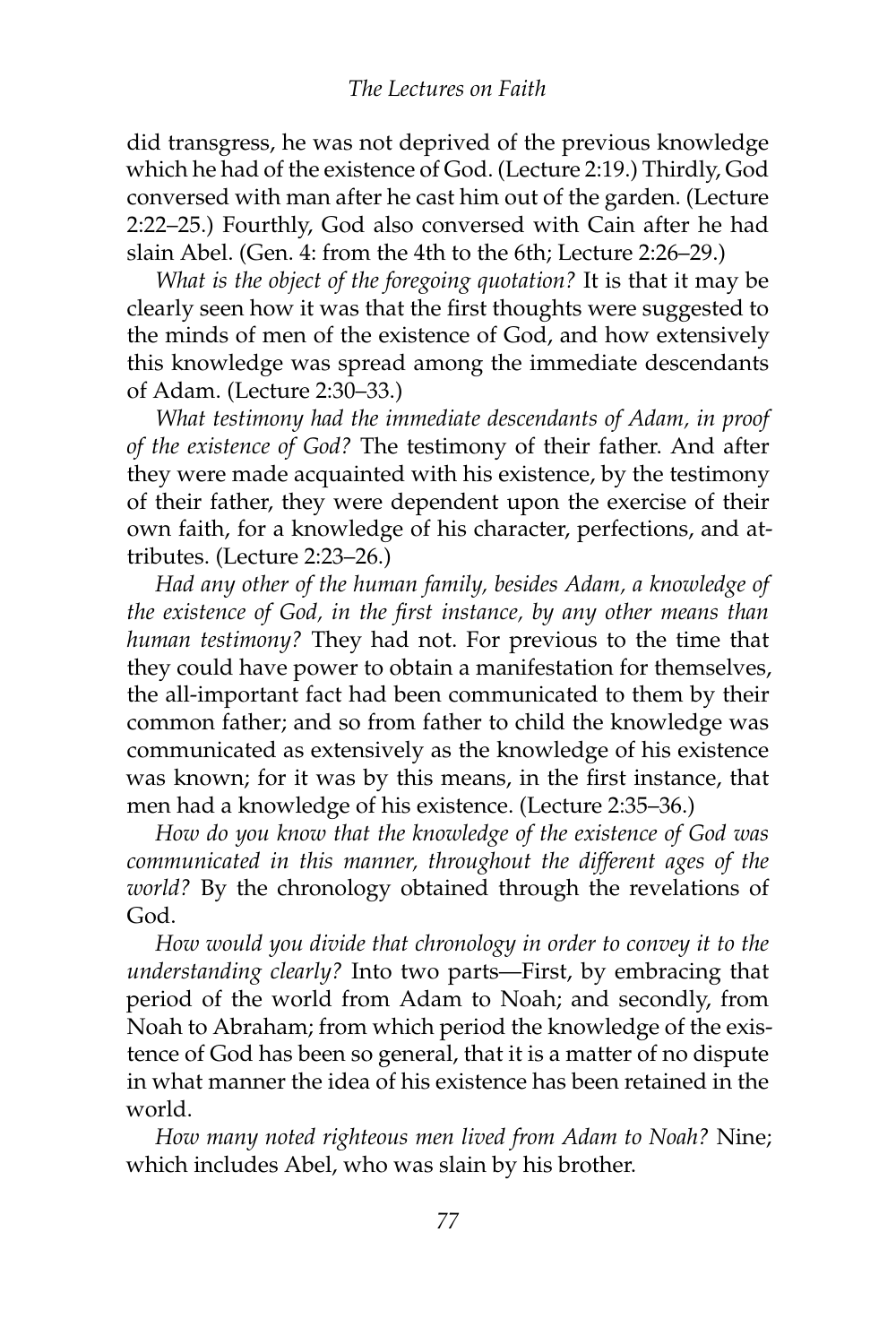did transgress, he was not deprived of the previous knowledge which he had of the existence of God. (Lecture 2:19.) Thirdly, God conversed with man after he cast him out of the garden. (Lecture 2:22–25.) Fourthly, God also conversed with Cain after he had slain Abel. (Gen. 4: from the 4th to the 6th; Lecture 2:26–29.)

*What is the object of the foregoing quotation?* It is that it may be clearly seen how it was that the first thoughts were suggested to the minds of men of the existence of God, and how extensively this knowledge was spread among the immediate descendants of Adam. (Lecture 2:30–33.)

*What testimony had the immediate descendants of Adam, in proof of the existence of God?* The testimony of their father. And after they were made acquainted with his existence, by the testimony of their father, they were dependent upon the exercise of their own faith, for a knowledge of his character, perfections, and attributes. (Lecture 2:23–26.)

*Had any other of the human family, besides Adam, a knowledge of the existence of God, in the first instance, by any other means than human testimony?* They had not. For previous to the time that they could have power to obtain a manifestation for themselves, the all-important fact had been communicated to them by their common father; and so from father to child the knowledge was communicated as extensively as the knowledge of his existence was known; for it was by this means, in the first instance, that men had a knowledge of his existence. (Lecture 2:35–36.)

*How do you know that the knowledge of the existence of God was communicated in this manner, throughout the different ages of the world?* By the chronology obtained through the revelations of God.

*How would you divide that chronology in order to convey it to the understanding clearly?* Into two parts—First, by embracing that period of the world from Adam to Noah; and secondly, from Noah to Abraham; from which period the knowledge of the existence of God has been so general, that it is a matter of no dispute in what manner the idea of his existence has been retained in the world.

*How many noted righteous men lived from Adam to Noah?* Nine; which includes Abel, who was slain by his brother.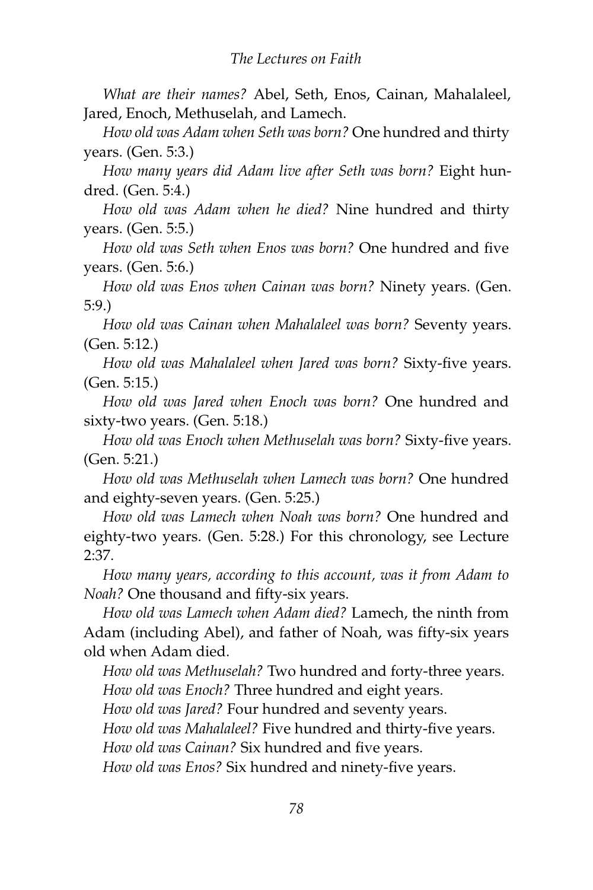*What are their names?* Abel, Seth, Enos, Cainan, Mahalaleel, Jared, Enoch, Methuselah, and Lamech.

*How old was Adam when Seth was born?* One hundred and thirty years. (Gen. 5:3.)

*How many years did Adam live after Seth was born?* Eight hundred. (Gen. 5:4.)

*How old was Adam when he died?* Nine hundred and thirty years. (Gen. 5:5.)

*How old was Seth when Enos was born?* One hundred and five years. (Gen. 5:6.)

*How old was Enos when Cainan was born?* Ninety years. (Gen. 5:9.)

*How old was Cainan when Mahalaleel was born?* Seventy years. (Gen. 5:12.)

*How old was Mahalaleel when Jared was born?* Sixty-five years. (Gen. 5:15.)

*How old was Jared when Enoch was born?* One hundred and sixty-two years. (Gen. 5:18.)

*How old was Enoch when Methuselah was born?* Sixty-five years. (Gen. 5:21.)

*How old was Methuselah when Lamech was born?* One hundred and eighty-seven years. (Gen. 5:25.)

*How old was Lamech when Noah was born?* One hundred and eighty-two years. (Gen. 5:28.) For this chronology, see Lecture 2:37.

*How many years, according to this account, was it from Adam to Noah?* One thousand and fifty-six years.

*How old was Lamech when Adam died?* Lamech, the ninth from Adam (including Abel), and father of Noah, was fifty-six years old when Adam died.

*How old was Methuselah?* Two hundred and forty-three years.

*How old was Enoch?* Three hundred and eight years.

*How old was Jared?* Four hundred and seventy years.

*How old was Mahalaleel?* Five hundred and thirty-five years.

*How old was Cainan?* Six hundred and five years.

*How old was Enos?* Six hundred and ninety-five years.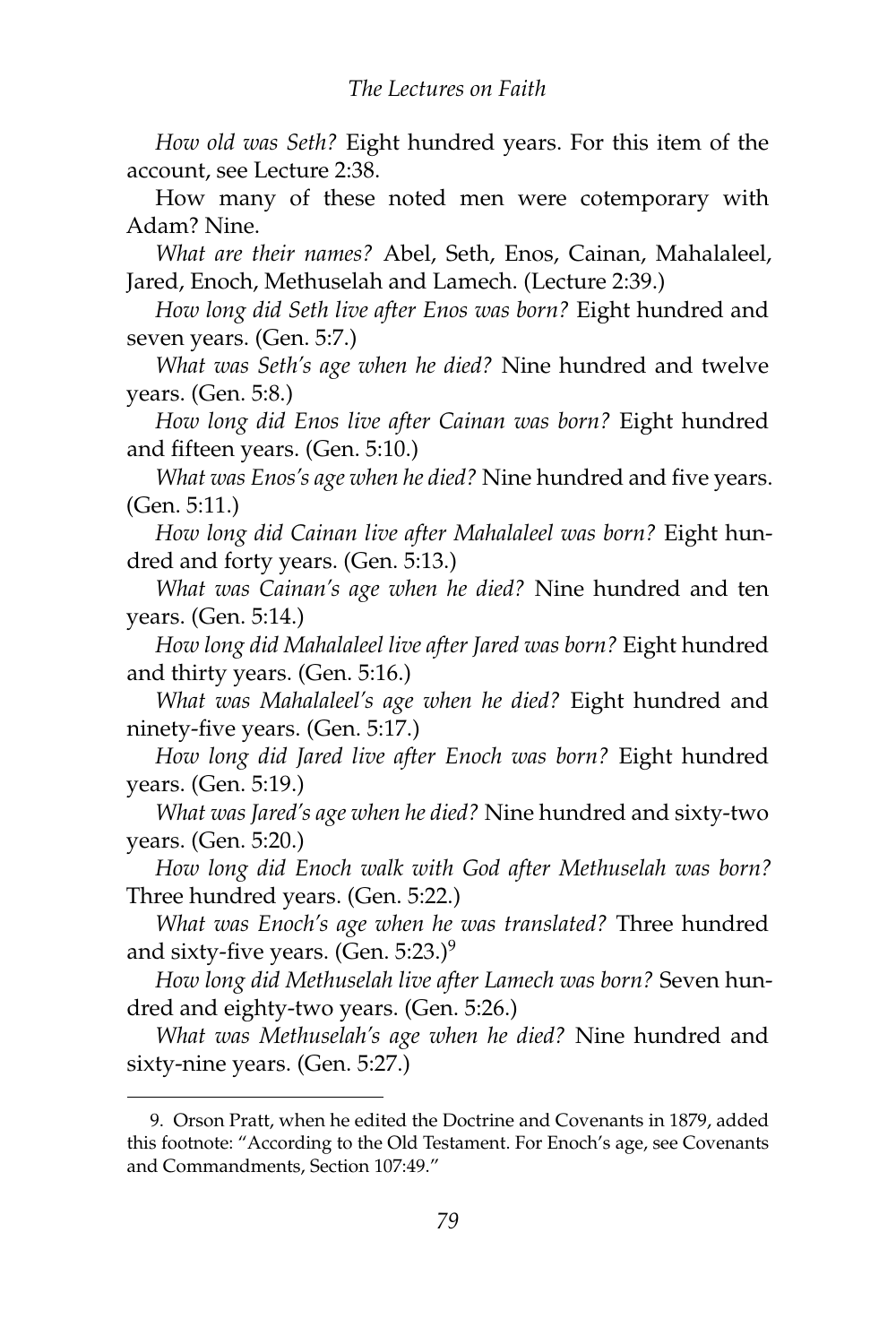*How old was Seth?* Eight hundred years. For this item of the account, see Lecture 2:38.

How many of these noted men were cotemporary with Adam? Nine.

*What are their names?* Abel, Seth, Enos, Cainan, Mahalaleel, Jared, Enoch, Methuselah and Lamech. (Lecture 2:39.)

*How long did Seth live after Enos was born?* Eight hundred and seven years. (Gen. 5:7.)

*What was Seth's age when he died?* Nine hundred and twelve years. (Gen. 5:8.)

*How long did Enos live after Cainan was born?* Eight hundred and fifteen years. (Gen. 5:10.)

*What was Enos's age when he died?* Nine hundred and five years. (Gen. 5:11.)

*How long did Cainan live after Mahalaleel was born?* Eight hundred and forty years. (Gen. 5:13.)

*What was Cainan's age when he died?* Nine hundred and ten years. (Gen. 5:14.)

*How long did Mahalaleel live after Jared was born?* Eight hundred and thirty years. (Gen. 5:16.)

*What was Mahalaleel's age when he died?* Eight hundred and ninety-five years. (Gen. 5:17.)

*How long did Jared live after Enoch was born?* Eight hundred years. (Gen. 5:19.)

*What was Jared's age when he died?* Nine hundred and sixty-two years. (Gen. 5:20.)

*How long did Enoch walk with God after Methuselah was born?* Three hundred years. (Gen. 5:22.)

*What was Enoch's age when he was translated?* Three hundred and sixty-five years. (Gen. 5:23.)[9]

*How long did Methuselah live after Lamech was born?* Seven hundred and eighty-two years. (Gen. 5:26.)

*What was Methuselah's age when he died?* Nine hundred and sixty-nine years. (Gen. 5:27.)

---

9. Orson Pratt, when he edited the Doctrine and Covenants in 1879, added this footnote: "According to the Old Testament. For Enoch's age, see Covenants and Commandments, Section 107:49."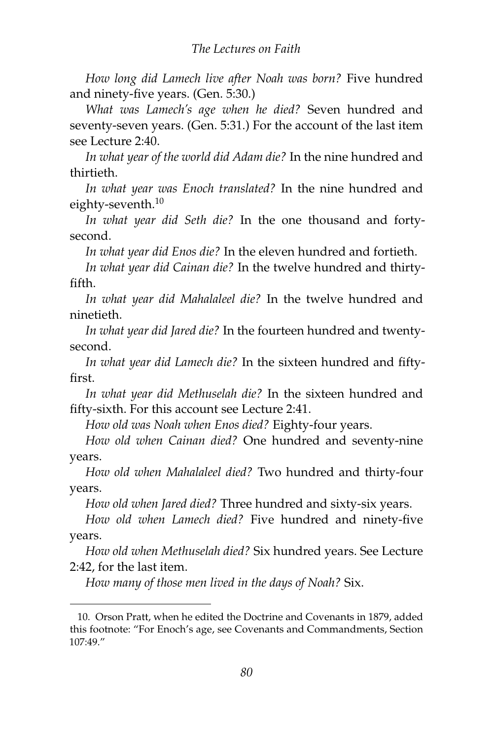*How long did Lamech live after Noah was born?* Five hundred and ninety-five years. (Gen. 5:30.)

*What was Lamech's age when he died?* Seven hundred and seventy-seven years. (Gen. 5:31.) For the account of the last item see Lecture 2:40.

*In what year of the world did Adam die?* In the nine hundred and thirtieth.

*In what year was Enoch translated?* In the nine hundred and eighty-seventh.[10]

*In what year did Seth die?* In the one thousand and forty-second.

*In what year did Enos die?* In the eleven hundred and fortieth.

*In what year did Cainan die?* In the twelve hundred and thirty-fifth.

*In what year did Mahalaleel die?* In the twelve hundred and ninetieth.

*In what year did Jared die?* In the fourteen hundred and twenty-second.

*In what year did Lamech die?* In the sixteen hundred and fifty-first.

*In what year did Methuselah die?* In the sixteen hundred and fifty-sixth. For this account see Lecture 2:41.

*How old was Noah when Enos died?* Eighty-four years.

*How old when Cainan died?* One hundred and seventy-nine years.

*How old when Mahalaleel died?* Two hundred and thirty-four years.

*How old when Jared died?* Three hundred and sixty-six years.

*How old when Lamech died?* Five hundred and ninety-five years.

*How old when Methuselah died?* Six hundred years. See Lecture 2:42, for the last item.

*How many of those men lived in the days of Noah?* Six.

---

10. Orson Pratt, when he edited the Doctrine and Covenants in 1879, added this footnote: "For Enoch's age, see Covenants and Commandments, Section 107:49."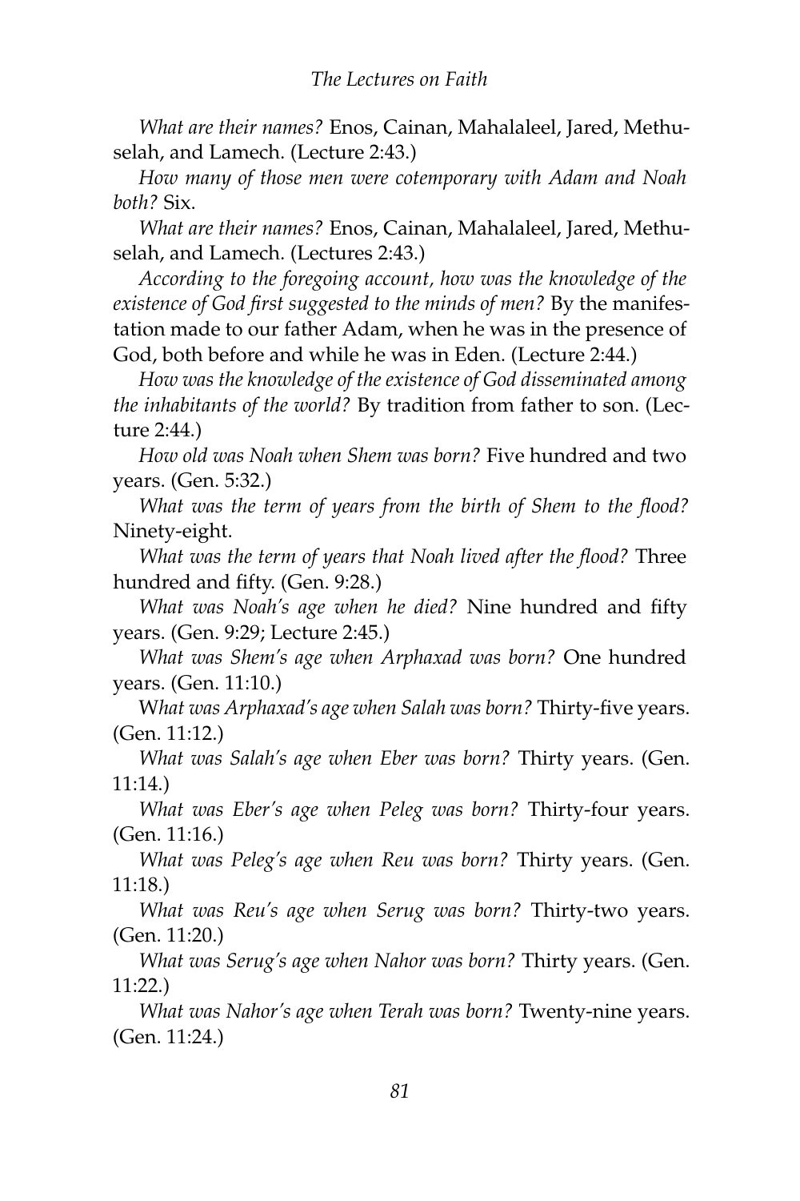*What are their names?* Enos, Cainan, Mahalaleel, Jared, Methuselah, and Lamech. (Lecture 2:43.)

*How many of those men were cotemporary with Adam and Noah both?* Six.

*What are their names?* Enos, Cainan, Mahalaleel, Jared, Methuselah, and Lamech. (Lectures 2:43.)

*According to the foregoing account, how was the knowledge of the existence of God first suggested to the minds of men?* By the manifestation made to our father Adam, when he was in the presence of God, both before and while he was in Eden. (Lecture 2:44.)

*How was the knowledge of the existence of God disseminated among the inhabitants of the world?* By tradition from father to son. (Lecture 2:44.)

*How old was Noah when Shem was born?* Five hundred and two years. (Gen. 5:32.)

*What was the term of years from the birth of Shem to the flood?* Ninety-eight.

*What was the term of years that Noah lived after the flood?* Three hundred and fifty. (Gen. 9:28.)

*What was Noah's age when he died?* Nine hundred and fifty years. (Gen. 9:29; Lecture 2:45.)

*What was Shem's age when Arphaxad was born?* One hundred years. (Gen. 11:10.)

*What was Arphaxad's age when Salah was born?* Thirty-five years. (Gen. 11:12.)

*What was Salah's age when Eber was born?* Thirty years. (Gen. 11:14.)

*What was Eber's age when Peleg was born?* Thirty-four years. (Gen. 11:16.)

*What was Peleg's age when Reu was born?* Thirty years. (Gen. 11:18.)

*What was Reu's age when Serug was born?* Thirty-two years. (Gen. 11:20.)

*What was Serug's age when Nahor was born?* Thirty years. (Gen. 11:22.)

*What was Nahor's age when Terah was born?* Twenty-nine years. (Gen. 11:24.)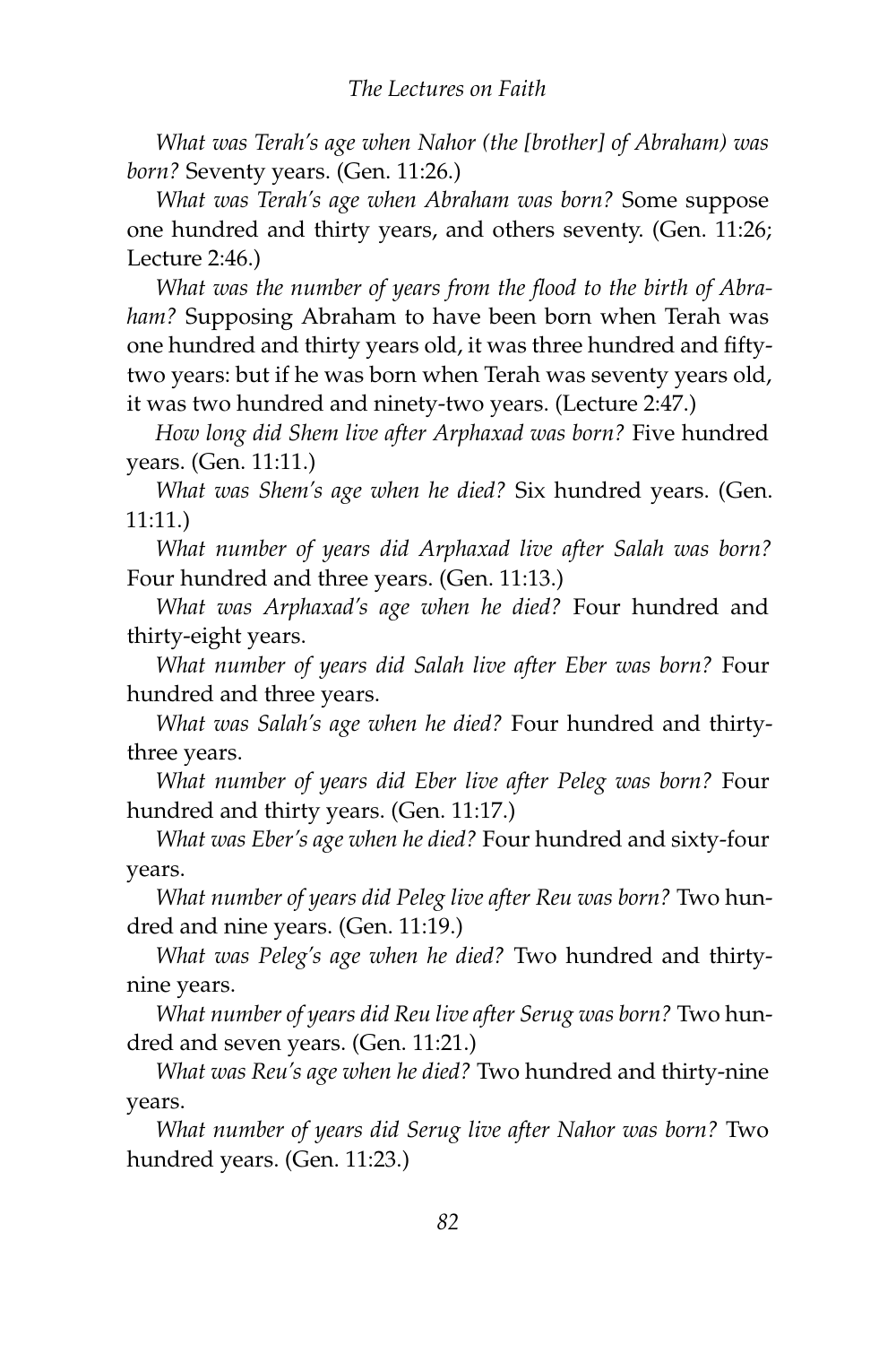*What was Terah's age when Nahor (the [brother] of Abraham) was born?* Seventy years. (Gen. 11:26.)

*What was Terah's age when Abraham was born?* Some suppose one hundred and thirty years, and others seventy. (Gen. 11:26; Lecture 2:46.)

*What was the number of years from the flood to the birth of Abraham?* Supposing Abraham to have been born when Terah was one hundred and thirty years old, it was three hundred and fifty-two years: but if he was born when Terah was seventy years old, it was two hundred and ninety-two years. (Lecture 2:47.)

*How long did Shem live after Arphaxad was born?* Five hundred years. (Gen. 11:11.)

*What was Shem's age when he died?* Six hundred years. (Gen. 11:11.)

*What number of years did Arphaxad live after Salah was born?* Four hundred and three years. (Gen. 11:13.)

*What was Arphaxad's age when he died?* Four hundred and thirty-eight years.

*What number of years did Salah live after Eber was born?* Four hundred and three years.

*What was Salah's age when he died?* Four hundred and thirty-three years.

*What number of years did Eber live after Peleg was born?* Four hundred and thirty years. (Gen. 11:17.)

*What was Eber's age when he died?* Four hundred and sixty-four years.

*What number of years did Peleg live after Reu was born?* Two hundred and nine years. (Gen. 11:19.)

*What was Peleg's age when he died?* Two hundred and thirty-nine years.

*What number of years did Reu live after Serug was born?* Two hundred and seven years. (Gen. 11:21.)

*What was Reu's age when he died?* Two hundred and thirty-nine years.

*What number of years did Serug live after Nahor was born?* Two hundred years. (Gen. 11:23.)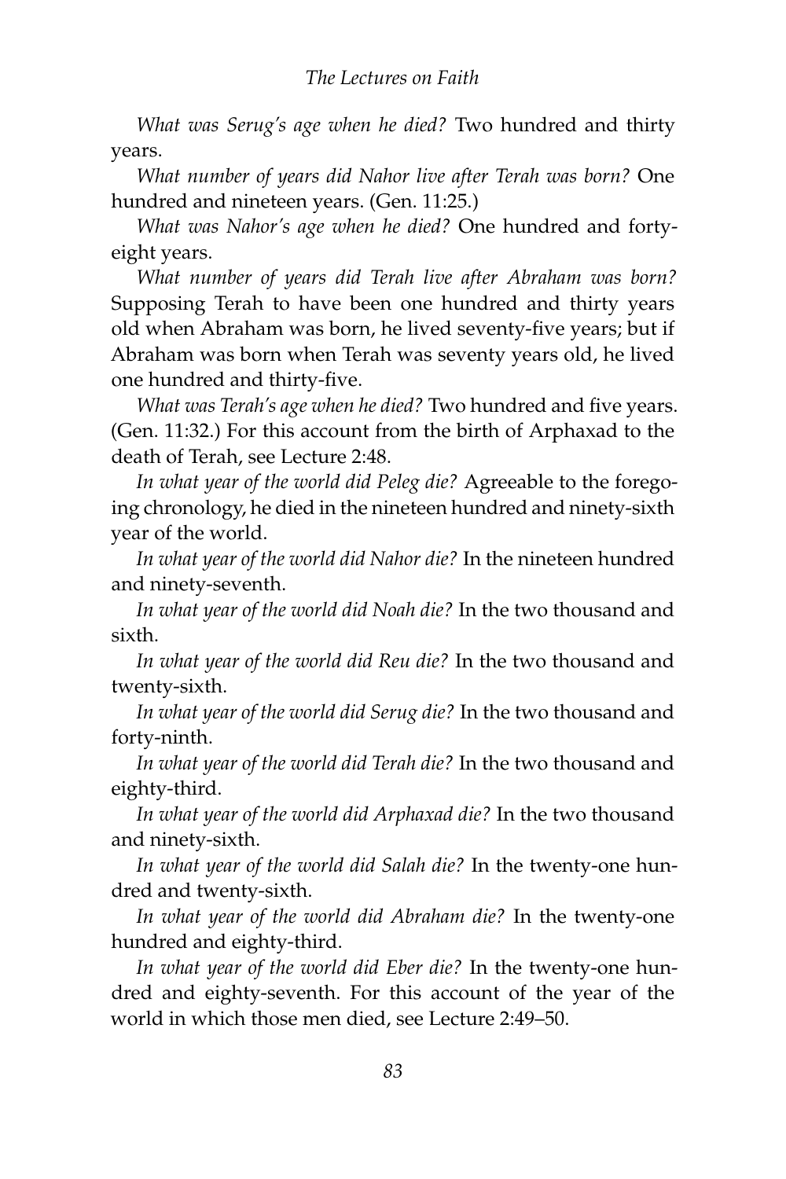*What was Serug's age when he died?* Two hundred and thirty years.

*What number of years did Nahor live after Terah was born?* One hundred and nineteen years. (Gen. 11:25.)

*What was Nahor's age when he died?* One hundred and forty-eight years.

*What number of years did Terah live after Abraham was born?* Supposing Terah to have been one hundred and thirty years old when Abraham was born, he lived seventy-five years; but if Abraham was born when Terah was seventy years old, he lived one hundred and thirty-five.

*What was Terah's age when he died?* Two hundred and five years. (Gen. 11:32.) For this account from the birth of Arphaxad to the death of Terah, see Lecture 2:48.

*In what year of the world did Peleg die?* Agreeable to the foregoing chronology, he died in the nineteen hundred and ninety-sixth year of the world.

*In what year of the world did Nahor die?* In the nineteen hundred and ninety-seventh.

*In what year of the world did Noah die?* In the two thousand and sixth.

*In what year of the world did Reu die?* In the two thousand and twenty-sixth.

*In what year of the world did Serug die?* In the two thousand and forty-ninth.

*In what year of the world did Terah die?* In the two thousand and eighty-third.

*In what year of the world did Arphaxad die?* In the two thousand and ninety-sixth.

*In what year of the world did Salah die?* In the twenty-one hundred and twenty-sixth.

*In what year of the world did Abraham die?* In the twenty-one hundred and eighty-third.

*In what year of the world did Eber die?* In the twenty-one hundred and eighty-seventh. For this account of the year of the world in which those men died, see Lecture 2:49–50.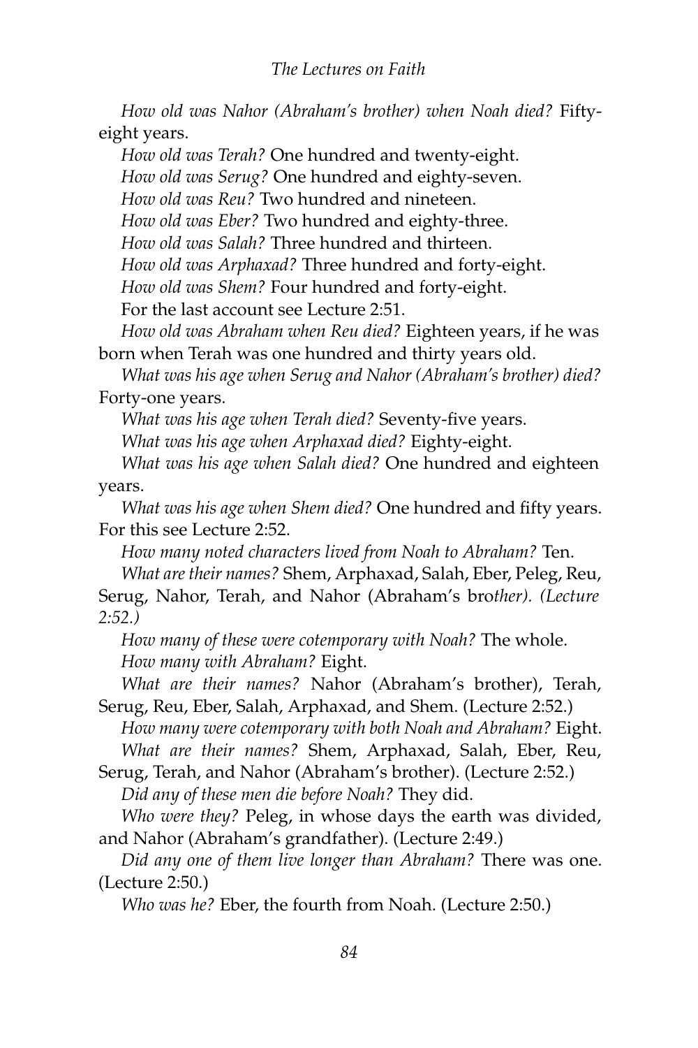*How old was Nahor (Abraham's brother) when Noah died?* Fifty-eight years.

*How old was Terah?* One hundred and twenty-eight.

*How old was Serug?* One hundred and eighty-seven.

*How old was Reu?* Two hundred and nineteen.

*How old was Eber?* Two hundred and eighty-three.

*How old was Salah?* Three hundred and thirteen.

*How old was Arphaxad?* Three hundred and forty-eight.

*How old was Shem?* Four hundred and forty-eight.

For the last account see Lecture 2:51.

*How old was Abraham when Reu died?* Eighteen years, if he was born when Terah was one hundred and thirty years old.

*What was his age when Serug and Nahor (Abraham's brother) died?* Forty-one years.

*What was his age when Terah died?* Seventy-five years.

*What was his age when Arphaxad died?* Eighty-eight.

*What was his age when Salah died?* One hundred and eighteen years.

*What was his age when Shem died?* One hundred and fifty years. For this see Lecture 2:52.

*How many noted characters lived from Noah to Abraham?* Ten.

*What are their names?* Shem, Arphaxad, Salah, Eber, Peleg, Reu, Serug, Nahor, Terah, and Nahor (Abraham's bro*ther). (Lecture 2:52.)*

*How many of these were cotemporary with Noah?* The whole.

*How many with Abraham?* Eight.

*What are their names?* Nahor (Abraham's brother), Terah, Serug, Reu, Eber, Salah, Arphaxad, and Shem. (Lecture 2:52.)

*How many were cotemporary with both Noah and Abraham?* Eight.

*What are their names?* Shem, Arphaxad, Salah, Eber, Reu, Serug, Terah, and Nahor (Abraham's brother). (Lecture 2:52.)

*Did any of these men die before Noah?* They did.

*Who were they?* Peleg, in whose days the earth was divided, and Nahor (Abraham's grandfather). (Lecture 2:49.)

*Did any one of them live longer than Abraham?* There was one. (Lecture 2:50.)

*Who was he?* Eber, the fourth from Noah. (Lecture 2:50.)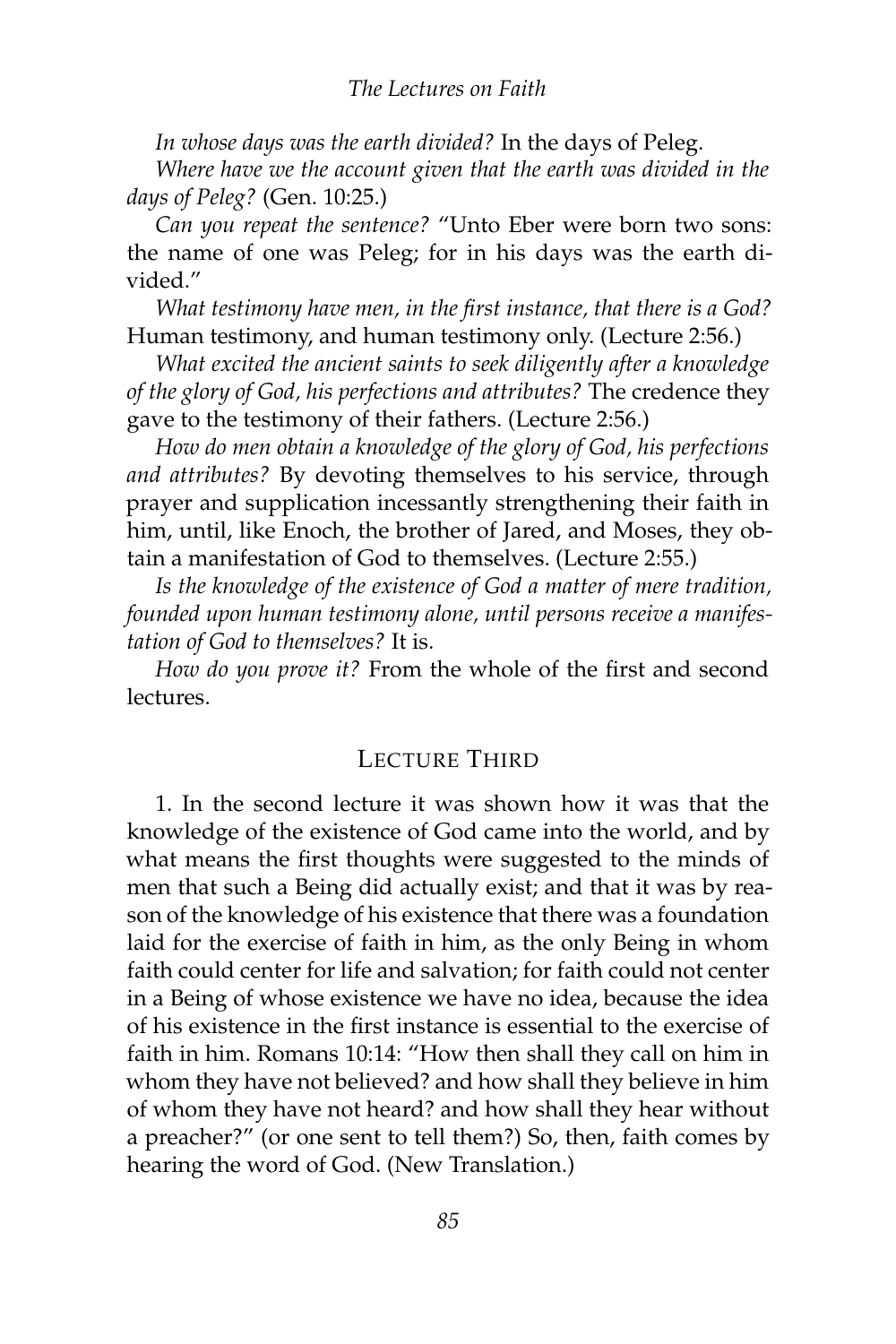*In whose days was the earth divided?* In the days of Peleg.

*Where have we the account given that the earth was divided in the days of Peleg?* (Gen. 10:25.)

*Can you repeat the sentence?* "Unto Eber were born two sons: the name of one was Peleg; for in his days was the earth divided."

*What testimony have men, in the first instance, that there is a God?* Human testimony, and human testimony only. (Lecture 2:56.)

*What excited the ancient saints to seek diligently after a knowledge of the glory of God, his perfections and attributes?* The credence they gave to the testimony of their fathers. (Lecture 2:56.)

*How do men obtain a knowledge of the glory of God, his perfections and attributes?* By devoting themselves to his service, through prayer and supplication incessantly strengthening their faith in him, until, like Enoch, the brother of Jared, and Moses, they obtain a manifestation of God to themselves. (Lecture 2:55.)

*Is the knowledge of the existence of God a matter of mere tradition, founded upon human testimony alone, until persons receive a manifestation of God to themselves?* It is.

*How do you prove it?* From the whole of the first and second lectures.

## Lecture Third

1. In the second lecture it was shown how it was that the knowledge of the existence of God came into the world, and by what means the first thoughts were suggested to the minds of men that such a Being did actually exist; and that it was by reason of the knowledge of his existence that there was a foundation laid for the exercise of faith in him, as the only Being in whom faith could center for life and salvation; for faith could not center in a Being of whose existence we have no idea, because the idea of his existence in the first instance is essential to the exercise of faith in him. Romans 10:14: "How then shall they call on him in whom they have not believed? and how shall they believe in him of whom they have not heard? and how shall they hear without a preacher?" (or one sent to tell them?) So, then, faith comes by hearing the word of God. (New Translation.)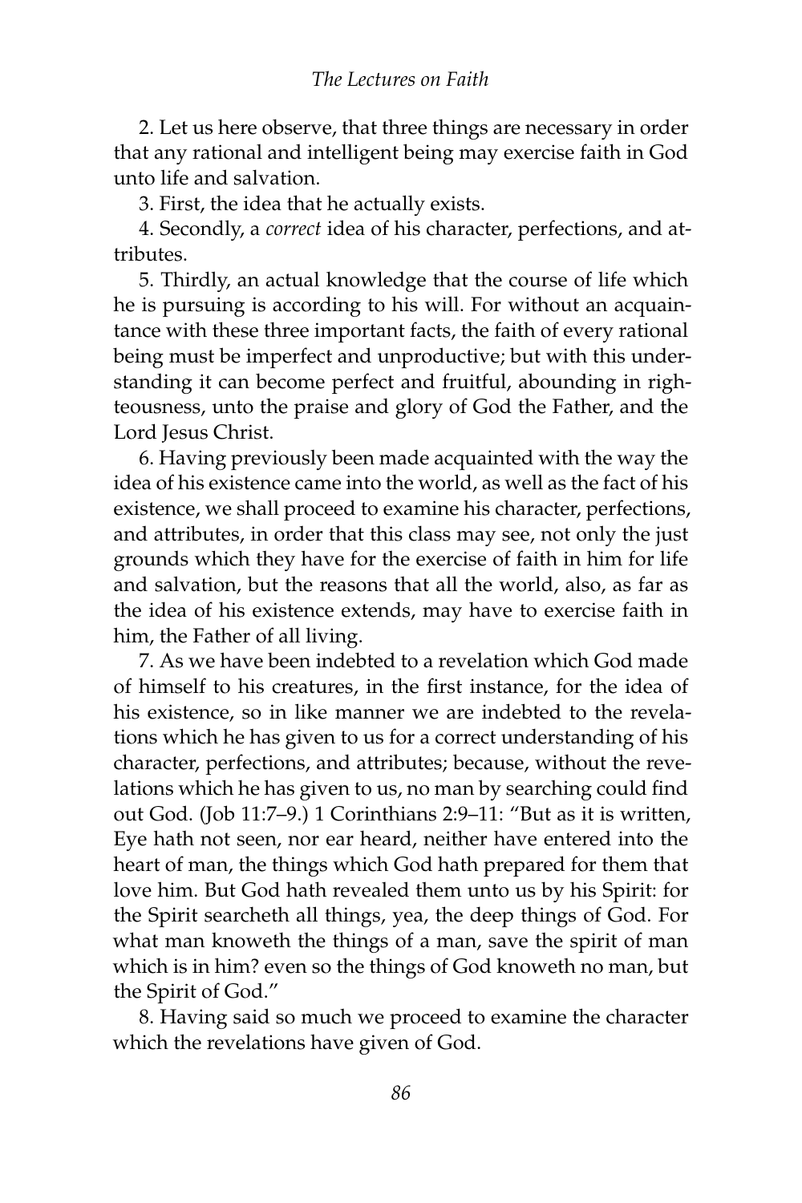2. Let us here observe, that three things are necessary in order that any rational and intelligent being may exercise faith in God unto life and salvation.

3. First, the idea that he actually exists.

4. Secondly, a *correct* idea of his character, perfections, and attributes.

5. Thirdly, an actual knowledge that the course of life which he is pursuing is according to his will. For without an acquaintance with these three important facts, the faith of every rational being must be imperfect and unproductive; but with this understanding it can become perfect and fruitful, abounding in righteousness, unto the praise and glory of God the Father, and the Lord Jesus Christ.

6. Having previously been made acquainted with the way the idea of his existence came into the world, as well as the fact of his existence, we shall proceed to examine his character, perfections, and attributes, in order that this class may see, not only the just grounds which they have for the exercise of faith in him for life and salvation, but the reasons that all the world, also, as far as the idea of his existence extends, may have to exercise faith in him, the Father of all living.

7. As we have been indebted to a revelation which God made of himself to his creatures, in the first instance, for the idea of his existence, so in like manner we are indebted to the revelations which he has given to us for a correct understanding of his character, perfections, and attributes; because, without the revelations which he has given to us, no man by searching could find out God. (Job 11:7–9.) 1 Corinthians 2:9–11: "But as it is written, Eye hath not seen, nor ear heard, neither have entered into the heart of man, the things which God hath prepared for them that love him. But God hath revealed them unto us by his Spirit: for the Spirit searcheth all things, yea, the deep things of God. For what man knoweth the things of a man, save the spirit of man which is in him? even so the things of God knoweth no man, but the Spirit of God."

8. Having said so much we proceed to examine the character which the revelations have given of God.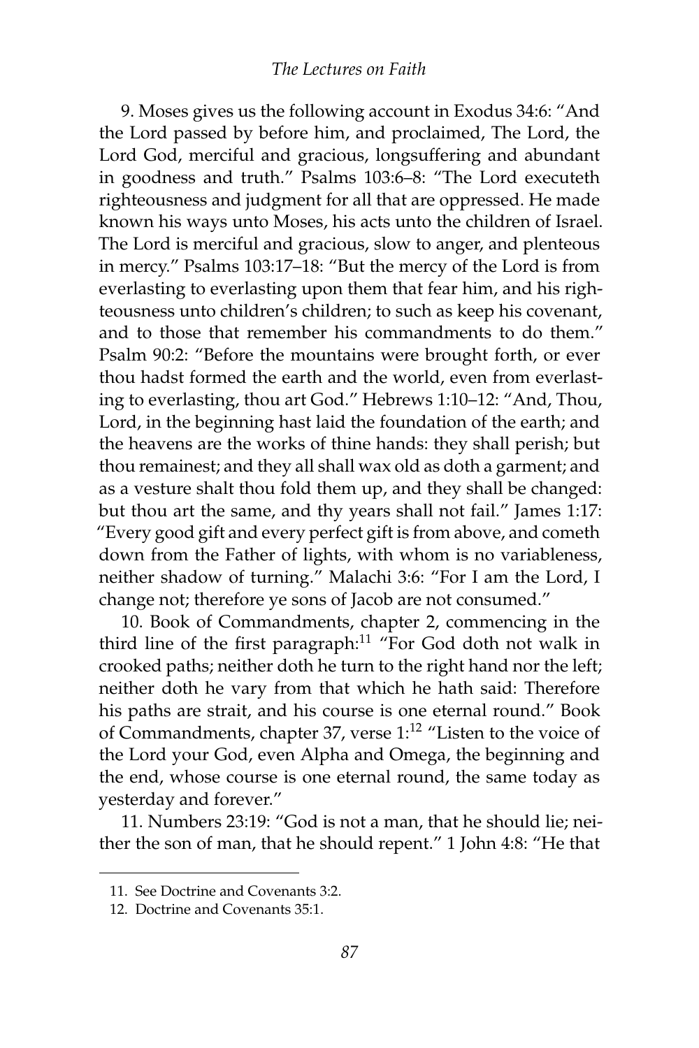9. Moses gives us the following account in Exodus 34:6: "And the Lord passed by before him, and proclaimed, The Lord, the Lord God, merciful and gracious, longsuffering and abundant in goodness and truth." Psalms 103:6–8: "The Lord executeth righteousness and judgment for all that are oppressed. He made known his ways unto Moses, his acts unto the children of Israel. The Lord is merciful and gracious, slow to anger, and plenteous in mercy." Psalms 103:17–18: "But the mercy of the Lord is from everlasting to everlasting upon them that fear him, and his righteousness unto children's children; to such as keep his covenant, and to those that remember his commandments to do them." Psalm 90:2: "Before the mountains were brought forth, or ever thou hadst formed the earth and the world, even from everlasting to everlasting, thou art God." Hebrews 1:10–12: "And, Thou, Lord, in the beginning hast laid the foundation of the earth; and the heavens are the works of thine hands: they shall perish; but thou remainest; and they all shall wax old as doth a garment; and as a vesture shalt thou fold them up, and they shall be changed: but thou art the same, and thy years shall not fail." James 1:17: "Every good gift and every perfect gift is from above, and cometh down from the Father of lights, with whom is no variableness, neither shadow of turning." Malachi 3:6: "For I am the Lord, I change not; therefore ye sons of Jacob are not consumed."

10. Book of Commandments, chapter 2, commencing in the third line of the first paragraph:[11] "For God doth not walk in crooked paths; neither doth he turn to the right hand nor the left; neither doth he vary from that which he hath said: Therefore his paths are strait, and his course is one eternal round." Book of Commandments, chapter 37, verse 1:[12] "Listen to the voice of the Lord your God, even Alpha and Omega, the beginning and the end, whose course is one eternal round, the same today as yesterday and forever."

11. Numbers 23:19: "God is not a man, that he should lie; neither the son of man, that he should repent." 1 John 4:8: "He that

---

11. See Doctrine and Covenants 3:2.

12. Doctrine and Covenants 35:1.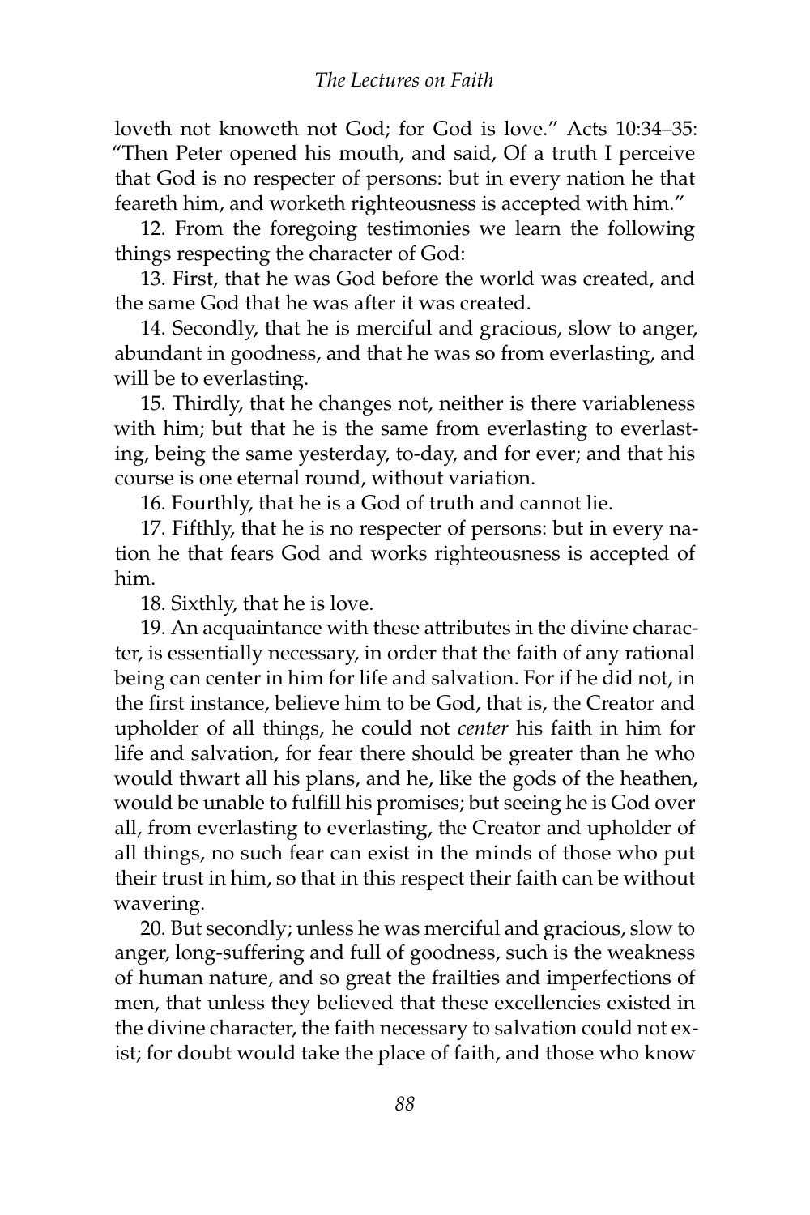loveth not knoweth not God; for God is love." Acts 10:34–35: "Then Peter opened his mouth, and said, Of a truth I perceive that God is no respecter of persons: but in every nation he that feareth him, and worketh righteousness is accepted with him."

12. From the foregoing testimonies we learn the following things respecting the character of God:

13. First, that he was God before the world was created, and the same God that he was after it was created.

14. Secondly, that he is merciful and gracious, slow to anger, abundant in goodness, and that he was so from everlasting, and will be to everlasting.

15. Thirdly, that he changes not, neither is there variableness with him; but that he is the same from everlasting to everlasting, being the same yesterday, to-day, and for ever; and that his course is one eternal round, without variation.

16. Fourthly, that he is a God of truth and cannot lie.

17. Fifthly, that he is no respecter of persons: but in every nation he that fears God and works righteousness is accepted of him.

18. Sixthly, that he is love.

19. An acquaintance with these attributes in the divine character, is essentially necessary, in order that the faith of any rational being can center in him for life and salvation. For if he did not, in the first instance, believe him to be God, that is, the Creator and upholder of all things, he could not *center* his faith in him for life and salvation, for fear there should be greater than he who would thwart all his plans, and he, like the gods of the heathen, would be unable to fulfill his promises; but seeing he is God over all, from everlasting to everlasting, the Creator and upholder of all things, no such fear can exist in the minds of those who put their trust in him, so that in this respect their faith can be without wavering.

20. But secondly; unless he was merciful and gracious, slow to anger, long-suffering and full of goodness, such is the weakness of human nature, and so great the frailties and imperfections of men, that unless they believed that these excellencies existed in the divine character, the faith necessary to salvation could not exist; for doubt would take the place of faith, and those who know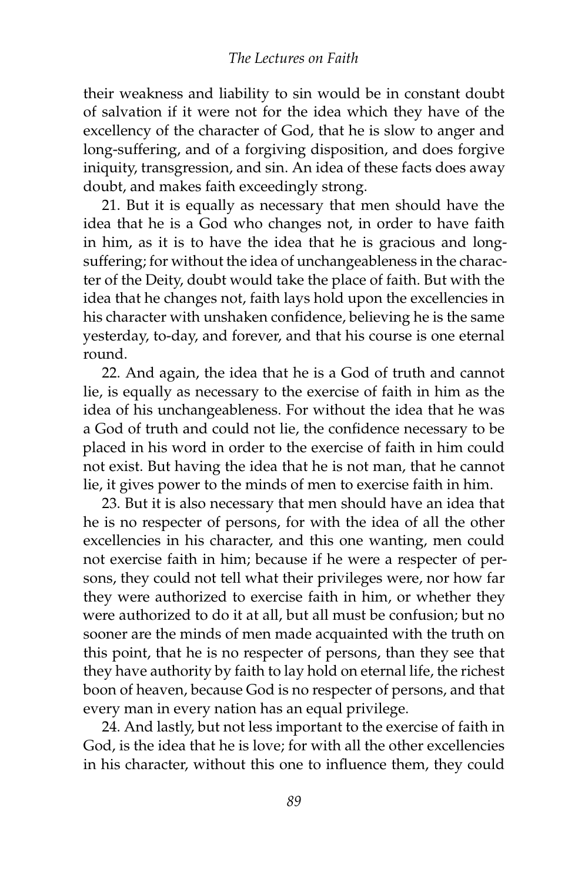their weakness and liability to sin would be in constant doubt of salvation if it were not for the idea which they have of the excellency of the character of God, that he is slow to anger and long-suffering, and of a forgiving disposition, and does forgive iniquity, transgression, and sin. An idea of these facts does away doubt, and makes faith exceedingly strong.

21. But it is equally as necessary that men should have the idea that he is a God who changes not, in order to have faith in him, as it is to have the idea that he is gracious and long-suffering; for without the idea of unchangeableness in the character of the Deity, doubt would take the place of faith. But with the idea that he changes not, faith lays hold upon the excellencies in his character with unshaken confidence, believing he is the same yesterday, to-day, and forever, and that his course is one eternal round.

22. And again, the idea that he is a God of truth and cannot lie, is equally as necessary to the exercise of faith in him as the idea of his unchangeableness. For without the idea that he was a God of truth and could not lie, the confidence necessary to be placed in his word in order to the exercise of faith in him could not exist. But having the idea that he is not man, that he cannot lie, it gives power to the minds of men to exercise faith in him.

23. But it is also necessary that men should have an idea that he is no respecter of persons, for with the idea of all the other excellencies in his character, and this one wanting, men could not exercise faith in him; because if he were a respecter of persons, they could not tell what their privileges were, nor how far they were authorized to exercise faith in him, or whether they were authorized to do it at all, but all must be confusion; but no sooner are the minds of men made acquainted with the truth on this point, that he is no respecter of persons, than they see that they have authority by faith to lay hold on eternal life, the richest boon of heaven, because God is no respecter of persons, and that every man in every nation has an equal privilege.

24. And lastly, but not less important to the exercise of faith in God, is the idea that he is love; for with all the other excellencies in his character, without this one to influence them, they could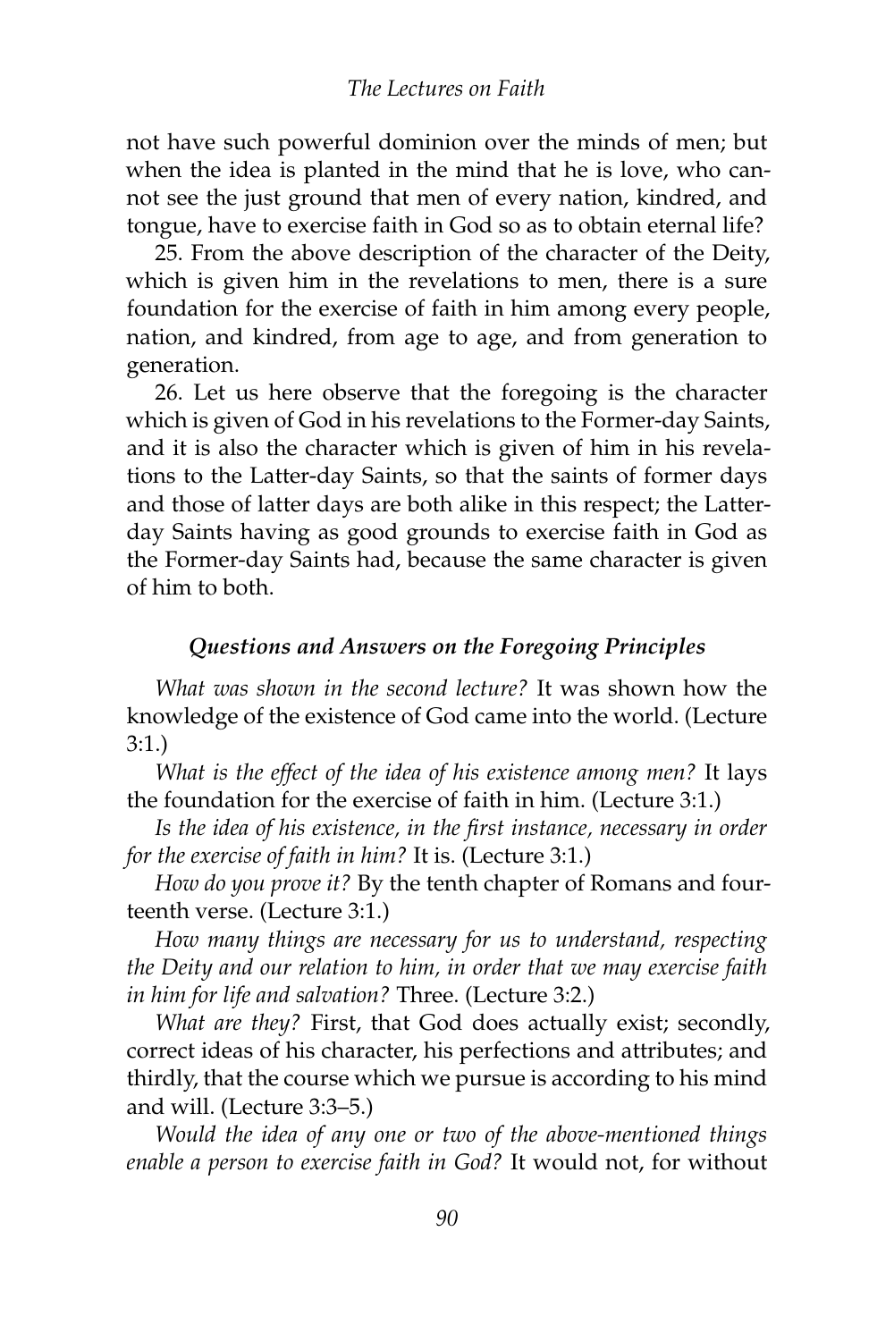not have such powerful dominion over the minds of men; but when the idea is planted in the mind that he is love, who cannot see the just ground that men of every nation, kindred, and tongue, have to exercise faith in God so as to obtain eternal life?

25. From the above description of the character of the Deity, which is given him in the revelations to men, there is a sure foundation for the exercise of faith in him among every people, nation, and kindred, from age to age, and from generation to generation.

26. Let us here observe that the foregoing is the character which is given of God in his revelations to the Former-day Saints, and it is also the character which is given of him in his revelations to the Latter-day Saints, so that the saints of former days and those of latter days are both alike in this respect; the Latter-day Saints having as good grounds to exercise faith in God as the Former-day Saints had, because the same character is given of him to both.

### *Questions and Answers on the Foregoing Principles*

*What was shown in the second lecture?* It was shown how the knowledge of the existence of God came into the world. (Lecture 3:1.)

*What is the effect of the idea of his existence among men?* It lays the foundation for the exercise of faith in him. (Lecture 3:1.)

*Is the idea of his existence, in the first instance, necessary in order for the exercise of faith in him?* It is. (Lecture 3:1.)

*How do you prove it?* By the tenth chapter of Romans and fourteenth verse. (Lecture 3:1.)

*How many things are necessary for us to understand, respecting the Deity and our relation to him, in order that we may exercise faith in him for life and salvation?* Three. (Lecture 3:2.)

*What are they?* First, that God does actually exist; secondly, correct ideas of his character, his perfections and attributes; and thirdly, that the course which we pursue is according to his mind and will. (Lecture 3:3–5.)

*Would the idea of any one or two of the above-mentioned things enable a person to exercise faith in God?* It would not, for without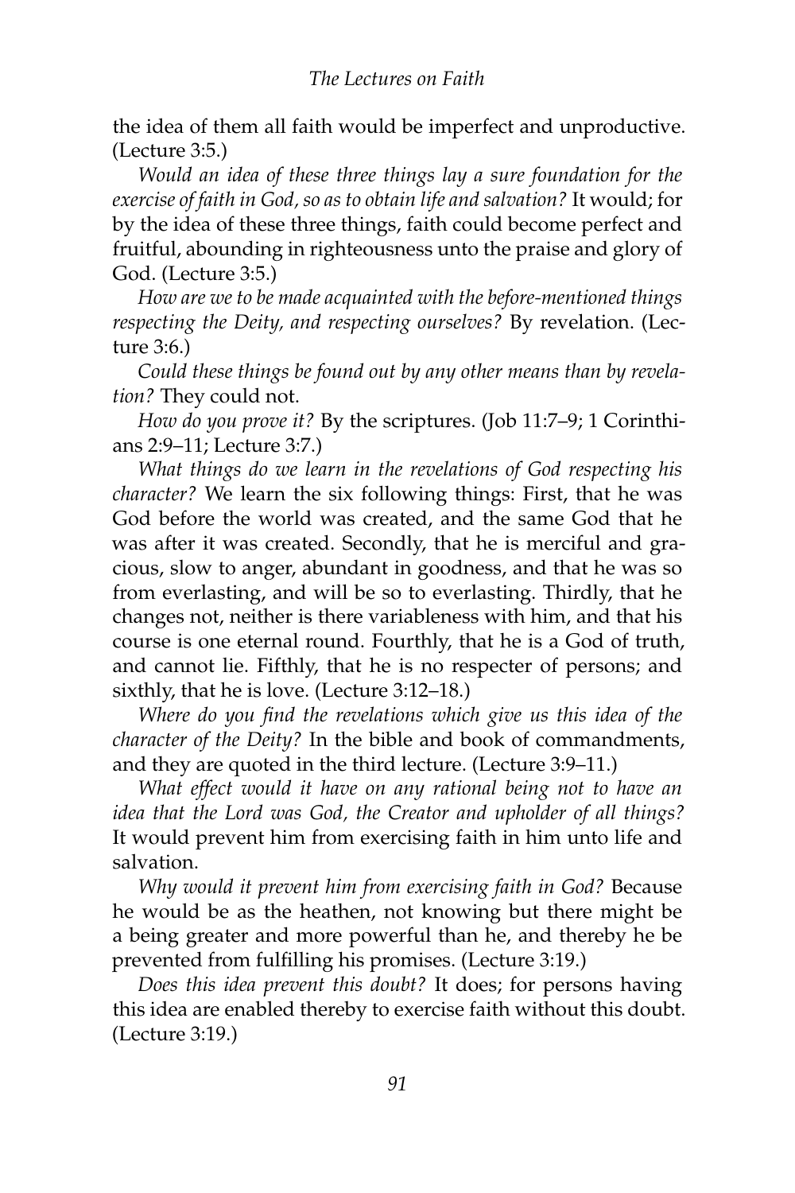the idea of them all faith would be imperfect and unproductive. (Lecture 3:5.)

*Would an idea of these three things lay a sure foundation for the exercise of faith in God, so as to obtain life and salvation?* It would; for by the idea of these three things, faith could become perfect and fruitful, abounding in righteousness unto the praise and glory of God. (Lecture 3:5.)

*How are we to be made acquainted with the before-mentioned things respecting the Deity, and respecting ourselves?* By revelation. (Lecture 3:6.)

*Could these things be found out by any other means than by revelation?* They could not.

*How do you prove it?* By the scriptures. (Job 11:7–9; 1 Corinthians 2:9–11; Lecture 3:7.)

*What things do we learn in the revelations of God respecting his character?* We learn the six following things: First, that he was God before the world was created, and the same God that he was after it was created. Secondly, that he is merciful and gracious, slow to anger, abundant in goodness, and that he was so from everlasting, and will be so to everlasting. Thirdly, that he changes not, neither is there variableness with him, and that his course is one eternal round. Fourthly, that he is a God of truth, and cannot lie. Fifthly, that he is no respecter of persons; and sixthly, that he is love. (Lecture 3:12–18.)

*Where do you find the revelations which give us this idea of the character of the Deity?* In the bible and book of commandments, and they are quoted in the third lecture. (Lecture 3:9–11.)

*What effect would it have on any rational being not to have an idea that the Lord was God, the Creator and upholder of all things?* It would prevent him from exercising faith in him unto life and salvation.

*Why would it prevent him from exercising faith in God?* Because he would be as the heathen, not knowing but there might be a being greater and more powerful than he, and thereby he be prevented from fulfilling his promises. (Lecture 3:19.)

*Does this idea prevent this doubt?* It does; for persons having this idea are enabled thereby to exercise faith without this doubt. (Lecture 3:19.)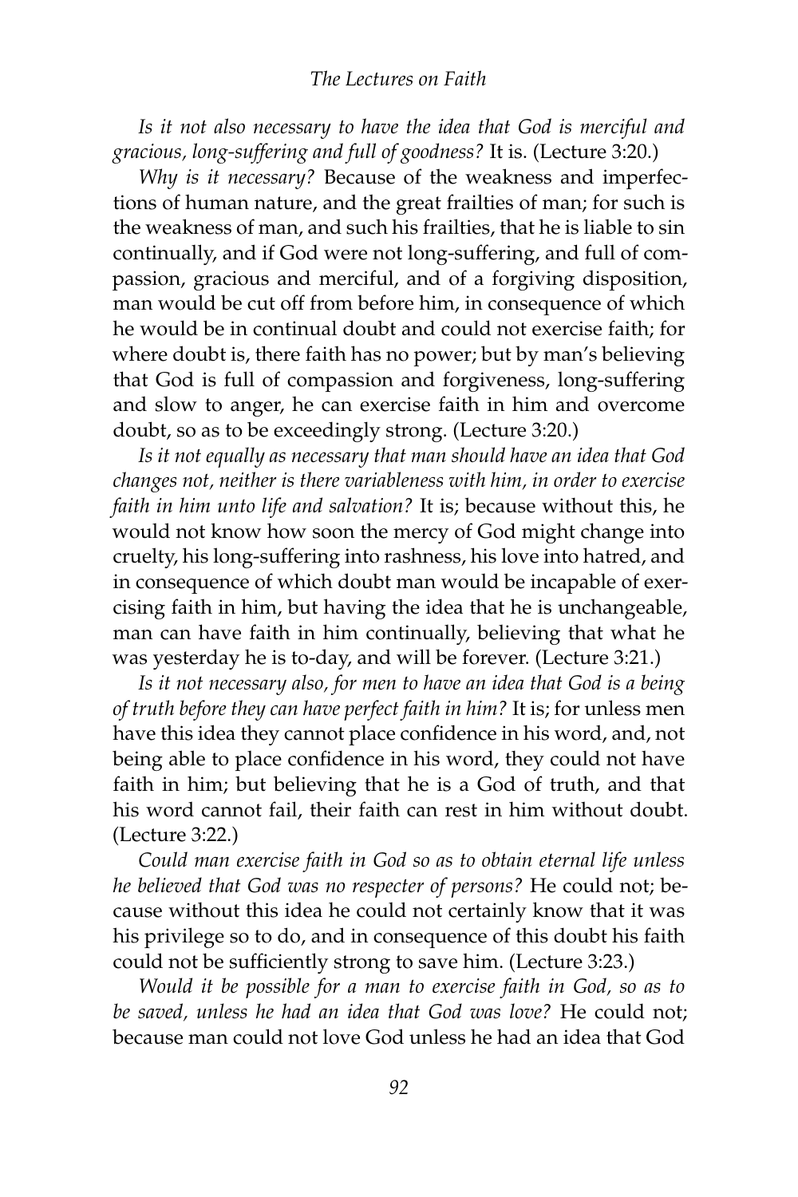*Is it not also necessary to have the idea that God is merciful and gracious, long-suffering and full of goodness?* It is. (Lecture 3:20.)

*Why is it necessary?* Because of the weakness and imperfections of human nature, and the great frailties of man; for such is the weakness of man, and such his frailties, that he is liable to sin continually, and if God were not long-suffering, and full of compassion, gracious and merciful, and of a forgiving disposition, man would be cut off from before him, in consequence of which he would be in continual doubt and could not exercise faith; for where doubt is, there faith has no power; but by man's believing that God is full of compassion and forgiveness, long-suffering and slow to anger, he can exercise faith in him and overcome doubt, so as to be exceedingly strong. (Lecture 3:20.)

*Is it not equally as necessary that man should have an idea that God changes not, neither is there variableness with him, in order to exercise faith in him unto life and salvation?* It is; because without this, he would not know how soon the mercy of God might change into cruelty, his long-suffering into rashness, his love into hatred, and in consequence of which doubt man would be incapable of exercising faith in him, but having the idea that he is unchangeable, man can have faith in him continually, believing that what he was yesterday he is to-day, and will be forever. (Lecture 3:21.)

*Is it not necessary also, for men to have an idea that God is a being of truth before they can have perfect faith in him?* It is; for unless men have this idea they cannot place confidence in his word, and, not being able to place confidence in his word, they could not have faith in him; but believing that he is a God of truth, and that his word cannot fail, their faith can rest in him without doubt. (Lecture 3:22.)

*Could man exercise faith in God so as to obtain eternal life unless he believed that God was no respecter of persons?* He could not; because without this idea he could not certainly know that it was his privilege so to do, and in consequence of this doubt his faith could not be sufficiently strong to save him. (Lecture 3:23.)

*Would it be possible for a man to exercise faith in God, so as to be saved, unless he had an idea that God was love?* He could not; because man could not love God unless he had an idea that God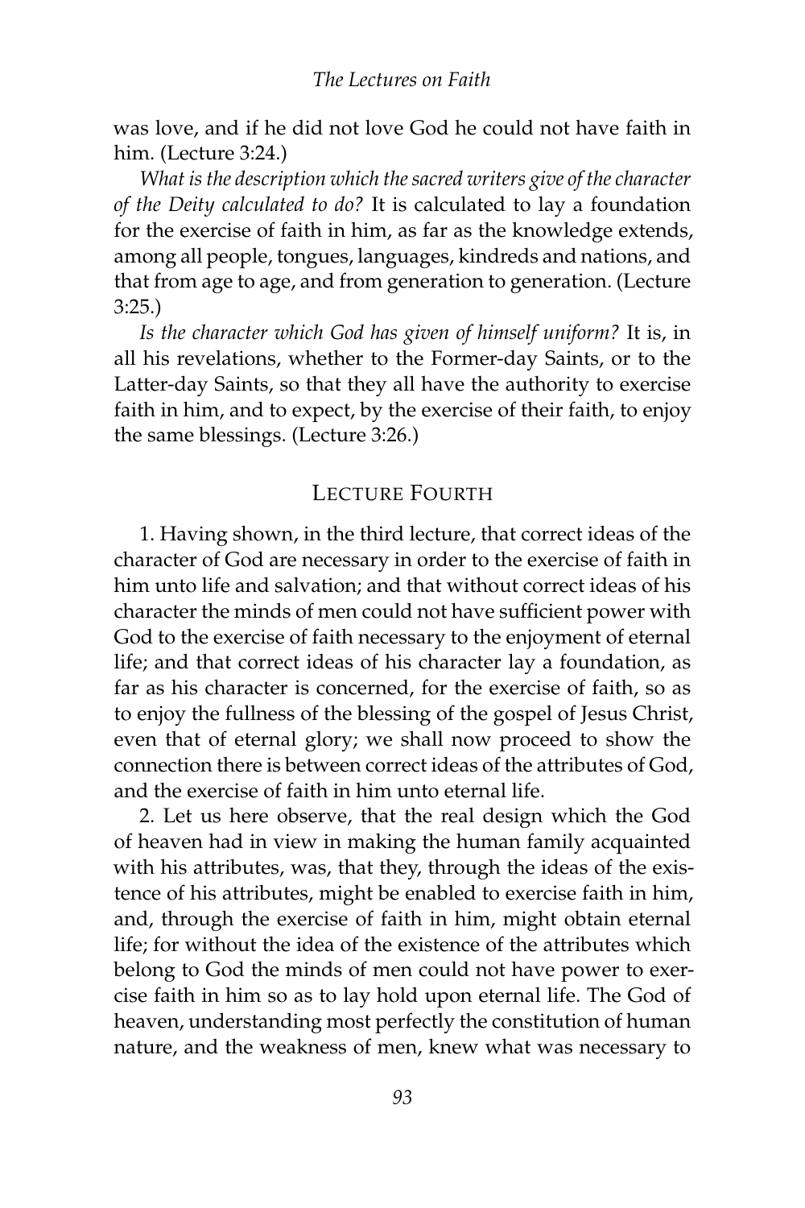was love, and if he did not love God he could not have faith in him. (Lecture 3:24.)

*What is the description which the sacred writers give of the character of the Deity calculated to do?* It is calculated to lay a foundation for the exercise of faith in him, as far as the knowledge extends, among all people, tongues, languages, kindreds and nations, and that from age to age, and from generation to generation. (Lecture 3:25.)

*Is the character which God has given of himself uniform?* It is, in all his revelations, whether to the Former-day Saints, or to the Latter-day Saints, so that they all have the authority to exercise faith in him, and to expect, by the exercise of their faith, to enjoy the same blessings. (Lecture 3:26.)

## Lecture Fourth

1. Having shown, in the third lecture, that correct ideas of the character of God are necessary in order to the exercise of faith in him unto life and salvation; and that without correct ideas of his character the minds of men could not have sufficient power with God to the exercise of faith necessary to the enjoyment of eternal life; and that correct ideas of his character lay a foundation, as far as his character is concerned, for the exercise of faith, so as to enjoy the fullness of the blessing of the gospel of Jesus Christ, even that of eternal glory; we shall now proceed to show the connection there is between correct ideas of the attributes of God, and the exercise of faith in him unto eternal life.

2. Let us here observe, that the real design which the God of heaven had in view in making the human family acquainted with his attributes, was, that they, through the ideas of the existence of his attributes, might be enabled to exercise faith in him, and, through the exercise of faith in him, might obtain eternal life; for without the idea of the existence of the attributes which belong to God the minds of men could not have power to exercise faith in him so as to lay hold upon eternal life. The God of heaven, understanding most perfectly the constitution of human nature, and the weakness of men, knew what was necessary to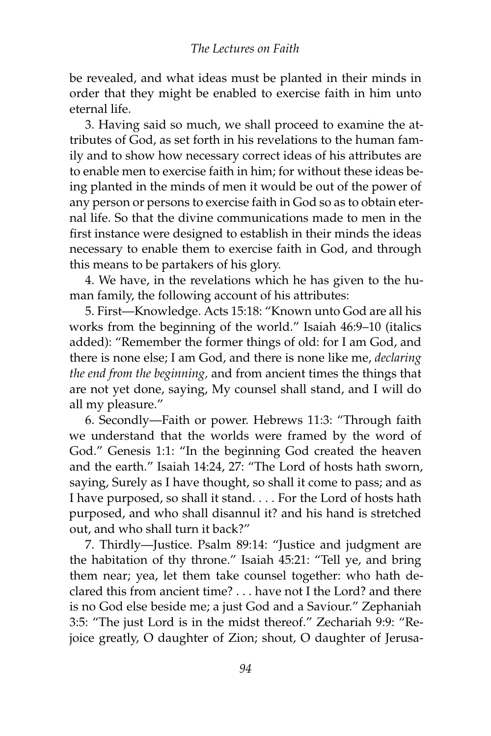be revealed, and what ideas must be planted in their minds in order that they might be enabled to exercise faith in him unto eternal life.

3. Having said so much, we shall proceed to examine the attributes of God, as set forth in his revelations to the human family and to show how necessary correct ideas of his attributes are to enable men to exercise faith in him; for without these ideas being planted in the minds of men it would be out of the power of any person or persons to exercise faith in God so as to obtain eternal life. So that the divine communications made to men in the first instance were designed to establish in their minds the ideas necessary to enable them to exercise faith in God, and through this means to be partakers of his glory.

4. We have, in the revelations which he has given to the human family, the following account of his attributes:

5. First—Knowledge. Acts 15:18: "Known unto God are all his works from the beginning of the world." Isaiah 46:9–10 (italics added): "Remember the former things of old: for I am God, and there is none else; I am God, and there is none like me, *declaring the end from the beginning,* and from ancient times the things that are not yet done, saying, My counsel shall stand, and I will do all my pleasure."

6. Secondly—Faith or power. Hebrews 11:3: "Through faith we understand that the worlds were framed by the word of God." Genesis 1:1: "In the beginning God created the heaven and the earth." Isaiah 14:24, 27: "The Lord of hosts hath sworn, saying, Surely as I have thought, so shall it come to pass; and as I have purposed, so shall it stand. . . . For the Lord of hosts hath purposed, and who shall disannul it? and his hand is stretched out, and who shall turn it back?"

7. Thirdly—Justice. Psalm 89:14: "Justice and judgment are the habitation of thy throne." Isaiah 45:21: "Tell ye, and bring them near; yea, let them take counsel together: who hath declared this from ancient time? . . . have not I the Lord? and there is no God else beside me; a just God and a Saviour." Zephaniah 3:5: "The just Lord is in the midst thereof." Zechariah 9:9: "Rejoice greatly, O daughter of Zion; shout, O daughter of Jerusa-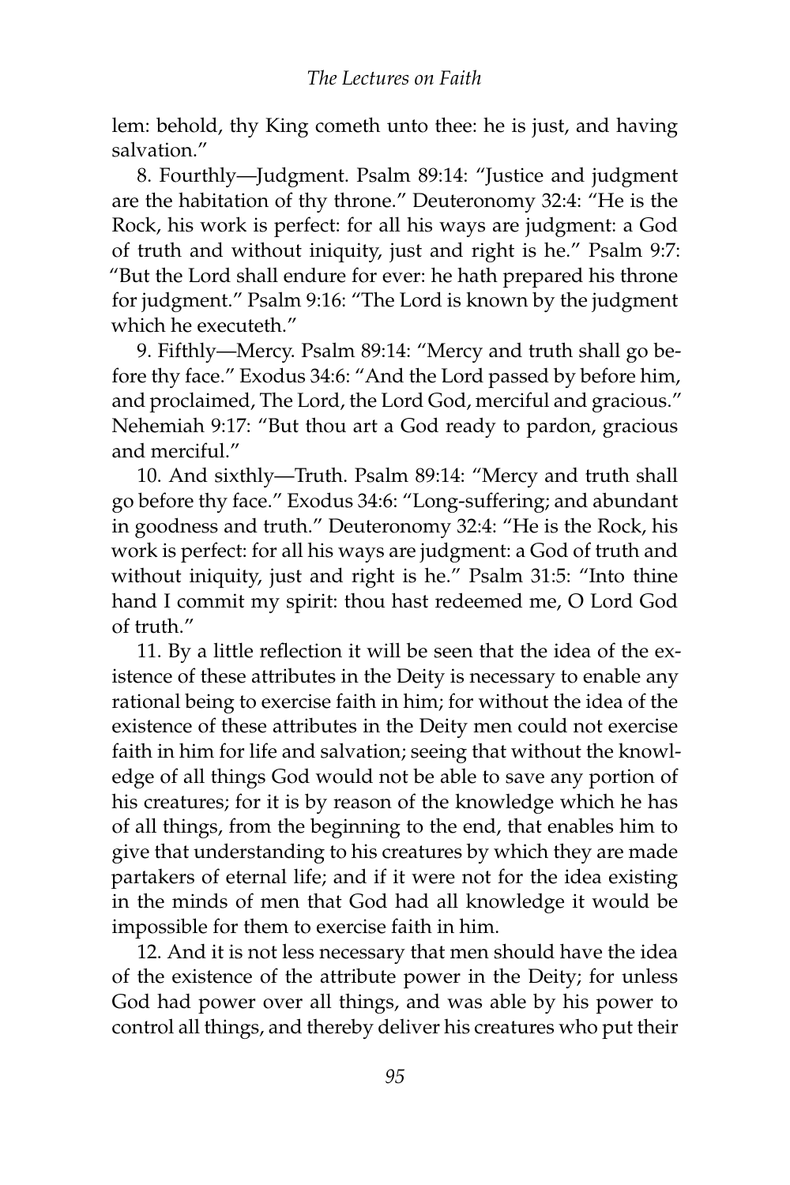lem: behold, thy King cometh unto thee: he is just, and having salvation."

8. Fourthly—Judgment. Psalm 89:14: "Justice and judgment are the habitation of thy throne." Deuteronomy 32:4: "He is the Rock, his work is perfect: for all his ways are judgment: a God of truth and without iniquity, just and right is he." Psalm 9:7: "But the Lord shall endure for ever: he hath prepared his throne for judgment." Psalm 9:16: "The Lord is known by the judgment which he executeth."

9. Fifthly—Mercy. Psalm 89:14: "Mercy and truth shall go before thy face." Exodus 34:6: "And the Lord passed by before him, and proclaimed, The Lord, the Lord God, merciful and gracious." Nehemiah 9:17: "But thou art a God ready to pardon, gracious and merciful."

10. And sixthly—Truth. Psalm 89:14: "Mercy and truth shall go before thy face." Exodus 34:6: "Long-suffering; and abundant in goodness and truth." Deuteronomy 32:4: "He is the Rock, his work is perfect: for all his ways are judgment: a God of truth and without iniquity, just and right is he." Psalm 31:5: "Into thine hand I commit my spirit: thou hast redeemed me, O Lord God of truth."

11. By a little reflection it will be seen that the idea of the existence of these attributes in the Deity is necessary to enable any rational being to exercise faith in him; for without the idea of the existence of these attributes in the Deity men could not exercise faith in him for life and salvation; seeing that without the knowledge of all things God would not be able to save any portion of his creatures; for it is by reason of the knowledge which he has of all things, from the beginning to the end, that enables him to give that understanding to his creatures by which they are made partakers of eternal life; and if it were not for the idea existing in the minds of men that God had all knowledge it would be impossible for them to exercise faith in him.

12. And it is not less necessary that men should have the idea of the existence of the attribute power in the Deity; for unless God had power over all things, and was able by his power to control all things, and thereby deliver his creatures who put their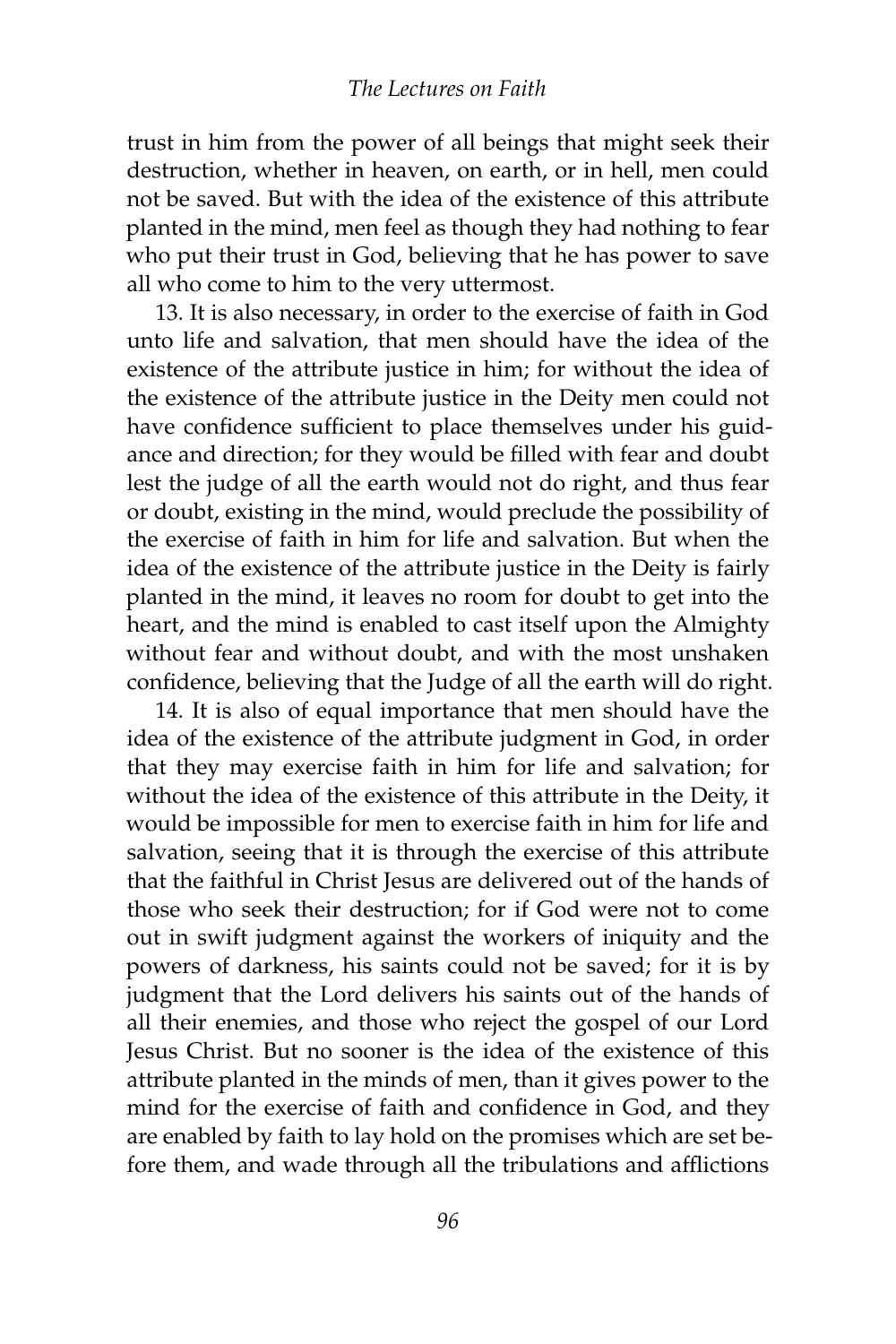trust in him from the power of all beings that might seek their destruction, whether in heaven, on earth, or in hell, men could not be saved. But with the idea of the existence of this attribute planted in the mind, men feel as though they had nothing to fear who put their trust in God, believing that he has power to save all who come to him to the very uttermost.

13. It is also necessary, in order to the exercise of faith in God unto life and salvation, that men should have the idea of the existence of the attribute justice in him; for without the idea of the existence of the attribute justice in the Deity men could not have confidence sufficient to place themselves under his guidance and direction; for they would be filled with fear and doubt lest the judge of all the earth would not do right, and thus fear or doubt, existing in the mind, would preclude the possibility of the exercise of faith in him for life and salvation. But when the idea of the existence of the attribute justice in the Deity is fairly planted in the mind, it leaves no room for doubt to get into the heart, and the mind is enabled to cast itself upon the Almighty without fear and without doubt, and with the most unshaken confidence, believing that the Judge of all the earth will do right.

14. It is also of equal importance that men should have the idea of the existence of the attribute judgment in God, in order that they may exercise faith in him for life and salvation; for without the idea of the existence of this attribute in the Deity, it would be impossible for men to exercise faith in him for life and salvation, seeing that it is through the exercise of this attribute that the faithful in Christ Jesus are delivered out of the hands of those who seek their destruction; for if God were not to come out in swift judgment against the workers of iniquity and the powers of darkness, his saints could not be saved; for it is by judgment that the Lord delivers his saints out of the hands of all their enemies, and those who reject the gospel of our Lord Jesus Christ. But no sooner is the idea of the existence of this attribute planted in the minds of men, than it gives power to the mind for the exercise of faith and confidence in God, and they are enabled by faith to lay hold on the promises which are set before them, and wade through all the tribulations and afflictions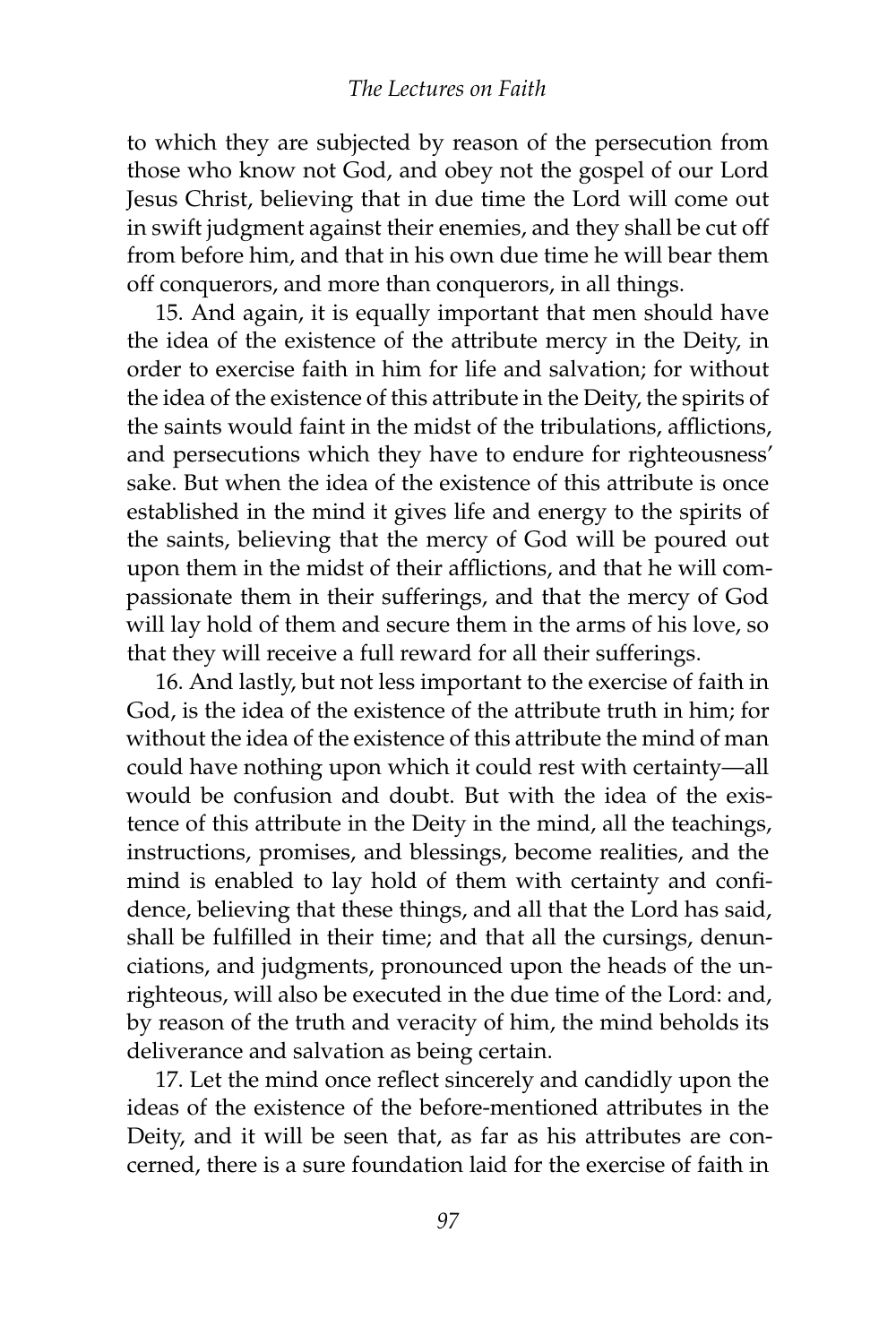to which they are subjected by reason of the persecution from those who know not God, and obey not the gospel of our Lord Jesus Christ, believing that in due time the Lord will come out in swift judgment against their enemies, and they shall be cut off from before him, and that in his own due time he will bear them off conquerors, and more than conquerors, in all things.

15. And again, it is equally important that men should have the idea of the existence of the attribute mercy in the Deity, in order to exercise faith in him for life and salvation; for without the idea of the existence of this attribute in the Deity, the spirits of the saints would faint in the midst of the tribulations, afflictions, and persecutions which they have to endure for righteousness' sake. But when the idea of the existence of this attribute is once established in the mind it gives life and energy to the spirits of the saints, believing that the mercy of God will be poured out upon them in the midst of their afflictions, and that he will compassionate them in their sufferings, and that the mercy of God will lay hold of them and secure them in the arms of his love, so that they will receive a full reward for all their sufferings.

16. And lastly, but not less important to the exercise of faith in God, is the idea of the existence of the attribute truth in him; for without the idea of the existence of this attribute the mind of man could have nothing upon which it could rest with certainty—all would be confusion and doubt. But with the idea of the existence of this attribute in the Deity in the mind, all the teachings, instructions, promises, and blessings, become realities, and the mind is enabled to lay hold of them with certainty and confidence, believing that these things, and all that the Lord has said, shall be fulfilled in their time; and that all the cursings, denunciations, and judgments, pronounced upon the heads of the unrighteous, will also be executed in the due time of the Lord: and, by reason of the truth and veracity of him, the mind beholds its deliverance and salvation as being certain.

17. Let the mind once reflect sincerely and candidly upon the ideas of the existence of the before-mentioned attributes in the Deity, and it will be seen that, as far as his attributes are concerned, there is a sure foundation laid for the exercise of faith in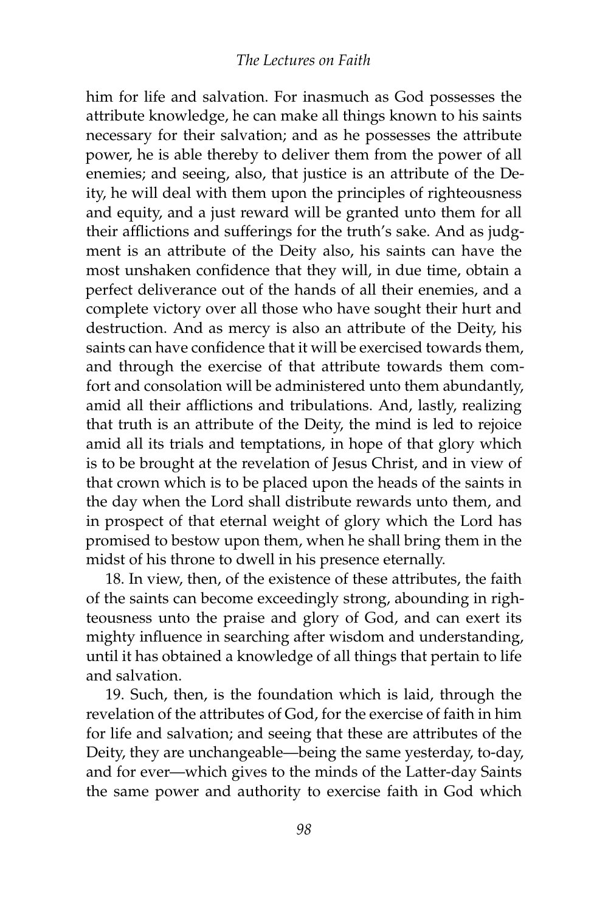him for life and salvation. For inasmuch as God possesses the attribute knowledge, he can make all things known to his saints necessary for their salvation; and as he possesses the attribute power, he is able thereby to deliver them from the power of all enemies; and seeing, also, that justice is an attribute of the Deity, he will deal with them upon the principles of righteousness and equity, and a just reward will be granted unto them for all their afflictions and sufferings for the truth's sake. And as judgment is an attribute of the Deity also, his saints can have the most unshaken confidence that they will, in due time, obtain a perfect deliverance out of the hands of all their enemies, and a complete victory over all those who have sought their hurt and destruction. And as mercy is also an attribute of the Deity, his saints can have confidence that it will be exercised towards them, and through the exercise of that attribute towards them comfort and consolation will be administered unto them abundantly, amid all their afflictions and tribulations. And, lastly, realizing that truth is an attribute of the Deity, the mind is led to rejoice amid all its trials and temptations, in hope of that glory which is to be brought at the revelation of Jesus Christ, and in view of that crown which is to be placed upon the heads of the saints in the day when the Lord shall distribute rewards unto them, and in prospect of that eternal weight of glory which the Lord has promised to bestow upon them, when he shall bring them in the midst of his throne to dwell in his presence eternally.

18. In view, then, of the existence of these attributes, the faith of the saints can become exceedingly strong, abounding in righteousness unto the praise and glory of God, and can exert its mighty influence in searching after wisdom and understanding, until it has obtained a knowledge of all things that pertain to life and salvation.

19. Such, then, is the foundation which is laid, through the revelation of the attributes of God, for the exercise of faith in him for life and salvation; and seeing that these are attributes of the Deity, they are unchangeable—being the same yesterday, to-day, and for ever—which gives to the minds of the Latter-day Saints the same power and authority to exercise faith in God which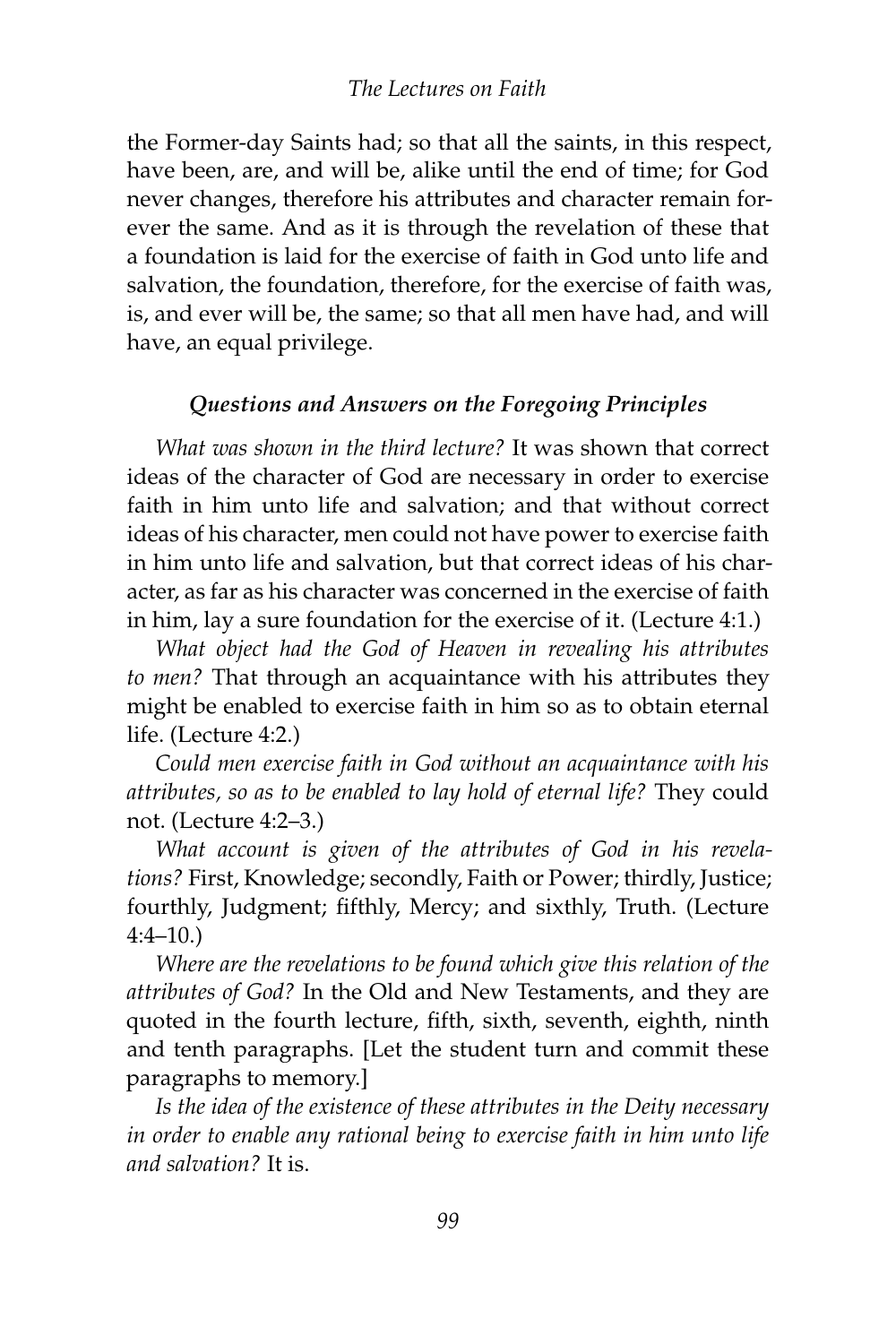the Former-day Saints had; so that all the saints, in this respect, have been, are, and will be, alike until the end of time; for God never changes, therefore his attributes and character remain forever the same. And as it is through the revelation of these that a foundation is laid for the exercise of faith in God unto life and salvation, the foundation, therefore, for the exercise of faith was, is, and ever will be, the same; so that all men have had, and will have, an equal privilege.

### *Questions and Answers on the Foregoing Principles*

*What was shown in the third lecture?* It was shown that correct ideas of the character of God are necessary in order to exercise faith in him unto life and salvation; and that without correct ideas of his character, men could not have power to exercise faith in him unto life and salvation, but that correct ideas of his character, as far as his character was concerned in the exercise of faith in him, lay a sure foundation for the exercise of it. (Lecture 4:1.)

*What object had the God of Heaven in revealing his attributes to men?* That through an acquaintance with his attributes they might be enabled to exercise faith in him so as to obtain eternal life. (Lecture 4:2.)

*Could men exercise faith in God without an acquaintance with his attributes, so as to be enabled to lay hold of eternal life?* They could not. (Lecture 4:2–3.)

*What account is given of the attributes of God in his revelations?* First, Knowledge; secondly, Faith or Power; thirdly, Justice; fourthly, Judgment; fifthly, Mercy; and sixthly, Truth. (Lecture 4:4–10.)

*Where are the revelations to be found which give this relation of the attributes of God?* In the Old and New Testaments, and they are quoted in the fourth lecture, fifth, sixth, seventh, eighth, ninth and tenth paragraphs. [Let the student turn and commit these paragraphs to memory.]

*Is the idea of the existence of these attributes in the Deity necessary in order to enable any rational being to exercise faith in him unto life and salvation?* It is.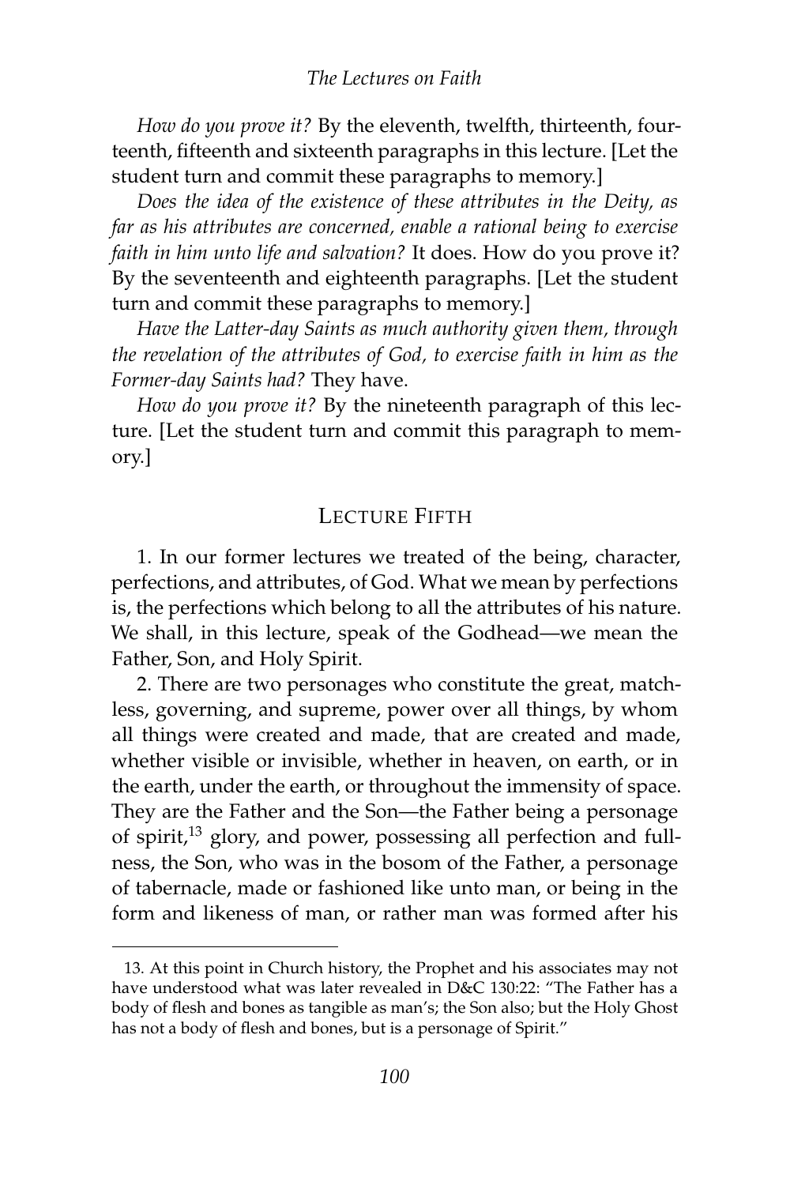*How do you prove it?* By the eleventh, twelfth, thirteenth, fourteenth, fifteenth and sixteenth paragraphs in this lecture. [Let the student turn and commit these paragraphs to memory.]

*Does the idea of the existence of these attributes in the Deity, as far as his attributes are concerned, enable a rational being to exercise faith in him unto life and salvation?* It does. How do you prove it? By the seventeenth and eighteenth paragraphs. [Let the student turn and commit these paragraphs to memory.]

*Have the Latter-day Saints as much authority given them, through the revelation of the attributes of God, to exercise faith in him as the Former-day Saints had?* They have.

*How do you prove it?* By the nineteenth paragraph of this lecture. [Let the student turn and commit this paragraph to memory.]

## Lecture Fifth

1. In our former lectures we treated of the being, character, perfections, and attributes, of God. What we mean by perfections is, the perfections which belong to all the attributes of his nature. We shall, in this lecture, speak of the Godhead—we mean the Father, Son, and Holy Spirit.

2. There are two personages who constitute the great, matchless, governing, and supreme, power over all things, by whom all things were created and made, that are created and made, whether visible or invisible, whether in heaven, on earth, or in the earth, under the earth, or throughout the immensity of space. They are the Father and the Son—the Father being a personage of spirit,[13] glory, and power, possessing all perfection and fullness, the Son, who was in the bosom of the Father, a personage of tabernacle, made or fashioned like unto man, or being in the form and likeness of man, or rather man was formed after his

---

13. At this point in Church history, the Prophet and his associates may not have understood what was later revealed in D&C 130:22: "The Father has a body of flesh and bones as tangible as man's; the Son also; but the Holy Ghost has not a body of flesh and bones, but is a personage of Spirit."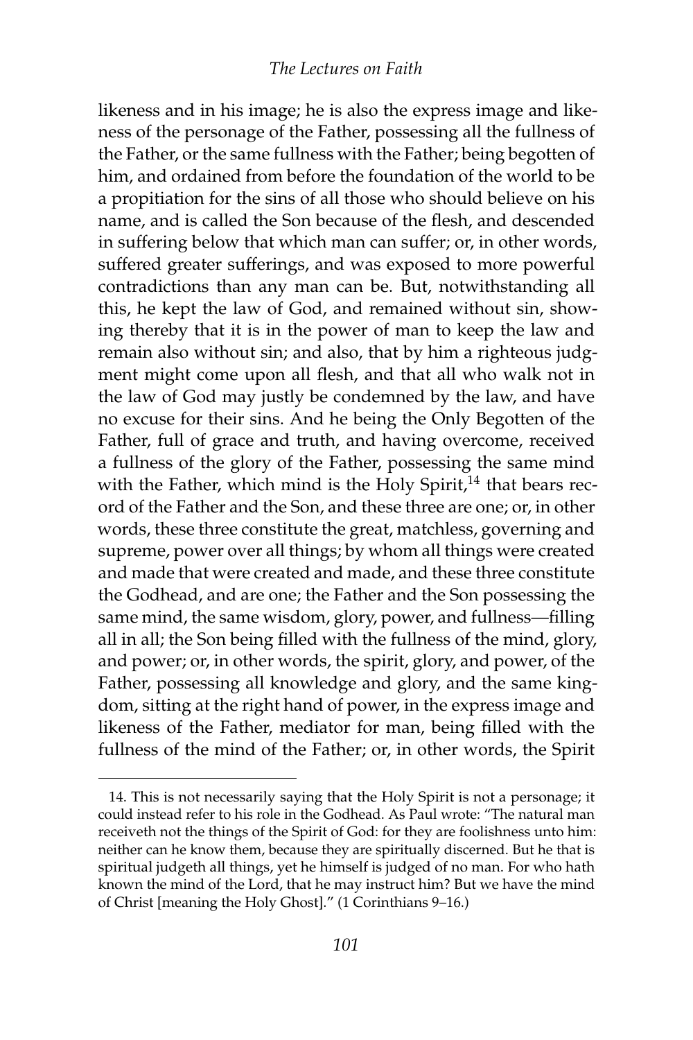likeness and in his image; he is also the express image and likeness of the personage of the Father, possessing all the fullness of the Father, or the same fullness with the Father; being begotten of him, and ordained from before the foundation of the world to be a propitiation for the sins of all those who should believe on his name, and is called the Son because of the flesh, and descended in suffering below that which man can suffer; or, in other words, suffered greater sufferings, and was exposed to more powerful contradictions than any man can be. But, notwithstanding all this, he kept the law of God, and remained without sin, showing thereby that it is in the power of man to keep the law and remain also without sin; and also, that by him a righteous judgment might come upon all flesh, and that all who walk not in the law of God may justly be condemned by the law, and have no excuse for their sins. And he being the Only Begotten of the Father, full of grace and truth, and having overcome, received a fullness of the glory of the Father, possessing the same mind with the Father, which mind is the Holy Spirit,[14] that bears record of the Father and the Son, and these three are one; or, in other words, these three constitute the great, matchless, governing and supreme, power over all things; by whom all things were created and made that were created and made, and these three constitute the Godhead, and are one; the Father and the Son possessing the same mind, the same wisdom, glory, power, and fullness—filling all in all; the Son being filled with the fullness of the mind, glory, and power; or, in other words, the spirit, glory, and power, of the Father, possessing all knowledge and glory, and the same kingdom, sitting at the right hand of power, in the express image and likeness of the Father, mediator for man, being filled with the fullness of the mind of the Father; or, in other words, the Spirit

---

14. This is not necessarily saying that the Holy Spirit is not a personage; it could instead refer to his role in the Godhead. As Paul wrote: "The natural man receiveth not the things of the Spirit of God: for they are foolishness unto him: neither can he know them, because they are spiritually discerned. But he that is spiritual judgeth all things, yet he himself is judged of no man. For who hath known the mind of the Lord, that he may instruct him? But we have the mind of Christ [meaning the Holy Ghost]." (1 Corinthians 9–16.)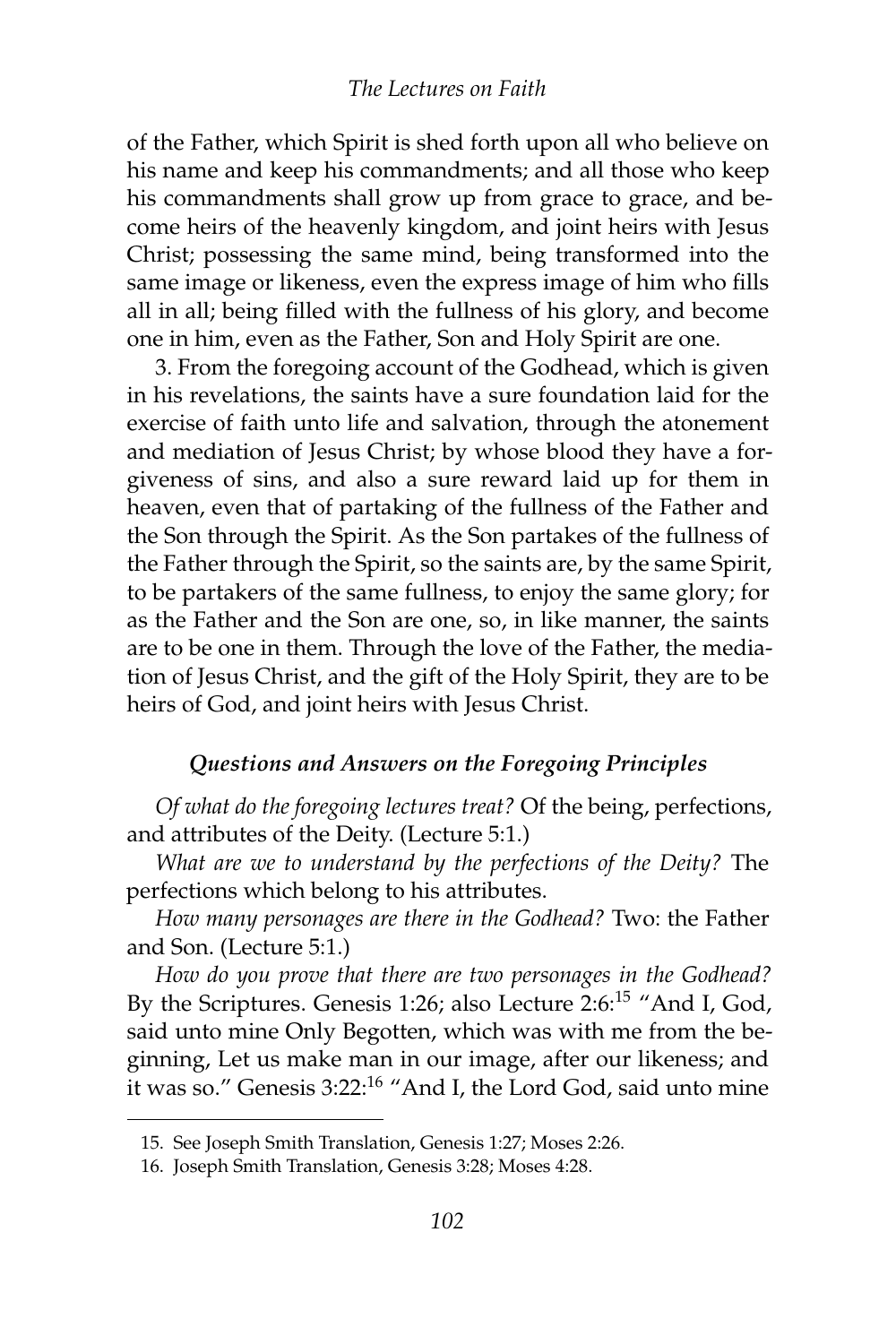of the Father, which Spirit is shed forth upon all who believe on his name and keep his commandments; and all those who keep his commandments shall grow up from grace to grace, and become heirs of the heavenly kingdom, and joint heirs with Jesus Christ; possessing the same mind, being transformed into the same image or likeness, even the express image of him who fills all in all; being filled with the fullness of his glory, and become one in him, even as the Father, Son and Holy Spirit are one.

3. From the foregoing account of the Godhead, which is given in his revelations, the saints have a sure foundation laid for the exercise of faith unto life and salvation, through the atonement and mediation of Jesus Christ; by whose blood they have a forgiveness of sins, and also a sure reward laid up for them in heaven, even that of partaking of the fullness of the Father and the Son through the Spirit. As the Son partakes of the fullness of the Father through the Spirit, so the saints are, by the same Spirit, to be partakers of the same fullness, to enjoy the same glory; for as the Father and the Son are one, so, in like manner, the saints are to be one in them. Through the love of the Father, the mediation of Jesus Christ, and the gift of the Holy Spirit, they are to be heirs of God, and joint heirs with Jesus Christ.

### *Questions and Answers on the Foregoing Principles*

*Of what do the foregoing lectures treat?* Of the being, perfections, and attributes of the Deity. (Lecture 5:1.)

*What are we to understand by the perfections of the Deity?* The perfections which belong to his attributes.

*How many personages are there in the Godhead?* Two: the Father and Son. (Lecture 5:1.)

*How do you prove that there are two personages in the Godhead?* By the Scriptures. Genesis 1:26; also Lecture 2:6:[15] "And I, God, said unto mine Only Begotten, which was with me from the beginning, Let us make man in our image, after our likeness; and it was so." Genesis 3:22:[16] "And I, the Lord God, said unto mine

15. See Joseph Smith Translation, Genesis 1:27; Moses 2:26.

16. Joseph Smith Translation, Genesis 3:28; Moses 4:28.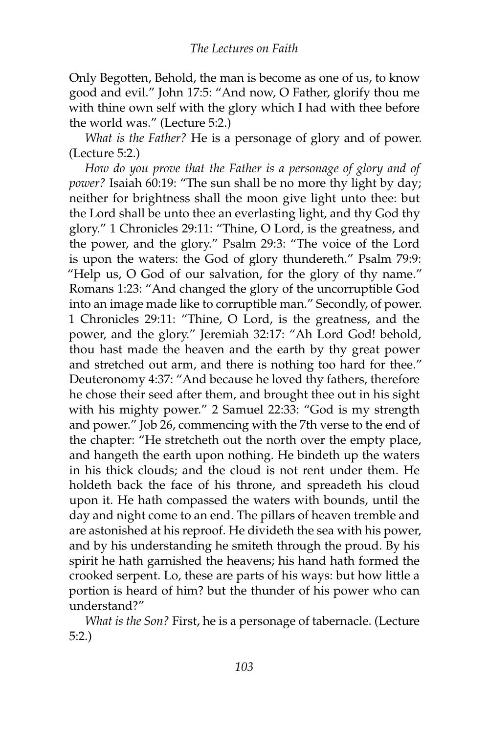Only Begotten, Behold, the man is become as one of us, to know good and evil." John 17:5: "And now, O Father, glorify thou me with thine own self with the glory which I had with thee before the world was." (Lecture 5:2.)

*What is the Father?* He is a personage of glory and of power. (Lecture 5:2.)

*How do you prove that the Father is a personage of glory and of power?* Isaiah 60:19: "The sun shall be no more thy light by day; neither for brightness shall the moon give light unto thee: but the Lord shall be unto thee an everlasting light, and thy God thy glory." 1 Chronicles 29:11: "Thine, O Lord, is the greatness, and the power, and the glory." Psalm 29:3: "The voice of the Lord is upon the waters: the God of glory thundereth." Psalm 79:9: "Help us, O God of our salvation, for the glory of thy name." Romans 1:23: "And changed the glory of the uncorruptible God into an image made like to corruptible man." Secondly, of power. 1 Chronicles 29:11: "Thine, O Lord, is the greatness, and the power, and the glory." Jeremiah 32:17: "Ah Lord God! behold, thou hast made the heaven and the earth by thy great power and stretched out arm, and there is nothing too hard for thee." Deuteronomy 4:37: "And because he loved thy fathers, therefore he chose their seed after them, and brought thee out in his sight with his mighty power." 2 Samuel 22:33: "God is my strength and power." Job 26, commencing with the 7th verse to the end of the chapter: "He stretcheth out the north over the empty place, and hangeth the earth upon nothing. He bindeth up the waters in his thick clouds; and the cloud is not rent under them. He holdeth back the face of his throne, and spreadeth his cloud upon it. He hath compassed the waters with bounds, until the day and night come to an end. The pillars of heaven tremble and are astonished at his reproof. He divideth the sea with his power, and by his understanding he smiteth through the proud. By his spirit he hath garnished the heavens; his hand hath formed the crooked serpent. Lo, these are parts of his ways: but how little a portion is heard of him? but the thunder of his power who can understand?"

*What is the Son?* First, he is a personage of tabernacle. (Lecture 5:2.)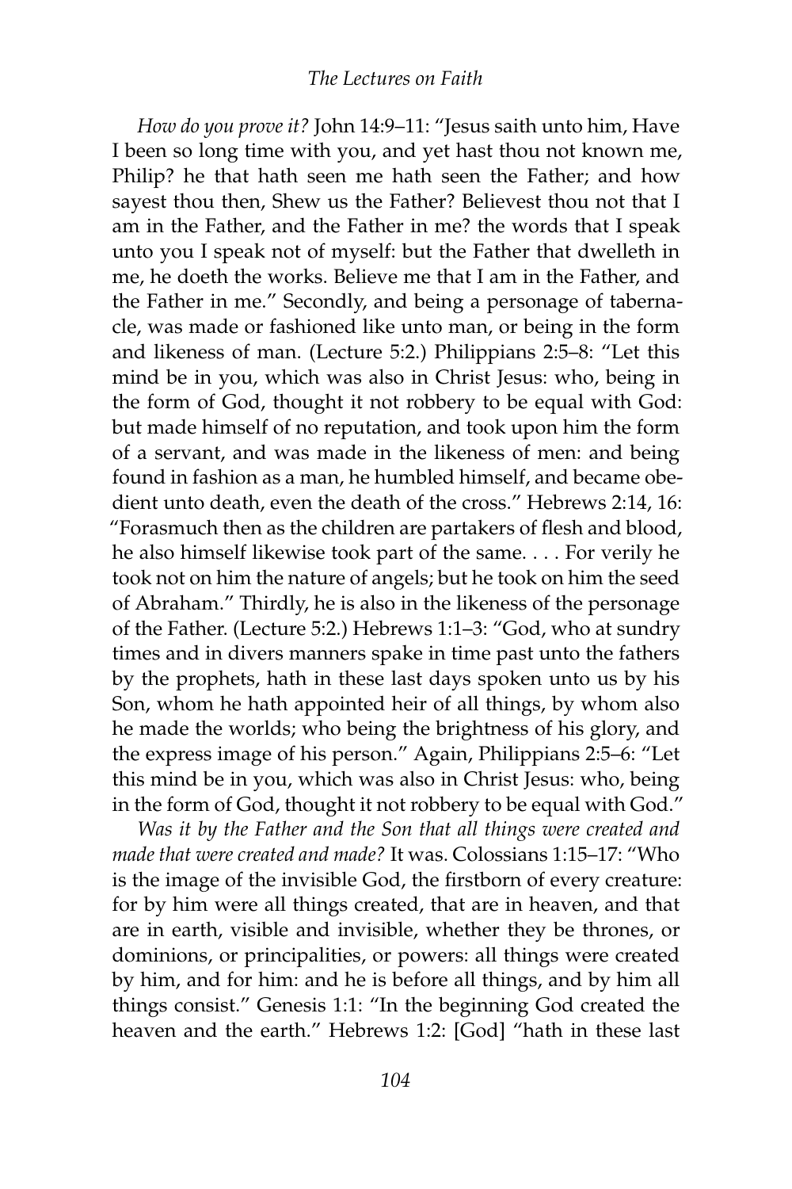*How do you prove it?* John 14:9–11: "Jesus saith unto him, Have I been so long time with you, and yet hast thou not known me, Philip? he that hath seen me hath seen the Father; and how sayest thou then, Shew us the Father? Believest thou not that I am in the Father, and the Father in me? the words that I speak unto you I speak not of myself: but the Father that dwelleth in me, he doeth the works. Believe me that I am in the Father, and the Father in me." Secondly, and being a personage of tabernacle, was made or fashioned like unto man, or being in the form and likeness of man. (Lecture 5:2.) Philippians 2:5–8: "Let this mind be in you, which was also in Christ Jesus: who, being in the form of God, thought it not robbery to be equal with God: but made himself of no reputation, and took upon him the form of a servant, and was made in the likeness of men: and being found in fashion as a man, he humbled himself, and became obedient unto death, even the death of the cross." Hebrews 2:14, 16: "Forasmuch then as the children are partakers of flesh and blood, he also himself likewise took part of the same. . . . For verily he took not on him the nature of angels; but he took on him the seed of Abraham." Thirdly, he is also in the likeness of the personage of the Father. (Lecture 5:2.) Hebrews 1:1–3: "God, who at sundry times and in divers manners spake in time past unto the fathers by the prophets, hath in these last days spoken unto us by his Son, whom he hath appointed heir of all things, by whom also he made the worlds; who being the brightness of his glory, and the express image of his person." Again, Philippians 2:5–6: "Let this mind be in you, which was also in Christ Jesus: who, being in the form of God, thought it not robbery to be equal with God."

*Was it by the Father and the Son that all things were created and made that were created and made?* It was. Colossians 1:15–17: "Who is the image of the invisible God, the firstborn of every creature: for by him were all things created, that are in heaven, and that are in earth, visible and invisible, whether they be thrones, or dominions, or principalities, or powers: all things were created by him, and for him: and he is before all things, and by him all things consist." Genesis 1:1: "In the beginning God created the heaven and the earth." Hebrews 1:2: [God] "hath in these last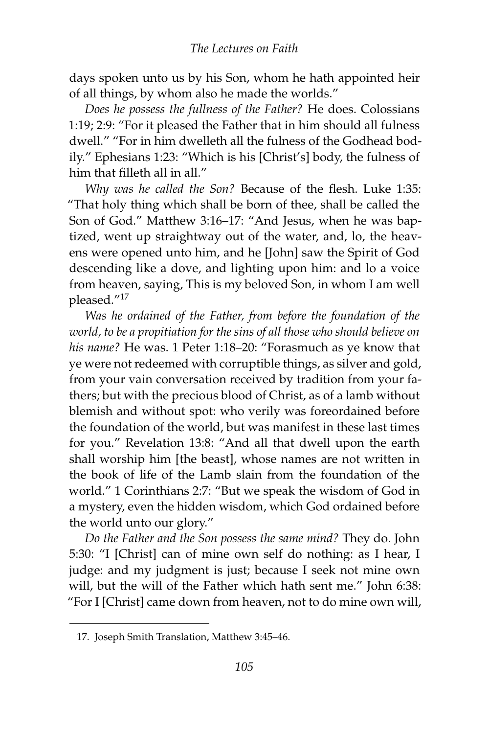days spoken unto us by his Son, whom he hath appointed heir of all things, by whom also he made the worlds."

*Does he possess the fullness of the Father?* He does. Colossians 1:19; 2:9: "For it pleased the Father that in him should all fulness dwell." "For in him dwelleth all the fulness of the Godhead bodily." Ephesians 1:23: "Which is his [Christ's] body, the fulness of him that filleth all in all."

*Why was he called the Son?* Because of the flesh. Luke 1:35: "That holy thing which shall be born of thee, shall be called the Son of God." Matthew 3:16–17: "And Jesus, when he was baptized, went up straightway out of the water, and, lo, the heavens were opened unto him, and he [John] saw the Spirit of God descending like a dove, and lighting upon him: and lo a voice from heaven, saying, This is my beloved Son, in whom I am well pleased."[17]

*Was he ordained of the Father, from before the foundation of the world, to be a propitiation for the sins of all those who should believe on his name?* He was. 1 Peter 1:18–20: "Forasmuch as ye know that ye were not redeemed with corruptible things, as silver and gold, from your vain conversation received by tradition from your fathers; but with the precious blood of Christ, as of a lamb without blemish and without spot: who verily was foreordained before the foundation of the world, but was manifest in these last times for you." Revelation 13:8: "And all that dwell upon the earth shall worship him [the beast], whose names are not written in the book of life of the Lamb slain from the foundation of the world." 1 Corinthians 2:7: "But we speak the wisdom of God in a mystery, even the hidden wisdom, which God ordained before the world unto our glory."

*Do the Father and the Son possess the same mind?* They do. John 5:30: "I [Christ] can of mine own self do nothing: as I hear, I judge: and my judgment is just; because I seek not mine own will, but the will of the Father which hath sent me." John 6:38: "For I [Christ] came down from heaven, not to do mine own will,

---

17. Joseph Smith Translation, Matthew 3:45–46.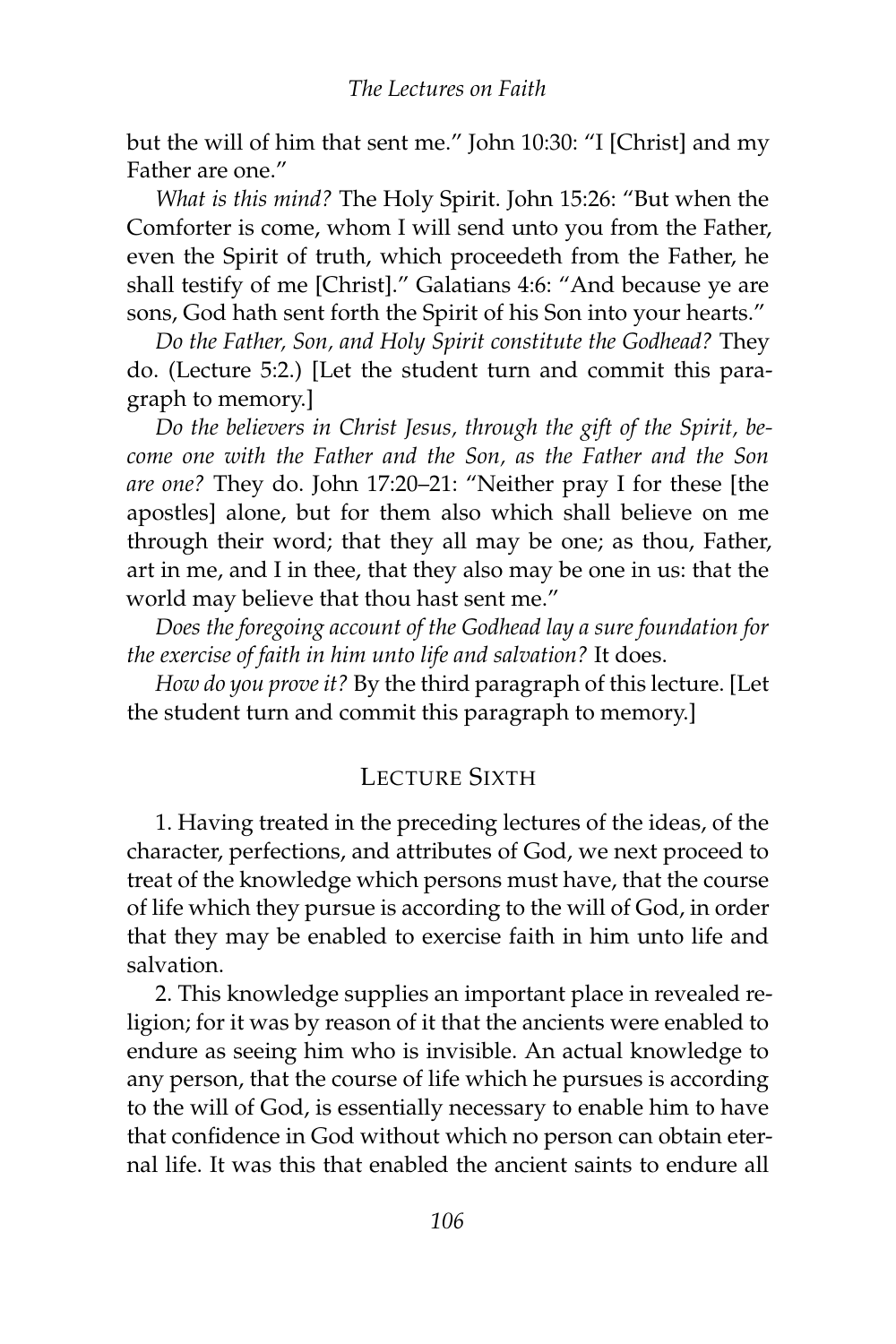but the will of him that sent me." John 10:30: "I [Christ] and my Father are one."

*What is this mind?* The Holy Spirit. John 15:26: "But when the Comforter is come, whom I will send unto you from the Father, even the Spirit of truth, which proceedeth from the Father, he shall testify of me [Christ]." Galatians 4:6: "And because ye are sons, God hath sent forth the Spirit of his Son into your hearts."

*Do the Father, Son, and Holy Spirit constitute the Godhead?* They do. (Lecture 5:2.) [Let the student turn and commit this paragraph to memory.]

*Do the believers in Christ Jesus, through the gift of the Spirit, become one with the Father and the Son, as the Father and the Son are one?* They do. John 17:20–21: "Neither pray I for these [the apostles] alone, but for them also which shall believe on me through their word; that they all may be one; as thou, Father, art in me, and I in thee, that they also may be one in us: that the world may believe that thou hast sent me."

*Does the foregoing account of the Godhead lay a sure foundation for the exercise of faith in him unto life and salvation?* It does.

*How do you prove it?* By the third paragraph of this lecture. [Let the student turn and commit this paragraph to memory.]

## Lecture Sixth

1. Having treated in the preceding lectures of the ideas, of the character, perfections, and attributes of God, we next proceed to treat of the knowledge which persons must have, that the course of life which they pursue is according to the will of God, in order that they may be enabled to exercise faith in him unto life and salvation.

2. This knowledge supplies an important place in revealed religion; for it was by reason of it that the ancients were enabled to endure as seeing him who is invisible. An actual knowledge to any person, that the course of life which he pursues is according to the will of God, is essentially necessary to enable him to have that confidence in God without which no person can obtain eternal life. It was this that enabled the ancient saints to endure all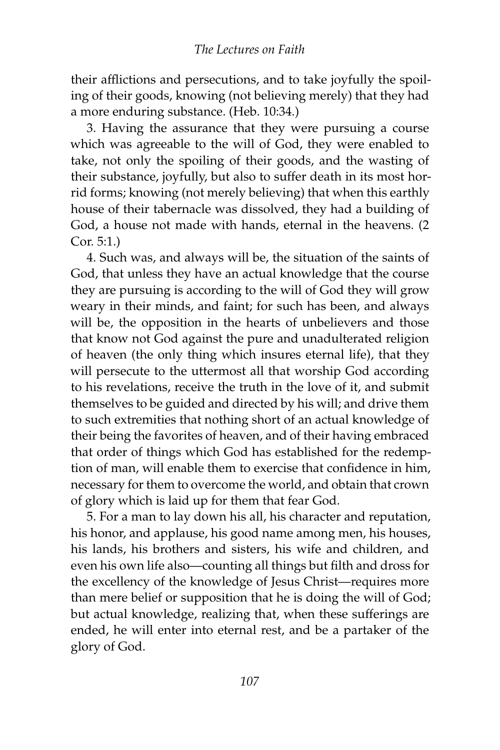their afflictions and persecutions, and to take joyfully the spoiling of their goods, knowing (not believing merely) that they had a more enduring substance. (Heb. 10:34.)

3. Having the assurance that they were pursuing a course which was agreeable to the will of God, they were enabled to take, not only the spoiling of their goods, and the wasting of their substance, joyfully, but also to suffer death in its most horrid forms; knowing (not merely believing) that when this earthly house of their tabernacle was dissolved, they had a building of God, a house not made with hands, eternal in the heavens. (2 Cor. 5:1.)

4. Such was, and always will be, the situation of the saints of God, that unless they have an actual knowledge that the course they are pursuing is according to the will of God they will grow weary in their minds, and faint; for such has been, and always will be, the opposition in the hearts of unbelievers and those that know not God against the pure and unadulterated religion of heaven (the only thing which insures eternal life), that they will persecute to the uttermost all that worship God according to his revelations, receive the truth in the love of it, and submit themselves to be guided and directed by his will; and drive them to such extremities that nothing short of an actual knowledge of their being the favorites of heaven, and of their having embraced that order of things which God has established for the redemption of man, will enable them to exercise that confidence in him, necessary for them to overcome the world, and obtain that crown of glory which is laid up for them that fear God.

5. For a man to lay down his all, his character and reputation, his honor, and applause, his good name among men, his houses, his lands, his brothers and sisters, his wife and children, and even his own life also—counting all things but filth and dross for the excellency of the knowledge of Jesus Christ—requires more than mere belief or supposition that he is doing the will of God; but actual knowledge, realizing that, when these sufferings are ended, he will enter into eternal rest, and be a partaker of the glory of God.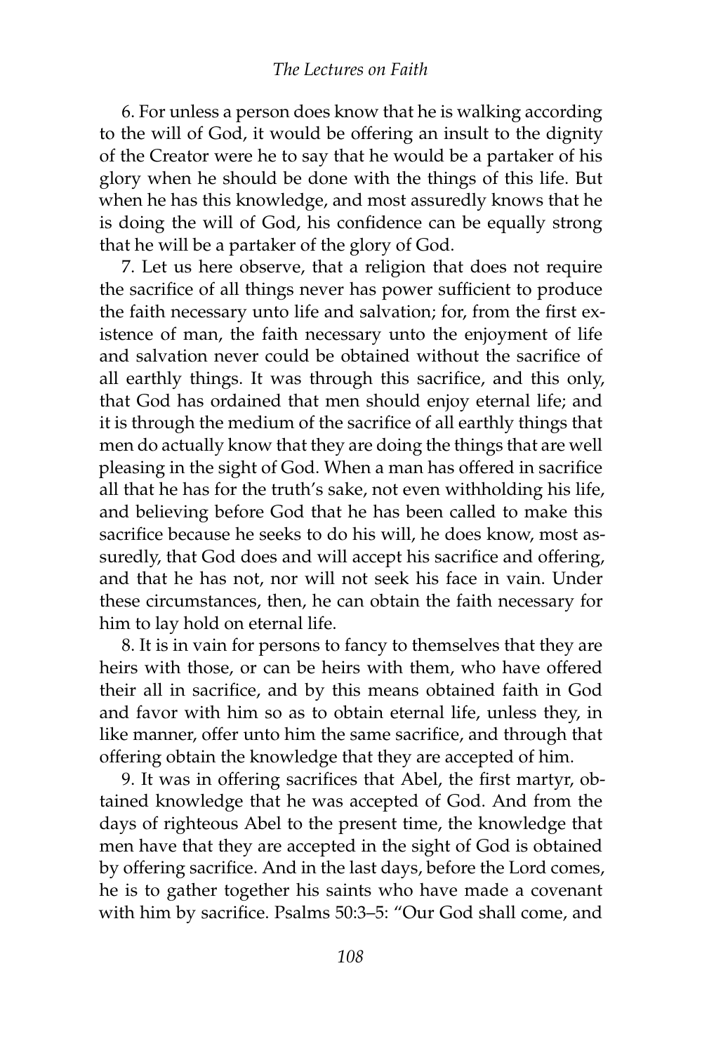6. For unless a person does know that he is walking according to the will of God, it would be offering an insult to the dignity of the Creator were he to say that he would be a partaker of his glory when he should be done with the things of this life. But when he has this knowledge, and most assuredly knows that he is doing the will of God, his confidence can be equally strong that he will be a partaker of the glory of God.

7. Let us here observe, that a religion that does not require the sacrifice of all things never has power sufficient to produce the faith necessary unto life and salvation; for, from the first existence of man, the faith necessary unto the enjoyment of life and salvation never could be obtained without the sacrifice of all earthly things. It was through this sacrifice, and this only, that God has ordained that men should enjoy eternal life; and it is through the medium of the sacrifice of all earthly things that men do actually know that they are doing the things that are well pleasing in the sight of God. When a man has offered in sacrifice all that he has for the truth's sake, not even withholding his life, and believing before God that he has been called to make this sacrifice because he seeks to do his will, he does know, most assuredly, that God does and will accept his sacrifice and offering, and that he has not, nor will not seek his face in vain. Under these circumstances, then, he can obtain the faith necessary for him to lay hold on eternal life.

8. It is in vain for persons to fancy to themselves that they are heirs with those, or can be heirs with them, who have offered their all in sacrifice, and by this means obtained faith in God and favor with him so as to obtain eternal life, unless they, in like manner, offer unto him the same sacrifice, and through that offering obtain the knowledge that they are accepted of him.

9. It was in offering sacrifices that Abel, the first martyr, obtained knowledge that he was accepted of God. And from the days of righteous Abel to the present time, the knowledge that men have that they are accepted in the sight of God is obtained by offering sacrifice. And in the last days, before the Lord comes, he is to gather together his saints who have made a covenant with him by sacrifice. Psalms 50:3–5: "Our God shall come, and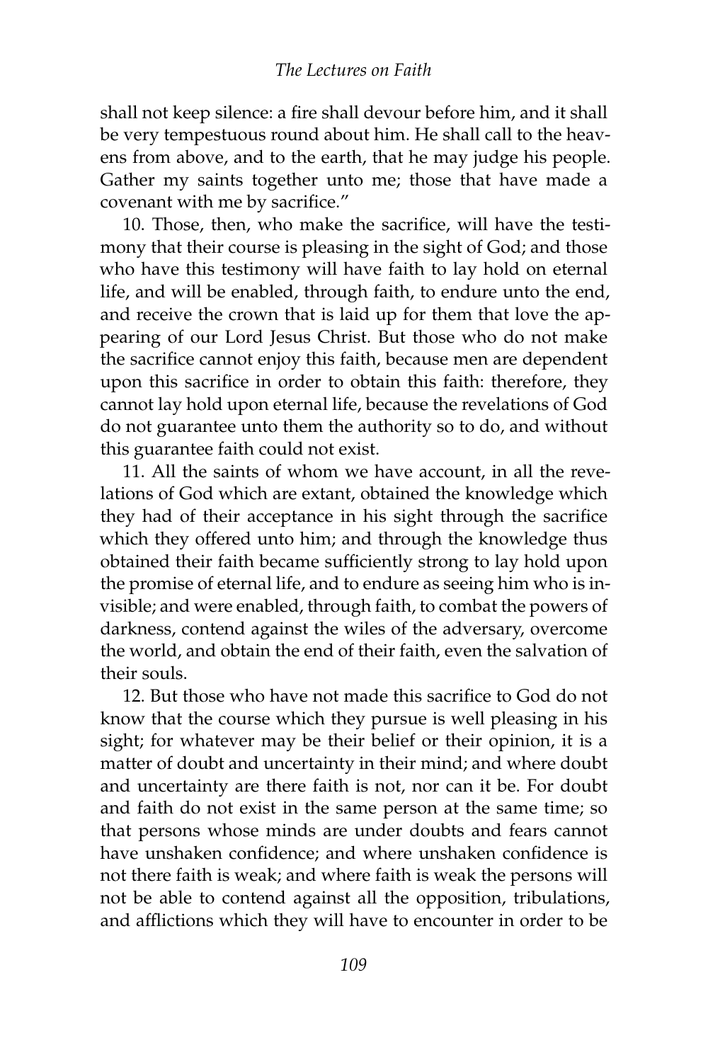shall not keep silence: a fire shall devour before him, and it shall be very tempestuous round about him. He shall call to the heavens from above, and to the earth, that he may judge his people. Gather my saints together unto me; those that have made a covenant with me by sacrifice."

10. Those, then, who make the sacrifice, will have the testimony that their course is pleasing in the sight of God; and those who have this testimony will have faith to lay hold on eternal life, and will be enabled, through faith, to endure unto the end, and receive the crown that is laid up for them that love the appearing of our Lord Jesus Christ. But those who do not make the sacrifice cannot enjoy this faith, because men are dependent upon this sacrifice in order to obtain this faith: therefore, they cannot lay hold upon eternal life, because the revelations of God do not guarantee unto them the authority so to do, and without this guarantee faith could not exist.

11. All the saints of whom we have account, in all the revelations of God which are extant, obtained the knowledge which they had of their acceptance in his sight through the sacrifice which they offered unto him; and through the knowledge thus obtained their faith became sufficiently strong to lay hold upon the promise of eternal life, and to endure as seeing him who is invisible; and were enabled, through faith, to combat the powers of darkness, contend against the wiles of the adversary, overcome the world, and obtain the end of their faith, even the salvation of their souls.

12. But those who have not made this sacrifice to God do not know that the course which they pursue is well pleasing in his sight; for whatever may be their belief or their opinion, it is a matter of doubt and uncertainty in their mind; and where doubt and uncertainty are there faith is not, nor can it be. For doubt and faith do not exist in the same person at the same time; so that persons whose minds are under doubts and fears cannot have unshaken confidence; and where unshaken confidence is not there faith is weak; and where faith is weak the persons will not be able to contend against all the opposition, tribulations, and afflictions which they will have to encounter in order to be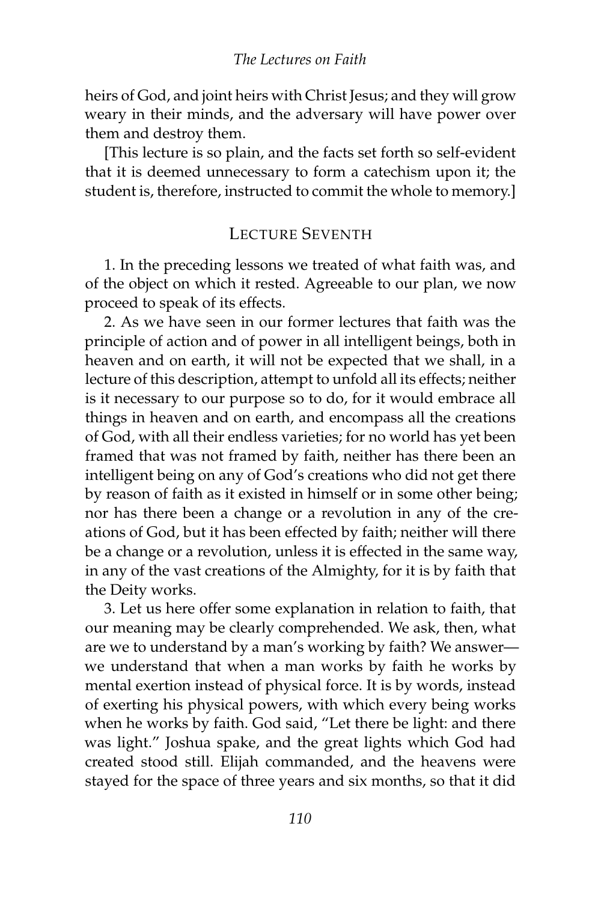heirs of God, and joint heirs with Christ Jesus; and they will grow weary in their minds, and the adversary will have power over them and destroy them.

[This lecture is so plain, and the facts set forth so self-evident that it is deemed unnecessary to form a catechism upon it; the student is, therefore, instructed to commit the whole to memory.]

## Lecture Seventh

1. In the preceding lessons we treated of what faith was, and of the object on which it rested. Agreeable to our plan, we now proceed to speak of its effects.

2. As we have seen in our former lectures that faith was the principle of action and of power in all intelligent beings, both in heaven and on earth, it will not be expected that we shall, in a lecture of this description, attempt to unfold all its effects; neither is it necessary to our purpose so to do, for it would embrace all things in heaven and on earth, and encompass all the creations of God, with all their endless varieties; for no world has yet been framed that was not framed by faith, neither has there been an intelligent being on any of God's creations who did not get there by reason of faith as it existed in himself or in some other being; nor has there been a change or a revolution in any of the creations of God, but it has been effected by faith; neither will there be a change or a revolution, unless it is effected in the same way, in any of the vast creations of the Almighty, for it is by faith that the Deity works.

3. Let us here offer some explanation in relation to faith, that our meaning may be clearly comprehended. We ask, then, what are we to understand by a man's working by faith? We answer—we understand that when a man works by faith he works by mental exertion instead of physical force. It is by words, instead of exerting his physical powers, with which every being works when he works by faith. God said, "Let there be light: and there was light." Joshua spake, and the great lights which God had created stood still. Elijah commanded, and the heavens were stayed for the space of three years and six months, so that it did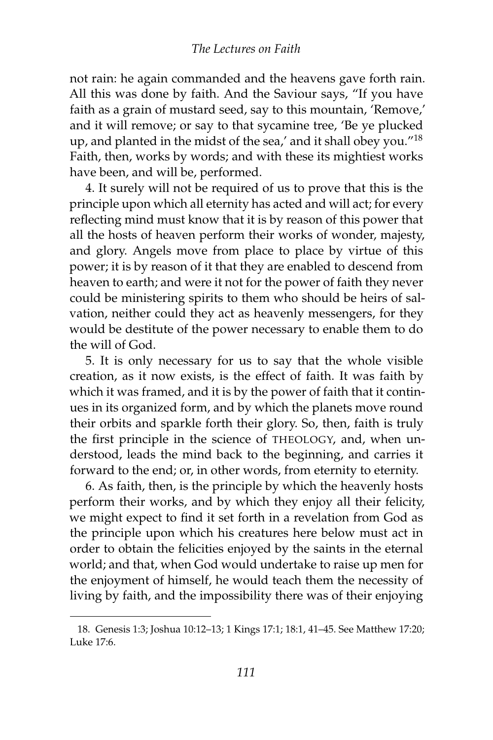not rain: he again commanded and the heavens gave forth rain. All this was done by faith. And the Saviour says, "If you have faith as a grain of mustard seed, say to this mountain, 'Remove,' and it will remove; or say to that sycamine tree, 'Be ye plucked up, and planted in the midst of the sea,' and it shall obey you."[18] Faith, then, works by words; and with these its mightiest works have been, and will be, performed.

4. It surely will not be required of us to prove that this is the principle upon which all eternity has acted and will act; for every reflecting mind must know that it is by reason of this power that all the hosts of heaven perform their works of wonder, majesty, and glory. Angels move from place to place by virtue of this power; it is by reason of it that they are enabled to descend from heaven to earth; and were it not for the power of faith they never could be ministering spirits to them who should be heirs of salvation, neither could they act as heavenly messengers, for they would be destitute of the power necessary to enable them to do the will of God.

5. It is only necessary for us to say that the whole visible creation, as it now exists, is the effect of faith. It was faith by which it was framed, and it is by the power of faith that it continues in its organized form, and by which the planets move round their orbits and sparkle forth their glory. So, then, faith is truly the first principle in the science of THEOLOGY, and, when understood, leads the mind back to the beginning, and carries it forward to the end; or, in other words, from eternity to eternity.

6. As faith, then, is the principle by which the heavenly hosts perform their works, and by which they enjoy all their felicity, we might expect to find it set forth in a revelation from God as the principle upon which his creatures here below must act in order to obtain the felicities enjoyed by the saints in the eternal world; and that, when God would undertake to raise up men for the enjoyment of himself, he would teach them the necessity of living by faith, and the impossibility there was of their enjoying

---

18. Genesis 1:3; Joshua 10:12–13; 1 Kings 17:1; 18:1, 41–45. See Matthew 17:20; Luke 17:6.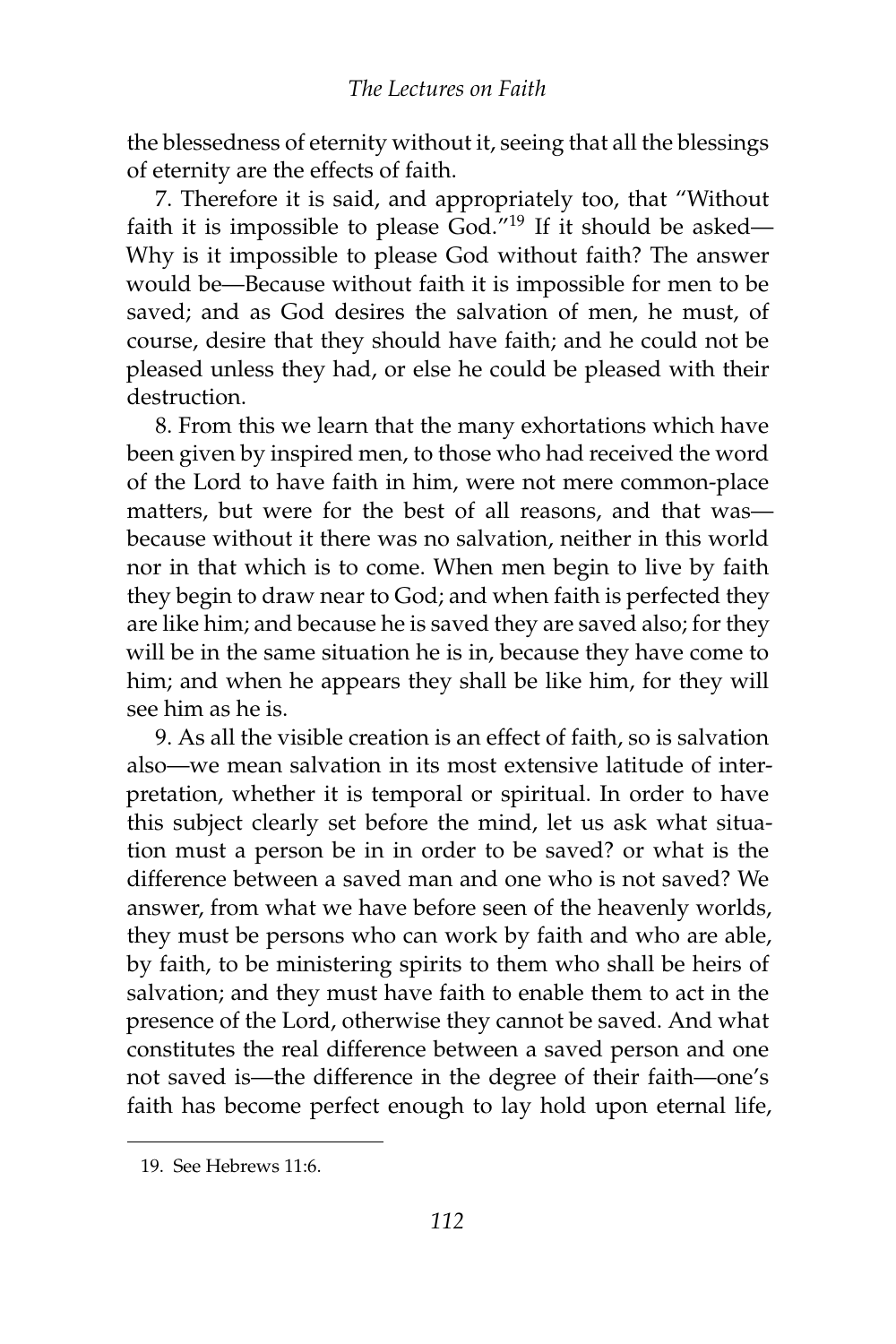the blessedness of eternity without it, seeing that all the blessings of eternity are the effects of faith.

7. Therefore it is said, and appropriately too, that "Without faith it is impossible to please God."[19] If it should be asked—Why is it impossible to please God without faith? The answer would be—Because without faith it is impossible for men to be saved; and as God desires the salvation of men, he must, of course, desire that they should have faith; and he could not be pleased unless they had, or else he could be pleased with their destruction.

8. From this we learn that the many exhortations which have been given by inspired men, to those who had received the word of the Lord to have faith in him, were not mere common-place matters, but were for the best of all reasons, and that was—because without it there was no salvation, neither in this world nor in that which is to come. When men begin to live by faith they begin to draw near to God; and when faith is perfected they are like him; and because he is saved they are saved also; for they will be in the same situation he is in, because they have come to him; and when he appears they shall be like him, for they will see him as he is.

9. As all the visible creation is an effect of faith, so is salvation also—we mean salvation in its most extensive latitude of interpretation, whether it is temporal or spiritual. In order to have this subject clearly set before the mind, let us ask what situation must a person be in in order to be saved? or what is the difference between a saved man and one who is not saved? We answer, from what we have before seen of the heavenly worlds, they must be persons who can work by faith and who are able, by faith, to be ministering spirits to them who shall be heirs of salvation; and they must have faith to enable them to act in the presence of the Lord, otherwise they cannot be saved. And what constitutes the real difference between a saved person and one not saved is—the difference in the degree of their faith—one's faith has become perfect enough to lay hold upon eternal life,

19. See Hebrews 11:6.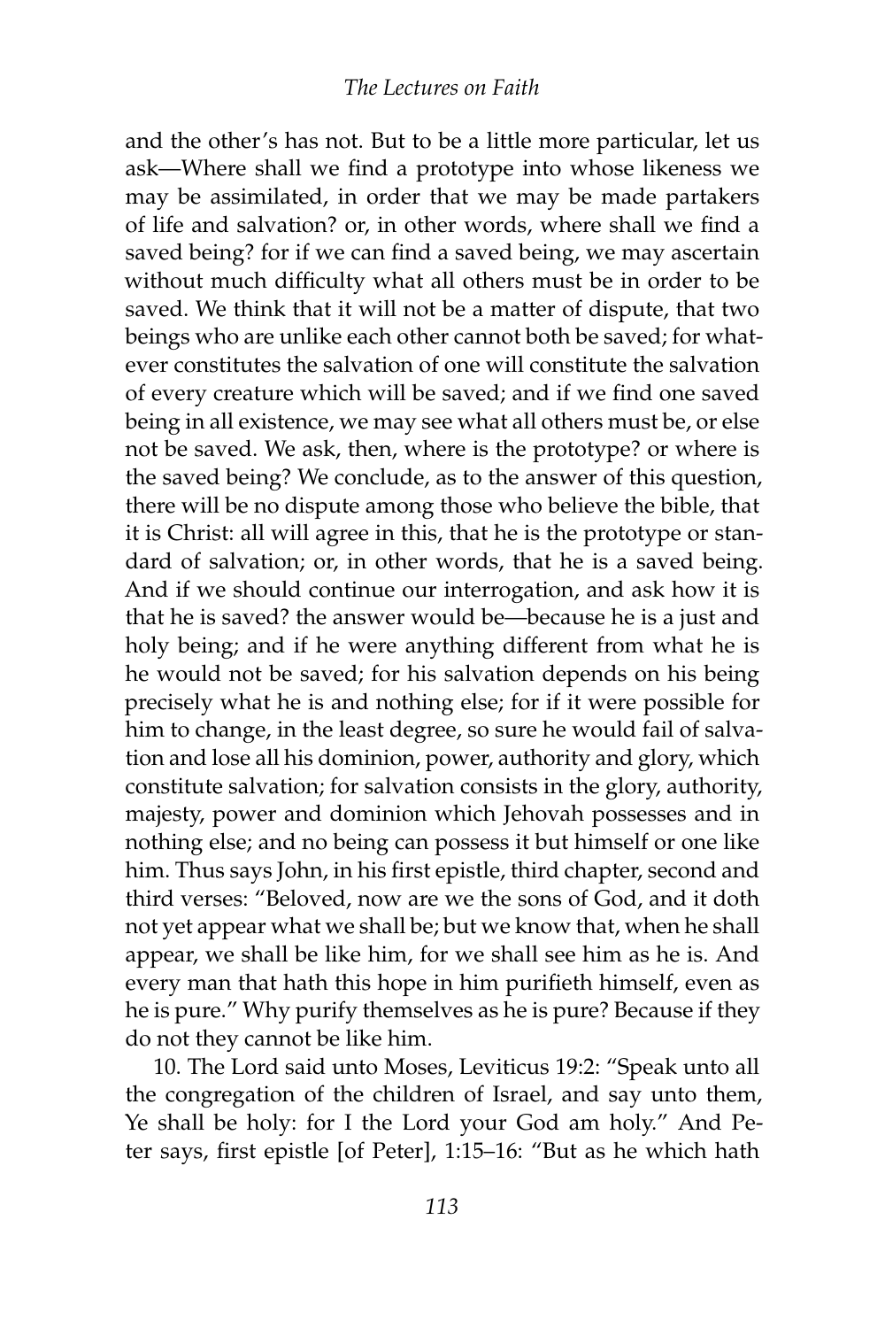and the other's has not. But to be a little more particular, let us ask—Where shall we find a prototype into whose likeness we may be assimilated, in order that we may be made partakers of life and salvation? or, in other words, where shall we find a saved being? for if we can find a saved being, we may ascertain without much difficulty what all others must be in order to be saved. We think that it will not be a matter of dispute, that two beings who are unlike each other cannot both be saved; for whatever constitutes the salvation of one will constitute the salvation of every creature which will be saved; and if we find one saved being in all existence, we may see what all others must be, or else not be saved. We ask, then, where is the prototype? or where is the saved being? We conclude, as to the answer of this question, there will be no dispute among those who believe the bible, that it is Christ: all will agree in this, that he is the prototype or standard of salvation; or, in other words, that he is a saved being. And if we should continue our interrogation, and ask how it is that he is saved? the answer would be—because he is a just and holy being; and if he were anything different from what he is he would not be saved; for his salvation depends on his being precisely what he is and nothing else; for if it were possible for him to change, in the least degree, so sure he would fail of salvation and lose all his dominion, power, authority and glory, which constitute salvation; for salvation consists in the glory, authority, majesty, power and dominion which Jehovah possesses and in nothing else; and no being can possess it but himself or one like him. Thus says John, in his first epistle, third chapter, second and third verses: "Beloved, now are we the sons of God, and it doth not yet appear what we shall be; but we know that, when he shall appear, we shall be like him, for we shall see him as he is. And every man that hath this hope in him purifieth himself, even as he is pure." Why purify themselves as he is pure? Because if they do not they cannot be like him.

10. The Lord said unto Moses, Leviticus 19:2: "Speak unto all the congregation of the children of Israel, and say unto them, Ye shall be holy: for I the Lord your God am holy." And Peter says, first epistle [of Peter], 1:15–16: "But as he which hath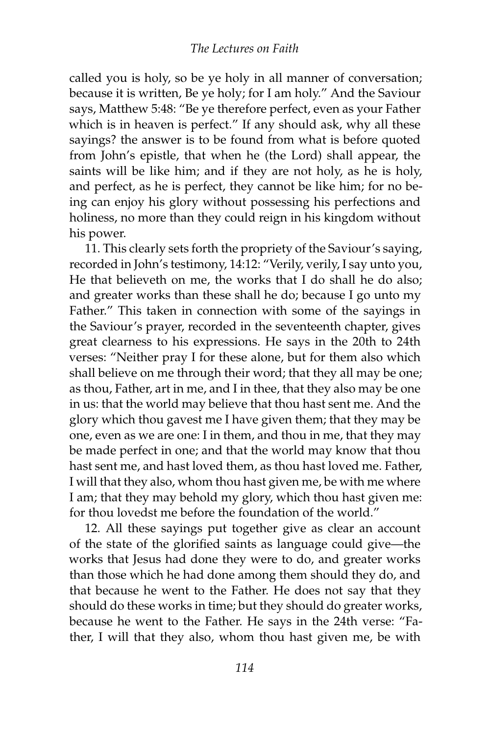called you is holy, so be ye holy in all manner of conversation; because it is written, Be ye holy; for I am holy." And the Saviour says, Matthew 5:48: "Be ye therefore perfect, even as your Father which is in heaven is perfect." If any should ask, why all these sayings? the answer is to be found from what is before quoted from John's epistle, that when he (the Lord) shall appear, the saints will be like him; and if they are not holy, as he is holy, and perfect, as he is perfect, they cannot be like him; for no being can enjoy his glory without possessing his perfections and holiness, no more than they could reign in his kingdom without his power.

11. This clearly sets forth the propriety of the Saviour's saying, recorded in John's testimony, 14:12: "Verily, verily, I say unto you, He that believeth on me, the works that I do shall he do also; and greater works than these shall he do; because I go unto my Father." This taken in connection with some of the sayings in the Saviour's prayer, recorded in the seventeenth chapter, gives great clearness to his expressions. He says in the 20th to 24th verses: "Neither pray I for these alone, but for them also which shall believe on me through their word; that they all may be one; as thou, Father, art in me, and I in thee, that they also may be one in us: that the world may believe that thou hast sent me. And the glory which thou gavest me I have given them; that they may be one, even as we are one: I in them, and thou in me, that they may be made perfect in one; and that the world may know that thou hast sent me, and hast loved them, as thou hast loved me. Father, I will that they also, whom thou hast given me, be with me where I am; that they may behold my glory, which thou hast given me: for thou lovedst me before the foundation of the world."

12. All these sayings put together give as clear an account of the state of the glorified saints as language could give—the works that Jesus had done they were to do, and greater works than those which he had done among them should they do, and that because he went to the Father. He does not say that they should do these works in time; but they should do greater works, because he went to the Father. He says in the 24th verse: "Father, I will that they also, whom thou hast given me, be with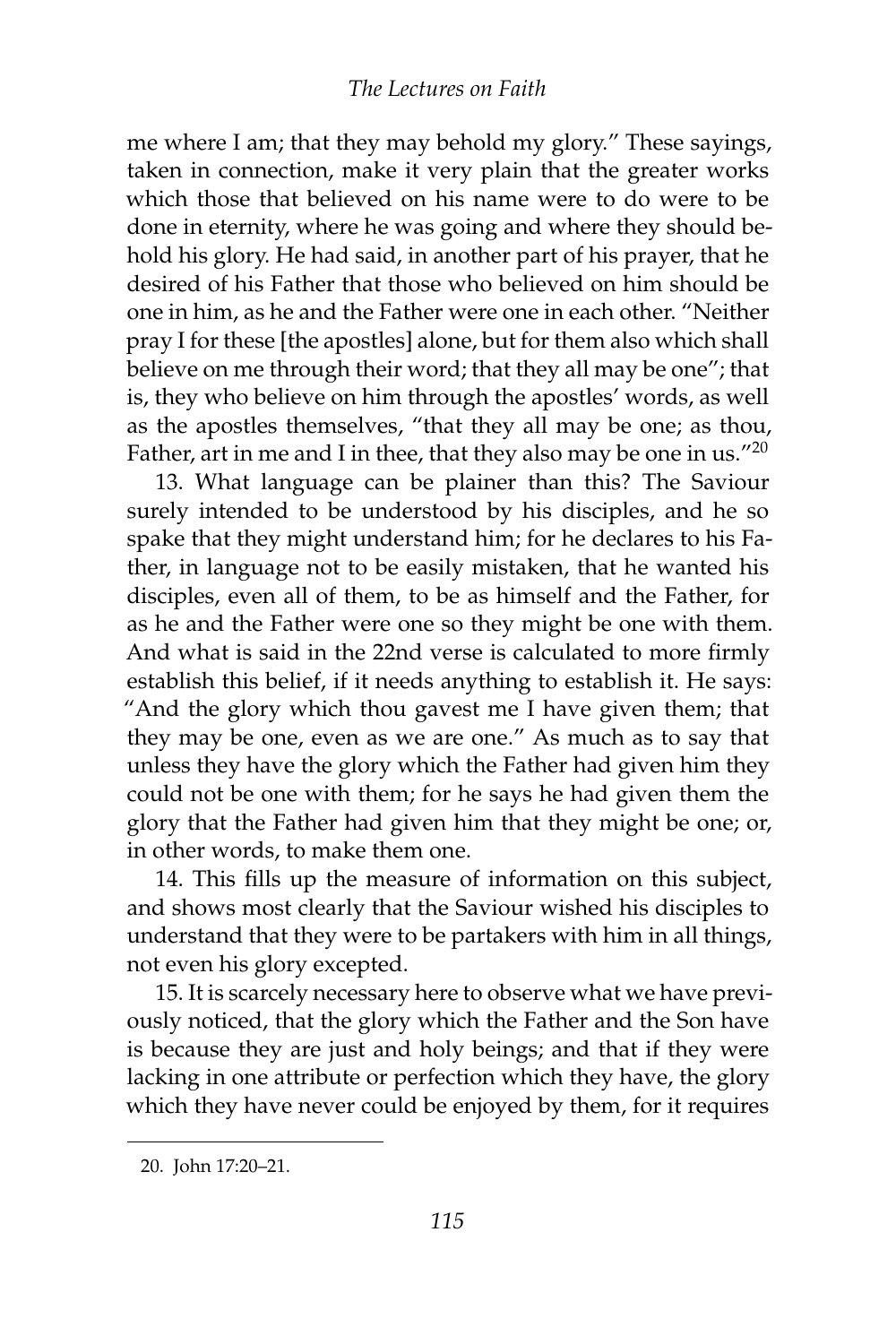me where I am; that they may behold my glory." These sayings, taken in connection, make it very plain that the greater works which those that believed on his name were to do were to be done in eternity, where he was going and where they should behold his glory. He had said, in another part of his prayer, that he desired of his Father that those who believed on him should be one in him, as he and the Father were one in each other. "Neither pray I for these [the apostles] alone, but for them also which shall believe on me through their word; that they all may be one"; that is, they who believe on him through the apostles' words, as well as the apostles themselves, "that they all may be one; as thou, Father, art in me and I in thee, that they also may be one in us."[20]

13. What language can be plainer than this? The Saviour surely intended to be understood by his disciples, and he so spake that they might understand him; for he declares to his Father, in language not to be easily mistaken, that he wanted his disciples, even all of them, to be as himself and the Father, for as he and the Father were one so they might be one with them. And what is said in the 22nd verse is calculated to more firmly establish this belief, if it needs anything to establish it. He says: "And the glory which thou gavest me I have given them; that they may be one, even as we are one." As much as to say that unless they have the glory which the Father had given him they could not be one with them; for he says he had given them the glory that the Father had given him that they might be one; or, in other words, to make them one.

14. This fills up the measure of information on this subject, and shows most clearly that the Saviour wished his disciples to understand that they were to be partakers with him in all things, not even his glory excepted.

15. It is scarcely necessary here to observe what we have previously noticed, that the glory which the Father and the Son have is because they are just and holy beings; and that if they were lacking in one attribute or perfection which they have, the glory which they have never could be enjoyed by them, for it requires

---

20. John 17:20–21.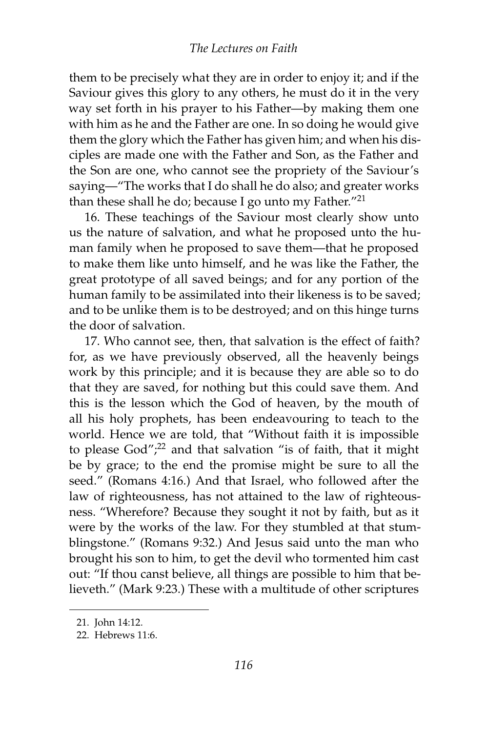them to be precisely what they are in order to enjoy it; and if the Saviour gives this glory to any others, he must do it in the very way set forth in his prayer to his Father—by making them one with him as he and the Father are one. In so doing he would give them the glory which the Father has given him; and when his disciples are made one with the Father and Son, as the Father and the Son are one, who cannot see the propriety of the Saviour's saying—"The works that I do shall he do also; and greater works than these shall he do; because I go unto my Father."[21]

16. These teachings of the Saviour most clearly show unto us the nature of salvation, and what he proposed unto the human family when he proposed to save them—that he proposed to make them like unto himself, and he was like the Father, the great prototype of all saved beings; and for any portion of the human family to be assimilated into their likeness is to be saved; and to be unlike them is to be destroyed; and on this hinge turns the door of salvation.

17. Who cannot see, then, that salvation is the effect of faith? for, as we have previously observed, all the heavenly beings work by this principle; and it is because they are able so to do that they are saved, for nothing but this could save them. And this is the lesson which the God of heaven, by the mouth of all his holy prophets, has been endeavouring to teach to the world. Hence we are told, that "Without faith it is impossible to please God";[22] and that salvation "is of faith, that it might be by grace; to the end the promise might be sure to all the seed." (Romans 4:16.) And that Israel, who followed after the law of righteousness, has not attained to the law of righteousness. "Wherefore? Because they sought it not by faith, but as it were by the works of the law. For they stumbled at that stumblingstone." (Romans 9:32.) And Jesus said unto the man who brought his son to him, to get the devil who tormented him cast out: "If thou canst believe, all things are possible to him that believeth." (Mark 9:23.) These with a multitude of other scriptures

21. John 14:12.

22. Hebrews 11:6.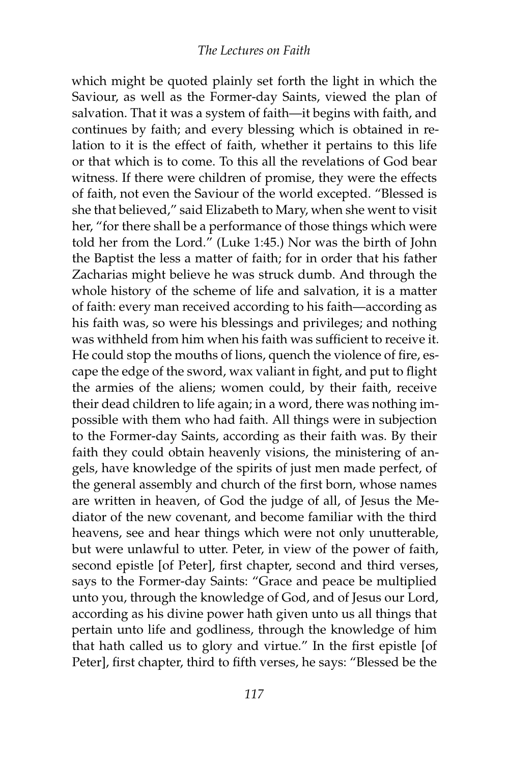which might be quoted plainly set forth the light in which the Saviour, as well as the Former-day Saints, viewed the plan of salvation. That it was a system of faith—it begins with faith, and continues by faith; and every blessing which is obtained in relation to it is the effect of faith, whether it pertains to this life or that which is to come. To this all the revelations of God bear witness. If there were children of promise, they were the effects of faith, not even the Saviour of the world excepted. "Blessed is she that believed," said Elizabeth to Mary, when she went to visit her, "for there shall be a performance of those things which were told her from the Lord." (Luke 1:45.) Nor was the birth of John the Baptist the less a matter of faith; for in order that his father Zacharias might believe he was struck dumb. And through the whole history of the scheme of life and salvation, it is a matter of faith: every man received according to his faith—according as his faith was, so were his blessings and privileges; and nothing was withheld from him when his faith was sufficient to receive it. He could stop the mouths of lions, quench the violence of fire, escape the edge of the sword, wax valiant in fight, and put to flight the armies of the aliens; women could, by their faith, receive their dead children to life again; in a word, there was nothing impossible with them who had faith. All things were in subjection to the Former-day Saints, according as their faith was. By their faith they could obtain heavenly visions, the ministering of angels, have knowledge of the spirits of just men made perfect, of the general assembly and church of the first born, whose names are written in heaven, of God the judge of all, of Jesus the Mediator of the new covenant, and become familiar with the third heavens, see and hear things which were not only unutterable, but were unlawful to utter. Peter, in view of the power of faith, second epistle [of Peter], first chapter, second and third verses, says to the Former-day Saints: "Grace and peace be multiplied unto you, through the knowledge of God, and of Jesus our Lord, according as his divine power hath given unto us all things that pertain unto life and godliness, through the knowledge of him that hath called us to glory and virtue." In the first epistle [of Peter], first chapter, third to fifth verses, he says: "Blessed be the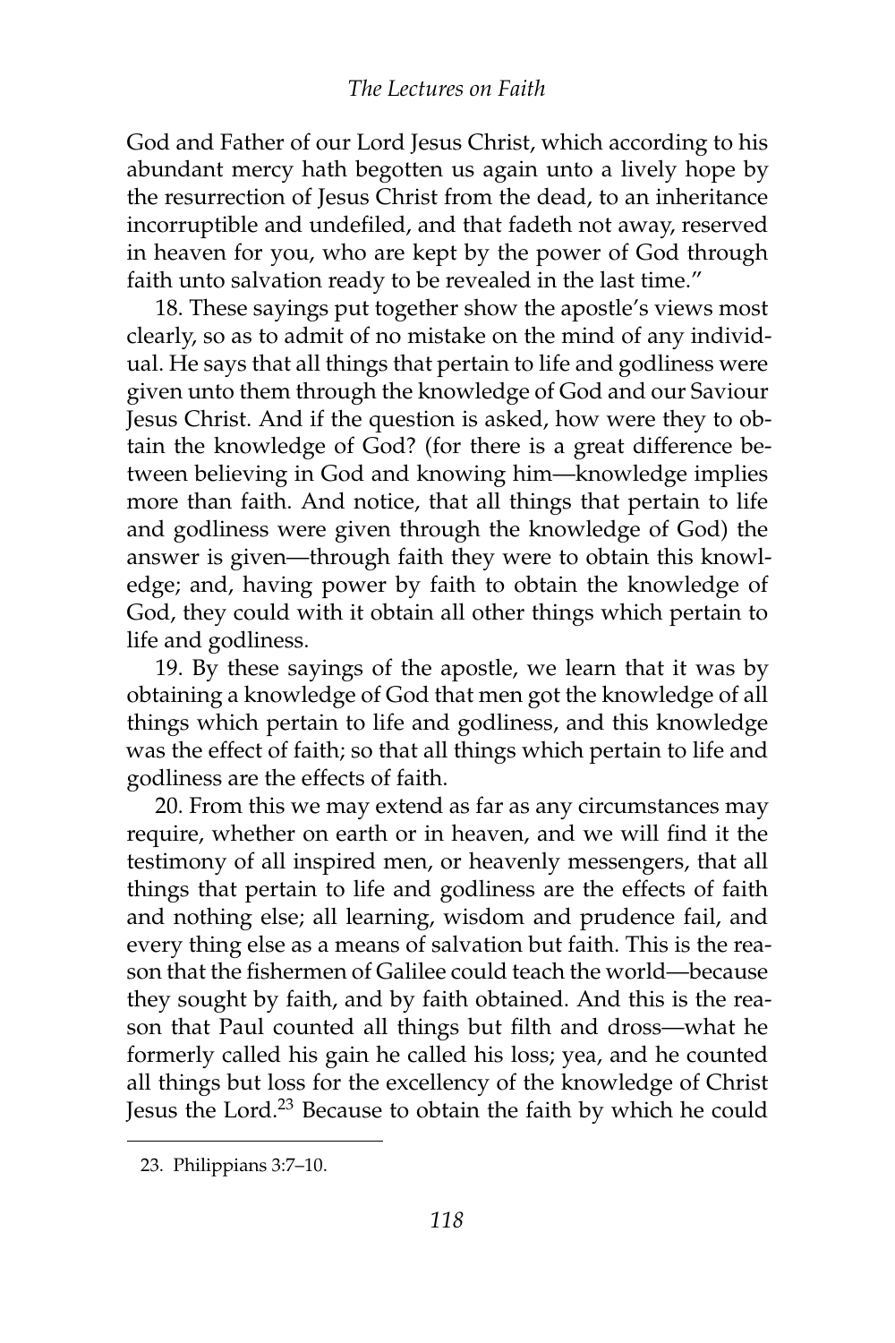God and Father of our Lord Jesus Christ, which according to his abundant mercy hath begotten us again unto a lively hope by the resurrection of Jesus Christ from the dead, to an inheritance incorruptible and undefiled, and that fadeth not away, reserved in heaven for you, who are kept by the power of God through faith unto salvation ready to be revealed in the last time."

18. These sayings put together show the apostle's views most clearly, so as to admit of no mistake on the mind of any individual. He says that all things that pertain to life and godliness were given unto them through the knowledge of God and our Saviour Jesus Christ. And if the question is asked, how were they to obtain the knowledge of God? (for there is a great difference between believing in God and knowing him—knowledge implies more than faith. And notice, that all things that pertain to life and godliness were given through the knowledge of God) the answer is given—through faith they were to obtain this knowledge; and, having power by faith to obtain the knowledge of God, they could with it obtain all other things which pertain to life and godliness.

19. By these sayings of the apostle, we learn that it was by obtaining a knowledge of God that men got the knowledge of all things which pertain to life and godliness, and this knowledge was the effect of faith; so that all things which pertain to life and godliness are the effects of faith.

20. From this we may extend as far as any circumstances may require, whether on earth or in heaven, and we will find it the testimony of all inspired men, or heavenly messengers, that all things that pertain to life and godliness are the effects of faith and nothing else; all learning, wisdom and prudence fail, and every thing else as a means of salvation but faith. This is the reason that the fishermen of Galilee could teach the world—because they sought by faith, and by faith obtained. And this is the reason that Paul counted all things but filth and dross—what he formerly called his gain he called his loss; yea, and he counted all things but loss for the excellency of the knowledge of Christ Jesus the Lord.[23] Because to obtain the faith by which he could

23. Philippians 3:7–10.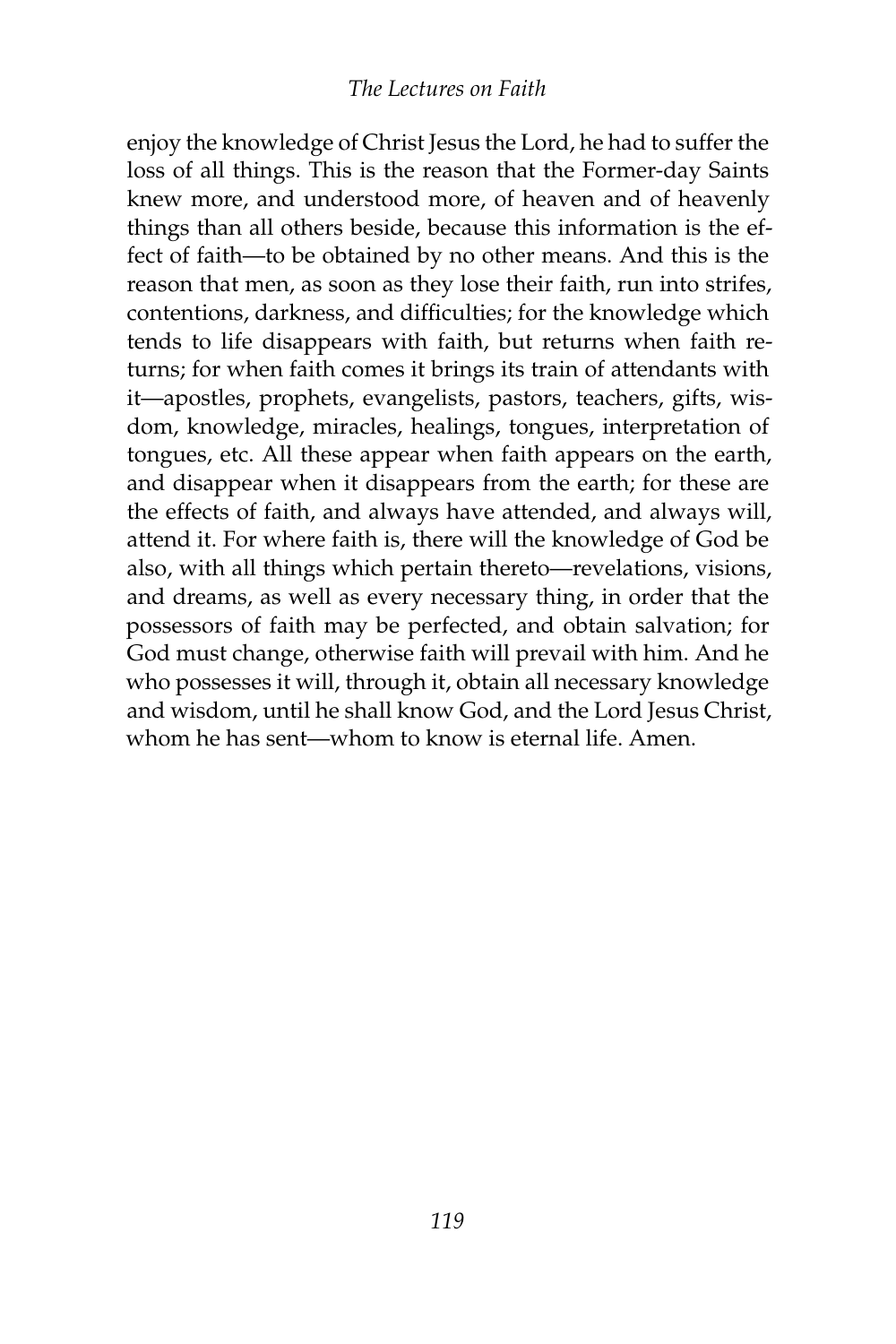enjoy the knowledge of Christ Jesus the Lord, he had to suffer the loss of all things. This is the reason that the Former-day Saints knew more, and understood more, of heaven and of heavenly things than all others beside, because this information is the effect of faith—to be obtained by no other means. And this is the reason that men, as soon as they lose their faith, run into strifes, contentions, darkness, and difficulties; for the knowledge which tends to life disappears with faith, but returns when faith returns; for when faith comes it brings its train of attendants with it—apostles, prophets, evangelists, pastors, teachers, gifts, wisdom, knowledge, miracles, healings, tongues, interpretation of tongues, etc. All these appear when faith appears on the earth, and disappear when it disappears from the earth; for these are the effects of faith, and always have attended, and always will, attend it. For where faith is, there will the knowledge of God be also, with all things which pertain thereto—revelations, visions, and dreams, as well as every necessary thing, in order that the possessors of faith may be perfected, and obtain salvation; for God must change, otherwise faith will prevail with him. And he who possesses it will, through it, obtain all necessary knowledge and wisdom, until he shall know God, and the Lord Jesus Christ, whom he has sent—whom to know is eternal life. Amen.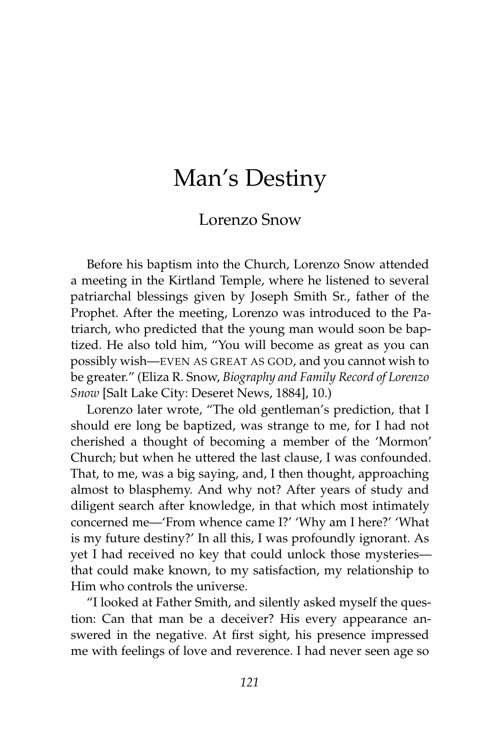# Man's Destiny

## Lorenzo Snow

Before his baptism into the Church, Lorenzo Snow attended a meeting in the Kirtland Temple, where he listened to several patriarchal blessings given by Joseph Smith Sr., father of the Prophet. After the meeting, Lorenzo was introduced to the Patriarch, who predicted that the young man would soon be baptized. He also told him, "You will become as great as you can possibly wish—EVEN AS GREAT AS GOD, and you cannot wish to be greater." (Eliza R. Snow, *Biography and Family Record of Lorenzo Snow* [Salt Lake City: Deseret News, 1884], 10.)

Lorenzo later wrote, "The old gentleman's prediction, that I should ere long be baptized, was strange to me, for I had not cherished a thought of becoming a member of the 'Mormon' Church; but when he uttered the last clause, I was confounded. That, to me, was a big saying, and, I then thought, approaching almost to blasphemy. And why not? After years of study and diligent search after knowledge, in that which most intimately concerned me—'From whence came I?' 'Why am I here?' 'What is my future destiny?' In all this, I was profoundly ignorant. As yet I had received no key that could unlock those mysteries—that could make known, to my satisfaction, my relationship to Him who controls the universe.

"I looked at Father Smith, and silently asked myself the question: Can that man be a deceiver? His every appearance answered in the negative. At first sight, his presence impressed me with feelings of love and reverence. I had never seen age so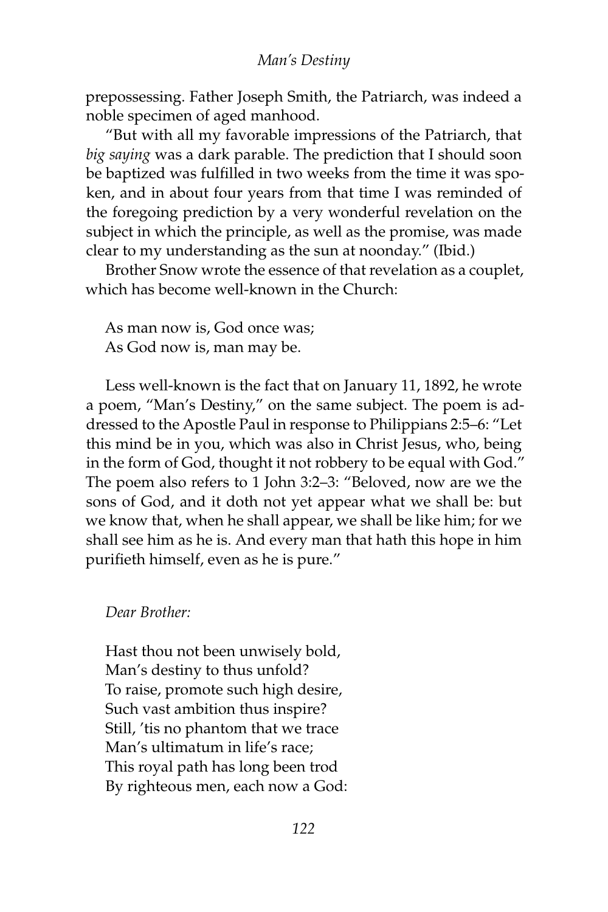prepossessing. Father Joseph Smith, the Patriarch, was indeed a noble specimen of aged manhood.

"But with all my favorable impressions of the Patriarch, that *big saying* was a dark parable. The prediction that I should soon be baptized was fulfilled in two weeks from the time it was spoken, and in about four years from that time I was reminded of the foregoing prediction by a very wonderful revelation on the subject in which the principle, as well as the promise, was made clear to my understanding as the sun at noonday." (Ibid.)

Brother Snow wrote the essence of that revelation as a couplet, which has become well-known in the Church:

> As man now is, God once was;
> As God now is, man may be.

Less well-known is the fact that on January 11, 1892, he wrote a poem, "Man's Destiny," on the same subject. The poem is addressed to the Apostle Paul in response to Philippians 2:5–6: "Let this mind be in you, which was also in Christ Jesus, who, being in the form of God, thought it not robbery to be equal with God." The poem also refers to 1 John 3:2–3: "Beloved, now are we the sons of God, and it doth not yet appear what we shall be: but we know that, when he shall appear, we shall be like him; for we shall see him as he is. And every man that hath this hope in him purifieth himself, even as he is pure."

*Dear Brother:*

> Hast thou not been unwisely bold,
> Man's destiny to thus unfold?
> To raise, promote such high desire,
> Such vast ambition thus inspire?
> Still, 'tis no phantom that we trace
> Man's ultimatum in life's race;
> This royal path has long been trod
> By righteous men, each now a God: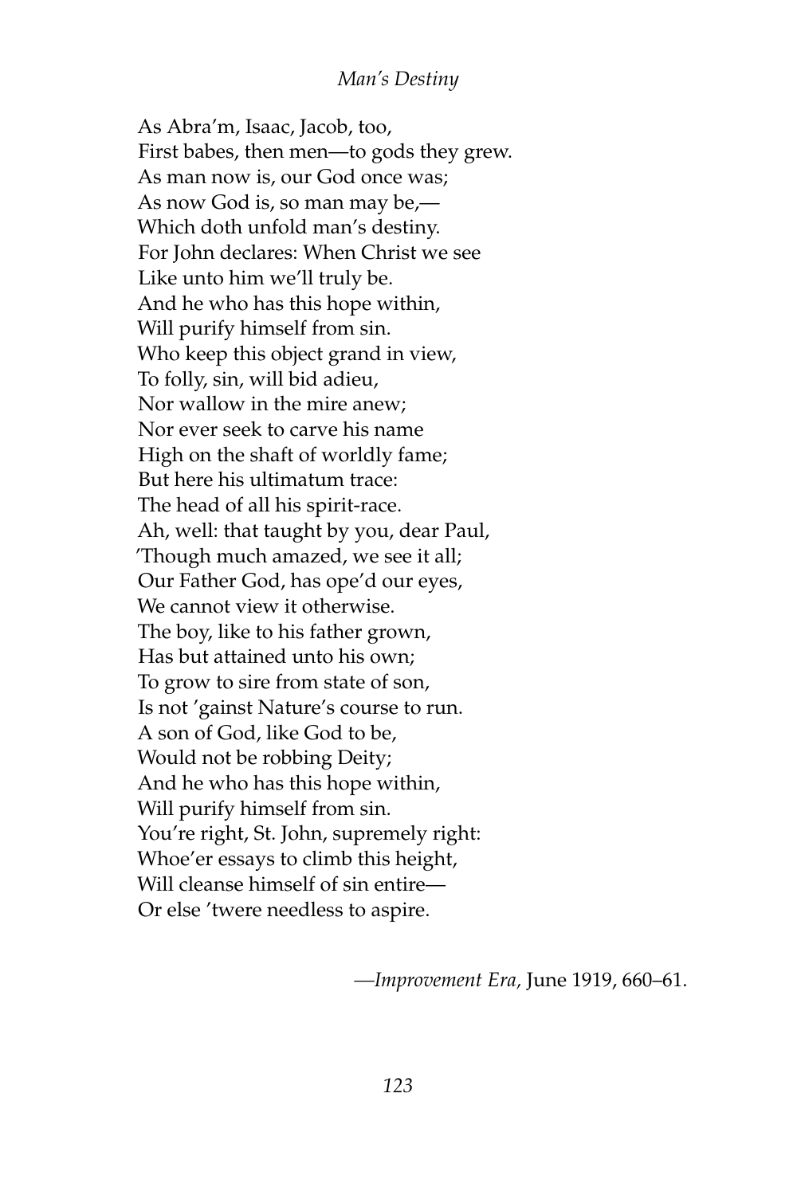As Abra'm, Isaac, Jacob, too,
First babes, then men—to gods they grew.
As man now is, our God once was;
As now God is, so man may be,—
Which doth unfold man's destiny.
For John declares: When Christ we see
Like unto him we'll truly be.
And he who has this hope within,
Will purify himself from sin.
Who keep this object grand in view,
To folly, sin, will bid adieu,
Nor wallow in the mire anew;
Nor ever seek to carve his name
High on the shaft of worldly fame;
But here his ultimatum trace:
The head of all his spirit-race.
Ah, well: that taught by you, dear Paul,
'Though much amazed, we see it all;
Our Father God, has ope'd our eyes,
We cannot view it otherwise.
The boy, like to his father grown,
Has but attained unto his own;
To grow to sire from state of son,
Is not 'gainst Nature's course to run.
A son of God, like God to be,
Would not be robbing Deity;
And he who has this hope within,
Will purify himself from sin.
You're right, St. John, supremely right:
Whoe'er essays to climb this height,
Will cleanse himself of sin entire—
Or else 'twere needless to aspire.

—*Improvement Era,* June 1919, 660–61.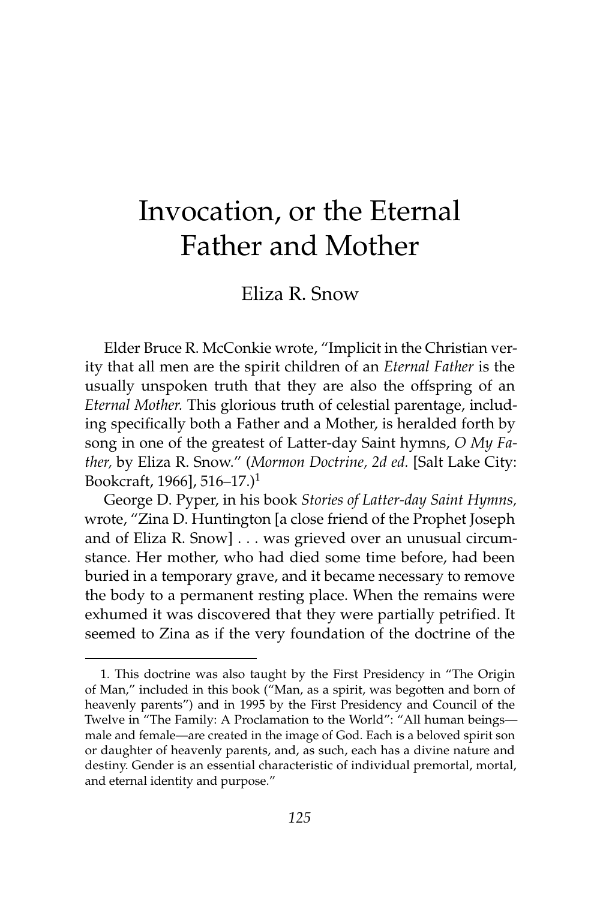# Invocation, or the Eternal Father and Mother

Eliza R. Snow

Elder Bruce R. McConkie wrote, "Implicit in the Christian verity that all men are the spirit children of an *Eternal Father* is the usually unspoken truth that they are also the offspring of an *Eternal Mother.* This glorious truth of celestial parentage, including specifically both a Father and a Mother, is heralded forth by song in one of the greatest of Latter-day Saint hymns, *O My Father,* by Eliza R. Snow." (*Mormon Doctrine, 2d ed.* [Salt Lake City: Bookcraft, 1966], 516–17.)[1]

George D. Pyper, in his book *Stories of Latter-day Saint Hymns,* wrote, "Zina D. Huntington [a close friend of the Prophet Joseph and of Eliza R. Snow] . . . was grieved over an unusual circumstance. Her mother, who had died some time before, had been buried in a temporary grave, and it became necessary to remove the body to a permanent resting place. When the remains were exhumed it was discovered that they were partially petrified. It seemed to Zina as if the very foundation of the doctrine of the

---

1. This doctrine was also taught by the First Presidency in "The Origin of Man," included in this book ("Man, as a spirit, was begotten and born of heavenly parents") and in 1995 by the First Presidency and Council of the Twelve in "The Family: A Proclamation to the World": "All human beings—male and female—are created in the image of God. Each is a beloved spirit son or daughter of heavenly parents, and, as such, each has a divine nature and destiny. Gender is an essential characteristic of individual premortal, mortal, and eternal identity and purpose."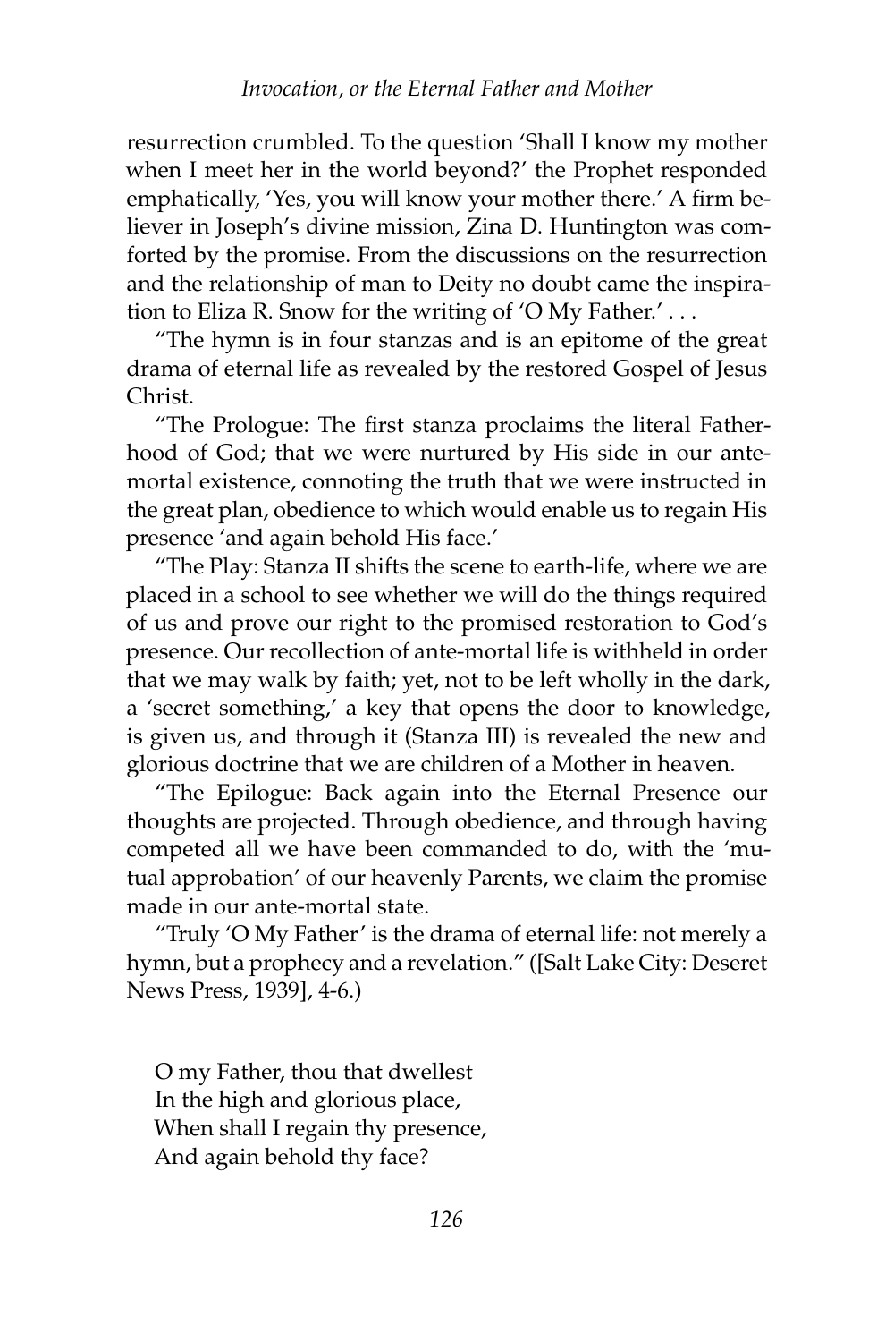resurrection crumbled. To the question 'Shall I know my mother when I meet her in the world beyond?' the Prophet responded emphatically, 'Yes, you will know your mother there.' A firm believer in Joseph's divine mission, Zina D. Huntington was comforted by the promise. From the discussions on the resurrection and the relationship of man to Deity no doubt came the inspiration to Eliza R. Snow for the writing of 'O My Father.' . . .

"The hymn is in four stanzas and is an epitome of the great drama of eternal life as revealed by the restored Gospel of Jesus Christ.

"The Prologue: The first stanza proclaims the literal Fatherhood of God; that we were nurtured by His side in our ante-mortal existence, connoting the truth that we were instructed in the great plan, obedience to which would enable us to regain His presence 'and again behold His face.'

"The Play: Stanza II shifts the scene to earth-life, where we are placed in a school to see whether we will do the things required of us and prove our right to the promised restoration to God's presence. Our recollection of ante-mortal life is withheld in order that we may walk by faith; yet, not to be left wholly in the dark, a 'secret something,' a key that opens the door to knowledge, is given us, and through it (Stanza III) is revealed the new and glorious doctrine that we are children of a Mother in heaven.

"The Epilogue: Back again into the Eternal Presence our thoughts are projected. Through obedience, and through having competed all we have been commanded to do, with the 'mutual approbation' of our heavenly Parents, we claim the promise made in our ante-mortal state.

"Truly 'O My Father' is the drama of eternal life: not merely a hymn, but a prophecy and a revelation." ([Salt Lake City: Deseret News Press, 1939], 4-6.)

O my Father, thou that dwellest
In the high and glorious place,
When shall I regain thy presence,
And again behold thy face?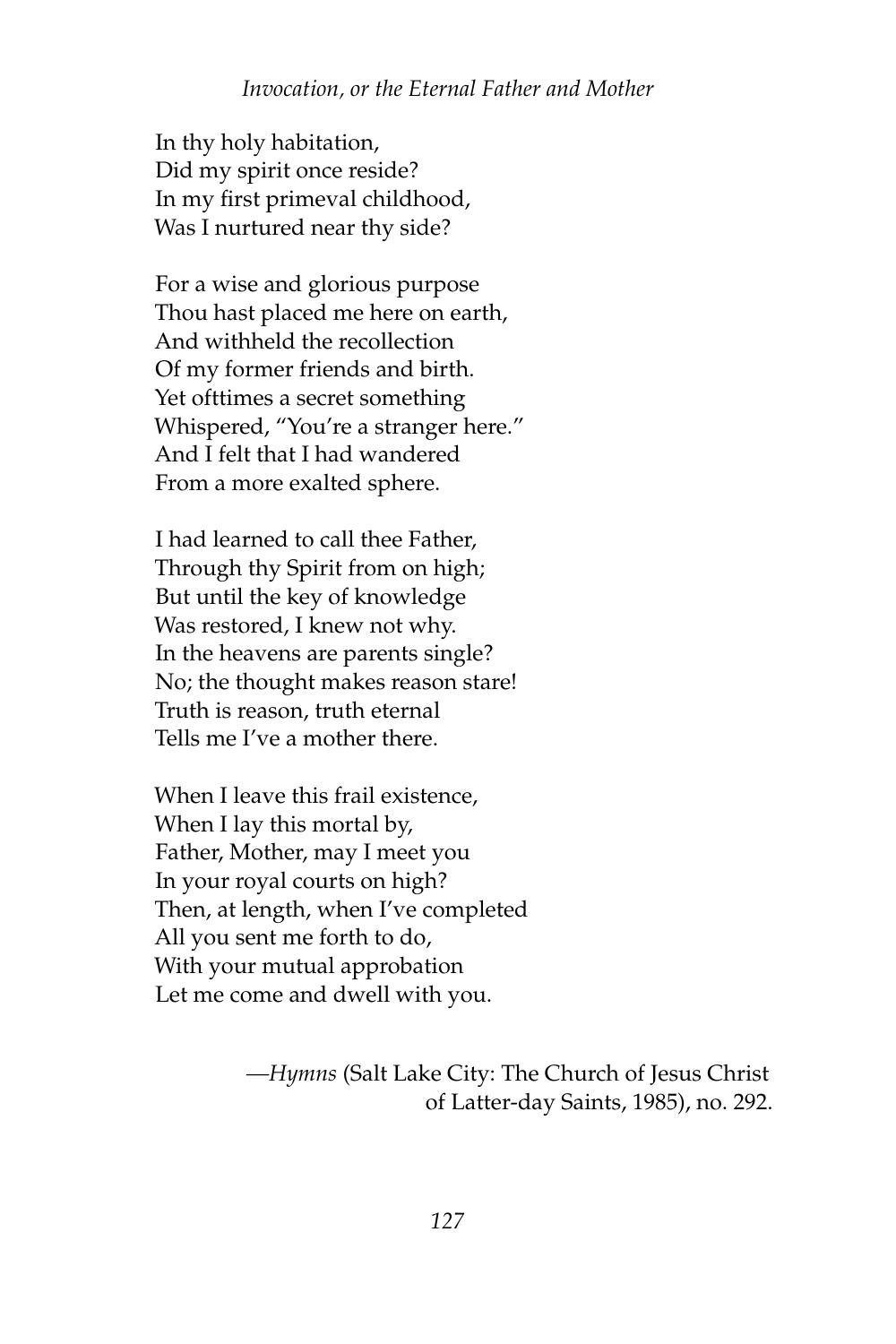In thy holy habitation,
Did my spirit once reside?
In my first primeval childhood,
Was I nurtured near thy side?

For a wise and glorious purpose
Thou hast placed me here on earth,
And withheld the recollection
Of my former friends and birth.
Yet ofttimes a secret something
Whispered, "You're a stranger here."
And I felt that I had wandered
From a more exalted sphere.

I had learned to call thee Father,
Through thy Spirit from on high;
But until the key of knowledge
Was restored, I knew not why.
In the heavens are parents single?
No; the thought makes reason stare!
Truth is reason, truth eternal
Tells me I've a mother there.

When I leave this frail existence,
When I lay this mortal by,
Father, Mother, may I meet you
In your royal courts on high?
Then, at length, when I've completed
All you sent me forth to do,
With your mutual approbation
Let me come and dwell with you.

—*Hymns* (Salt Lake City: The Church of Jesus Christ of Latter-day Saints, 1985), no. 292.